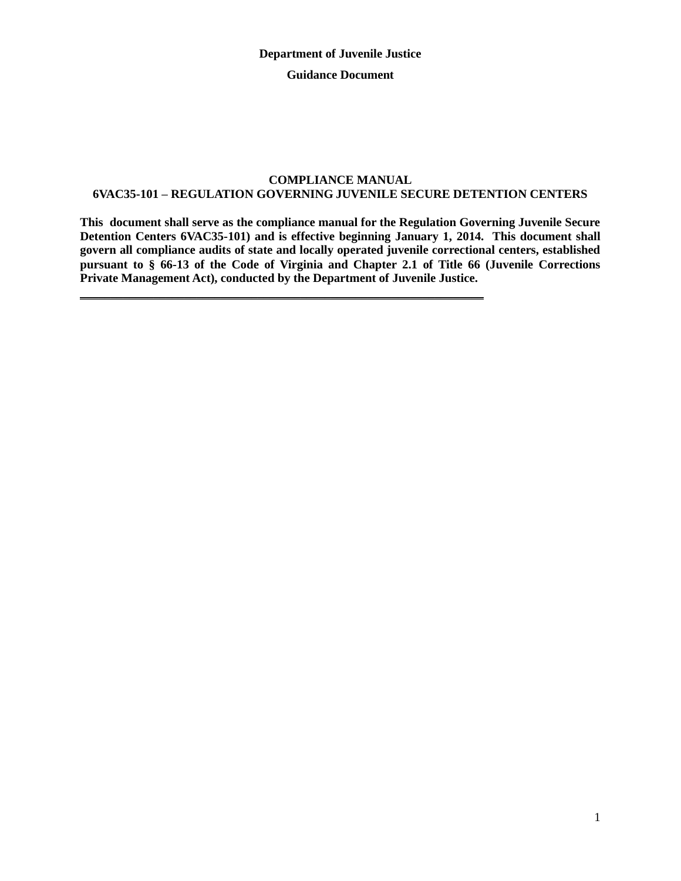**Department of Juvenile Justice**

**Guidance Document**

# COMPLIANCE MANUAL
# 6VAC35-101 – REGULATION GOVERNING JUVENILE SECURE DETENTION CENTERS

**This document shall serve as the compliance manual for the Regulation Governing Juvenile Secure Detention Centers 6VAC35-101) and is effective beginning January 1, 2014. This document shall govern all compliance audits of state and locally operated juvenile correctional centers, established pursuant to § 66-13 of the Code of Virginia and Chapter 2.1 of Title 66 (Juvenile Corrections Private Management Act), conducted by the Department of Juvenile Justice.**

---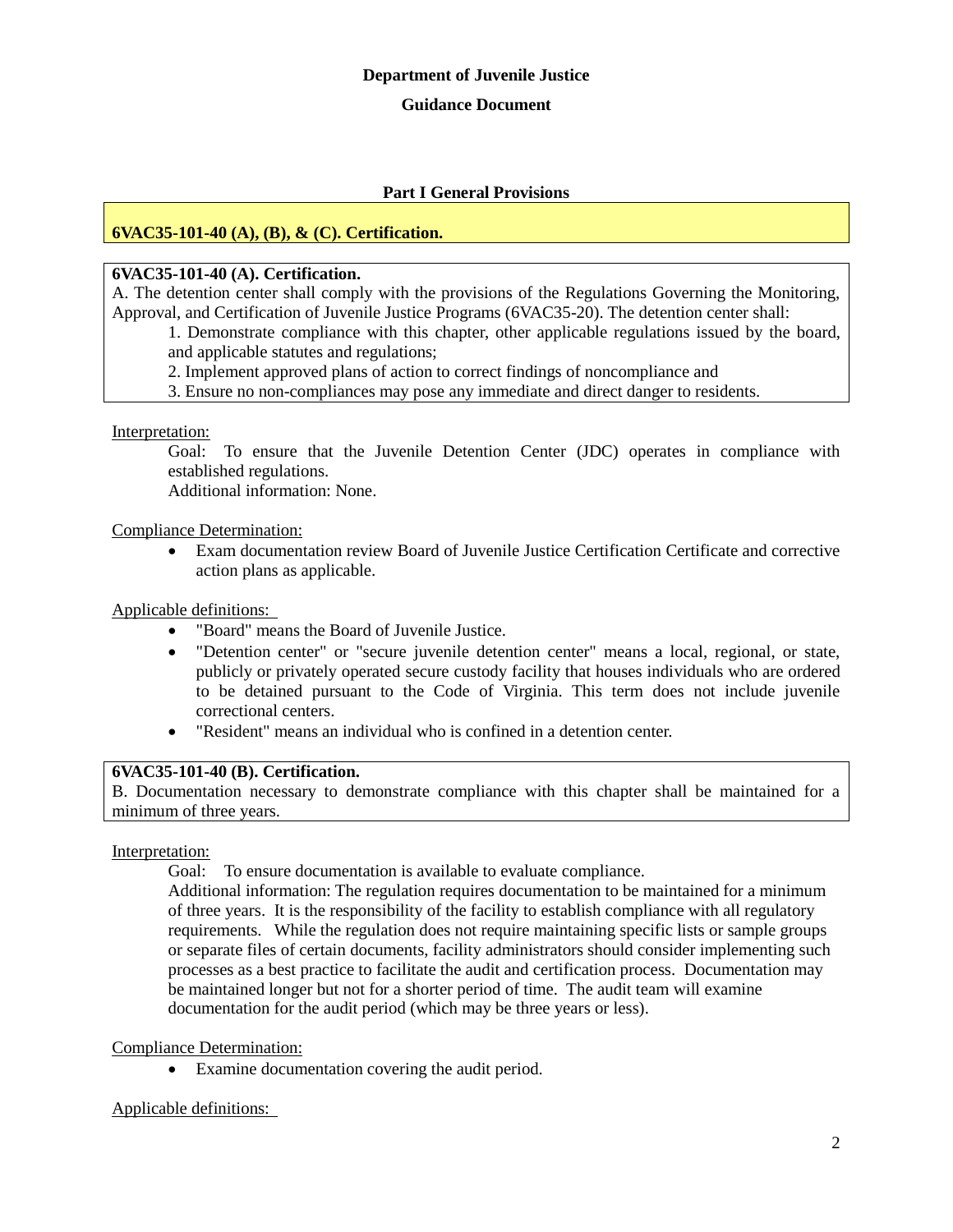**Department of Juvenile Justice**

**Guidance Document**

## Part I General Provisions

### 6VAC35-101-40 (A), (B), & (C). Certification.

**6VAC35-101-40 (A). Certification.**
A. The detention center shall comply with the provisions of the Regulations Governing the Monitoring, Approval, and Certification of Juvenile Justice Programs (6VAC35-20). The detention center shall:

1. Demonstrate compliance with this chapter, other applicable regulations issued by the board, and applicable statutes and regulations;
2. Implement approved plans of action to correct findings of noncompliance and
3. Ensure no non-compliances may pose any immediate and direct danger to residents.

Interpretation:

Goal: To ensure that the Juvenile Detention Center (JDC) operates in compliance with established regulations.

Additional information: None.

Compliance Determination:

- Exam documentation review Board of Juvenile Justice Certification Certificate and corrective action plans as applicable.

Applicable definitions:

- "Board" means the Board of Juvenile Justice.
- "Detention center" or "secure juvenile detention center" means a local, regional, or state, publicly or privately operated secure custody facility that houses individuals who are ordered to be detained pursuant to the Code of Virginia. This term does not include juvenile correctional centers.
- "Resident" means an individual who is confined in a detention center.

**6VAC35-101-40 (B). Certification.**
B. Documentation necessary to demonstrate compliance with this chapter shall be maintained for a minimum of three years.

Interpretation:

Goal: To ensure documentation is available to evaluate compliance.

Additional information: The regulation requires documentation to be maintained for a minimum of three years. It is the responsibility of the facility to establish compliance with all regulatory requirements. While the regulation does not require maintaining specific lists or sample groups or separate files of certain documents, facility administrators should consider implementing such processes as a best practice to facilitate the audit and certification process. Documentation may be maintained longer but not for a shorter period of time. The audit team will examine documentation for the audit period (which may be three years or less).

Compliance Determination:

- Examine documentation covering the audit period.

Applicable definitions: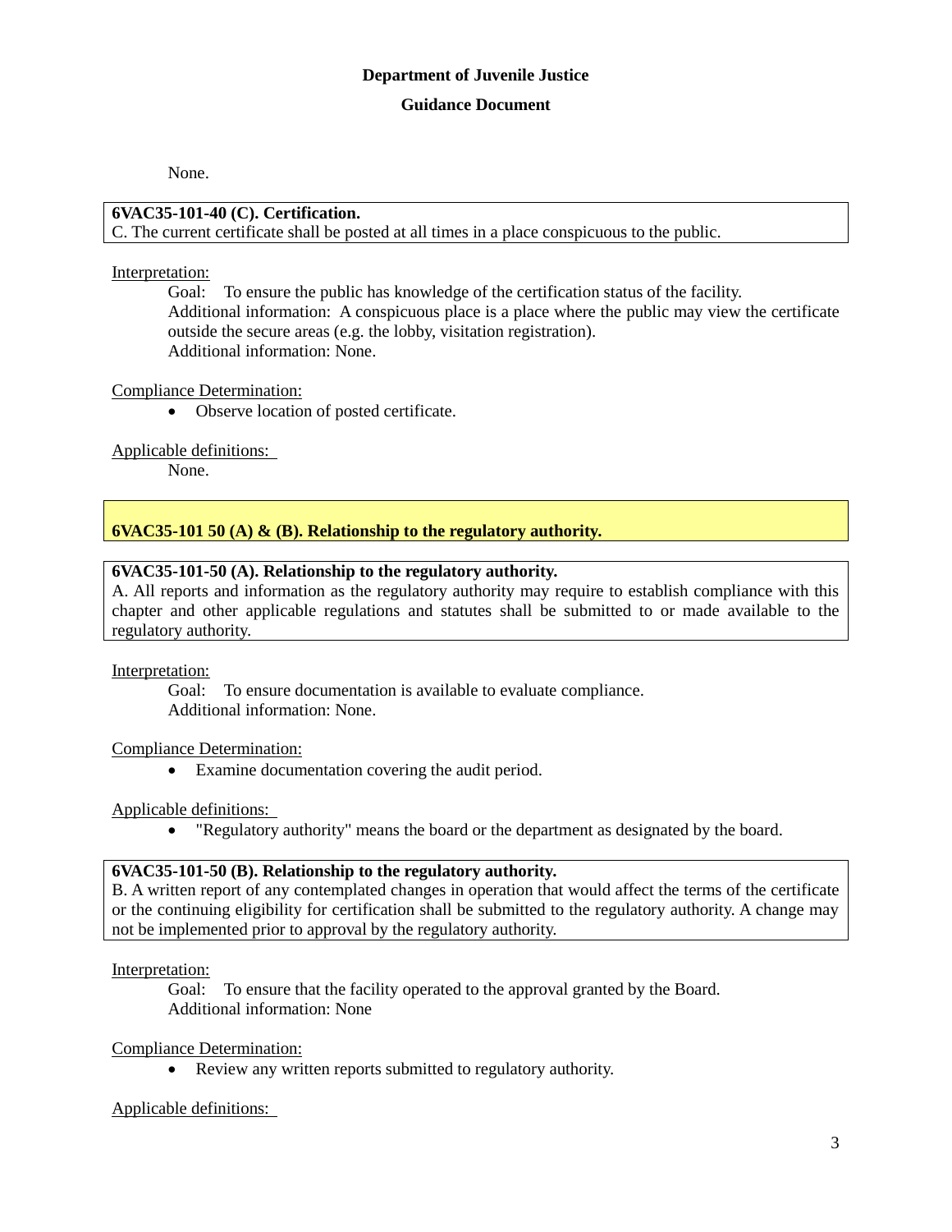None.

**6VAC35-101-40 (C). Certification.**
C. The current certificate shall be posted at all times in a place conspicuous to the public.

Interpretation:

Goal: To ensure the public has knowledge of the certification status of the facility.
Additional information: A conspicuous place is a place where the public may view the certificate outside the secure areas (e.g. the lobby, visitation registration).
Additional information: None.

Compliance Determination:

- Observe location of posted certificate.

Applicable definitions:

None.

**6VAC35-101 50 (A) & (B). Relationship to the regulatory authority.**

**6VAC35-101-50 (A). Relationship to the regulatory authority.**
A. All reports and information as the regulatory authority may require to establish compliance with this chapter and other applicable regulations and statutes shall be submitted to or made available to the regulatory authority.

Interpretation:

Goal: To ensure documentation is available to evaluate compliance.
Additional information: None.

Compliance Determination:

- Examine documentation covering the audit period.

Applicable definitions:

- "Regulatory authority" means the board or the department as designated by the board.

**6VAC35-101-50 (B). Relationship to the regulatory authority.**
B. A written report of any contemplated changes in operation that would affect the terms of the certificate or the continuing eligibility for certification shall be submitted to the regulatory authority. A change may not be implemented prior to approval by the regulatory authority.

Interpretation:

Goal: To ensure that the facility operated to the approval granted by the Board.
Additional information: None

Compliance Determination:

- Review any written reports submitted to regulatory authority.

Applicable definitions: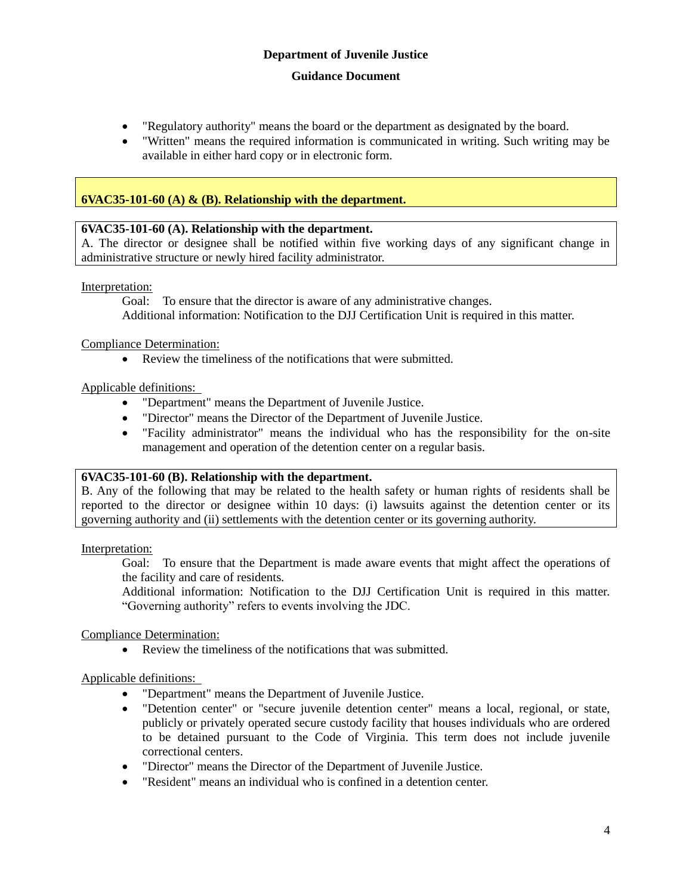- "Regulatory authority" means the board or the department as designated by the board.
- "Written" means the required information is communicated in writing. Such writing may be available in either hard copy or in electronic form.

## 6VAC35-101-60 (A) & (B). Relationship with the department.

**6VAC35-101-60 (A). Relationship with the department.**
A. The director or designee shall be notified within five working days of any significant change in administrative structure or newly hired facility administrator.

Interpretation:

Goal: To ensure that the director is aware of any administrative changes.
Additional information: Notification to the DJJ Certification Unit is required in this matter.

Compliance Determination:

- Review the timeliness of the notifications that were submitted.

Applicable definitions:

- "Department" means the Department of Juvenile Justice.
- "Director" means the Director of the Department of Juvenile Justice.
- "Facility administrator" means the individual who has the responsibility for the on-site management and operation of the detention center on a regular basis.

**6VAC35-101-60 (B). Relationship with the department.**
B. Any of the following that may be related to the health safety or human rights of residents shall be reported to the director or designee within 10 days: (i) lawsuits against the detention center or its governing authority and (ii) settlements with the detention center or its governing authority.

Interpretation:

Goal: To ensure that the Department is made aware events that might affect the operations of the facility and care of residents.
Additional information: Notification to the DJJ Certification Unit is required in this matter. "Governing authority" refers to events involving the JDC.

Compliance Determination:

- Review the timeliness of the notifications that was submitted.

Applicable definitions:

- "Department" means the Department of Juvenile Justice.
- "Detention center" or "secure juvenile detention center" means a local, regional, or state, publicly or privately operated secure custody facility that houses individuals who are ordered to be detained pursuant to the Code of Virginia. This term does not include juvenile correctional centers.
- "Director" means the Director of the Department of Juvenile Justice.
- "Resident" means an individual who is confined in a detention center.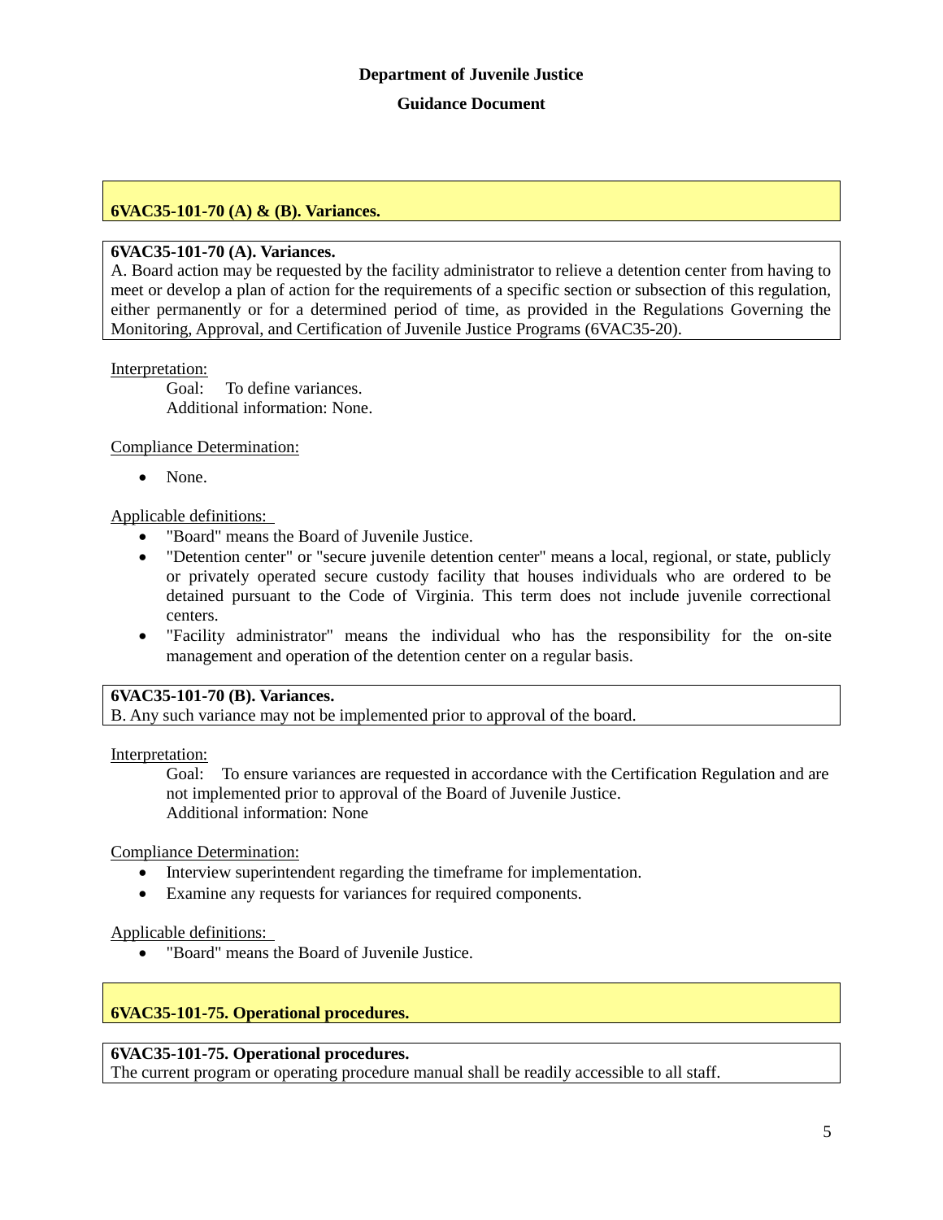**Department of Juvenile Justice**

**Guidance Document**

## 6VAC35-101-70 (A) & (B). Variances.

**6VAC35-101-70 (A). Variances.**
A. Board action may be requested by the facility administrator to relieve a detention center from having to meet or develop a plan of action for the requirements of a specific section or subsection of this regulation, either permanently or for a determined period of time, as provided in the Regulations Governing the Monitoring, Approval, and Certification of Juvenile Justice Programs (6VAC35-20).

Interpretation:

Goal: To define variances.
Additional information: None.

Compliance Determination:

- None.

Applicable definitions:

- "Board" means the Board of Juvenile Justice.
- "Detention center" or "secure juvenile detention center" means a local, regional, or state, publicly or privately operated secure custody facility that houses individuals who are ordered to be detained pursuant to the Code of Virginia. This term does not include juvenile correctional centers.
- "Facility administrator" means the individual who has the responsibility for the on-site management and operation of the detention center on a regular basis.

**6VAC35-101-70 (B). Variances.**
B. Any such variance may not be implemented prior to approval of the board.

Interpretation:

Goal: To ensure variances are requested in accordance with the Certification Regulation and are not implemented prior to approval of the Board of Juvenile Justice.
Additional information: None

Compliance Determination:

- Interview superintendent regarding the timeframe for implementation.
- Examine any requests for variances for required components.

Applicable definitions:

- "Board" means the Board of Juvenile Justice.

## 6VAC35-101-75. Operational procedures.

**6VAC35-101-75. Operational procedures.**
The current program or operating procedure manual shall be readily accessible to all staff.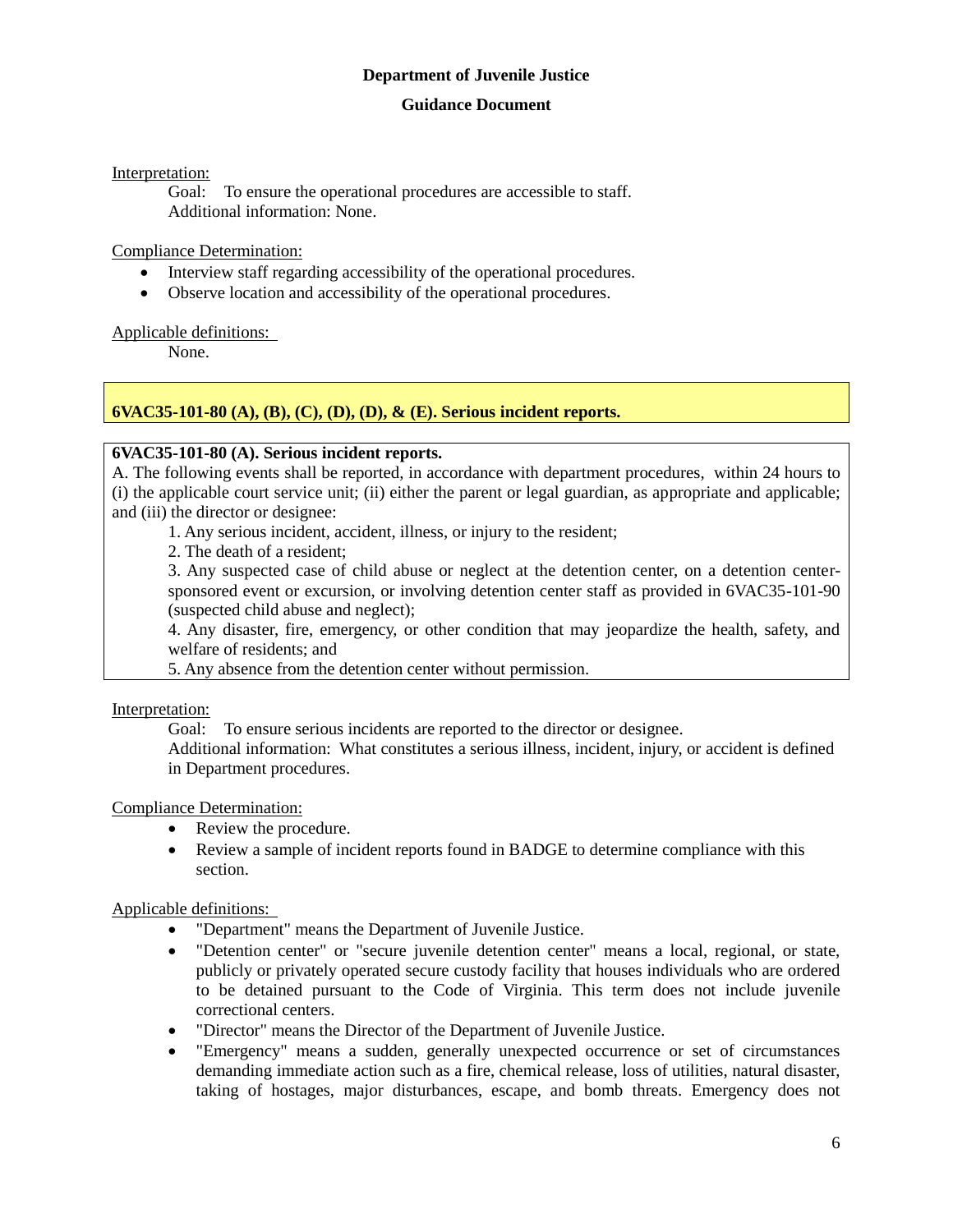Interpretation:

Goal: To ensure the operational procedures are accessible to staff.
Additional information: None.

Compliance Determination:

- Interview staff regarding accessibility of the operational procedures.
- Observe location and accessibility of the operational procedures.

Applicable definitions:

None.

## 6VAC35-101-80 (A), (B), (C), (D), (D), & (E). Serious incident reports.

**6VAC35-101-80 (A). Serious incident reports.**

A. The following events shall be reported, in accordance with department procedures, within 24 hours to (i) the applicable court service unit; (ii) either the parent or legal guardian, as appropriate and applicable; and (iii) the director or designee:

1. Any serious incident, accident, illness, or injury to the resident;
2. The death of a resident;
3. Any suspected case of child abuse or neglect at the detention center, on a detention center-sponsored event or excursion, or involving detention center staff as provided in 6VAC35-101-90 (suspected child abuse and neglect);
4. Any disaster, fire, emergency, or other condition that may jeopardize the health, safety, and welfare of residents; and
5. Any absence from the detention center without permission.

Interpretation:

Goal: To ensure serious incidents are reported to the director or designee.
Additional information: What constitutes a serious illness, incident, injury, or accident is defined in Department procedures.

Compliance Determination:

- Review the procedure.
- Review a sample of incident reports found in BADGE to determine compliance with this section.

Applicable definitions:

- "Department" means the Department of Juvenile Justice.
- "Detention center" or "secure juvenile detention center" means a local, regional, or state, publicly or privately operated secure custody facility that houses individuals who are ordered to be detained pursuant to the Code of Virginia. This term does not include juvenile correctional centers.
- "Director" means the Director of the Department of Juvenile Justice.
- "Emergency" means a sudden, generally unexpected occurrence or set of circumstances demanding immediate action such as a fire, chemical release, loss of utilities, natural disaster, taking of hostages, major disturbances, escape, and bomb threats. Emergency does not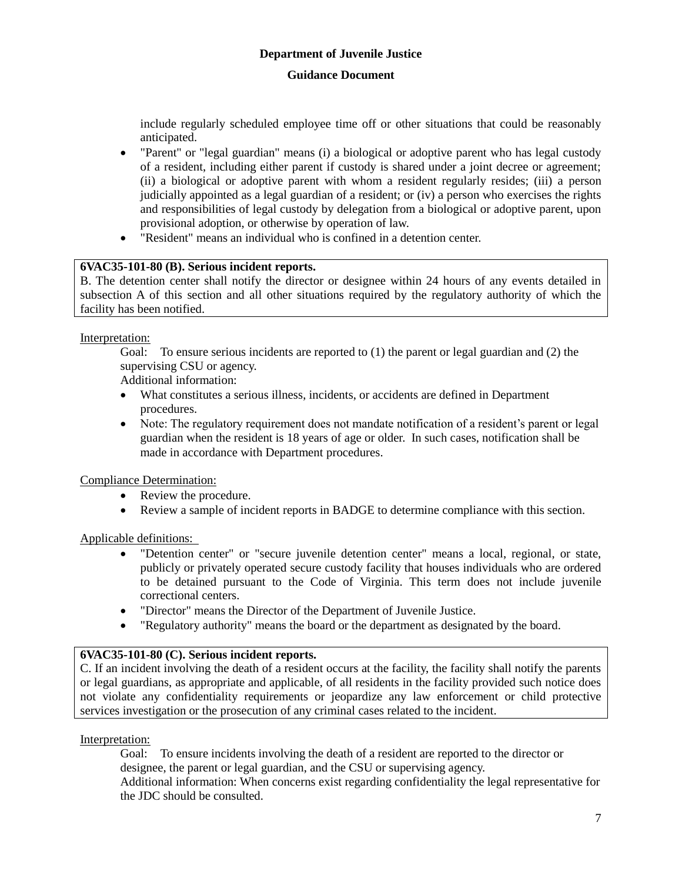include regularly scheduled employee time off or other situations that could be reasonably anticipated.

- "Parent" or "legal guardian" means (i) a biological or adoptive parent who has legal custody of a resident, including either parent if custody is shared under a joint decree or agreement; (ii) a biological or adoptive parent with whom a resident regularly resides; (iii) a person judicially appointed as a legal guardian of a resident; or (iv) a person who exercises the rights and responsibilities of legal custody by delegation from a biological or adoptive parent, upon provisional adoption, or otherwise by operation of law.
- "Resident" means an individual who is confined in a detention center.

**6VAC35-101-80 (B). Serious incident reports.**
B. The detention center shall notify the director or designee within 24 hours of any events detailed in subsection A of this section and all other situations required by the regulatory authority of which the facility has been notified.

Interpretation:

Goal: To ensure serious incidents are reported to (1) the parent or legal guardian and (2) the supervising CSU or agency.

Additional information:

- What constitutes a serious illness, incidents, or accidents are defined in Department procedures.
- Note: The regulatory requirement does not mandate notification of a resident's parent or legal guardian when the resident is 18 years of age or older. In such cases, notification shall be made in accordance with Department procedures.

Compliance Determination:

- Review the procedure.
- Review a sample of incident reports in BADGE to determine compliance with this section.

Applicable definitions:

- "Detention center" or "secure juvenile detention center" means a local, regional, or state, publicly or privately operated secure custody facility that houses individuals who are ordered to be detained pursuant to the Code of Virginia. This term does not include juvenile correctional centers.
- "Director" means the Director of the Department of Juvenile Justice.
- "Regulatory authority" means the board or the department as designated by the board.

**6VAC35-101-80 (C). Serious incident reports.**
C. If an incident involving the death of a resident occurs at the facility, the facility shall notify the parents or legal guardians, as appropriate and applicable, of all residents in the facility provided such notice does not violate any confidentiality requirements or jeopardize any law enforcement or child protective services investigation or the prosecution of any criminal cases related to the incident.

Interpretation:

Goal: To ensure incidents involving the death of a resident are reported to the director or designee, the parent or legal guardian, and the CSU or supervising agency.

Additional information: When concerns exist regarding confidentiality the legal representative for the JDC should be consulted.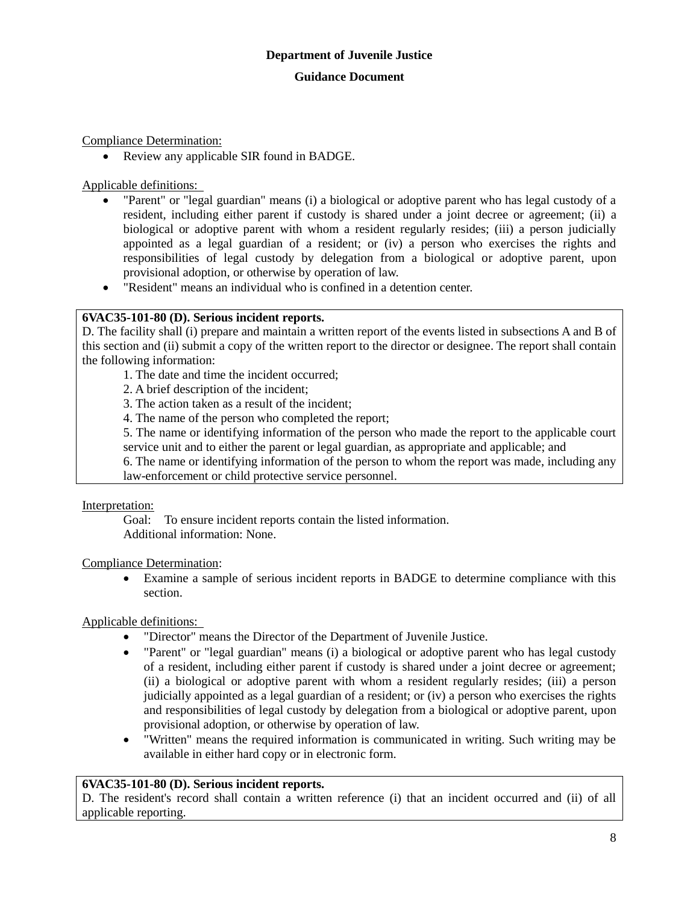Compliance Determination:

- Review any applicable SIR found in BADGE.

Applicable definitions:

- "Parent" or "legal guardian" means (i) a biological or adoptive parent who has legal custody of a resident, including either parent if custody is shared under a joint decree or agreement; (ii) a biological or adoptive parent with whom a resident regularly resides; (iii) a person judicially appointed as a legal guardian of a resident; or (iv) a person who exercises the rights and responsibilities of legal custody by delegation from a biological or adoptive parent, upon provisional adoption, or otherwise by operation of law.
- "Resident" means an individual who is confined in a detention center.

**6VAC35-101-80 (D). Serious incident reports.**
D. The facility shall (i) prepare and maintain a written report of the events listed in subsections A and B of this section and (ii) submit a copy of the written report to the director or designee. The report shall contain the following information:

1. The date and time the incident occurred;
2. A brief description of the incident;
3. The action taken as a result of the incident;
4. The name of the person who completed the report;
5. The name or identifying information of the person who made the report to the applicable court service unit and to either the parent or legal guardian, as appropriate and applicable; and
6. The name or identifying information of the person to whom the report was made, including any law-enforcement or child protective service personnel.

Interpretation:

Goal: To ensure incident reports contain the listed information.
Additional information: None.

Compliance Determination:

- Examine a sample of serious incident reports in BADGE to determine compliance with this section.

Applicable definitions:

- "Director" means the Director of the Department of Juvenile Justice.
- "Parent" or "legal guardian" means (i) a biological or adoptive parent who has legal custody of a resident, including either parent if custody is shared under a joint decree or agreement; (ii) a biological or adoptive parent with whom a resident regularly resides; (iii) a person judicially appointed as a legal guardian of a resident; or (iv) a person who exercises the rights and responsibilities of legal custody by delegation from a biological or adoptive parent, upon provisional adoption, or otherwise by operation of law.
- "Written" means the required information is communicated in writing. Such writing may be available in either hard copy or in electronic form.

**6VAC35-101-80 (D). Serious incident reports.**
D. The resident's record shall contain a written reference (i) that an incident occurred and (ii) of all applicable reporting.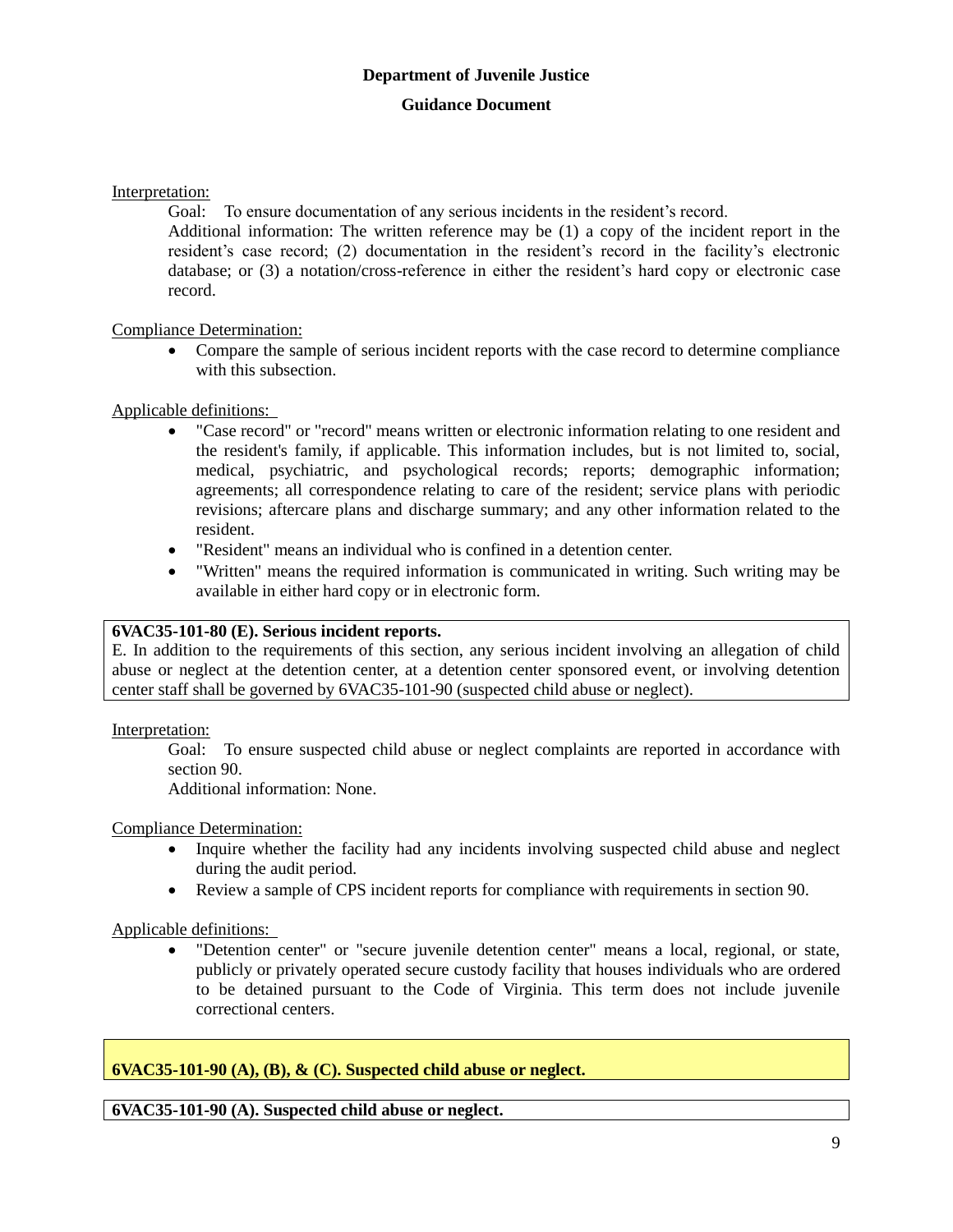Interpretation:

Goal: To ensure documentation of any serious incidents in the resident's record.

Additional information: The written reference may be (1) a copy of the incident report in the resident's case record; (2) documentation in the resident's record in the facility's electronic database; or (3) a notation/cross-reference in either the resident's hard copy or electronic case record.

Compliance Determination:

- Compare the sample of serious incident reports with the case record to determine compliance with this subsection.

Applicable definitions:

- "Case record" or "record" means written or electronic information relating to one resident and the resident's family, if applicable. This information includes, but is not limited to, social, medical, psychiatric, and psychological records; reports; demographic information; agreements; all correspondence relating to care of the resident; service plans with periodic revisions; aftercare plans and discharge summary; and any other information related to the resident.
- "Resident" means an individual who is confined in a detention center.
- "Written" means the required information is communicated in writing. Such writing may be available in either hard copy or in electronic form.

**6VAC35-101-80 (E). Serious incident reports.**

E. In addition to the requirements of this section, any serious incident involving an allegation of child abuse or neglect at the detention center, at a detention center sponsored event, or involving detention center staff shall be governed by 6VAC35-101-90 (suspected child abuse or neglect).

Interpretation:

Goal: To ensure suspected child abuse or neglect complaints are reported in accordance with section 90.

Additional information: None.

Compliance Determination:

- Inquire whether the facility had any incidents involving suspected child abuse and neglect during the audit period.
- Review a sample of CPS incident reports for compliance with requirements in section 90.

Applicable definitions:

- "Detention center" or "secure juvenile detention center" means a local, regional, or state, publicly or privately operated secure custody facility that houses individuals who are ordered to be detained pursuant to the Code of Virginia. This term does not include juvenile correctional centers.

**6VAC35-101-90 (A), (B), & (C). Suspected child abuse or neglect.**

**6VAC35-101-90 (A). Suspected child abuse or neglect.**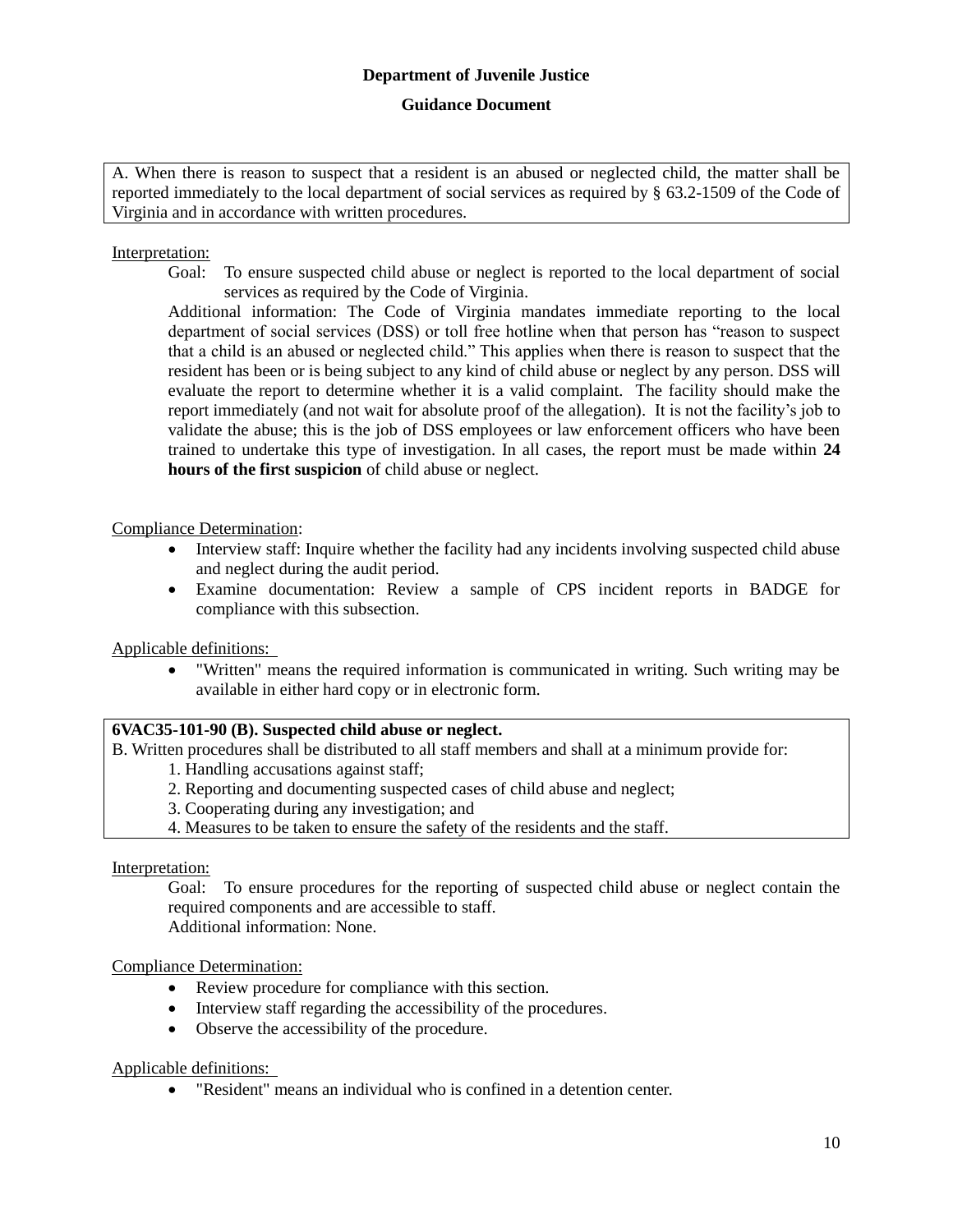**Department of Juvenile Justice**

**Guidance Document**

A. When there is reason to suspect that a resident is an abused or neglected child, the matter shall be reported immediately to the local department of social services as required by § 63.2-1509 of the Code of Virginia and in accordance with written procedures.

Interpretation:

Goal: To ensure suspected child abuse or neglect is reported to the local department of social services as required by the Code of Virginia.

Additional information: The Code of Virginia mandates immediate reporting to the local department of social services (DSS) or toll free hotline when that person has "reason to suspect that a child is an abused or neglected child." This applies when there is reason to suspect that the resident has been or is being subject to any kind of child abuse or neglect by any person. DSS will evaluate the report to determine whether it is a valid complaint. The facility should make the report immediately (and not wait for absolute proof of the allegation). It is not the facility's job to validate the abuse; this is the job of DSS employees or law enforcement officers who have been trained to undertake this type of investigation. In all cases, the report must be made within **24 hours of the first suspicion** of child abuse or neglect.

Compliance Determination:

- Interview staff: Inquire whether the facility had any incidents involving suspected child abuse and neglect during the audit period.
- Examine documentation: Review a sample of CPS incident reports in BADGE for compliance with this subsection.

Applicable definitions:

- "Written" means the required information is communicated in writing. Such writing may be available in either hard copy or in electronic form.

**6VAC35-101-90 (B). Suspected child abuse or neglect.**

B. Written procedures shall be distributed to all staff members and shall at a minimum provide for:

1. Handling accusations against staff;
2. Reporting and documenting suspected cases of child abuse and neglect;
3. Cooperating during any investigation; and
4. Measures to be taken to ensure the safety of the residents and the staff.

Interpretation:

Goal: To ensure procedures for the reporting of suspected child abuse or neglect contain the required components and are accessible to staff.

Additional information: None.

Compliance Determination:

- Review procedure for compliance with this section.
- Interview staff regarding the accessibility of the procedures.
- Observe the accessibility of the procedure.

Applicable definitions:

- "Resident" means an individual who is confined in a detention center.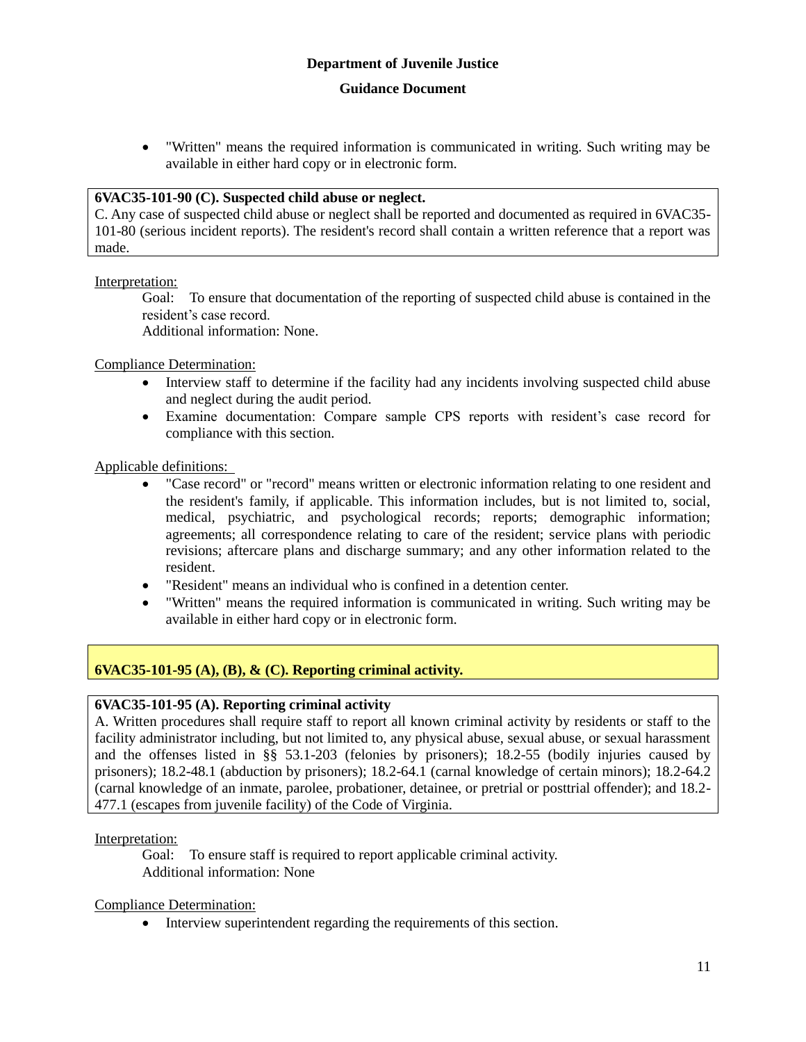- "Written" means the required information is communicated in writing. Such writing may be available in either hard copy or in electronic form.

**6VAC35-101-90 (C). Suspected child abuse or neglect.**
C. Any case of suspected child abuse or neglect shall be reported and documented as required in 6VAC35-101-80 (serious incident reports). The resident's record shall contain a written reference that a report was made.

Interpretation:

Goal: To ensure that documentation of the reporting of suspected child abuse is contained in the resident's case record.
Additional information: None.

Compliance Determination:

- Interview staff to determine if the facility had any incidents involving suspected child abuse and neglect during the audit period.
- Examine documentation: Compare sample CPS reports with resident's case record for compliance with this section.

Applicable definitions:

- "Case record" or "record" means written or electronic information relating to one resident and the resident's family, if applicable. This information includes, but is not limited to, social, medical, psychiatric, and psychological records; reports; demographic information; agreements; all correspondence relating to care of the resident; service plans with periodic revisions; aftercare plans and discharge summary; and any other information related to the resident.
- "Resident" means an individual who is confined in a detention center.
- "Written" means the required information is communicated in writing. Such writing may be available in either hard copy or in electronic form.

**6VAC35-101-95 (A), (B), & (C). Reporting criminal activity.**

**6VAC35-101-95 (A). Reporting criminal activity**
A. Written procedures shall require staff to report all known criminal activity by residents or staff to the facility administrator including, but not limited to, any physical abuse, sexual abuse, or sexual harassment and the offenses listed in §§ 53.1-203 (felonies by prisoners); 18.2-55 (bodily injuries caused by prisoners); 18.2-48.1 (abduction by prisoners); 18.2-64.1 (carnal knowledge of certain minors); 18.2-64.2 (carnal knowledge of an inmate, parolee, probationer, detainee, or pretrial or posttrial offender); and 18.2-477.1 (escapes from juvenile facility) of the Code of Virginia.

Interpretation:

Goal: To ensure staff is required to report applicable criminal activity.
Additional information: None

Compliance Determination:

- Interview superintendent regarding the requirements of this section.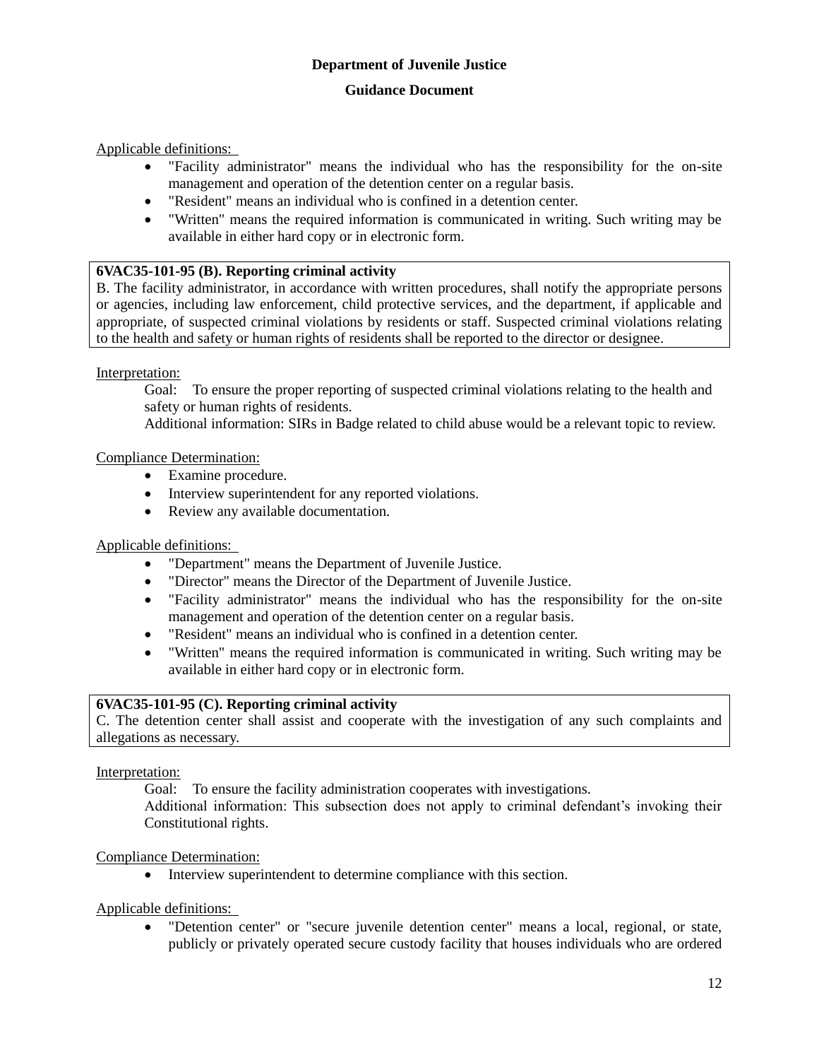Applicable definitions:

- "Facility administrator" means the individual who has the responsibility for the on-site management and operation of the detention center on a regular basis.
- "Resident" means an individual who is confined in a detention center.
- "Written" means the required information is communicated in writing. Such writing may be available in either hard copy or in electronic form.

**6VAC35-101-95 (B). Reporting criminal activity**
B. The facility administrator, in accordance with written procedures, shall notify the appropriate persons or agencies, including law enforcement, child protective services, and the department, if applicable and appropriate, of suspected criminal violations by residents or staff. Suspected criminal violations relating to the health and safety or human rights of residents shall be reported to the director or designee.

Interpretation:

Goal: To ensure the proper reporting of suspected criminal violations relating to the health and safety or human rights of residents.

Additional information: SIRs in Badge related to child abuse would be a relevant topic to review.

Compliance Determination:

- Examine procedure.
- Interview superintendent for any reported violations.
- Review any available documentation.

Applicable definitions:

- "Department" means the Department of Juvenile Justice.
- "Director" means the Director of the Department of Juvenile Justice.
- "Facility administrator" means the individual who has the responsibility for the on-site management and operation of the detention center on a regular basis.
- "Resident" means an individual who is confined in a detention center.
- "Written" means the required information is communicated in writing. Such writing may be available in either hard copy or in electronic form.

**6VAC35-101-95 (C). Reporting criminal activity**
C. The detention center shall assist and cooperate with the investigation of any such complaints and allegations as necessary.

Interpretation:

Goal: To ensure the facility administration cooperates with investigations.

Additional information: This subsection does not apply to criminal defendant's invoking their Constitutional rights.

Compliance Determination:

- Interview superintendent to determine compliance with this section.

Applicable definitions:

- "Detention center" or "secure juvenile detention center" means a local, regional, or state, publicly or privately operated secure custody facility that houses individuals who are ordered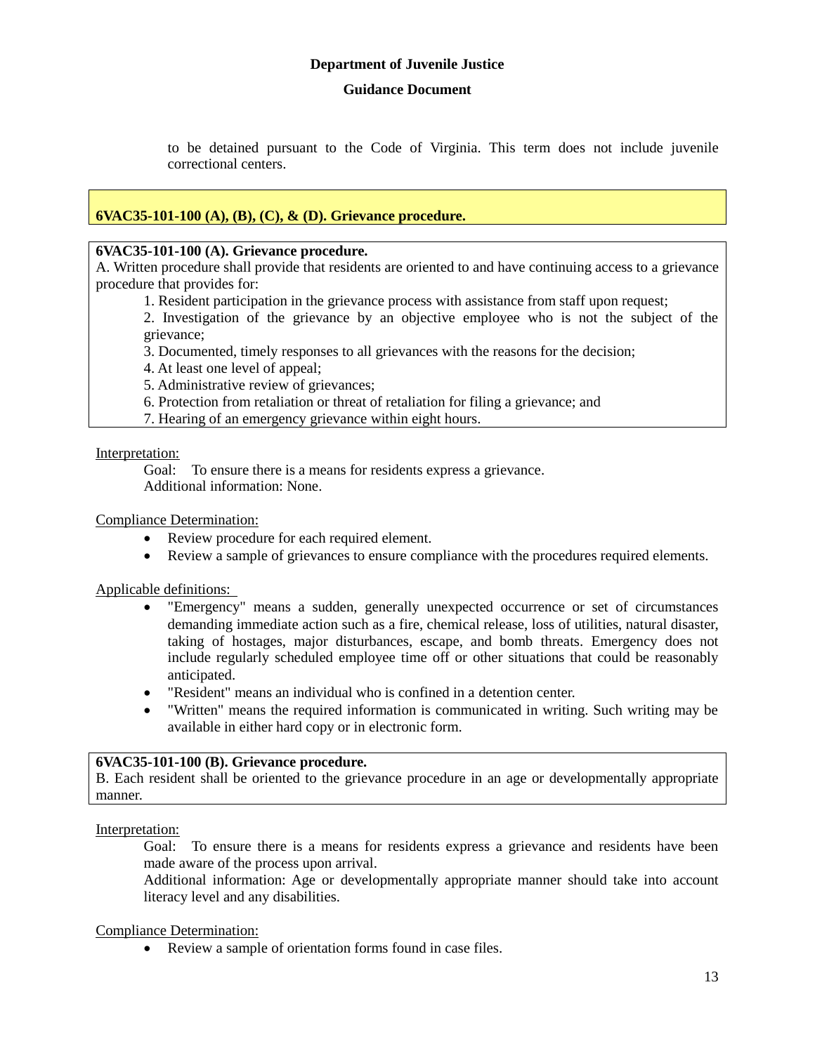to be detained pursuant to the Code of Virginia. This term does not include juvenile correctional centers.

## 6VAC35-101-100 (A), (B), (C), & (D). Grievance procedure.

**6VAC35-101-100 (A). Grievance procedure.**

A. Written procedure shall provide that residents are oriented to and have continuing access to a grievance procedure that provides for:

1. Resident participation in the grievance process with assistance from staff upon request;
2. Investigation of the grievance by an objective employee who is not the subject of the grievance;
3. Documented, timely responses to all grievances with the reasons for the decision;
4. At least one level of appeal;
5. Administrative review of grievances;
6. Protection from retaliation or threat of retaliation for filing a grievance; and
7. Hearing of an emergency grievance within eight hours.

Interpretation:

Goal: To ensure there is a means for residents express a grievance.

Additional information: None.

Compliance Determination:

- Review procedure for each required element.
- Review a sample of grievances to ensure compliance with the procedures required elements.

Applicable definitions:

- "Emergency" means a sudden, generally unexpected occurrence or set of circumstances demanding immediate action such as a fire, chemical release, loss of utilities, natural disaster, taking of hostages, major disturbances, escape, and bomb threats. Emergency does not include regularly scheduled employee time off or other situations that could be reasonably anticipated.
- "Resident" means an individual who is confined in a detention center.
- "Written" means the required information is communicated in writing. Such writing may be available in either hard copy or in electronic form.

**6VAC35-101-100 (B). Grievance procedure.**

B. Each resident shall be oriented to the grievance procedure in an age or developmentally appropriate manner.

Interpretation:

Goal: To ensure there is a means for residents express a grievance and residents have been made aware of the process upon arrival.

Additional information: Age or developmentally appropriate manner should take into account literacy level and any disabilities.

Compliance Determination:

- Review a sample of orientation forms found in case files.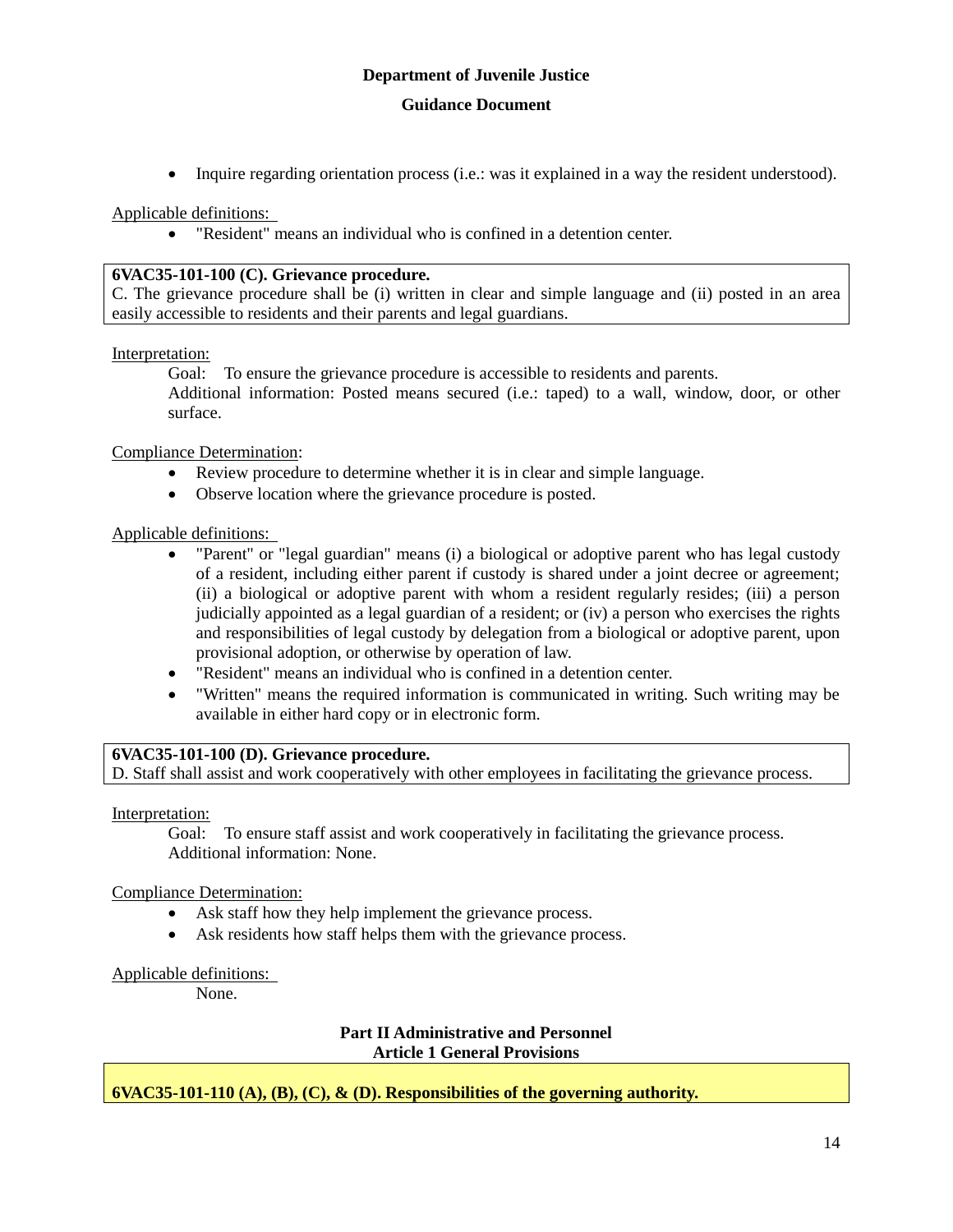- Inquire regarding orientation process (i.e.: was it explained in a way the resident understood).

Applicable definitions:

- "Resident" means an individual who is confined in a detention center.

**6VAC35-101-100 (C). Grievance procedure.**
C. The grievance procedure shall be (i) written in clear and simple language and (ii) posted in an area easily accessible to residents and their parents and legal guardians.

Interpretation:

Goal: To ensure the grievance procedure is accessible to residents and parents.
Additional information: Posted means secured (i.e.: taped) to a wall, window, door, or other surface.

Compliance Determination:

- Review procedure to determine whether it is in clear and simple language.
- Observe location where the grievance procedure is posted.

Applicable definitions:

- "Parent" or "legal guardian" means (i) a biological or adoptive parent who has legal custody of a resident, including either parent if custody is shared under a joint decree or agreement; (ii) a biological or adoptive parent with whom a resident regularly resides; (iii) a person judicially appointed as a legal guardian of a resident; or (iv) a person who exercises the rights and responsibilities of legal custody by delegation from a biological or adoptive parent, upon provisional adoption, or otherwise by operation of law.
- "Resident" means an individual who is confined in a detention center.
- "Written" means the required information is communicated in writing. Such writing may be available in either hard copy or in electronic form.

**6VAC35-101-100 (D). Grievance procedure.**
D. Staff shall assist and work cooperatively with other employees in facilitating the grievance process.

Interpretation:

Goal: To ensure staff assist and work cooperatively in facilitating the grievance process.
Additional information: None.

Compliance Determination:

- Ask staff how they help implement the grievance process.
- Ask residents how staff helps them with the grievance process.

Applicable definitions:

None.

## Part II Administrative and Personnel
## Article 1 General Provisions

**6VAC35-101-110 (A), (B), (C), & (D). Responsibilities of the governing authority.**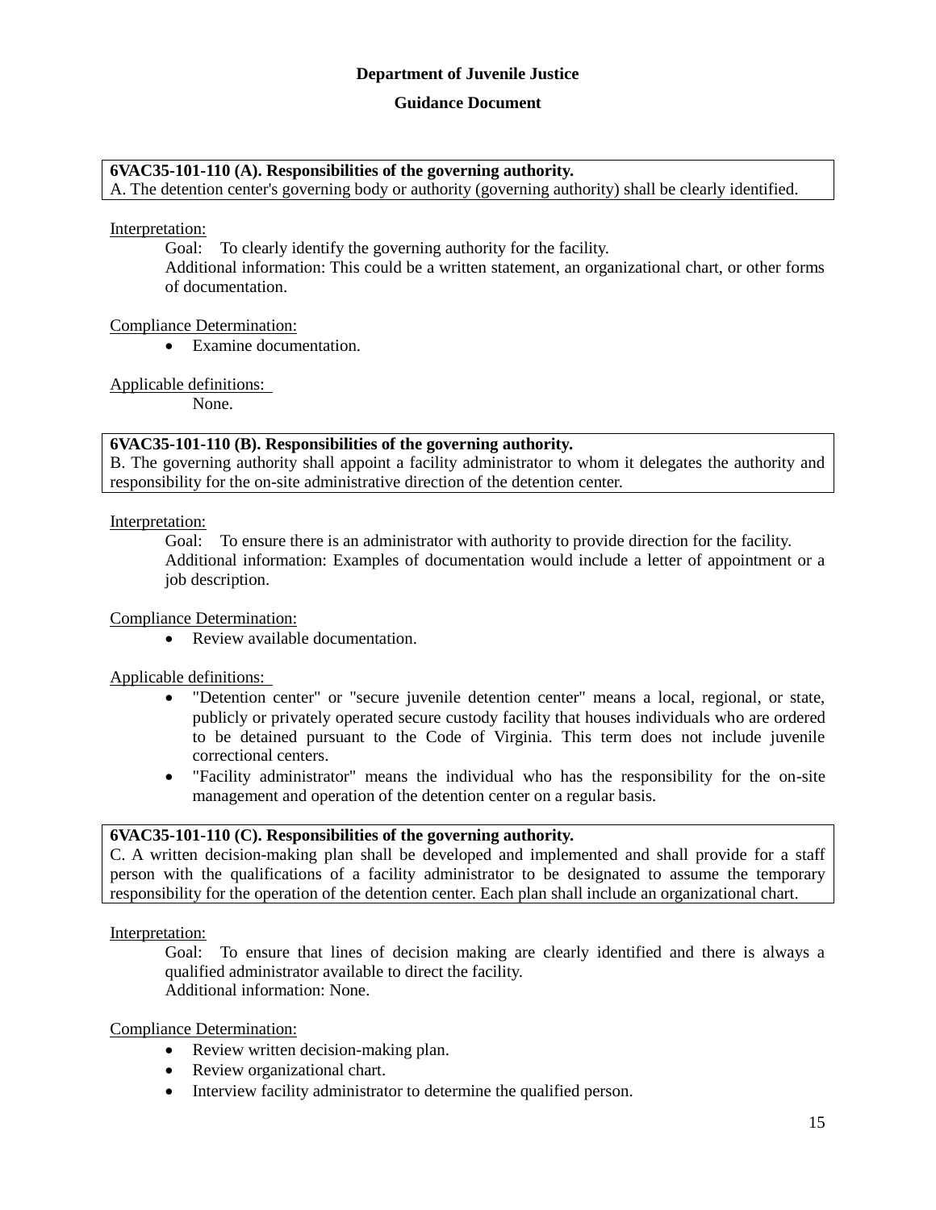**Department of Juvenile Justice**

**Guidance Document**

**6VAC35-101-110 (A). Responsibilities of the governing authority.**
A. The detention center's governing body or authority (governing authority) shall be clearly identified.

Interpretation:

Goal: To clearly identify the governing authority for the facility.

Additional information: This could be a written statement, an organizational chart, or other forms of documentation.

Compliance Determination:

- Examine documentation.

Applicable definitions:

None.

**6VAC35-101-110 (B). Responsibilities of the governing authority.**
B. The governing authority shall appoint a facility administrator to whom it delegates the authority and responsibility for the on-site administrative direction of the detention center.

Interpretation:

Goal: To ensure there is an administrator with authority to provide direction for the facility.

Additional information: Examples of documentation would include a letter of appointment or a job description.

Compliance Determination:

- Review available documentation.

Applicable definitions:

- "Detention center" or "secure juvenile detention center" means a local, regional, or state, publicly or privately operated secure custody facility that houses individuals who are ordered to be detained pursuant to the Code of Virginia. This term does not include juvenile correctional centers.
- "Facility administrator" means the individual who has the responsibility for the on-site management and operation of the detention center on a regular basis.

**6VAC35-101-110 (C). Responsibilities of the governing authority.**
C. A written decision-making plan shall be developed and implemented and shall provide for a staff person with the qualifications of a facility administrator to be designated to assume the temporary responsibility for the operation of the detention center. Each plan shall include an organizational chart.

Interpretation:

Goal: To ensure that lines of decision making are clearly identified and there is always a qualified administrator available to direct the facility.

Additional information: None.

Compliance Determination:

- Review written decision-making plan.
- Review organizational chart.
- Interview facility administrator to determine the qualified person.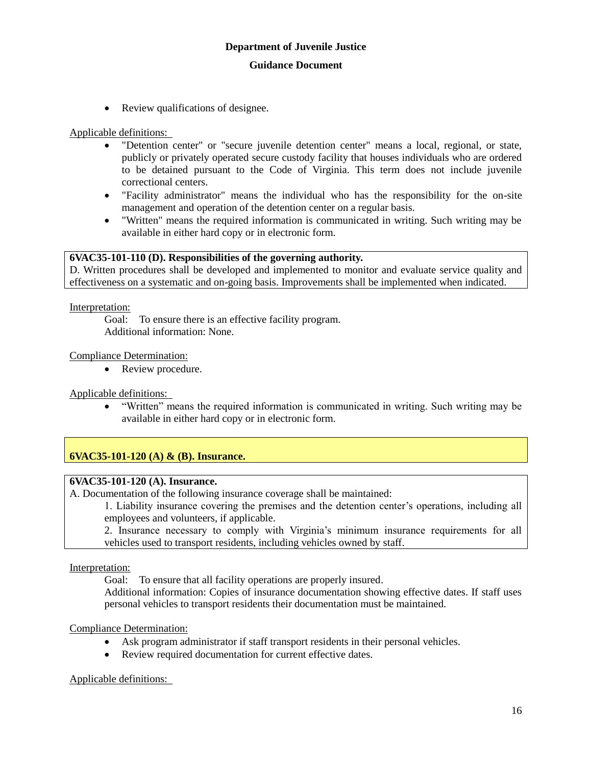- Review qualifications of designee.

Applicable definitions:

- "Detention center" or "secure juvenile detention center" means a local, regional, or state, publicly or privately operated secure custody facility that houses individuals who are ordered to be detained pursuant to the Code of Virginia. This term does not include juvenile correctional centers.
- "Facility administrator" means the individual who has the responsibility for the on-site management and operation of the detention center on a regular basis.
- "Written" means the required information is communicated in writing. Such writing may be available in either hard copy or in electronic form.

**6VAC35-101-110 (D). Responsibilities of the governing authority.**
D. Written procedures shall be developed and implemented to monitor and evaluate service quality and effectiveness on a systematic and on-going basis. Improvements shall be implemented when indicated.

Interpretation:

Goal: To ensure there is an effective facility program.
Additional information: None.

Compliance Determination:

- Review procedure.

Applicable definitions:

- "Written" means the required information is communicated in writing. Such writing may be available in either hard copy or in electronic form.

**6VAC35-101-120 (A) & (B). Insurance.**

**6VAC35-101-120 (A). Insurance.**
A. Documentation of the following insurance coverage shall be maintained:

1. Liability insurance covering the premises and the detention center's operations, including all employees and volunteers, if applicable.
2. Insurance necessary to comply with Virginia's minimum insurance requirements for all vehicles used to transport residents, including vehicles owned by staff.

Interpretation:

Goal: To ensure that all facility operations are properly insured.
Additional information: Copies of insurance documentation showing effective dates. If staff uses personal vehicles to transport residents their documentation must be maintained.

Compliance Determination:

- Ask program administrator if staff transport residents in their personal vehicles.
- Review required documentation for current effective dates.

Applicable definitions: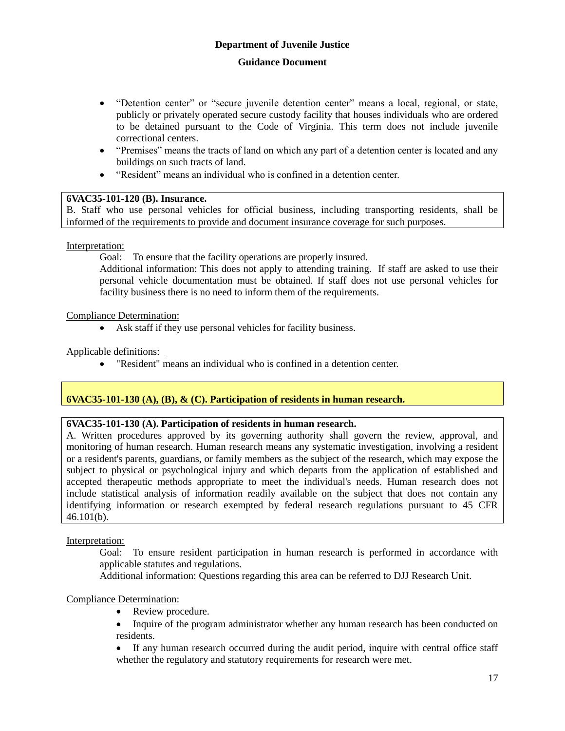- "Detention center" or "secure juvenile detention center" means a local, regional, or state, publicly or privately operated secure custody facility that houses individuals who are ordered to be detained pursuant to the Code of Virginia. This term does not include juvenile correctional centers.
- "Premises" means the tracts of land on which any part of a detention center is located and any buildings on such tracts of land.
- "Resident" means an individual who is confined in a detention center.

**6VAC35-101-120 (B). Insurance.**
B. Staff who use personal vehicles for official business, including transporting residents, shall be informed of the requirements to provide and document insurance coverage for such purposes.

Interpretation:

Goal: To ensure that the facility operations are properly insured.

Additional information: This does not apply to attending training. If staff are asked to use their personal vehicle documentation must be obtained. If staff does not use personal vehicles for facility business there is no need to inform them of the requirements.

Compliance Determination:

- Ask staff if they use personal vehicles for facility business.

Applicable definitions:

- "Resident" means an individual who is confined in a detention center.

**6VAC35-101-130 (A), (B), & (C). Participation of residents in human research.**

**6VAC35-101-130 (A). Participation of residents in human research.**
A. Written procedures approved by its governing authority shall govern the review, approval, and monitoring of human research. Human research means any systematic investigation, involving a resident or a resident's parents, guardians, or family members as the subject of the research, which may expose the subject to physical or psychological injury and which departs from the application of established and accepted therapeutic methods appropriate to meet the individual's needs. Human research does not include statistical analysis of information readily available on the subject that does not contain any identifying information or research exempted by federal research regulations pursuant to 45 CFR 46.101(b).

Interpretation:

Goal: To ensure resident participation in human research is performed in accordance with applicable statutes and regulations.

Additional information: Questions regarding this area can be referred to DJJ Research Unit.

Compliance Determination:

- Review procedure.
- Inquire of the program administrator whether any human research has been conducted on residents.
- If any human research occurred during the audit period, inquire with central office staff whether the regulatory and statutory requirements for research were met.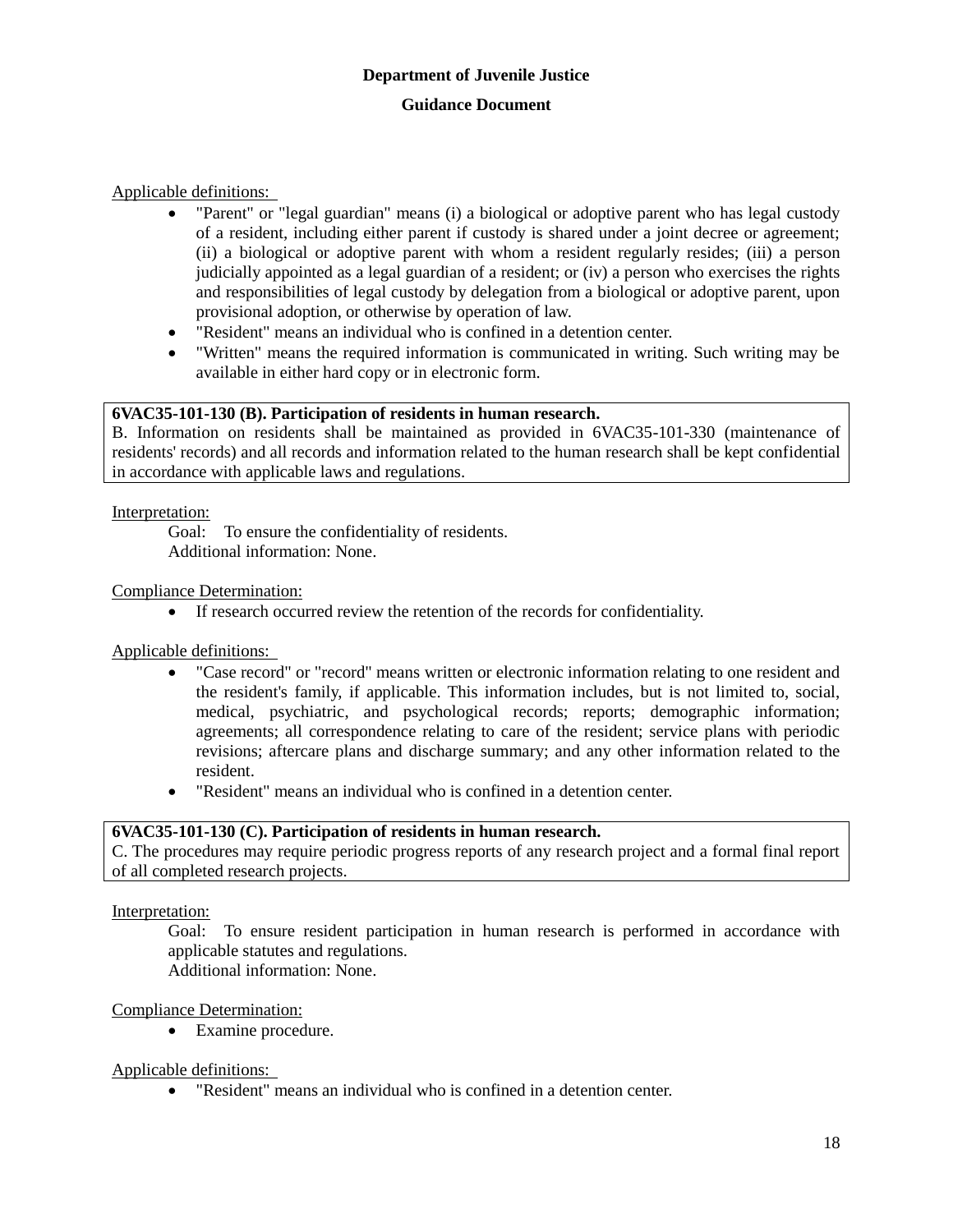Applicable definitions:

- "Parent" or "legal guardian" means (i) a biological or adoptive parent who has legal custody of a resident, including either parent if custody is shared under a joint decree or agreement; (ii) a biological or adoptive parent with whom a resident regularly resides; (iii) a person judicially appointed as a legal guardian of a resident; or (iv) a person who exercises the rights and responsibilities of legal custody by delegation from a biological or adoptive parent, upon provisional adoption, or otherwise by operation of law.
- "Resident" means an individual who is confined in a detention center.
- "Written" means the required information is communicated in writing. Such writing may be available in either hard copy or in electronic form.

**6VAC35-101-130 (B). Participation of residents in human research.**
B. Information on residents shall be maintained as provided in 6VAC35-101-330 (maintenance of residents' records) and all records and information related to the human research shall be kept confidential in accordance with applicable laws and regulations.

Interpretation:

Goal: To ensure the confidentiality of residents.

Additional information: None.

Compliance Determination:

- If research occurred review the retention of the records for confidentiality.

Applicable definitions:

- "Case record" or "record" means written or electronic information relating to one resident and the resident's family, if applicable. This information includes, but is not limited to, social, medical, psychiatric, and psychological records; reports; demographic information; agreements; all correspondence relating to care of the resident; service plans with periodic revisions; aftercare plans and discharge summary; and any other information related to the resident.
- "Resident" means an individual who is confined in a detention center.

**6VAC35-101-130 (C). Participation of residents in human research.**
C. The procedures may require periodic progress reports of any research project and a formal final report of all completed research projects.

Interpretation:

Goal: To ensure resident participation in human research is performed in accordance with applicable statutes and regulations.

Additional information: None.

Compliance Determination:

- Examine procedure.

Applicable definitions:

- "Resident" means an individual who is confined in a detention center.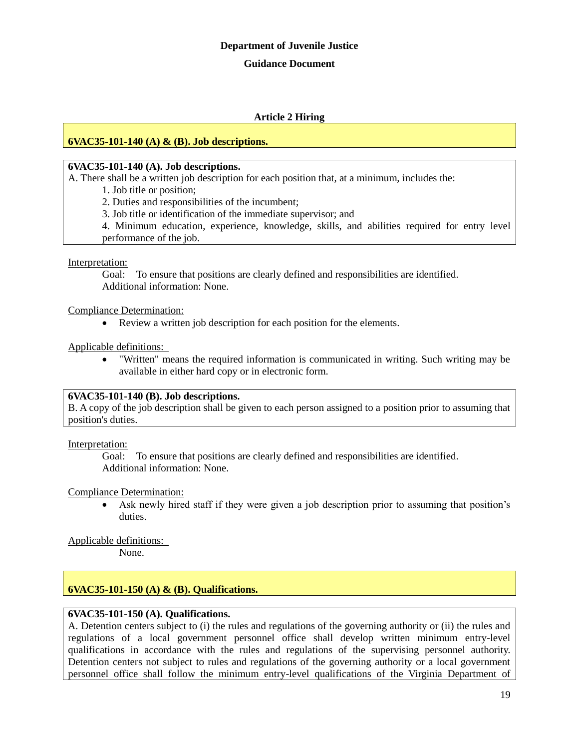**Department of Juvenile Justice**

**Guidance Document**

## Article 2 Hiring

### 6VAC35-101-140 (A) & (B). Job descriptions.

**6VAC35-101-140 (A). Job descriptions.**

A. There shall be a written job description for each position that, at a minimum, includes the:

1. Job title or position;
2. Duties and responsibilities of the incumbent;
3. Job title or identification of the immediate supervisor; and
4. Minimum education, experience, knowledge, skills, and abilities required for entry level performance of the job.

Interpretation:

Goal: To ensure that positions are clearly defined and responsibilities are identified.
Additional information: None.

Compliance Determination:

- Review a written job description for each position for the elements.

Applicable definitions:

- "Written" means the required information is communicated in writing. Such writing may be available in either hard copy or in electronic form.

**6VAC35-101-140 (B). Job descriptions.**

B. A copy of the job description shall be given to each person assigned to a position prior to assuming that position's duties.

Interpretation:

Goal: To ensure that positions are clearly defined and responsibilities are identified.
Additional information: None.

Compliance Determination:

- Ask newly hired staff if they were given a job description prior to assuming that position's duties.

Applicable definitions:

None.

### 6VAC35-101-150 (A) & (B). Qualifications.

**6VAC35-101-150 (A). Qualifications.**

A. Detention centers subject to (i) the rules and regulations of the governing authority or (ii) the rules and regulations of a local government personnel office shall develop written minimum entry-level qualifications in accordance with the rules and regulations of the supervising personnel authority. Detention centers not subject to rules and regulations of the governing authority or a local government personnel office shall follow the minimum entry-level qualifications of the Virginia Department of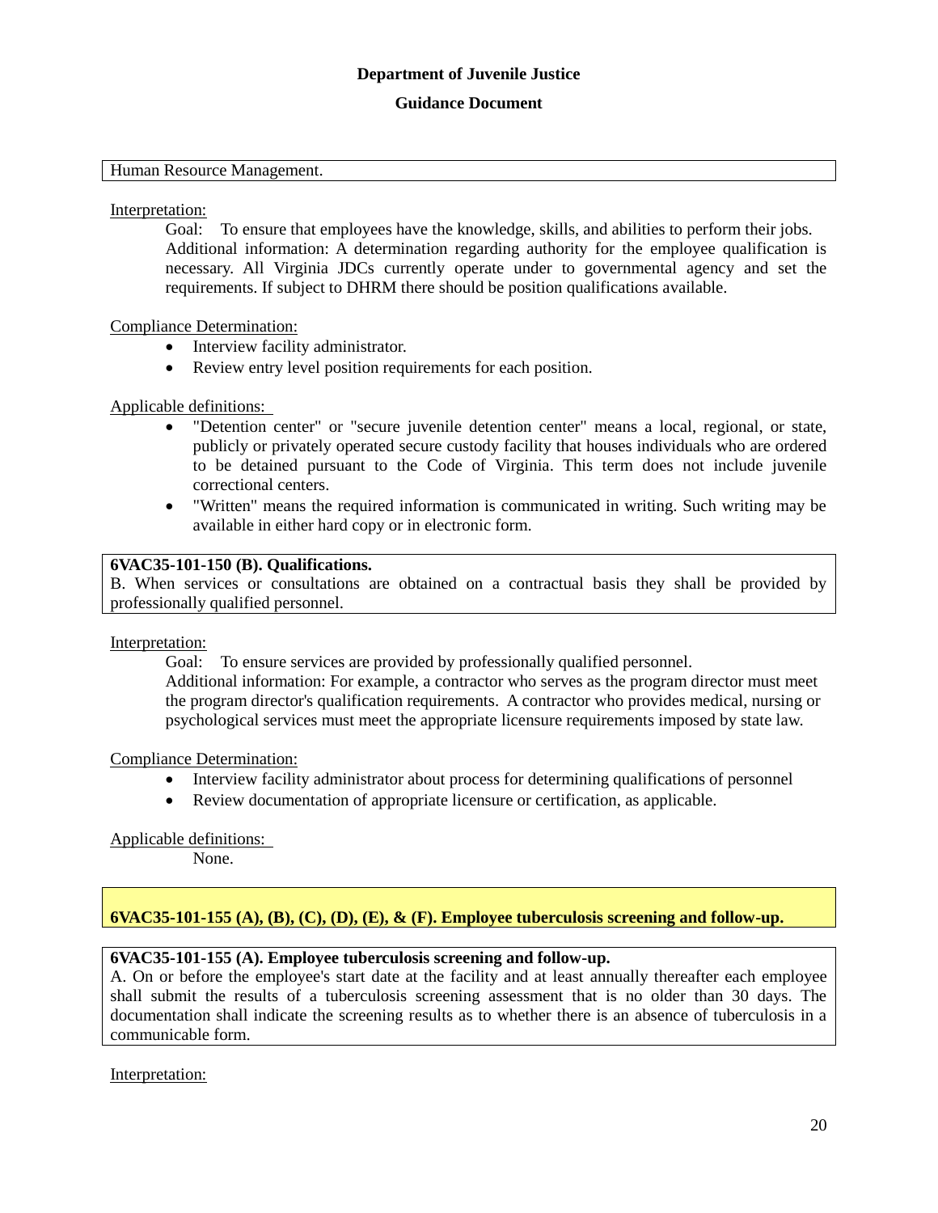Human Resource Management.

Interpretation:

Goal: To ensure that employees have the knowledge, skills, and abilities to perform their jobs. Additional information: A determination regarding authority for the employee qualification is necessary. All Virginia JDCs currently operate under to governmental agency and set the requirements. If subject to DHRM there should be position qualifications available.

Compliance Determination:

- Interview facility administrator.
- Review entry level position requirements for each position.

Applicable definitions:

- "Detention center" or "secure juvenile detention center" means a local, regional, or state, publicly or privately operated secure custody facility that houses individuals who are ordered to be detained pursuant to the Code of Virginia. This term does not include juvenile correctional centers.
- "Written" means the required information is communicated in writing. Such writing may be available in either hard copy or in electronic form.

**6VAC35-101-150 (B). Qualifications.**
B. When services or consultations are obtained on a contractual basis they shall be provided by professionally qualified personnel.

Interpretation:

Goal: To ensure services are provided by professionally qualified personnel.
Additional information: For example, a contractor who serves as the program director must meet the program director's qualification requirements. A contractor who provides medical, nursing or psychological services must meet the appropriate licensure requirements imposed by state law.

Compliance Determination:

- Interview facility administrator about process for determining qualifications of personnel
- Review documentation of appropriate licensure or certification, as applicable.

Applicable definitions:

None.

**6VAC35-101-155 (A), (B), (C), (D), (E), & (F). Employee tuberculosis screening and follow-up.**

**6VAC35-101-155 (A). Employee tuberculosis screening and follow-up.**
A. On or before the employee's start date at the facility and at least annually thereafter each employee shall submit the results of a tuberculosis screening assessment that is no older than 30 days. The documentation shall indicate the screening results as to whether there is an absence of tuberculosis in a communicable form.

Interpretation: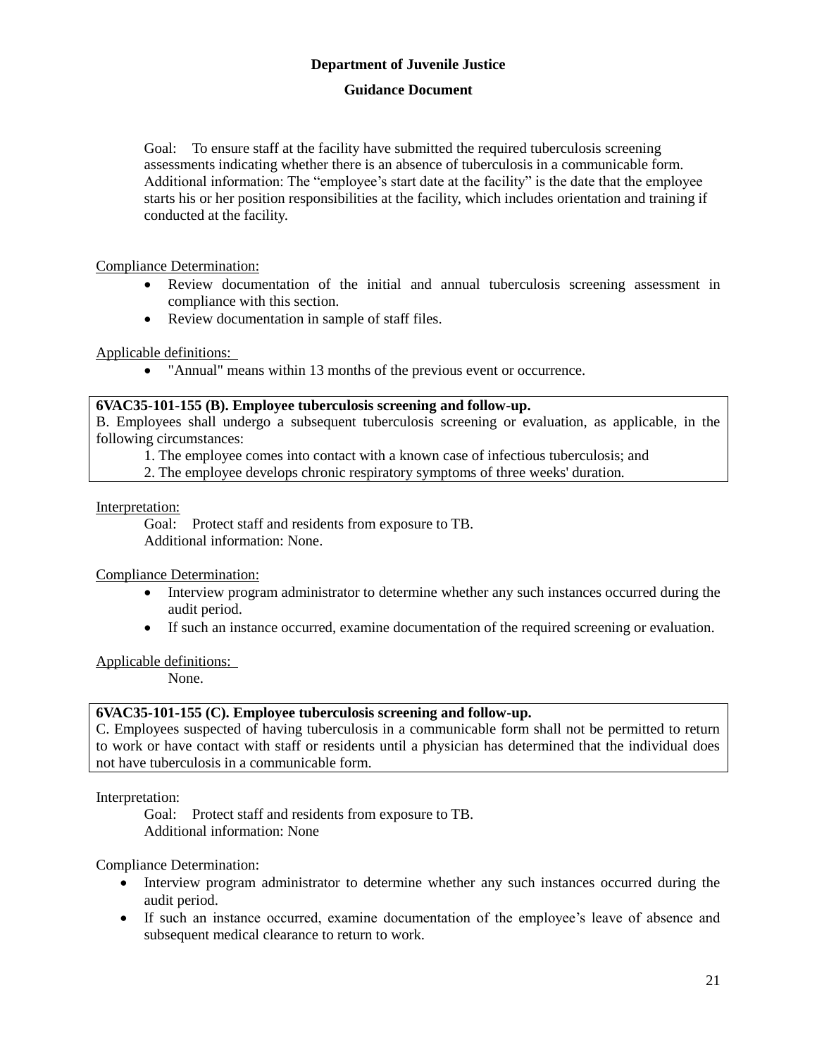Goal: To ensure staff at the facility have submitted the required tuberculosis screening assessments indicating whether there is an absence of tuberculosis in a communicable form.
Additional information: The "employee's start date at the facility" is the date that the employee starts his or her position responsibilities at the facility, which includes orientation and training if conducted at the facility.

Compliance Determination:

- Review documentation of the initial and annual tuberculosis screening assessment in compliance with this section.
- Review documentation in sample of staff files.

Applicable definitions:

- "Annual" means within 13 months of the previous event or occurrence.

**6VAC35-101-155 (B). Employee tuberculosis screening and follow-up.**
B. Employees shall undergo a subsequent tuberculosis screening or evaluation, as applicable, in the following circumstances:

1. The employee comes into contact with a known case of infectious tuberculosis; and
2. The employee develops chronic respiratory symptoms of three weeks' duration.

Interpretation:

Goal: Protect staff and residents from exposure to TB.
Additional information: None.

Compliance Determination:

- Interview program administrator to determine whether any such instances occurred during the audit period.
- If such an instance occurred, examine documentation of the required screening or evaluation.

Applicable definitions:

None.

**6VAC35-101-155 (C). Employee tuberculosis screening and follow-up.**
C. Employees suspected of having tuberculosis in a communicable form shall not be permitted to return to work or have contact with staff or residents until a physician has determined that the individual does not have tuberculosis in a communicable form.

Interpretation:

Goal: Protect staff and residents from exposure to TB.
Additional information: None

Compliance Determination:

- Interview program administrator to determine whether any such instances occurred during the audit period.
- If such an instance occurred, examine documentation of the employee's leave of absence and subsequent medical clearance to return to work.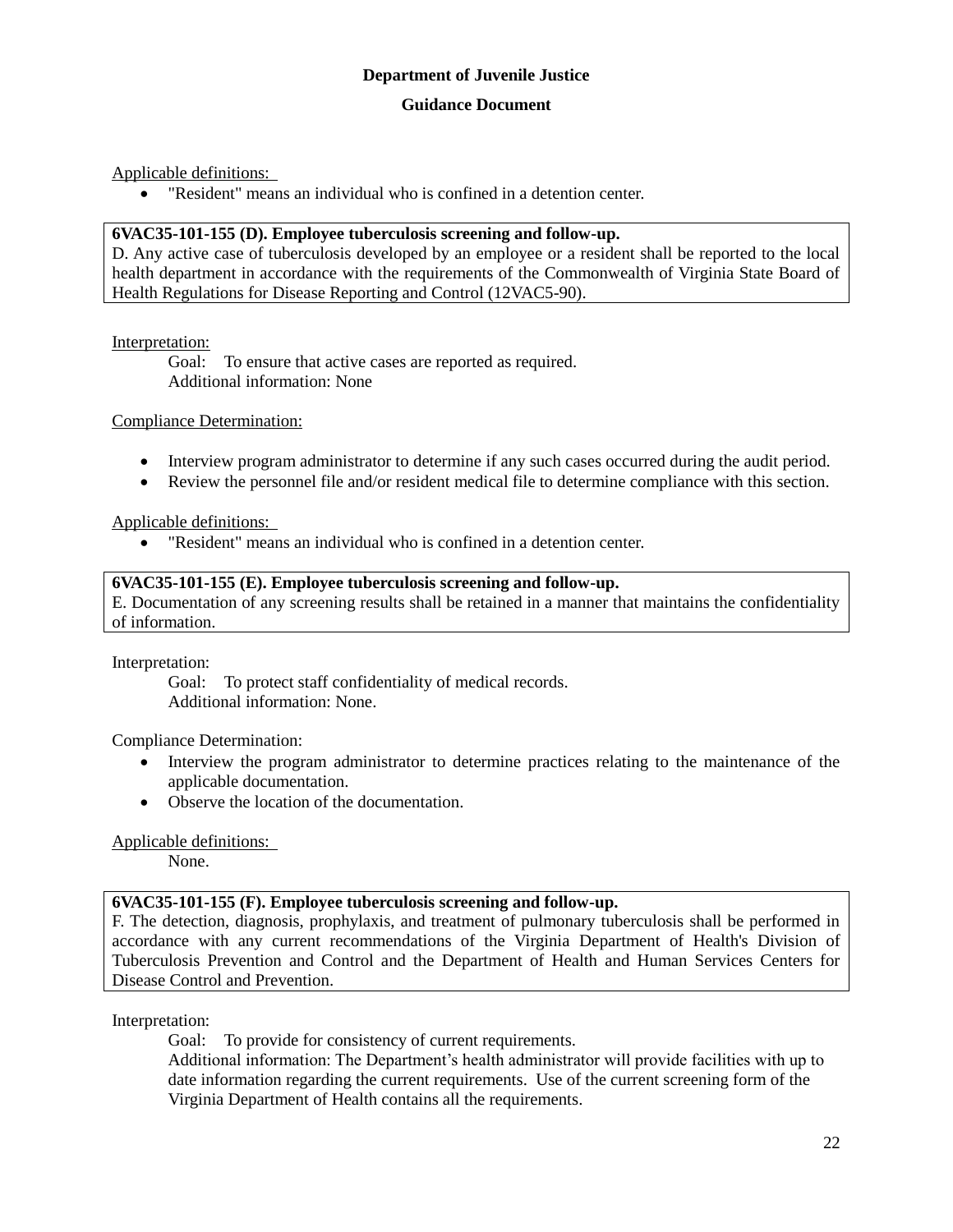**Department of Juvenile Justice**

**Guidance Document**

Applicable definitions:

- "Resident" means an individual who is confined in a detention center.

**6VAC35-101-155 (D). Employee tuberculosis screening and follow-up.**
D. Any active case of tuberculosis developed by an employee or a resident shall be reported to the local health department in accordance with the requirements of the Commonwealth of Virginia State Board of Health Regulations for Disease Reporting and Control (12VAC5-90).

Interpretation:

Goal: To ensure that active cases are reported as required.
Additional information: None

Compliance Determination:

- Interview program administrator to determine if any such cases occurred during the audit period.
- Review the personnel file and/or resident medical file to determine compliance with this section.

Applicable definitions:

- "Resident" means an individual who is confined in a detention center.

**6VAC35-101-155 (E). Employee tuberculosis screening and follow-up.**
E. Documentation of any screening results shall be retained in a manner that maintains the confidentiality of information.

Interpretation:

Goal: To protect staff confidentiality of medical records.
Additional information: None.

Compliance Determination:

- Interview the program administrator to determine practices relating to the maintenance of the applicable documentation.
- Observe the location of the documentation.

Applicable definitions:

None.

**6VAC35-101-155 (F). Employee tuberculosis screening and follow-up.**
F. The detection, diagnosis, prophylaxis, and treatment of pulmonary tuberculosis shall be performed in accordance with any current recommendations of the Virginia Department of Health's Division of Tuberculosis Prevention and Control and the Department of Health and Human Services Centers for Disease Control and Prevention.

Interpretation:

Goal: To provide for consistency of current requirements.
Additional information: The Department's health administrator will provide facilities with up to date information regarding the current requirements. Use of the current screening form of the Virginia Department of Health contains all the requirements.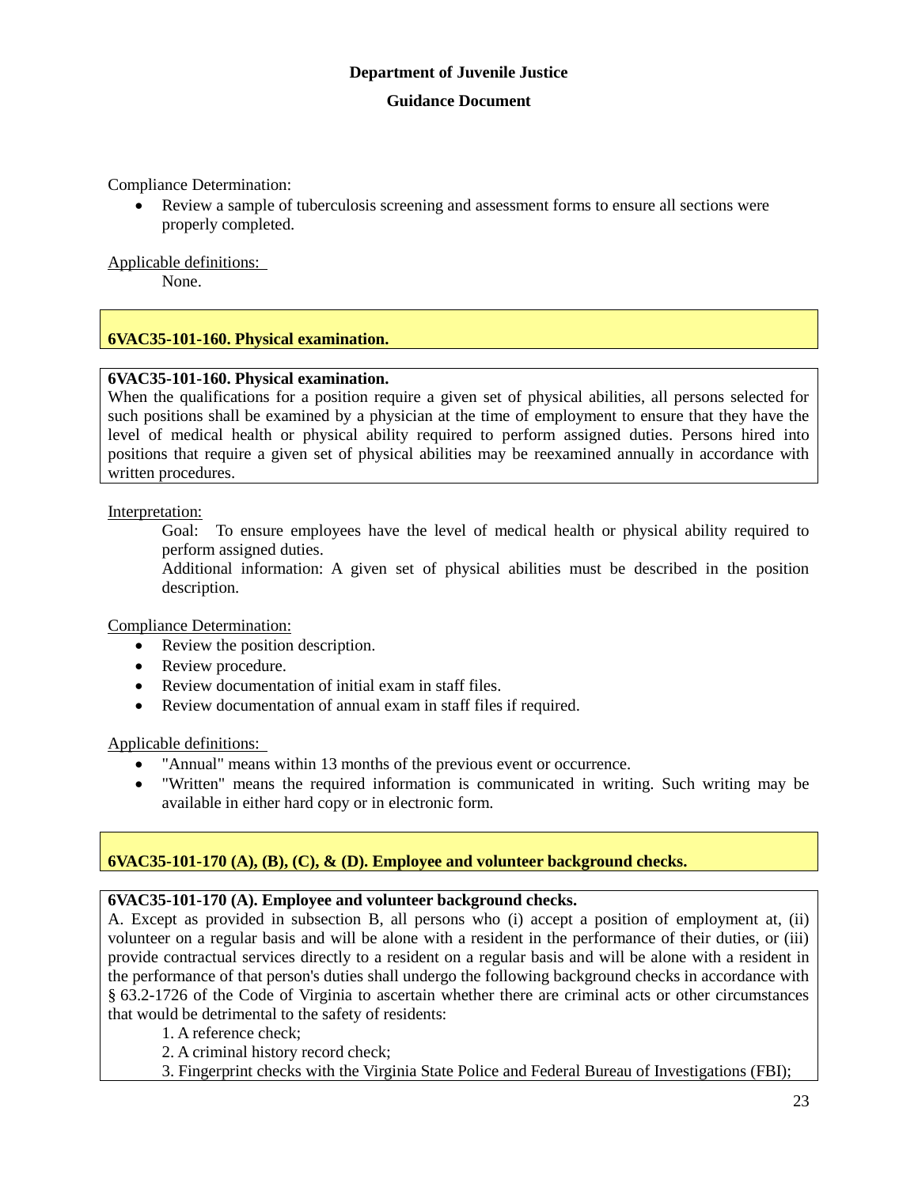Compliance Determination:

- Review a sample of tuberculosis screening and assessment forms to ensure all sections were properly completed.

Applicable definitions:

None.

## 6VAC35-101-160. Physical examination.

**6VAC35-101-160. Physical examination.**
When the qualifications for a position require a given set of physical abilities, all persons selected for such positions shall be examined by a physician at the time of employment to ensure that they have the level of medical health or physical ability required to perform assigned duties. Persons hired into positions that require a given set of physical abilities may be reexamined annually in accordance with written procedures.

Interpretation:

Goal: To ensure employees have the level of medical health or physical ability required to perform assigned duties.

Additional information: A given set of physical abilities must be described in the position description.

Compliance Determination:

- Review the position description.
- Review procedure.
- Review documentation of initial exam in staff files.
- Review documentation of annual exam in staff files if required.

Applicable definitions:

- "Annual" means within 13 months of the previous event or occurrence.
- "Written" means the required information is communicated in writing. Such writing may be available in either hard copy or in electronic form.

## 6VAC35-101-170 (A), (B), (C), & (D). Employee and volunteer background checks.

**6VAC35-101-170 (A). Employee and volunteer background checks.**
A. Except as provided in subsection B, all persons who (i) accept a position of employment at, (ii) volunteer on a regular basis and will be alone with a resident in the performance of their duties, or (iii) provide contractual services directly to a resident on a regular basis and will be alone with a resident in the performance of that person's duties shall undergo the following background checks in accordance with § 63.2-1726 of the Code of Virginia to ascertain whether there are criminal acts or other circumstances that would be detrimental to the safety of residents:

1. A reference check;
2. A criminal history record check;
3. Fingerprint checks with the Virginia State Police and Federal Bureau of Investigations (FBI);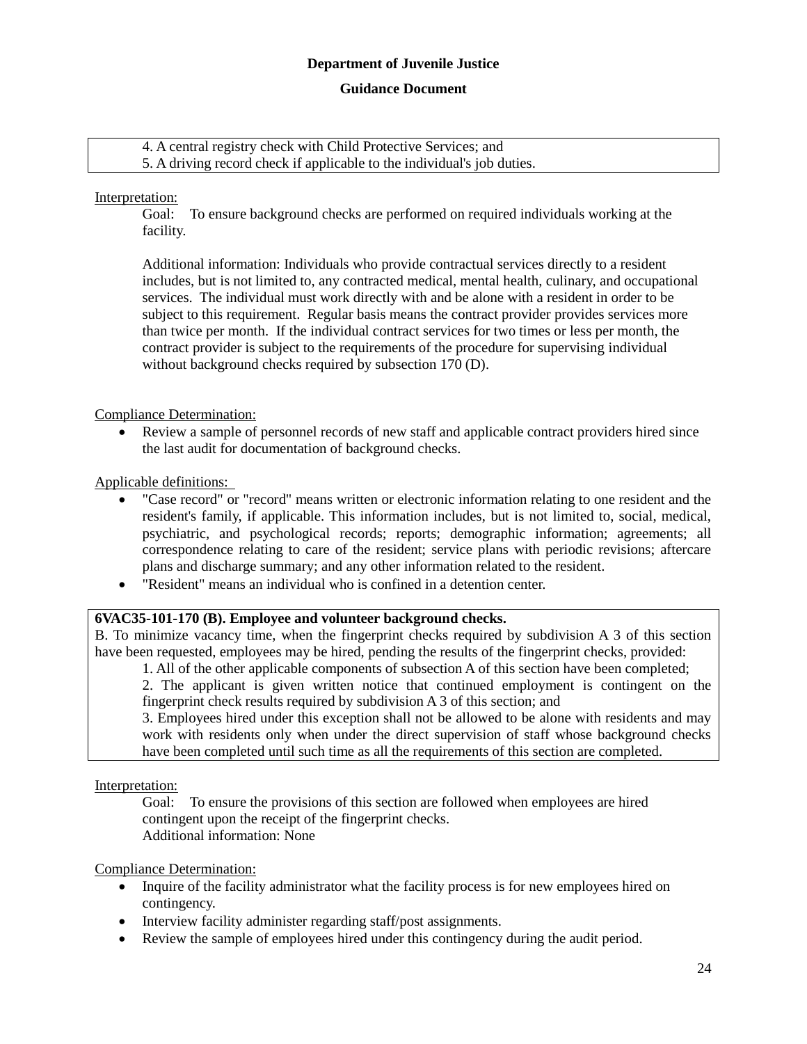4. A central registry check with Child Protective Services; and
5. A driving record check if applicable to the individual's job duties.

Interpretation:

Goal: To ensure background checks are performed on required individuals working at the facility.

Additional information: Individuals who provide contractual services directly to a resident includes, but is not limited to, any contracted medical, mental health, culinary, and occupational services. The individual must work directly with and be alone with a resident in order to be subject to this requirement. Regular basis means the contract provider provides services more than twice per month. If the individual contract services for two times or less per month, the contract provider is subject to the requirements of the procedure for supervising individual without background checks required by subsection 170 (D).

Compliance Determination:

- Review a sample of personnel records of new staff and applicable contract providers hired since the last audit for documentation of background checks.

Applicable definitions:

- "Case record" or "record" means written or electronic information relating to one resident and the resident's family, if applicable. This information includes, but is not limited to, social, medical, psychiatric, and psychological records; reports; demographic information; agreements; all correspondence relating to care of the resident; service plans with periodic revisions; aftercare plans and discharge summary; and any other information related to the resident.
- "Resident" means an individual who is confined in a detention center.

**6VAC35-101-170 (B). Employee and volunteer background checks.**

B. To minimize vacancy time, when the fingerprint checks required by subdivision A 3 of this section have been requested, employees may be hired, pending the results of the fingerprint checks, provided:

1. All of the other applicable components of subsection A of this section have been completed;
2. The applicant is given written notice that continued employment is contingent on the fingerprint check results required by subdivision A 3 of this section; and
3. Employees hired under this exception shall not be allowed to be alone with residents and may work with residents only when under the direct supervision of staff whose background checks have been completed until such time as all the requirements of this section are completed.

Interpretation:

Goal: To ensure the provisions of this section are followed when employees are hired contingent upon the receipt of the fingerprint checks.
Additional information: None

Compliance Determination:

- Inquire of the facility administrator what the facility process is for new employees hired on contingency.
- Interview facility administer regarding staff/post assignments.
- Review the sample of employees hired under this contingency during the audit period.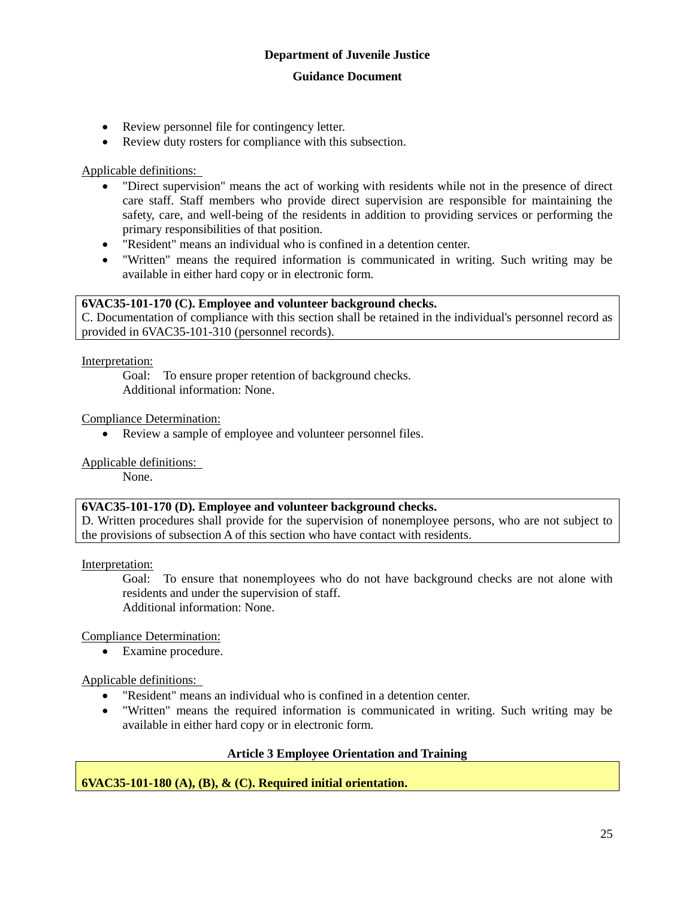- Review personnel file for contingency letter.
- Review duty rosters for compliance with this subsection.

Applicable definitions:

- "Direct supervision" means the act of working with residents while not in the presence of direct care staff. Staff members who provide direct supervision are responsible for maintaining the safety, care, and well-being of the residents in addition to providing services or performing the primary responsibilities of that position.
- "Resident" means an individual who is confined in a detention center.
- "Written" means the required information is communicated in writing. Such writing may be available in either hard copy or in electronic form.

**6VAC35-101-170 (C). Employee and volunteer background checks.**
C. Documentation of compliance with this section shall be retained in the individual's personnel record as provided in 6VAC35-101-310 (personnel records).

Interpretation:

Goal: To ensure proper retention of background checks.
Additional information: None.

Compliance Determination:

- Review a sample of employee and volunteer personnel files.

Applicable definitions:

None.

**6VAC35-101-170 (D). Employee and volunteer background checks.**
D. Written procedures shall provide for the supervision of nonemployee persons, who are not subject to the provisions of subsection A of this section who have contact with residents.

Interpretation:

Goal: To ensure that nonemployees who do not have background checks are not alone with residents and under the supervision of staff.
Additional information: None.

Compliance Determination:

- Examine procedure.

Applicable definitions:

- "Resident" means an individual who is confined in a detention center.
- "Written" means the required information is communicated in writing. Such writing may be available in either hard copy or in electronic form.

## Article 3 Employee Orientation and Training

**6VAC35-101-180 (A), (B), & (C). Required initial orientation.**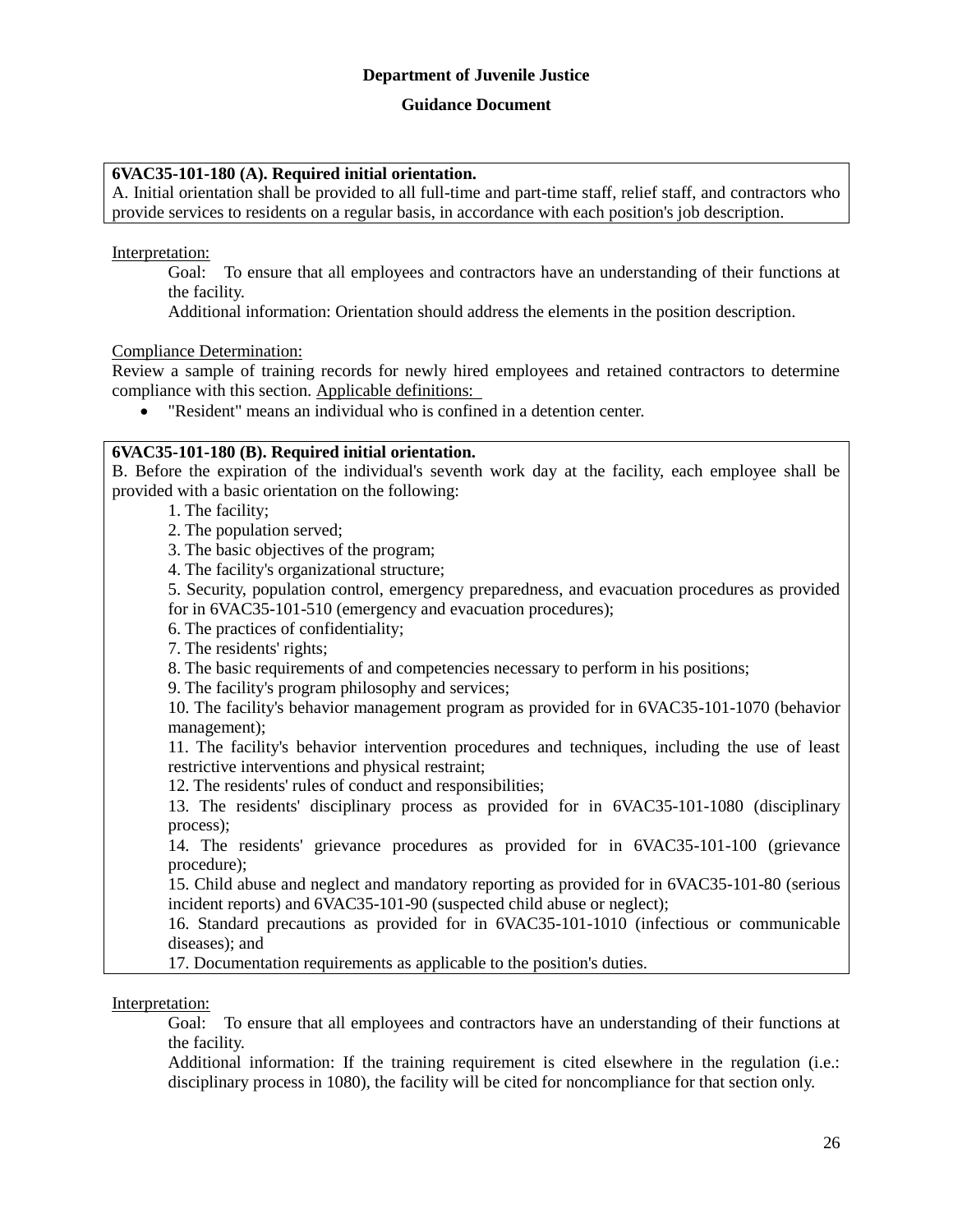**Department of Juvenile Justice**

**Guidance Document**

**6VAC35-101-180 (A). Required initial orientation.**
A. Initial orientation shall be provided to all full-time and part-time staff, relief staff, and contractors who provide services to residents on a regular basis, in accordance with each position's job description.

Interpretation:

Goal: To ensure that all employees and contractors have an understanding of their functions at the facility.

Additional information: Orientation should address the elements in the position description.

Compliance Determination:

Review a sample of training records for newly hired employees and retained contractors to determine compliance with this section. Applicable definitions:

- "Resident" means an individual who is confined in a detention center.

**6VAC35-101-180 (B). Required initial orientation.**
B. Before the expiration of the individual's seventh work day at the facility, each employee shall be provided with a basic orientation on the following:

1. The facility;
2. The population served;
3. The basic objectives of the program;
4. The facility's organizational structure;
5. Security, population control, emergency preparedness, and evacuation procedures as provided for in 6VAC35-101-510 (emergency and evacuation procedures);
6. The practices of confidentiality;
7. The residents' rights;
8. The basic requirements of and competencies necessary to perform in his positions;
9. The facility's program philosophy and services;
10. The facility's behavior management program as provided for in 6VAC35-101-1070 (behavior management);
11. The facility's behavior intervention procedures and techniques, including the use of least restrictive interventions and physical restraint;
12. The residents' rules of conduct and responsibilities;
13. The residents' disciplinary process as provided for in 6VAC35-101-1080 (disciplinary process);
14. The residents' grievance procedures as provided for in 6VAC35-101-100 (grievance procedure);
15. Child abuse and neglect and mandatory reporting as provided for in 6VAC35-101-80 (serious incident reports) and 6VAC35-101-90 (suspected child abuse or neglect);
16. Standard precautions as provided for in 6VAC35-101-1010 (infectious or communicable diseases); and
17. Documentation requirements as applicable to the position's duties.

Interpretation:

Goal: To ensure that all employees and contractors have an understanding of their functions at the facility.

Additional information: If the training requirement is cited elsewhere in the regulation (i.e.: disciplinary process in 1080), the facility will be cited for noncompliance for that section only.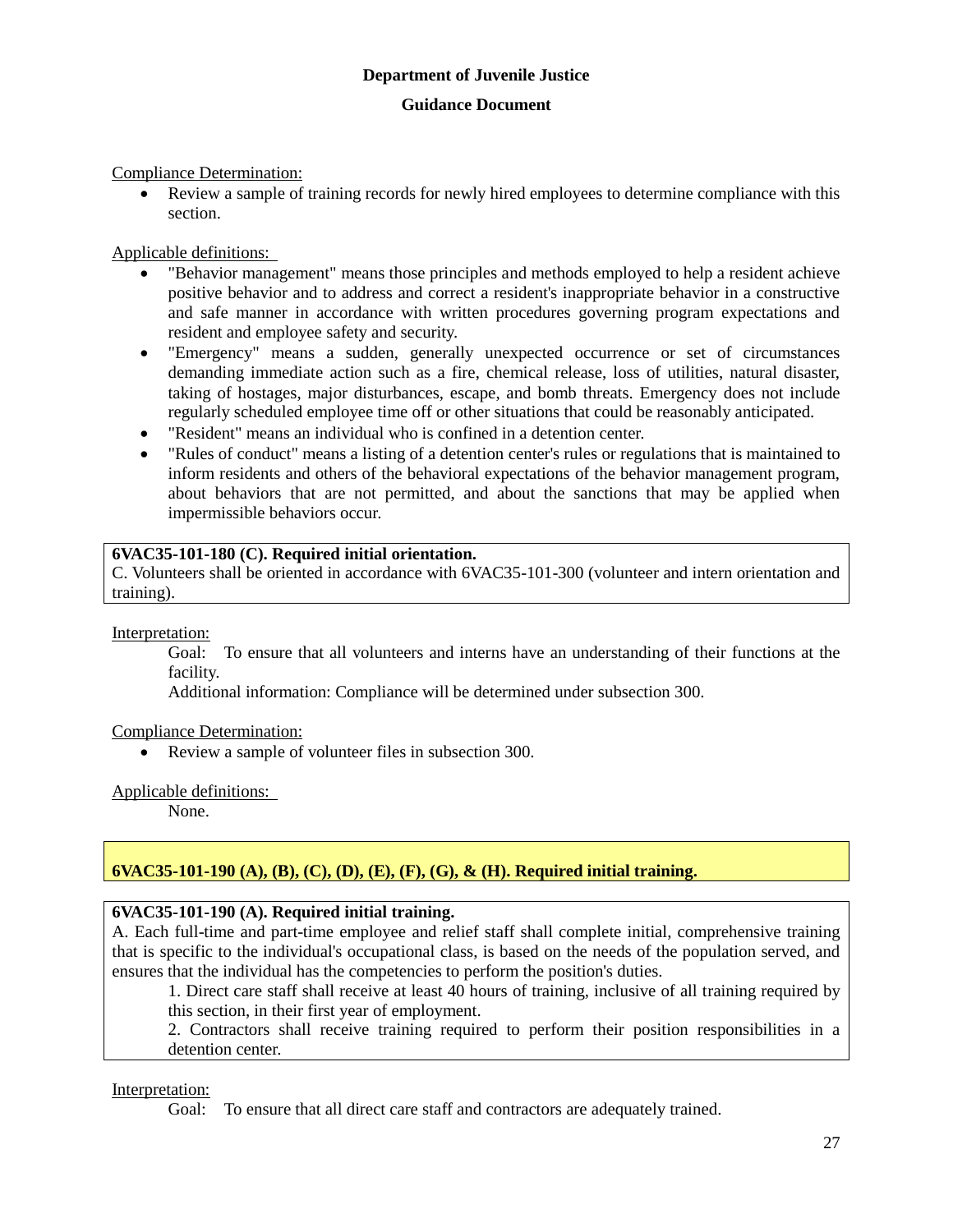Compliance Determination:

- Review a sample of training records for newly hired employees to determine compliance with this section.

Applicable definitions:

- "Behavior management" means those principles and methods employed to help a resident achieve positive behavior and to address and correct a resident's inappropriate behavior in a constructive and safe manner in accordance with written procedures governing program expectations and resident and employee safety and security.
- "Emergency" means a sudden, generally unexpected occurrence or set of circumstances demanding immediate action such as a fire, chemical release, loss of utilities, natural disaster, taking of hostages, major disturbances, escape, and bomb threats. Emergency does not include regularly scheduled employee time off or other situations that could be reasonably anticipated.
- "Resident" means an individual who is confined in a detention center.
- "Rules of conduct" means a listing of a detention center's rules or regulations that is maintained to inform residents and others of the behavioral expectations of the behavior management program, about behaviors that are not permitted, and about the sanctions that may be applied when impermissible behaviors occur.

**6VAC35-101-180 (C). Required initial orientation.**
C. Volunteers shall be oriented in accordance with 6VAC35-101-300 (volunteer and intern orientation and training).

Interpretation:

Goal: To ensure that all volunteers and interns have an understanding of their functions at the facility.

Additional information: Compliance will be determined under subsection 300.

Compliance Determination:

- Review a sample of volunteer files in subsection 300.

Applicable definitions:

None.

**6VAC35-101-190 (A), (B), (C), (D), (E), (F), (G), & (H). Required initial training.**

**6VAC35-101-190 (A). Required initial training.**
A. Each full-time and part-time employee and relief staff shall complete initial, comprehensive training that is specific to the individual's occupational class, is based on the needs of the population served, and ensures that the individual has the competencies to perform the position's duties.

1. Direct care staff shall receive at least 40 hours of training, inclusive of all training required by this section, in their first year of employment.
2. Contractors shall receive training required to perform their position responsibilities in a detention center.

Interpretation:

Goal: To ensure that all direct care staff and contractors are adequately trained.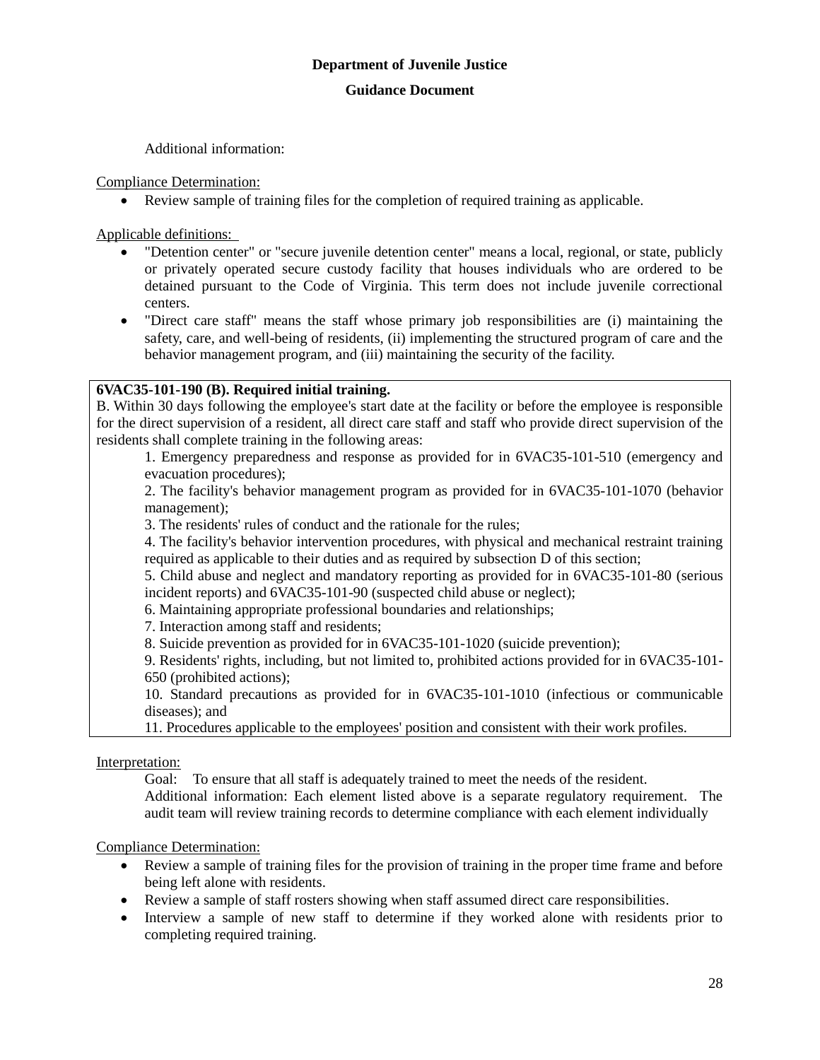Additional information:

Compliance Determination:

- Review sample of training files for the completion of required training as applicable.

Applicable definitions:

- "Detention center" or "secure juvenile detention center" means a local, regional, or state, publicly or privately operated secure custody facility that houses individuals who are ordered to be detained pursuant to the Code of Virginia. This term does not include juvenile correctional centers.
- "Direct care staff" means the staff whose primary job responsibilities are (i) maintaining the safety, care, and well-being of residents, (ii) implementing the structured program of care and the behavior management program, and (iii) maintaining the security of the facility.

**6VAC35-101-190 (B). Required initial training.**

B. Within 30 days following the employee's start date at the facility or before the employee is responsible for the direct supervision of a resident, all direct care staff and staff who provide direct supervision of the residents shall complete training in the following areas:

1. Emergency preparedness and response as provided for in 6VAC35-101-510 (emergency and evacuation procedures);
2. The facility's behavior management program as provided for in 6VAC35-101-1070 (behavior management);
3. The residents' rules of conduct and the rationale for the rules;
4. The facility's behavior intervention procedures, with physical and mechanical restraint training required as applicable to their duties and as required by subsection D of this section;
5. Child abuse and neglect and mandatory reporting as provided for in 6VAC35-101-80 (serious incident reports) and 6VAC35-101-90 (suspected child abuse or neglect);
6. Maintaining appropriate professional boundaries and relationships;
7. Interaction among staff and residents;
8. Suicide prevention as provided for in 6VAC35-101-1020 (suicide prevention);
9. Residents' rights, including, but not limited to, prohibited actions provided for in 6VAC35-101-650 (prohibited actions);
10. Standard precautions as provided for in 6VAC35-101-1010 (infectious or communicable diseases); and
11. Procedures applicable to the employees' position and consistent with their work profiles.

Interpretation:

Goal: To ensure that all staff is adequately trained to meet the needs of the resident.

Additional information: Each element listed above is a separate regulatory requirement. The audit team will review training records to determine compliance with each element individually

Compliance Determination:

- Review a sample of training files for the provision of training in the proper time frame and before being left alone with residents.
- Review a sample of staff rosters showing when staff assumed direct care responsibilities.
- Interview a sample of new staff to determine if they worked alone with residents prior to completing required training.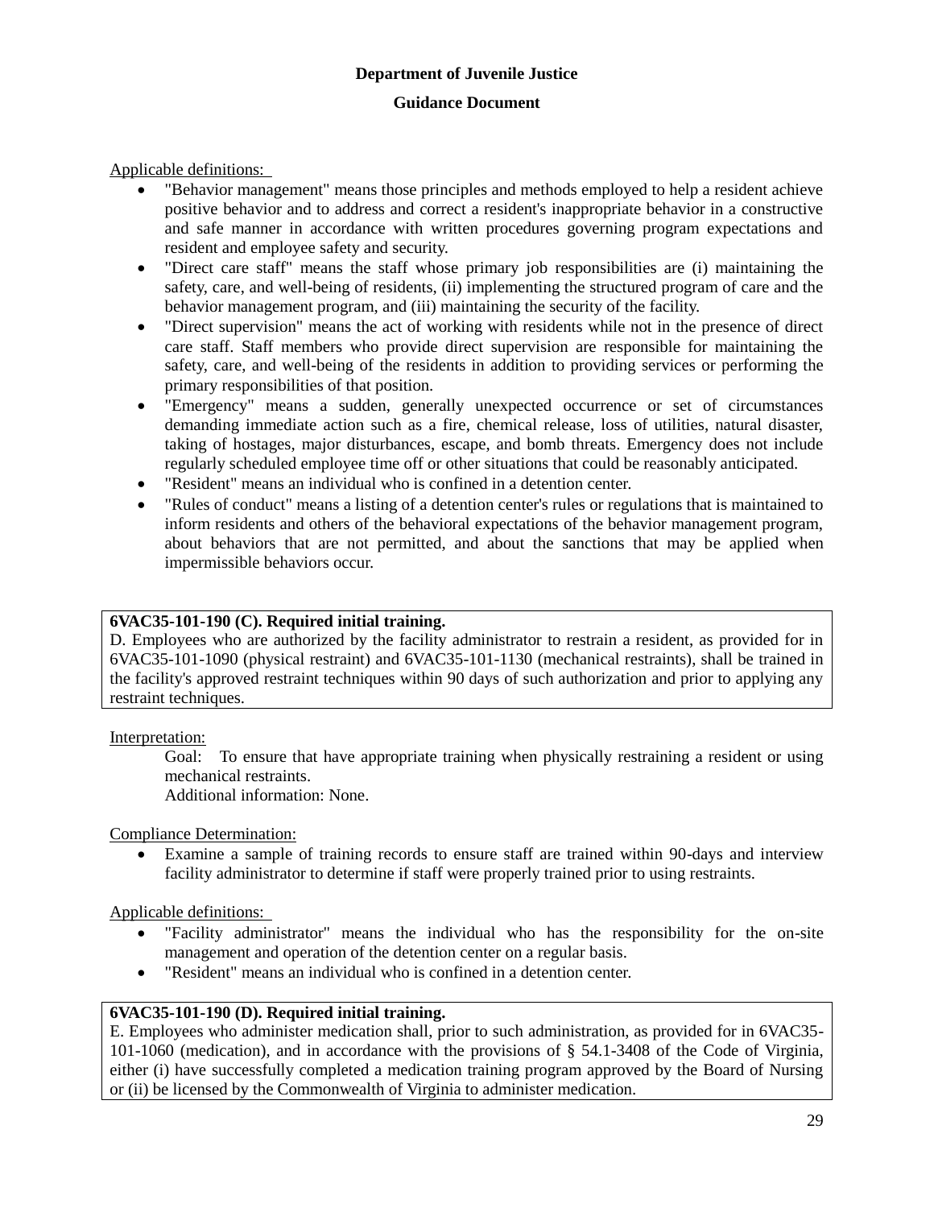**Department of Juvenile Justice**

**Guidance Document**

Applicable definitions:

- "Behavior management" means those principles and methods employed to help a resident achieve positive behavior and to address and correct a resident's inappropriate behavior in a constructive and safe manner in accordance with written procedures governing program expectations and resident and employee safety and security.
- "Direct care staff" means the staff whose primary job responsibilities are (i) maintaining the safety, care, and well-being of residents, (ii) implementing the structured program of care and the behavior management program, and (iii) maintaining the security of the facility.
- "Direct supervision" means the act of working with residents while not in the presence of direct care staff. Staff members who provide direct supervision are responsible for maintaining the safety, care, and well-being of the residents in addition to providing services or performing the primary responsibilities of that position.
- "Emergency" means a sudden, generally unexpected occurrence or set of circumstances demanding immediate action such as a fire, chemical release, loss of utilities, natural disaster, taking of hostages, major disturbances, escape, and bomb threats. Emergency does not include regularly scheduled employee time off or other situations that could be reasonably anticipated.
- "Resident" means an individual who is confined in a detention center.
- "Rules of conduct" means a listing of a detention center's rules or regulations that is maintained to inform residents and others of the behavioral expectations of the behavior management program, about behaviors that are not permitted, and about the sanctions that may be applied when impermissible behaviors occur.

**6VAC35-101-190 (C). Required initial training.**

D. Employees who are authorized by the facility administrator to restrain a resident, as provided for in 6VAC35-101-1090 (physical restraint) and 6VAC35-101-1130 (mechanical restraints), shall be trained in the facility's approved restraint techniques within 90 days of such authorization and prior to applying any restraint techniques.

Interpretation:

Goal: To ensure that have appropriate training when physically restraining a resident or using mechanical restraints.

Additional information: None.

Compliance Determination:

- Examine a sample of training records to ensure staff are trained within 90-days and interview facility administrator to determine if staff were properly trained prior to using restraints.

Applicable definitions:

- "Facility administrator" means the individual who has the responsibility for the on-site management and operation of the detention center on a regular basis.
- "Resident" means an individual who is confined in a detention center.

**6VAC35-101-190 (D). Required initial training.**

E. Employees who administer medication shall, prior to such administration, as provided for in 6VAC35-101-1060 (medication), and in accordance with the provisions of § 54.1-3408 of the Code of Virginia, either (i) have successfully completed a medication training program approved by the Board of Nursing or (ii) be licensed by the Commonwealth of Virginia to administer medication.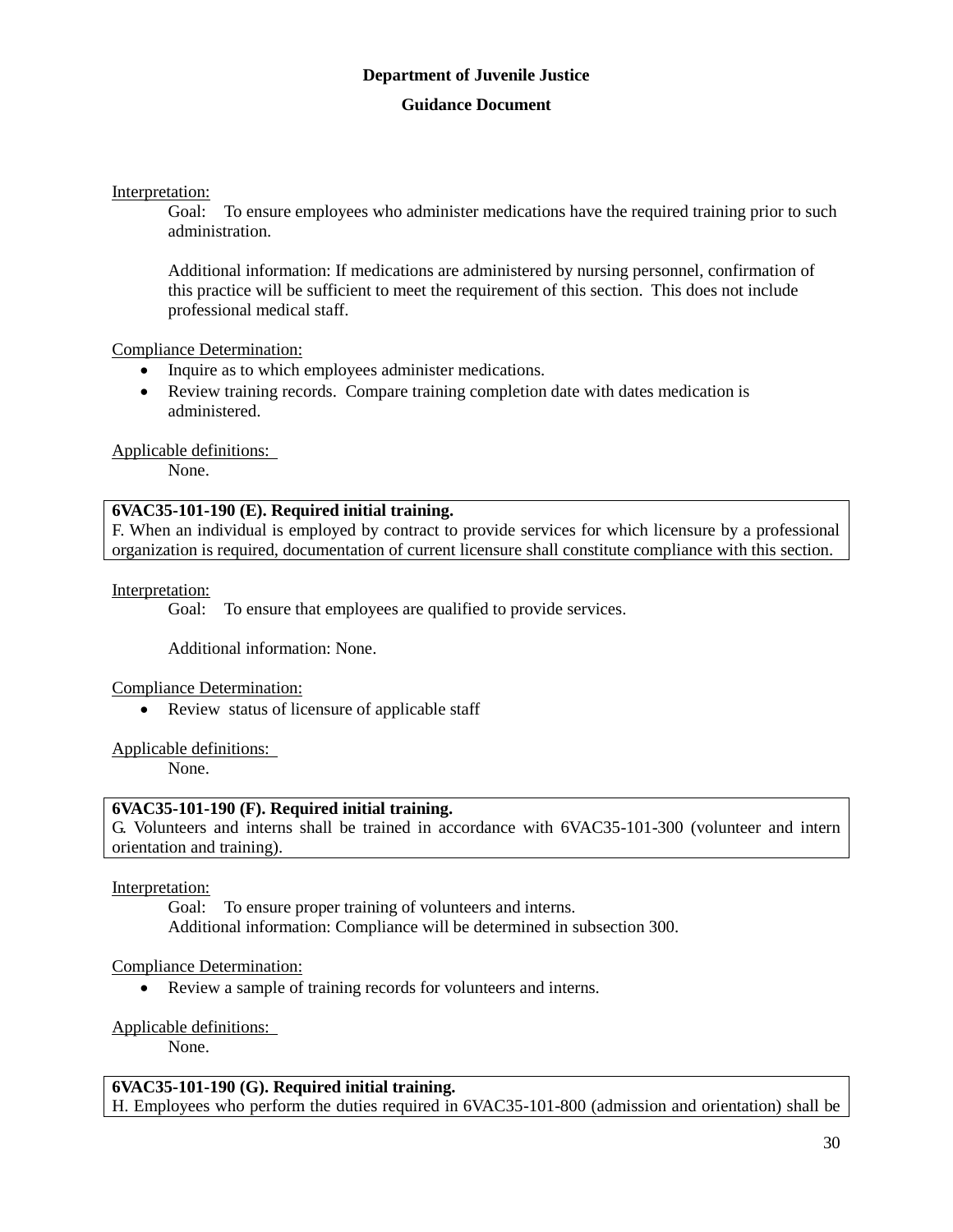Interpretation:

Goal: To ensure employees who administer medications have the required training prior to such administration.

Additional information: If medications are administered by nursing personnel, confirmation of this practice will be sufficient to meet the requirement of this section. This does not include professional medical staff.

Compliance Determination:

- Inquire as to which employees administer medications.
- Review training records. Compare training completion date with dates medication is administered.

Applicable definitions:

None.

| **6VAC35-101-190 (E). Required initial training.** |
|---|
| F. When an individual is employed by contract to provide services for which licensure by a professional organization is required, documentation of current licensure shall constitute compliance with this section. |

Interpretation:

Goal: To ensure that employees are qualified to provide services.

Additional information: None.

Compliance Determination:

- Review status of licensure of applicable staff

Applicable definitions:

None.

| **6VAC35-101-190 (F). Required initial training.** |
|---|
| G. Volunteers and interns shall be trained in accordance with 6VAC35-101-300 (volunteer and intern orientation and training). |

Interpretation:

Goal: To ensure proper training of volunteers and interns.

Additional information: Compliance will be determined in subsection 300.

Compliance Determination:

- Review a sample of training records for volunteers and interns.

Applicable definitions:

None.

| **6VAC35-101-190 (G). Required initial training.** |
|---|
| H. Employees who perform the duties required in 6VAC35-101-800 (admission and orientation) shall be |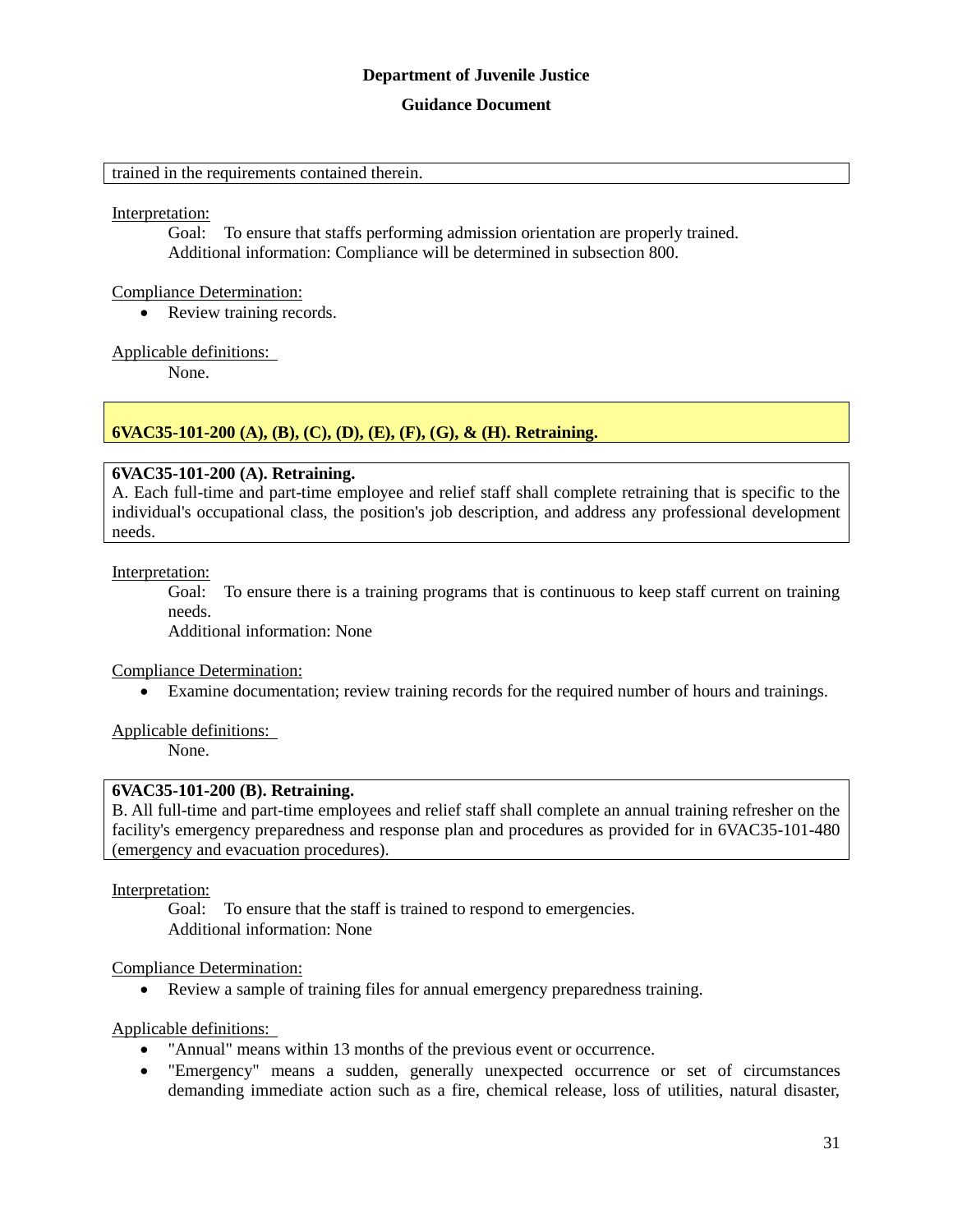trained in the requirements contained therein.

Interpretation:

Goal: To ensure that staffs performing admission orientation are properly trained.
Additional information: Compliance will be determined in subsection 800.

Compliance Determination:

- Review training records.

Applicable definitions:

None.

## 6VAC35-101-200 (A), (B), (C), (D), (E), (F), (G), & (H). Retraining.

**6VAC35-101-200 (A). Retraining.**
A. Each full-time and part-time employee and relief staff shall complete retraining that is specific to the individual's occupational class, the position's job description, and address any professional development needs.

Interpretation:

Goal: To ensure there is a training programs that is continuous to keep staff current on training needs.
Additional information: None

Compliance Determination:

- Examine documentation; review training records for the required number of hours and trainings.

Applicable definitions:

None.

**6VAC35-101-200 (B). Retraining.**
B. All full-time and part-time employees and relief staff shall complete an annual training refresher on the facility's emergency preparedness and response plan and procedures as provided for in 6VAC35-101-480 (emergency and evacuation procedures).

Interpretation:

Goal: To ensure that the staff is trained to respond to emergencies.
Additional information: None

Compliance Determination:

- Review a sample of training files for annual emergency preparedness training.

Applicable definitions:

- "Annual" means within 13 months of the previous event or occurrence.
- "Emergency" means a sudden, generally unexpected occurrence or set of circumstances demanding immediate action such as a fire, chemical release, loss of utilities, natural disaster,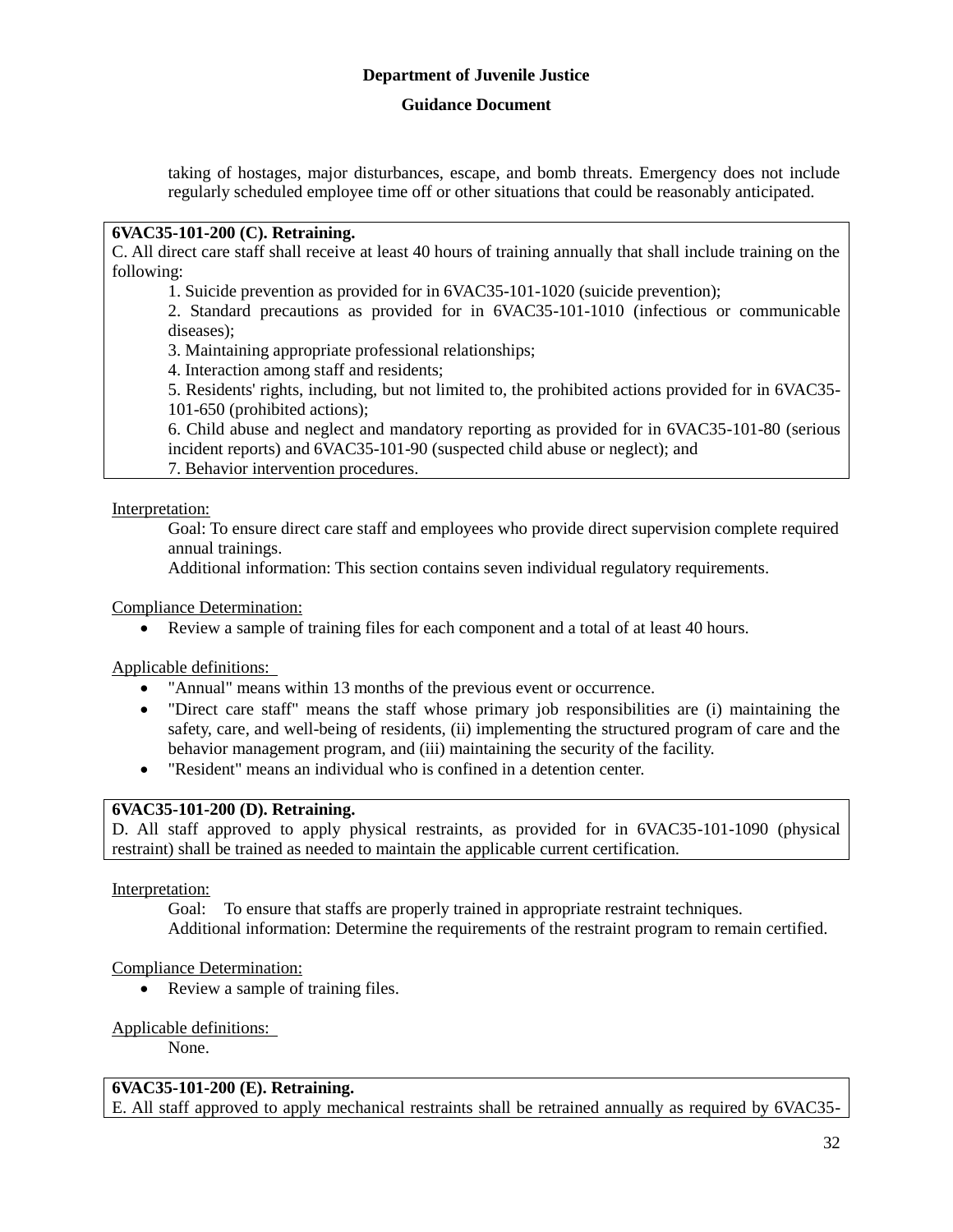taking of hostages, major disturbances, escape, and bomb threats. Emergency does not include regularly scheduled employee time off or other situations that could be reasonably anticipated.

**6VAC35-101-200 (C). Retraining.**
C. All direct care staff shall receive at least 40 hours of training annually that shall include training on the following:

1. Suicide prevention as provided for in 6VAC35-101-1020 (suicide prevention);
2. Standard precautions as provided for in 6VAC35-101-1010 (infectious or communicable diseases);
3. Maintaining appropriate professional relationships;
4. Interaction among staff and residents;
5. Residents' rights, including, but not limited to, the prohibited actions provided for in 6VAC35-101-650 (prohibited actions);
6. Child abuse and neglect and mandatory reporting as provided for in 6VAC35-101-80 (serious incident reports) and 6VAC35-101-90 (suspected child abuse or neglect); and
7. Behavior intervention procedures.

Interpretation:

Goal: To ensure direct care staff and employees who provide direct supervision complete required annual trainings.

Additional information: This section contains seven individual regulatory requirements.

Compliance Determination:

- Review a sample of training files for each component and a total of at least 40 hours.

Applicable definitions:

- "Annual" means within 13 months of the previous event or occurrence.
- "Direct care staff" means the staff whose primary job responsibilities are (i) maintaining the safety, care, and well-being of residents, (ii) implementing the structured program of care and the behavior management program, and (iii) maintaining the security of the facility.
- "Resident" means an individual who is confined in a detention center.

**6VAC35-101-200 (D). Retraining.**
D. All staff approved to apply physical restraints, as provided for in 6VAC35-101-1090 (physical restraint) shall be trained as needed to maintain the applicable current certification.

Interpretation:

Goal: To ensure that staffs are properly trained in appropriate restraint techniques.

Additional information: Determine the requirements of the restraint program to remain certified.

Compliance Determination:

- Review a sample of training files.

Applicable definitions:

None.

**6VAC35-101-200 (E). Retraining.**
E. All staff approved to apply mechanical restraints shall be retrained annually as required by 6VAC35-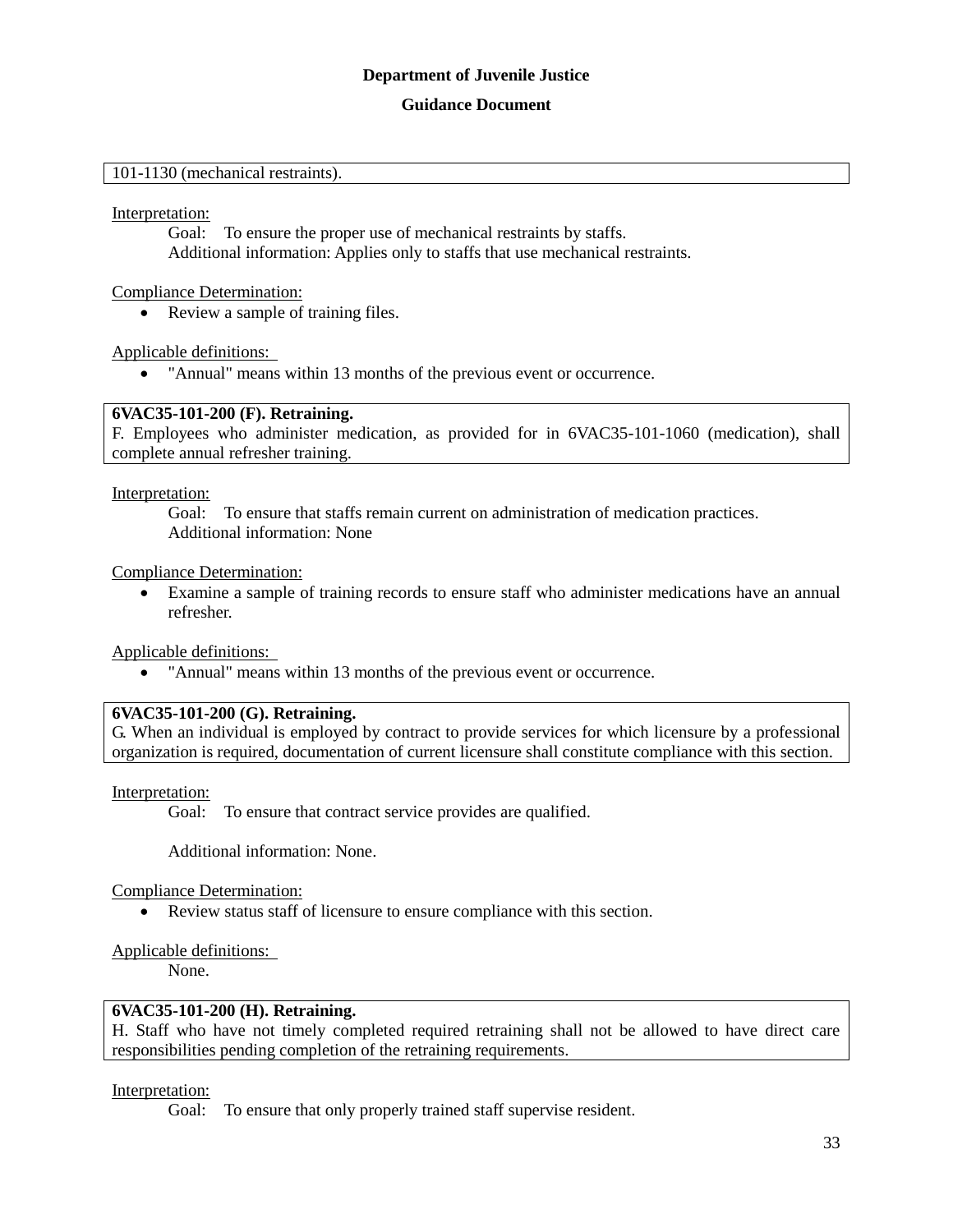**Department of Juvenile Justice**

**Guidance Document**

101-1130 (mechanical restraints).

Interpretation:

Goal: To ensure the proper use of mechanical restraints by staffs.

Additional information: Applies only to staffs that use mechanical restraints.

Compliance Determination:

- Review a sample of training files.

Applicable definitions:

- "Annual" means within 13 months of the previous event or occurrence.

**6VAC35-101-200 (F). Retraining.**
F. Employees who administer medication, as provided for in 6VAC35-101-1060 (medication), shall complete annual refresher training.

Interpretation:

Goal: To ensure that staffs remain current on administration of medication practices.

Additional information: None

Compliance Determination:

- Examine a sample of training records to ensure staff who administer medications have an annual refresher.

Applicable definitions:

- "Annual" means within 13 months of the previous event or occurrence.

**6VAC35-101-200 (G). Retraining.**
G. When an individual is employed by contract to provide services for which licensure by a professional organization is required, documentation of current licensure shall constitute compliance with this section.

Interpretation:

Goal: To ensure that contract service provides are qualified.

Additional information: None.

Compliance Determination:

- Review status staff of licensure to ensure compliance with this section.

Applicable definitions:

None.

**6VAC35-101-200 (H). Retraining.**
H. Staff who have not timely completed required retraining shall not be allowed to have direct care responsibilities pending completion of the retraining requirements.

Interpretation:

Goal: To ensure that only properly trained staff supervise resident.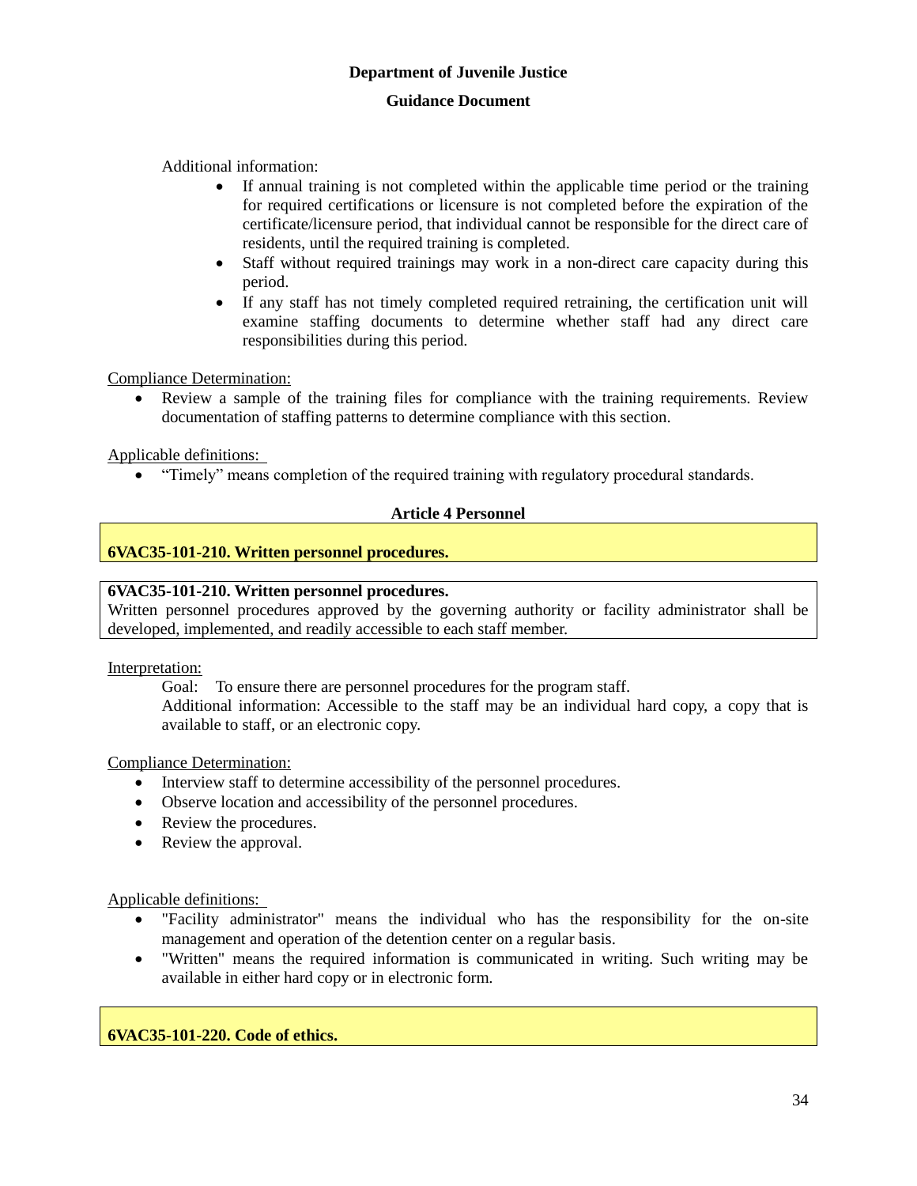Additional information:

- If annual training is not completed within the applicable time period or the training for required certifications or licensure is not completed before the expiration of the certificate/licensure period, that individual cannot be responsible for the direct care of residents, until the required training is completed.
- Staff without required trainings may work in a non-direct care capacity during this period.
- If any staff has not timely completed required retraining, the certification unit will examine staffing documents to determine whether staff had any direct care responsibilities during this period.

Compliance Determination:

- Review a sample of the training files for compliance with the training requirements. Review documentation of staffing patterns to determine compliance with this section.

Applicable definitions:

- "Timely" means completion of the required training with regulatory procedural standards.

## Article 4 Personnel

### 6VAC35-101-210. Written personnel procedures.

**6VAC35-101-210. Written personnel procedures.**
Written personnel procedures approved by the governing authority or facility administrator shall be developed, implemented, and readily accessible to each staff member.

Interpretation:

Goal: To ensure there are personnel procedures for the program staff.

Additional information: Accessible to the staff may be an individual hard copy, a copy that is available to staff, or an electronic copy.

Compliance Determination:

- Interview staff to determine accessibility of the personnel procedures.
- Observe location and accessibility of the personnel procedures.
- Review the procedures.
- Review the approval.

Applicable definitions:

- "Facility administrator" means the individual who has the responsibility for the on-site management and operation of the detention center on a regular basis.
- "Written" means the required information is communicated in writing. Such writing may be available in either hard copy or in electronic form.

### 6VAC35-101-220. Code of ethics.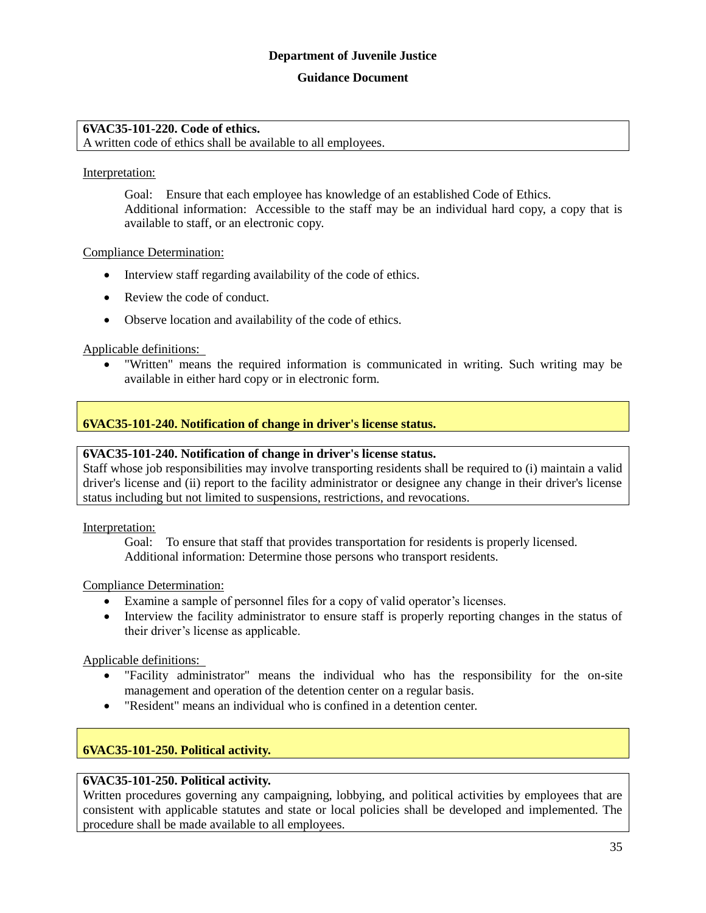**Department of Juvenile Justice**

**Guidance Document**

**6VAC35-101-220. Code of ethics.**
A written code of ethics shall be available to all employees.

Interpretation:

Goal: Ensure that each employee has knowledge of an established Code of Ethics.
Additional information: Accessible to the staff may be an individual hard copy, a copy that is available to staff, or an electronic copy.

Compliance Determination:

- Interview staff regarding availability of the code of ethics.
- Review the code of conduct.
- Observe location and availability of the code of ethics.

Applicable definitions:

- "Written" means the required information is communicated in writing. Such writing may be available in either hard copy or in electronic form.

## 6VAC35-101-240. Notification of change in driver's license status.

**6VAC35-101-240. Notification of change in driver's license status.**
Staff whose job responsibilities may involve transporting residents shall be required to (i) maintain a valid driver's license and (ii) report to the facility administrator or designee any change in their driver's license status including but not limited to suspensions, restrictions, and revocations.

Interpretation:

Goal: To ensure that staff that provides transportation for residents is properly licensed.
Additional information: Determine those persons who transport residents.

Compliance Determination:

- Examine a sample of personnel files for a copy of valid operator's licenses.
- Interview the facility administrator to ensure staff is properly reporting changes in the status of their driver's license as applicable.

Applicable definitions:

- "Facility administrator" means the individual who has the responsibility for the on-site management and operation of the detention center on a regular basis.
- "Resident" means an individual who is confined in a detention center.

## 6VAC35-101-250. Political activity.

**6VAC35-101-250. Political activity.**
Written procedures governing any campaigning, lobbying, and political activities by employees that are consistent with applicable statutes and state or local policies shall be developed and implemented. The procedure shall be made available to all employees.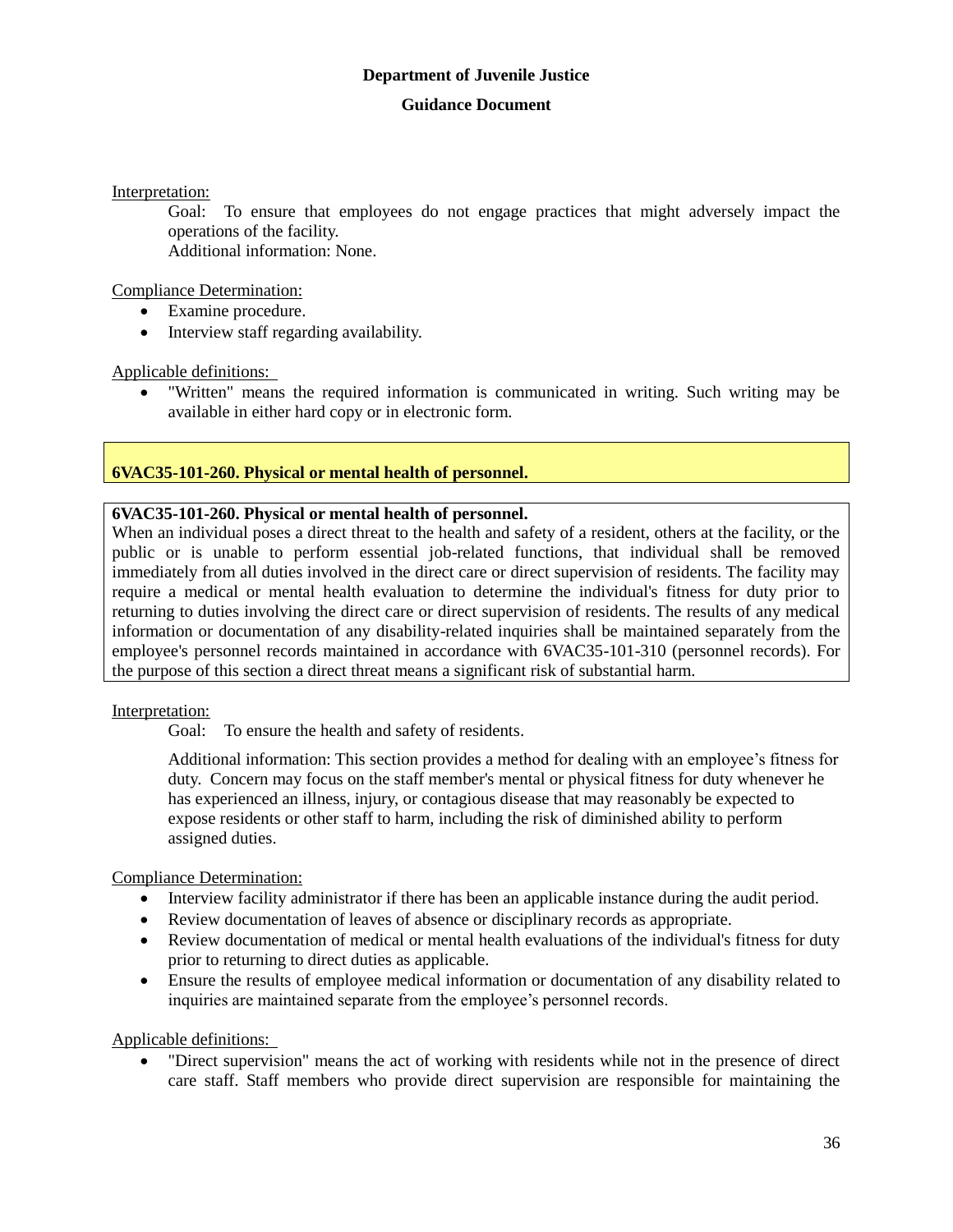Interpretation:

Goal: To ensure that employees do not engage practices that might adversely impact the operations of the facility.

Additional information: None.

Compliance Determination:

- Examine procedure.
- Interview staff regarding availability.

Applicable definitions:

- "Written" means the required information is communicated in writing. Such writing may be available in either hard copy or in electronic form.

## 6VAC35-101-260. Physical or mental health of personnel.

**6VAC35-101-260. Physical or mental health of personnel.**
When an individual poses a direct threat to the health and safety of a resident, others at the facility, or the public or is unable to perform essential job-related functions, that individual shall be removed immediately from all duties involved in the direct care or direct supervision of residents. The facility may require a medical or mental health evaluation to determine the individual's fitness for duty prior to returning to duties involving the direct care or direct supervision of residents. The results of any medical information or documentation of any disability-related inquiries shall be maintained separately from the employee's personnel records maintained in accordance with 6VAC35-101-310 (personnel records). For the purpose of this section a direct threat means a significant risk of substantial harm.

Interpretation:

Goal: To ensure the health and safety of residents.

Additional information: This section provides a method for dealing with an employee's fitness for duty. Concern may focus on the staff member's mental or physical fitness for duty whenever he has experienced an illness, injury, or contagious disease that may reasonably be expected to expose residents or other staff to harm, including the risk of diminished ability to perform assigned duties.

Compliance Determination:

- Interview facility administrator if there has been an applicable instance during the audit period.
- Review documentation of leaves of absence or disciplinary records as appropriate.
- Review documentation of medical or mental health evaluations of the individual's fitness for duty prior to returning to direct duties as applicable.
- Ensure the results of employee medical information or documentation of any disability related to inquiries are maintained separate from the employee's personnel records.

Applicable definitions:

- "Direct supervision" means the act of working with residents while not in the presence of direct care staff. Staff members who provide direct supervision are responsible for maintaining the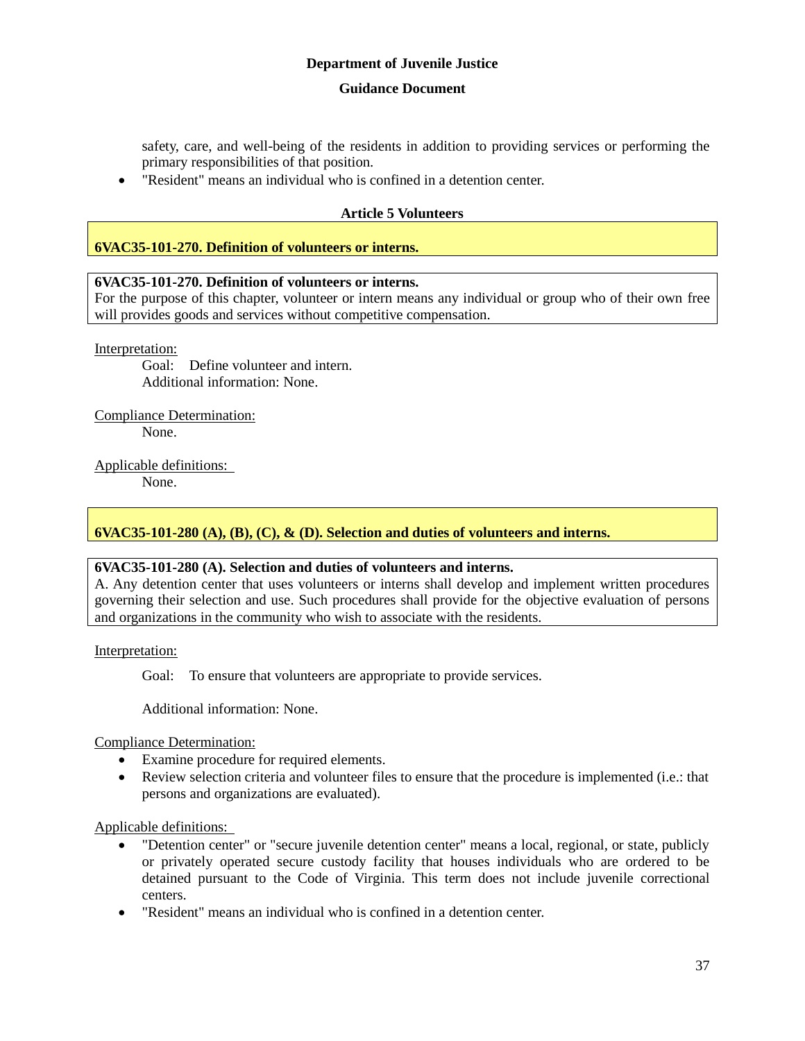safety, care, and well-being of the residents in addition to providing services or performing the primary responsibilities of that position.

- "Resident" means an individual who is confined in a detention center.

## Article 5 Volunteers

### 6VAC35-101-270. Definition of volunteers or interns.

**6VAC35-101-270. Definition of volunteers or interns.**
For the purpose of this chapter, volunteer or intern means any individual or group who of their own free will provides goods and services without competitive compensation.

Interpretation:

Goal: Define volunteer and intern.
Additional information: None.

Compliance Determination:

None.

Applicable definitions:

None.

### 6VAC35-101-280 (A), (B), (C), & (D). Selection and duties of volunteers and interns.

**6VAC35-101-280 (A). Selection and duties of volunteers and interns.**
A. Any detention center that uses volunteers or interns shall develop and implement written procedures governing their selection and use. Such procedures shall provide for the objective evaluation of persons and organizations in the community who wish to associate with the residents.

Interpretation:

Goal: To ensure that volunteers are appropriate to provide services.

Additional information: None.

Compliance Determination:

- Examine procedure for required elements.
- Review selection criteria and volunteer files to ensure that the procedure is implemented (i.e.: that persons and organizations are evaluated).

Applicable definitions:

- "Detention center" or "secure juvenile detention center" means a local, regional, or state, publicly or privately operated secure custody facility that houses individuals who are ordered to be detained pursuant to the Code of Virginia. This term does not include juvenile correctional centers.
- "Resident" means an individual who is confined in a detention center.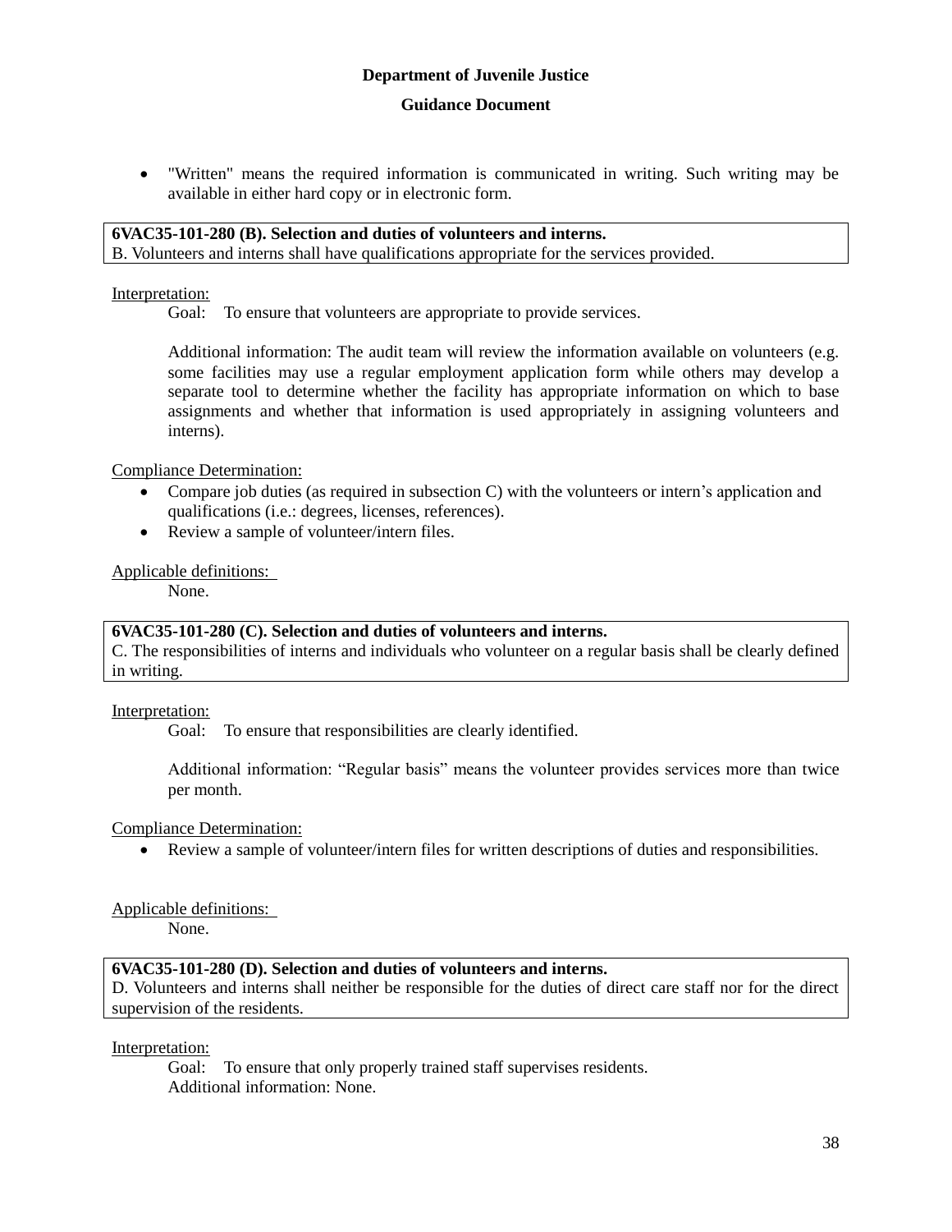- "Written" means the required information is communicated in writing. Such writing may be available in either hard copy or in electronic form.

**6VAC35-101-280 (B). Selection and duties of volunteers and interns.**
B. Volunteers and interns shall have qualifications appropriate for the services provided.

Interpretation:

Goal: To ensure that volunteers are appropriate to provide services.

Additional information: The audit team will review the information available on volunteers (e.g. some facilities may use a regular employment application form while others may develop a separate tool to determine whether the facility has appropriate information on which to base assignments and whether that information is used appropriately in assigning volunteers and interns).

Compliance Determination:

- Compare job duties (as required in subsection C) with the volunteers or intern's application and qualifications (i.e.: degrees, licenses, references).
- Review a sample of volunteer/intern files.

Applicable definitions:

None.

**6VAC35-101-280 (C). Selection and duties of volunteers and interns.**
C. The responsibilities of interns and individuals who volunteer on a regular basis shall be clearly defined in writing.

Interpretation:

Goal: To ensure that responsibilities are clearly identified.

Additional information: "Regular basis" means the volunteer provides services more than twice per month.

Compliance Determination:

- Review a sample of volunteer/intern files for written descriptions of duties and responsibilities.

Applicable definitions:

None.

**6VAC35-101-280 (D). Selection and duties of volunteers and interns.**
D. Volunteers and interns shall neither be responsible for the duties of direct care staff nor for the direct supervision of the residents.

Interpretation:

Goal: To ensure that only properly trained staff supervises residents.
Additional information: None.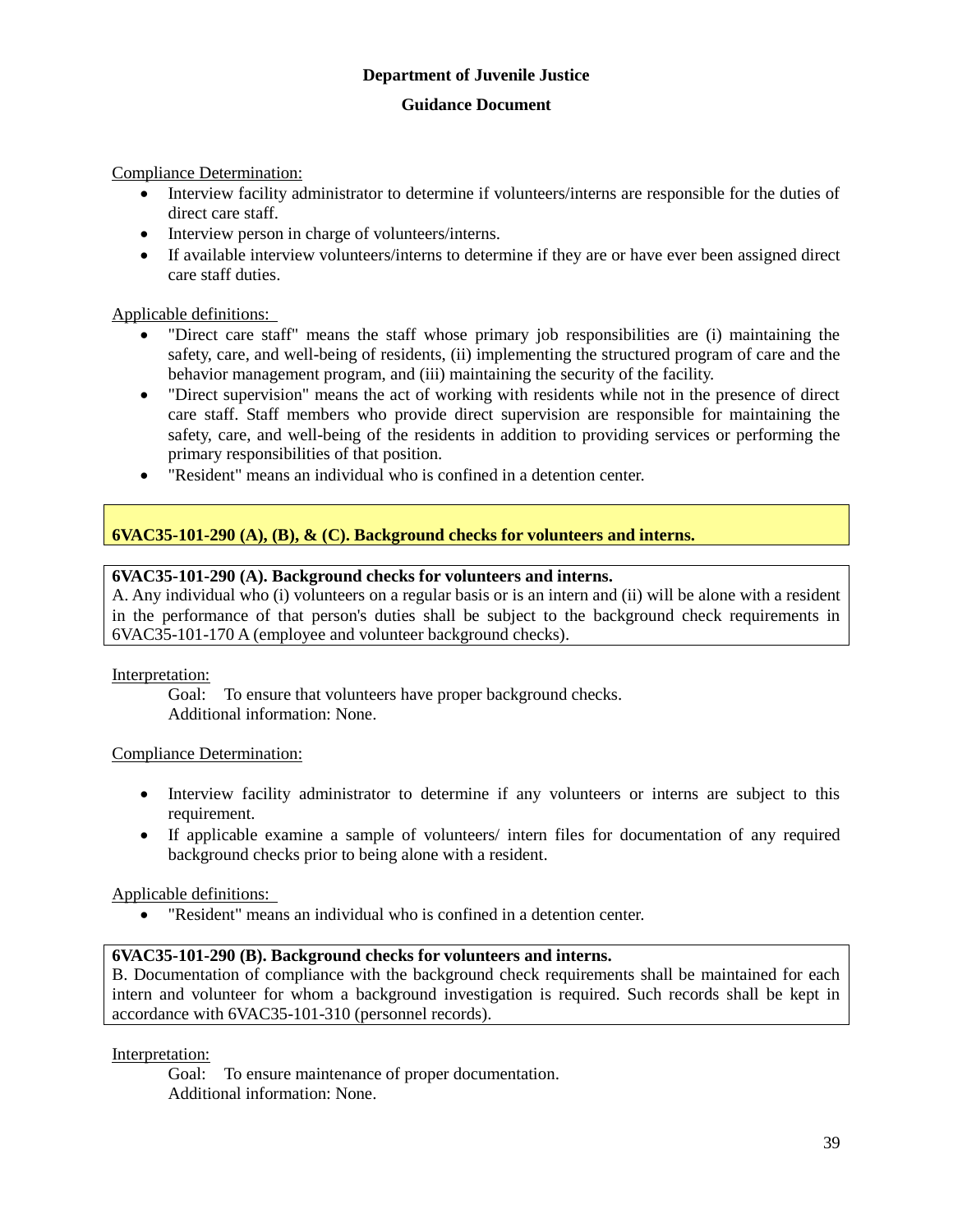Compliance Determination:

- Interview facility administrator to determine if volunteers/interns are responsible for the duties of direct care staff.
- Interview person in charge of volunteers/interns.
- If available interview volunteers/interns to determine if they are or have ever been assigned direct care staff duties.

Applicable definitions:

- "Direct care staff" means the staff whose primary job responsibilities are (i) maintaining the safety, care, and well-being of residents, (ii) implementing the structured program of care and the behavior management program, and (iii) maintaining the security of the facility.
- "Direct supervision" means the act of working with residents while not in the presence of direct care staff. Staff members who provide direct supervision are responsible for maintaining the safety, care, and well-being of the residents in addition to providing services or performing the primary responsibilities of that position.
- "Resident" means an individual who is confined in a detention center.

## 6VAC35-101-290 (A), (B), & (C). Background checks for volunteers and interns.

**6VAC35-101-290 (A). Background checks for volunteers and interns.**
A. Any individual who (i) volunteers on a regular basis or is an intern and (ii) will be alone with a resident in the performance of that person's duties shall be subject to the background check requirements in 6VAC35-101-170 A (employee and volunteer background checks).

Interpretation:

Goal: To ensure that volunteers have proper background checks.
Additional information: None.

Compliance Determination:

- Interview facility administrator to determine if any volunteers or interns are subject to this requirement.
- If applicable examine a sample of volunteers/ intern files for documentation of any required background checks prior to being alone with a resident.

Applicable definitions:

- "Resident" means an individual who is confined in a detention center.

**6VAC35-101-290 (B). Background checks for volunteers and interns.**
B. Documentation of compliance with the background check requirements shall be maintained for each intern and volunteer for whom a background investigation is required. Such records shall be kept in accordance with 6VAC35-101-310 (personnel records).

Interpretation:

Goal: To ensure maintenance of proper documentation.
Additional information: None.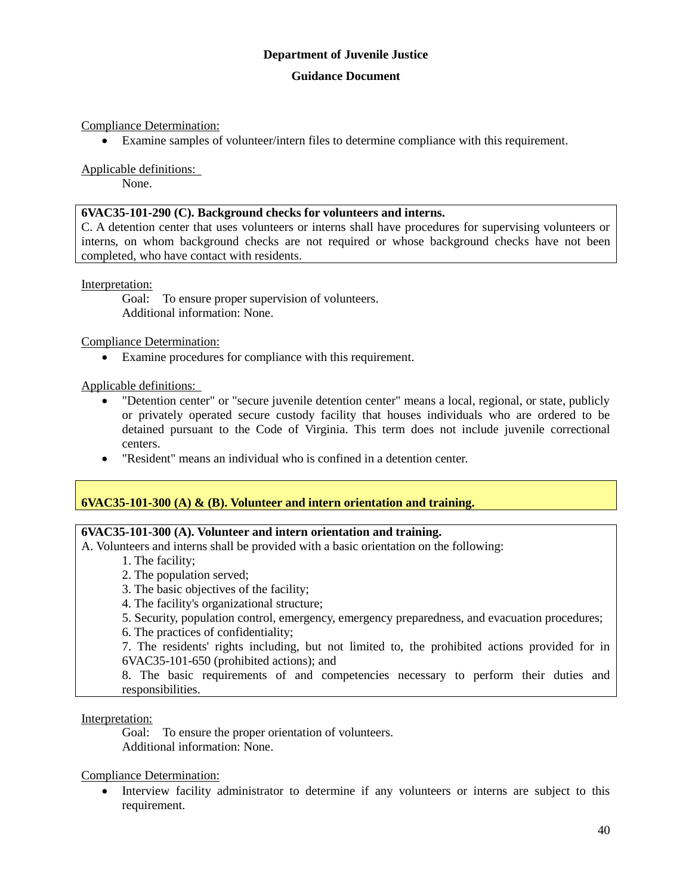Compliance Determination:

- Examine samples of volunteer/intern files to determine compliance with this requirement.

Applicable definitions:

None.

**6VAC35-101-290 (C). Background checks for volunteers and interns.**
C. A detention center that uses volunteers or interns shall have procedures for supervising volunteers or interns, on whom background checks are not required or whose background checks have not been completed, who have contact with residents.

Interpretation:

Goal: To ensure proper supervision of volunteers.
Additional information: None.

Compliance Determination:

- Examine procedures for compliance with this requirement.

Applicable definitions:

- "Detention center" or "secure juvenile detention center" means a local, regional, or state, publicly or privately operated secure custody facility that houses individuals who are ordered to be detained pursuant to the Code of Virginia. This term does not include juvenile correctional centers.
- "Resident" means an individual who is confined in a detention center.

## 6VAC35-101-300 (A) & (B). Volunteer and intern orientation and training.

**6VAC35-101-300 (A). Volunteer and intern orientation and training.**
A. Volunteers and interns shall be provided with a basic orientation on the following:

1. The facility;
2. The population served;
3. The basic objectives of the facility;
4. The facility's organizational structure;
5. Security, population control, emergency, emergency preparedness, and evacuation procedures;
6. The practices of confidentiality;
7. The residents' rights including, but not limited to, the prohibited actions provided for in 6VAC35-101-650 (prohibited actions); and
8. The basic requirements of and competencies necessary to perform their duties and responsibilities.

Interpretation:

Goal: To ensure the proper orientation of volunteers.
Additional information: None.

Compliance Determination:

- Interview facility administrator to determine if any volunteers or interns are subject to this requirement.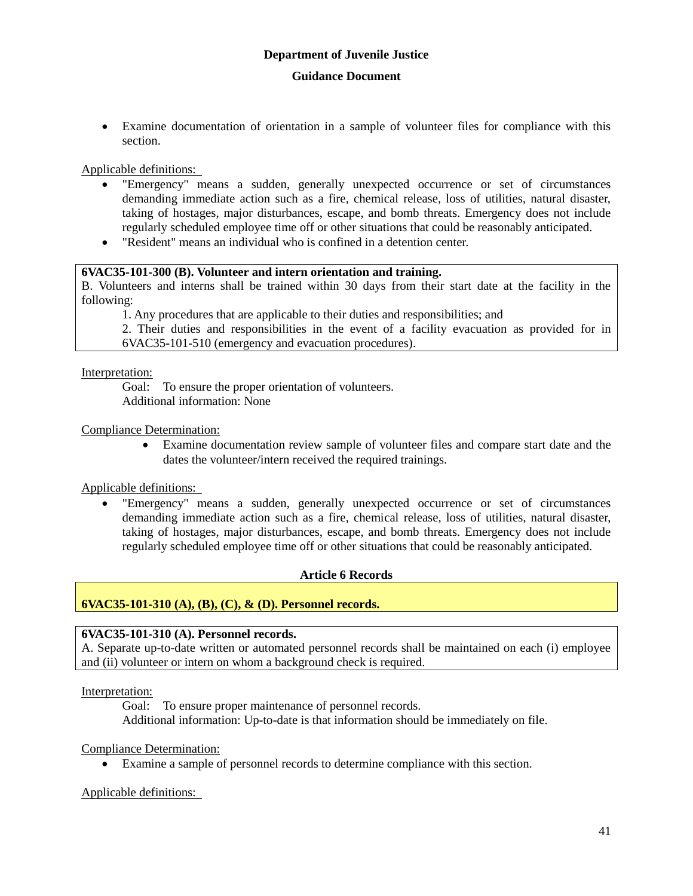- Examine documentation of orientation in a sample of volunteer files for compliance with this section.

Applicable definitions:

- "Emergency" means a sudden, generally unexpected occurrence or set of circumstances demanding immediate action such as a fire, chemical release, loss of utilities, natural disaster, taking of hostages, major disturbances, escape, and bomb threats. Emergency does not include regularly scheduled employee time off or other situations that could be reasonably anticipated.
- "Resident" means an individual who is confined in a detention center.

**6VAC35-101-300 (B). Volunteer and intern orientation and training.**

B. Volunteers and interns shall be trained within 30 days from their start date at the facility in the following:

1. Any procedures that are applicable to their duties and responsibilities; and
2. Their duties and responsibilities in the event of a facility evacuation as provided for in 6VAC35-101-510 (emergency and evacuation procedures).

Interpretation:

Goal: To ensure the proper orientation of volunteers.

Additional information: None

Compliance Determination:

- Examine documentation review sample of volunteer files and compare start date and the dates the volunteer/intern received the required trainings.

Applicable definitions:

- "Emergency" means a sudden, generally unexpected occurrence or set of circumstances demanding immediate action such as a fire, chemical release, loss of utilities, natural disaster, taking of hostages, major disturbances, escape, and bomb threats. Emergency does not include regularly scheduled employee time off or other situations that could be reasonably anticipated.

## Article 6 Records

**6VAC35-101-310 (A), (B), (C), & (D). Personnel records.**

**6VAC35-101-310 (A). Personnel records.**

A. Separate up-to-date written or automated personnel records shall be maintained on each (i) employee and (ii) volunteer or intern on whom a background check is required.

Interpretation:

Goal: To ensure proper maintenance of personnel records.

Additional information: Up-to-date is that information should be immediately on file.

Compliance Determination:

- Examine a sample of personnel records to determine compliance with this section.

Applicable definitions: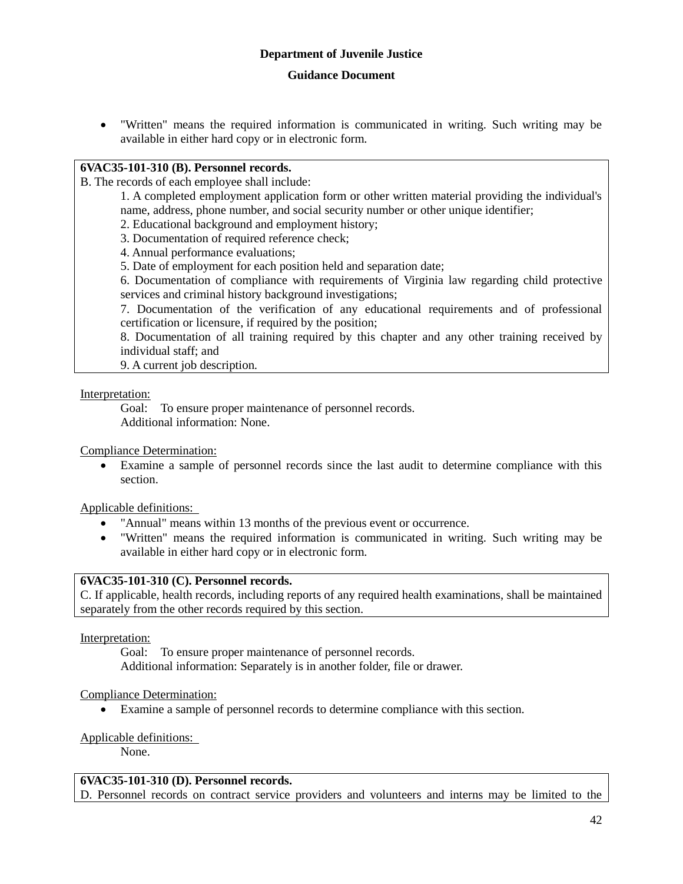- "Written" means the required information is communicated in writing. Such writing may be available in either hard copy or in electronic form.

**6VAC35-101-310 (B). Personnel records.**

B. The records of each employee shall include:

1. A completed employment application form or other written material providing the individual's name, address, phone number, and social security number or other unique identifier;
2. Educational background and employment history;
3. Documentation of required reference check;
4. Annual performance evaluations;
5. Date of employment for each position held and separation date;
6. Documentation of compliance with requirements of Virginia law regarding child protective services and criminal history background investigations;
7. Documentation of the verification of any educational requirements and of professional certification or licensure, if required by the position;
8. Documentation of all training required by this chapter and any other training received by individual staff; and
9. A current job description.

Interpretation:

Goal: To ensure proper maintenance of personnel records.

Additional information: None.

Compliance Determination:

- Examine a sample of personnel records since the last audit to determine compliance with this section.

Applicable definitions:

- "Annual" means within 13 months of the previous event or occurrence.
- "Written" means the required information is communicated in writing. Such writing may be available in either hard copy or in electronic form.

**6VAC35-101-310 (C). Personnel records.**

C. If applicable, health records, including reports of any required health examinations, shall be maintained separately from the other records required by this section.

Interpretation:

Goal: To ensure proper maintenance of personnel records.

Additional information: Separately is in another folder, file or drawer.

Compliance Determination:

- Examine a sample of personnel records to determine compliance with this section.

Applicable definitions:

None.

**6VAC35-101-310 (D). Personnel records.**

D. Personnel records on contract service providers and volunteers and interns may be limited to the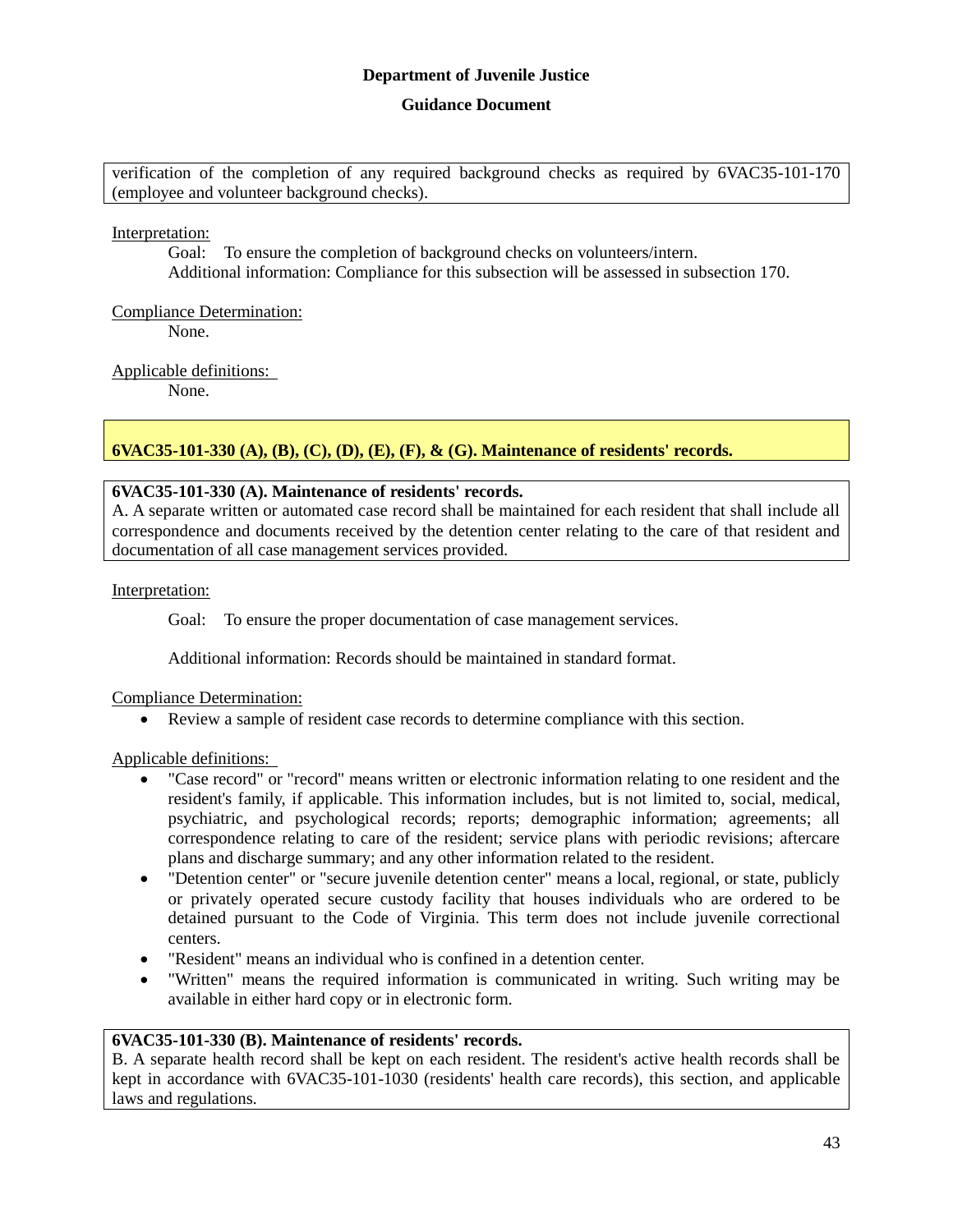verification of the completion of any required background checks as required by 6VAC35-101-170 (employee and volunteer background checks).

Interpretation:

Goal: To ensure the completion of background checks on volunteers/intern.

Additional information: Compliance for this subsection will be assessed in subsection 170.

Compliance Determination:

None.

Applicable definitions:

None.

## 6VAC35-101-330 (A), (B), (C), (D), (E), (F), & (G). Maintenance of residents' records.

**6VAC35-101-330 (A). Maintenance of residents' records.**

A. A separate written or automated case record shall be maintained for each resident that shall include all correspondence and documents received by the detention center relating to the care of that resident and documentation of all case management services provided.

Interpretation:

Goal: To ensure the proper documentation of case management services.

Additional information: Records should be maintained in standard format.

Compliance Determination:

- Review a sample of resident case records to determine compliance with this section.

Applicable definitions:

- "Case record" or "record" means written or electronic information relating to one resident and the resident's family, if applicable. This information includes, but is not limited to, social, medical, psychiatric, and psychological records; reports; demographic information; agreements; all correspondence relating to care of the resident; service plans with periodic revisions; aftercare plans and discharge summary; and any other information related to the resident.
- "Detention center" or "secure juvenile detention center" means a local, regional, or state, publicly or privately operated secure custody facility that houses individuals who are ordered to be detained pursuant to the Code of Virginia. This term does not include juvenile correctional centers.
- "Resident" means an individual who is confined in a detention center.
- "Written" means the required information is communicated in writing. Such writing may be available in either hard copy or in electronic form.

**6VAC35-101-330 (B). Maintenance of residents' records.**

B. A separate health record shall be kept on each resident. The resident's active health records shall be kept in accordance with 6VAC35-101-1030 (residents' health care records), this section, and applicable laws and regulations.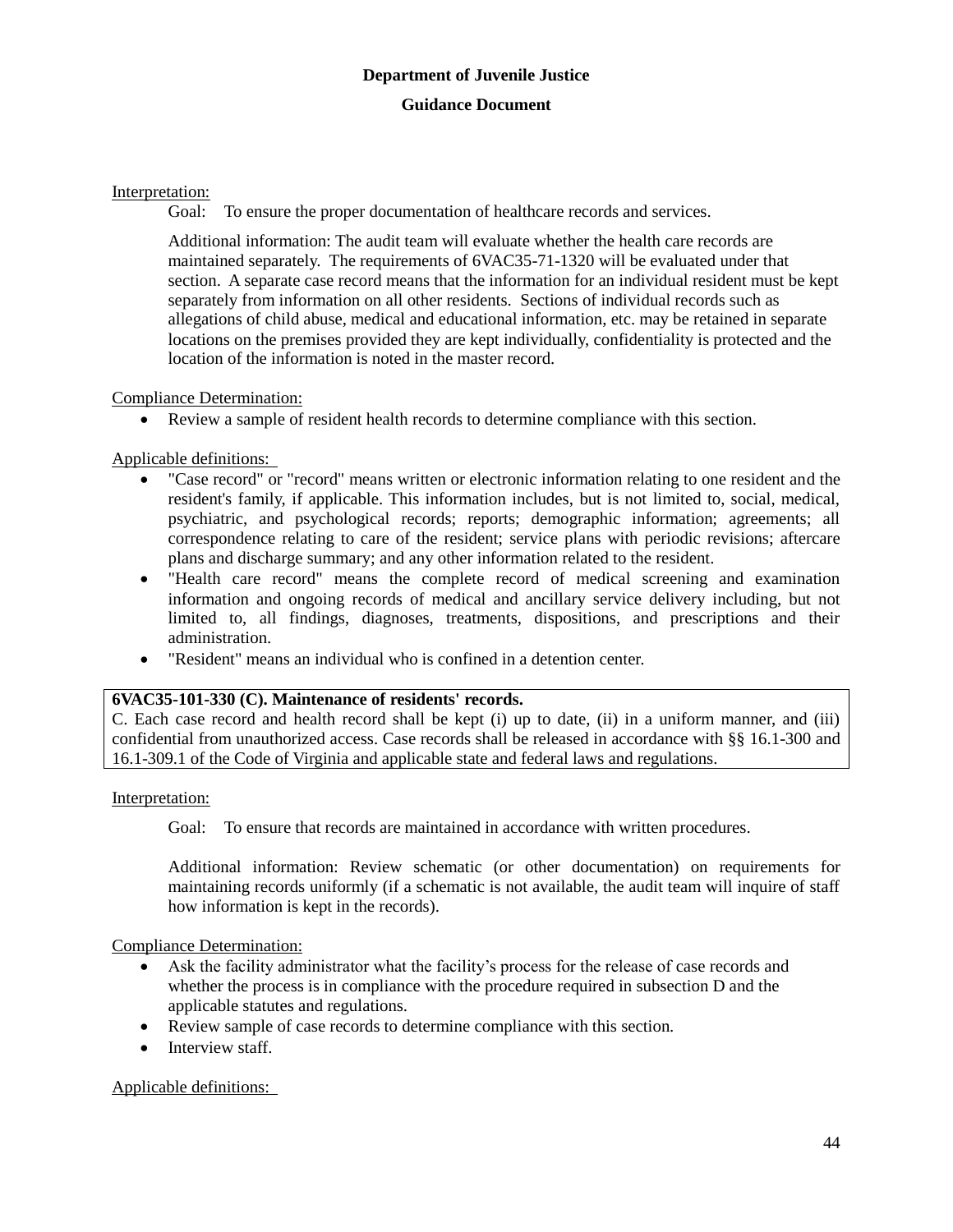Interpretation:

Goal: To ensure the proper documentation of healthcare records and services.

Additional information: The audit team will evaluate whether the health care records are maintained separately. The requirements of 6VAC35-71-1320 will be evaluated under that section. A separate case record means that the information for an individual resident must be kept separately from information on all other residents. Sections of individual records such as allegations of child abuse, medical and educational information, etc. may be retained in separate locations on the premises provided they are kept individually, confidentiality is protected and the location of the information is noted in the master record.

Compliance Determination:

- Review a sample of resident health records to determine compliance with this section.

Applicable definitions:

- "Case record" or "record" means written or electronic information relating to one resident and the resident's family, if applicable. This information includes, but is not limited to, social, medical, psychiatric, and psychological records; reports; demographic information; agreements; all correspondence relating to care of the resident; service plans with periodic revisions; aftercare plans and discharge summary; and any other information related to the resident.
- "Health care record" means the complete record of medical screening and examination information and ongoing records of medical and ancillary service delivery including, but not limited to, all findings, diagnoses, treatments, dispositions, and prescriptions and their administration.
- "Resident" means an individual who is confined in a detention center.

**6VAC35-101-330 (C). Maintenance of residents' records.**
C. Each case record and health record shall be kept (i) up to date, (ii) in a uniform manner, and (iii) confidential from unauthorized access. Case records shall be released in accordance with §§ 16.1-300 and 16.1-309.1 of the Code of Virginia and applicable state and federal laws and regulations.

Interpretation:

Goal: To ensure that records are maintained in accordance with written procedures.

Additional information: Review schematic (or other documentation) on requirements for maintaining records uniformly (if a schematic is not available, the audit team will inquire of staff how information is kept in the records).

Compliance Determination:

- Ask the facility administrator what the facility's process for the release of case records and whether the process is in compliance with the procedure required in subsection D and the applicable statutes and regulations.
- Review sample of case records to determine compliance with this section.
- Interview staff.

Applicable definitions: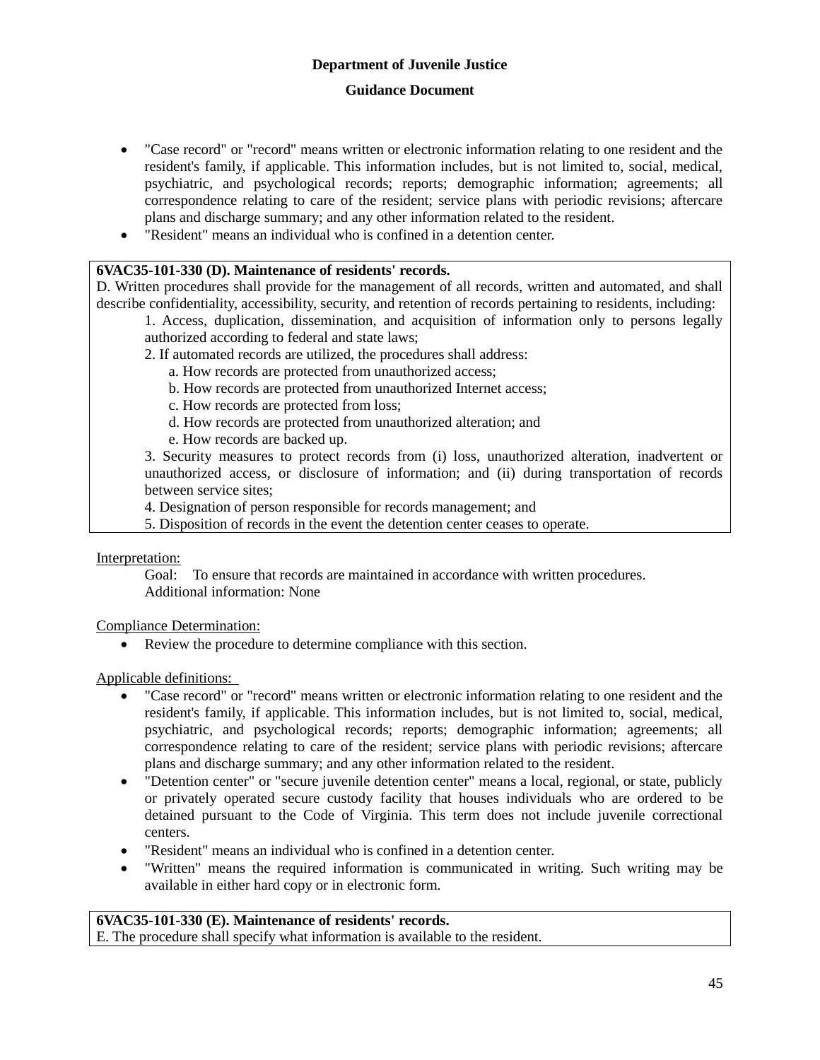- "Case record" or "record" means written or electronic information relating to one resident and the resident's family, if applicable. This information includes, but is not limited to, social, medical, psychiatric, and psychological records; reports; demographic information; agreements; all correspondence relating to care of the resident; service plans with periodic revisions; aftercare plans and discharge summary; and any other information related to the resident.
- "Resident" means an individual who is confined in a detention center.

**6VAC35-101-330 (D). Maintenance of residents' records.**

D. Written procedures shall provide for the management of all records, written and automated, and shall describe confidentiality, accessibility, security, and retention of records pertaining to residents, including:

1. Access, duplication, dissemination, and acquisition of information only to persons legally authorized according to federal and state laws;
2. If automated records are utilized, the procedures shall address:
   a. How records are protected from unauthorized access;
   b. How records are protected from unauthorized Internet access;
   c. How records are protected from loss;
   d. How records are protected from unauthorized alteration; and
   e. How records are backed up.
3. Security measures to protect records from (i) loss, unauthorized alteration, inadvertent or unauthorized access, or disclosure of information; and (ii) during transportation of records between service sites;
4. Designation of person responsible for records management; and
5. Disposition of records in the event the detention center ceases to operate.

Interpretation:

Goal: To ensure that records are maintained in accordance with written procedures.
Additional information: None

Compliance Determination:

- Review the procedure to determine compliance with this section.

Applicable definitions:

- "Case record" or "record" means written or electronic information relating to one resident and the resident's family, if applicable. This information includes, but is not limited to, social, medical, psychiatric, and psychological records; reports; demographic information; agreements; all correspondence relating to care of the resident; service plans with periodic revisions; aftercare plans and discharge summary; and any other information related to the resident.
- "Detention center" or "secure juvenile detention center" means a local, regional, or state, publicly or privately operated secure custody facility that houses individuals who are ordered to be detained pursuant to the Code of Virginia. This term does not include juvenile correctional centers.
- "Resident" means an individual who is confined in a detention center.
- "Written" means the required information is communicated in writing. Such writing may be available in either hard copy or in electronic form.

**6VAC35-101-330 (E). Maintenance of residents' records.**

E. The procedure shall specify what information is available to the resident.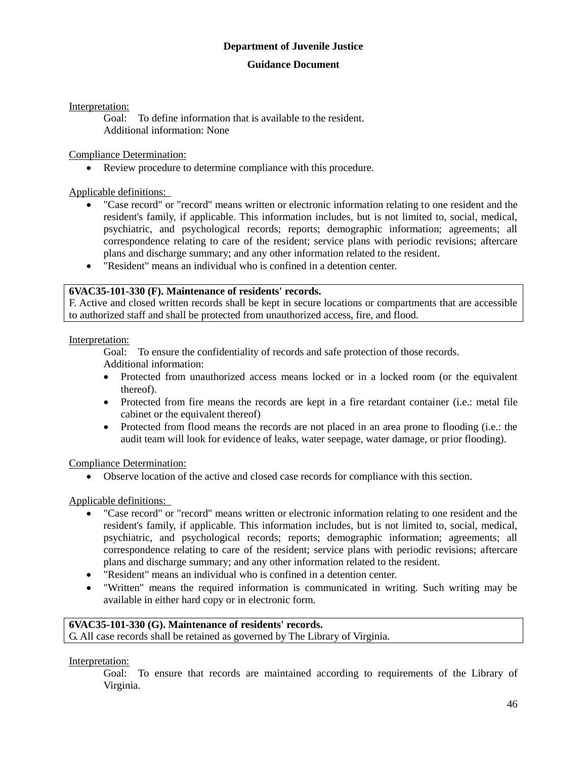Interpretation:

Goal: To define information that is available to the resident.

Additional information: None

Compliance Determination:

- Review procedure to determine compliance with this procedure.

Applicable definitions:

- "Case record" or "record" means written or electronic information relating to one resident and the resident's family, if applicable. This information includes, but is not limited to, social, medical, psychiatric, and psychological records; reports; demographic information; agreements; all correspondence relating to care of the resident; service plans with periodic revisions; aftercare plans and discharge summary; and any other information related to the resident.
- "Resident" means an individual who is confined in a detention center.

**6VAC35-101-330 (F). Maintenance of residents' records.**
F. Active and closed written records shall be kept in secure locations or compartments that are accessible to authorized staff and shall be protected from unauthorized access, fire, and flood.

Interpretation:

Goal: To ensure the confidentiality of records and safe protection of those records.

Additional information:

- Protected from unauthorized access means locked or in a locked room (or the equivalent thereof).
- Protected from fire means the records are kept in a fire retardant container (i.e.: metal file cabinet or the equivalent thereof)
- Protected from flood means the records are not placed in an area prone to flooding (i.e.: the audit team will look for evidence of leaks, water seepage, water damage, or prior flooding).

Compliance Determination:

- Observe location of the active and closed case records for compliance with this section.

Applicable definitions:

- "Case record" or "record" means written or electronic information relating to one resident and the resident's family, if applicable. This information includes, but is not limited to, social, medical, psychiatric, and psychological records; reports; demographic information; agreements; all correspondence relating to care of the resident; service plans with periodic revisions; aftercare plans and discharge summary; and any other information related to the resident.
- "Resident" means an individual who is confined in a detention center.
- "Written" means the required information is communicated in writing. Such writing may be available in either hard copy or in electronic form.

**6VAC35-101-330 (G). Maintenance of residents' records.**
G. All case records shall be retained as governed by The Library of Virginia.

Interpretation:

Goal: To ensure that records are maintained according to requirements of the Library of Virginia.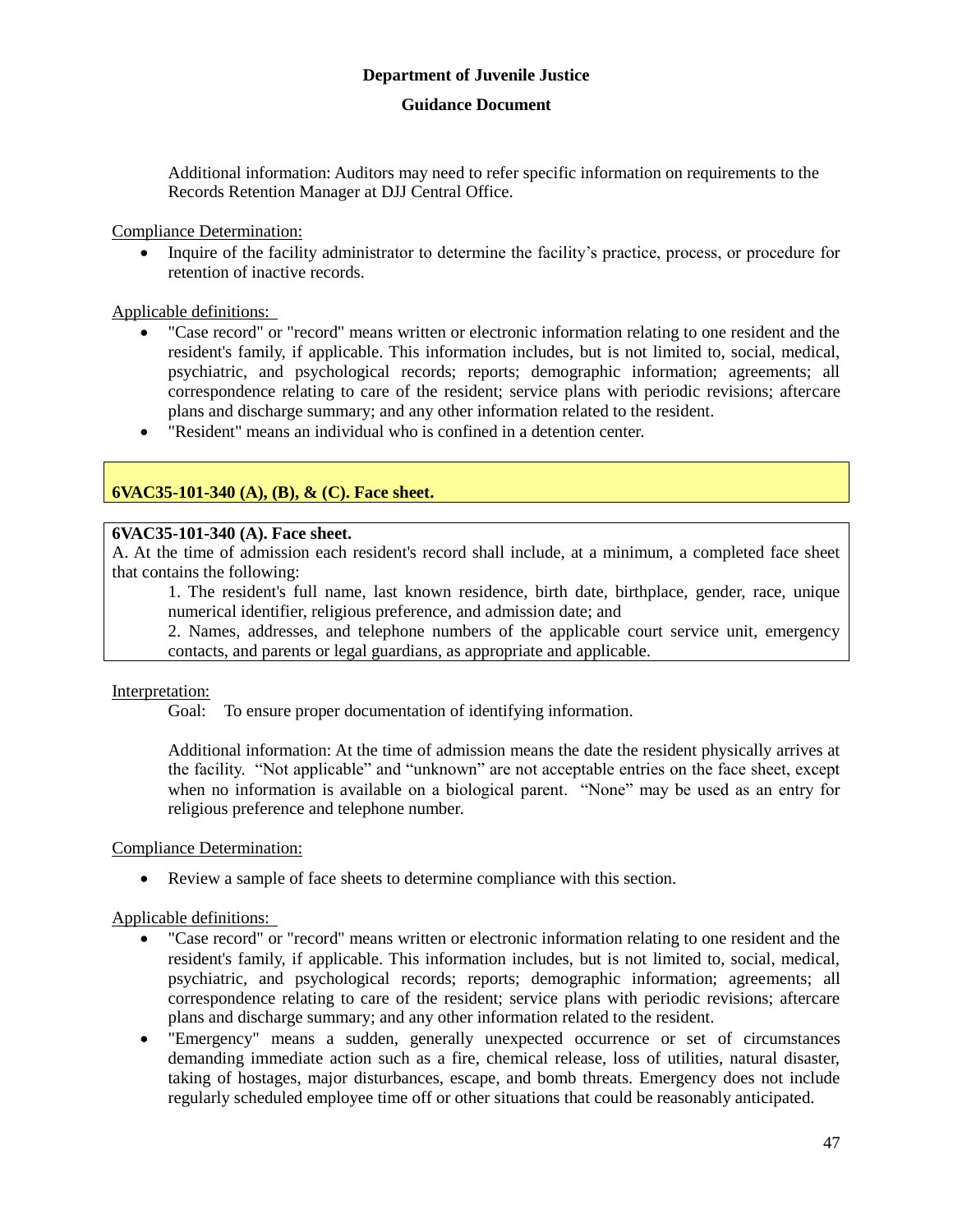**Department of Juvenile Justice**

**Guidance Document**

Additional information: Auditors may need to refer specific information on requirements to the Records Retention Manager at DJJ Central Office.

Compliance Determination:

- Inquire of the facility administrator to determine the facility's practice, process, or procedure for retention of inactive records.

Applicable definitions:

- "Case record" or "record" means written or electronic information relating to one resident and the resident's family, if applicable. This information includes, but is not limited to, social, medical, psychiatric, and psychological records; reports; demographic information; agreements; all correspondence relating to care of the resident; service plans with periodic revisions; aftercare plans and discharge summary; and any other information related to the resident.
- "Resident" means an individual who is confined in a detention center.

## 6VAC35-101-340 (A), (B), & (C). Face sheet.

**6VAC35-101-340 (A). Face sheet.**

A. At the time of admission each resident's record shall include, at a minimum, a completed face sheet that contains the following:

1. The resident's full name, last known residence, birth date, birthplace, gender, race, unique numerical identifier, religious preference, and admission date; and
2. Names, addresses, and telephone numbers of the applicable court service unit, emergency contacts, and parents or legal guardians, as appropriate and applicable.

Interpretation:

Goal: To ensure proper documentation of identifying information.

Additional information: At the time of admission means the date the resident physically arrives at the facility. "Not applicable" and "unknown" are not acceptable entries on the face sheet, except when no information is available on a biological parent. "None" may be used as an entry for religious preference and telephone number.

Compliance Determination:

- Review a sample of face sheets to determine compliance with this section.

Applicable definitions:

- "Case record" or "record" means written or electronic information relating to one resident and the resident's family, if applicable. This information includes, but is not limited to, social, medical, psychiatric, and psychological records; reports; demographic information; agreements; all correspondence relating to care of the resident; service plans with periodic revisions; aftercare plans and discharge summary; and any other information related to the resident.
- "Emergency" means a sudden, generally unexpected occurrence or set of circumstances demanding immediate action such as a fire, chemical release, loss of utilities, natural disaster, taking of hostages, major disturbances, escape, and bomb threats. Emergency does not include regularly scheduled employee time off or other situations that could be reasonably anticipated.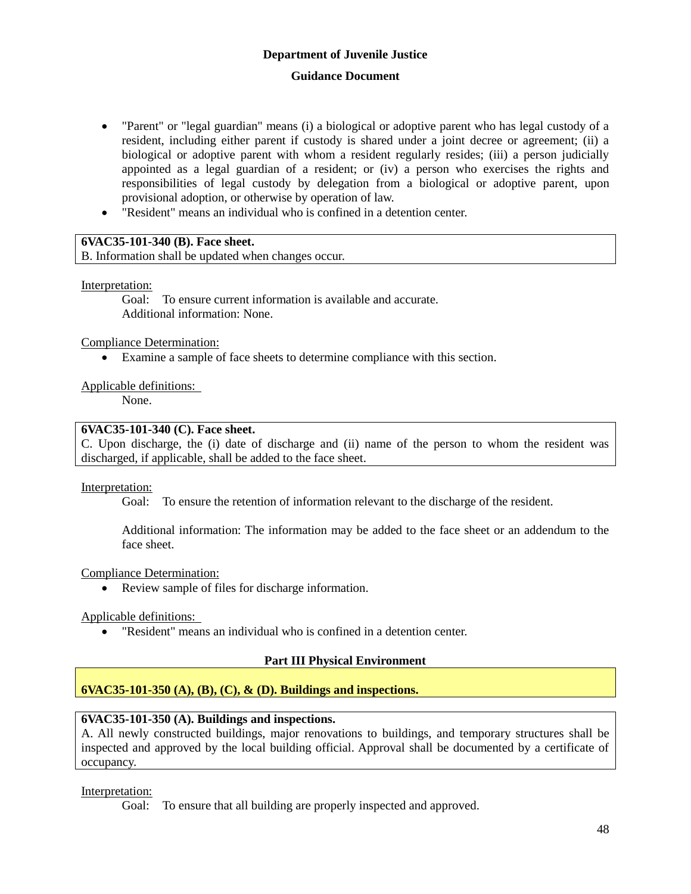- "Parent" or "legal guardian" means (i) a biological or adoptive parent who has legal custody of a resident, including either parent if custody is shared under a joint decree or agreement; (ii) a biological or adoptive parent with whom a resident regularly resides; (iii) a person judicially appointed as a legal guardian of a resident; or (iv) a person who exercises the rights and responsibilities of legal custody by delegation from a biological or adoptive parent, upon provisional adoption, or otherwise by operation of law.
- "Resident" means an individual who is confined in a detention center.

**6VAC35-101-340 (B). Face sheet.**
B. Information shall be updated when changes occur.

Interpretation:

Goal: To ensure current information is available and accurate.
Additional information: None.

Compliance Determination:

- Examine a sample of face sheets to determine compliance with this section.

Applicable definitions:

None.

**6VAC35-101-340 (C). Face sheet.**
C. Upon discharge, the (i) date of discharge and (ii) name of the person to whom the resident was discharged, if applicable, shall be added to the face sheet.

Interpretation:

Goal: To ensure the retention of information relevant to the discharge of the resident.

Additional information: The information may be added to the face sheet or an addendum to the face sheet.

Compliance Determination:

- Review sample of files for discharge information.

Applicable definitions:

- "Resident" means an individual who is confined in a detention center.

## Part III Physical Environment

### 6VAC35-101-350 (A), (B), (C), & (D). Buildings and inspections.

**6VAC35-101-350 (A). Buildings and inspections.**
A. All newly constructed buildings, major renovations to buildings, and temporary structures shall be inspected and approved by the local building official. Approval shall be documented by a certificate of occupancy.

Interpretation:

Goal: To ensure that all building are properly inspected and approved.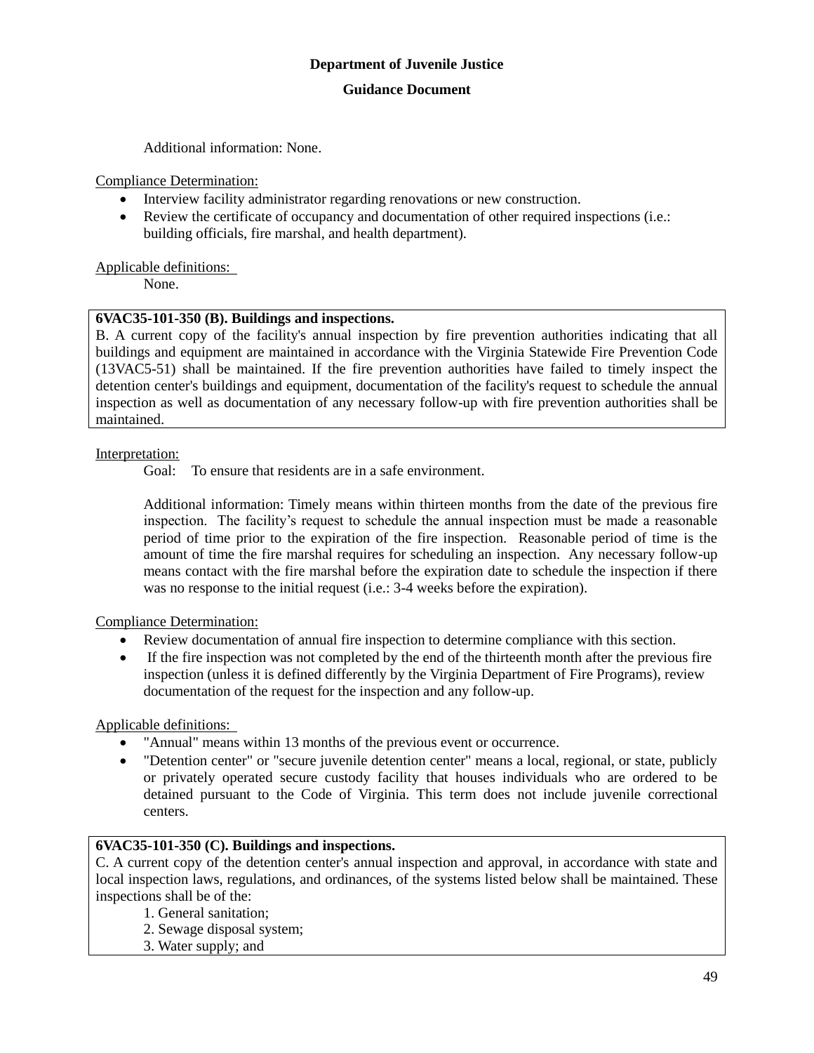Additional information: None.

Compliance Determination:

- Interview facility administrator regarding renovations or new construction.
- Review the certificate of occupancy and documentation of other required inspections (i.e.: building officials, fire marshal, and health department).

Applicable definitions:

None.

**6VAC35-101-350 (B). Buildings and inspections.**
B. A current copy of the facility's annual inspection by fire prevention authorities indicating that all buildings and equipment are maintained in accordance with the Virginia Statewide Fire Prevention Code (13VAC5-51) shall be maintained. If the fire prevention authorities have failed to timely inspect the detention center's buildings and equipment, documentation of the facility's request to schedule the annual inspection as well as documentation of any necessary follow-up with fire prevention authorities shall be maintained.

Interpretation:

Goal: To ensure that residents are in a safe environment.

Additional information: Timely means within thirteen months from the date of the previous fire inspection. The facility's request to schedule the annual inspection must be made a reasonable period of time prior to the expiration of the fire inspection. Reasonable period of time is the amount of time the fire marshal requires for scheduling an inspection. Any necessary follow-up means contact with the fire marshal before the expiration date to schedule the inspection if there was no response to the initial request (i.e.: 3-4 weeks before the expiration).

Compliance Determination:

- Review documentation of annual fire inspection to determine compliance with this section.
- If the fire inspection was not completed by the end of the thirteenth month after the previous fire inspection (unless it is defined differently by the Virginia Department of Fire Programs), review documentation of the request for the inspection and any follow-up.

Applicable definitions:

- "Annual" means within 13 months of the previous event or occurrence.
- "Detention center" or "secure juvenile detention center" means a local, regional, or state, publicly or privately operated secure custody facility that houses individuals who are ordered to be detained pursuant to the Code of Virginia. This term does not include juvenile correctional centers.

**6VAC35-101-350 (C). Buildings and inspections.**
C. A current copy of the detention center's annual inspection and approval, in accordance with state and local inspection laws, regulations, and ordinances, of the systems listed below shall be maintained. These inspections shall be of the:

1. General sanitation;
2. Sewage disposal system;
3. Water supply; and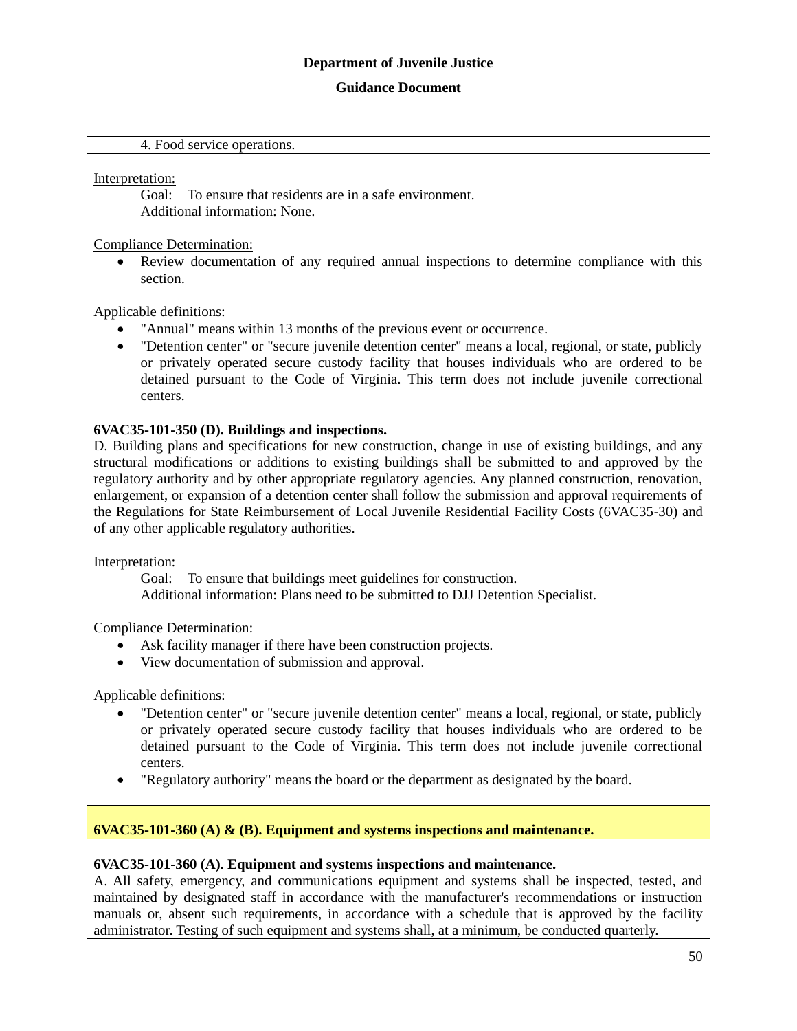4. Food service operations.

Interpretation:

Goal: To ensure that residents are in a safe environment.

Additional information: None.

Compliance Determination:

- Review documentation of any required annual inspections to determine compliance with this section.

Applicable definitions:

- "Annual" means within 13 months of the previous event or occurrence.
- "Detention center" or "secure juvenile detention center" means a local, regional, or state, publicly or privately operated secure custody facility that houses individuals who are ordered to be detained pursuant to the Code of Virginia. This term does not include juvenile correctional centers.

**6VAC35-101-350 (D). Buildings and inspections.**

D. Building plans and specifications for new construction, change in use of existing buildings, and any structural modifications or additions to existing buildings shall be submitted to and approved by the regulatory authority and by other appropriate regulatory agencies. Any planned construction, renovation, enlargement, or expansion of a detention center shall follow the submission and approval requirements of the Regulations for State Reimbursement of Local Juvenile Residential Facility Costs (6VAC35-30) and of any other applicable regulatory authorities.

Interpretation:

Goal: To ensure that buildings meet guidelines for construction.

Additional information: Plans need to be submitted to DJJ Detention Specialist.

Compliance Determination:

- Ask facility manager if there have been construction projects.
- View documentation of submission and approval.

Applicable definitions:

- "Detention center" or "secure juvenile detention center" means a local, regional, or state, publicly or privately operated secure custody facility that houses individuals who are ordered to be detained pursuant to the Code of Virginia. This term does not include juvenile correctional centers.
- "Regulatory authority" means the board or the department as designated by the board.

**6VAC35-101-360 (A) & (B). Equipment and systems inspections and maintenance.**

**6VAC35-101-360 (A). Equipment and systems inspections and maintenance.**

A. All safety, emergency, and communications equipment and systems shall be inspected, tested, and maintained by designated staff in accordance with the manufacturer's recommendations or instruction manuals or, absent such requirements, in accordance with a schedule that is approved by the facility administrator. Testing of such equipment and systems shall, at a minimum, be conducted quarterly.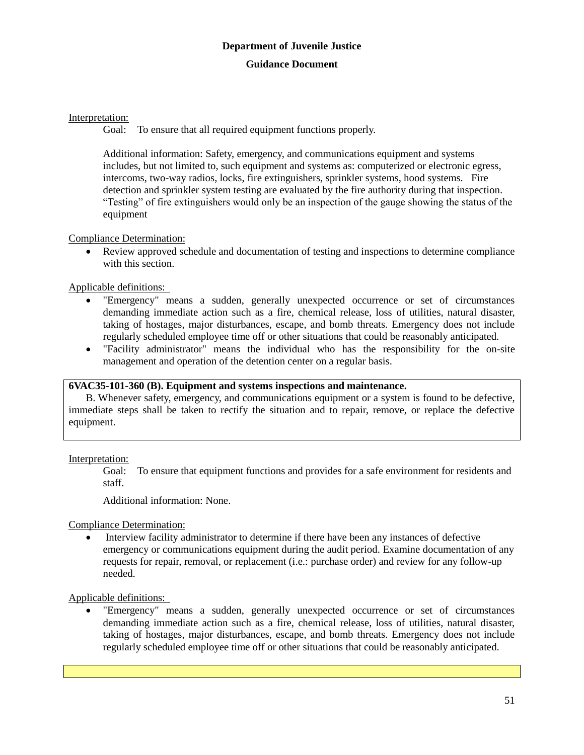Interpretation:

Goal: To ensure that all required equipment functions properly.

Additional information: Safety, emergency, and communications equipment and systems includes, but not limited to, such equipment and systems as: computerized or electronic egress, intercoms, two-way radios, locks, fire extinguishers, sprinkler systems, hood systems. Fire detection and sprinkler system testing are evaluated by the fire authority during that inspection. "Testing" of fire extinguishers would only be an inspection of the gauge showing the status of the equipment

Compliance Determination:

- Review approved schedule and documentation of testing and inspections to determine compliance with this section.

Applicable definitions:

- "Emergency" means a sudden, generally unexpected occurrence or set of circumstances demanding immediate action such as a fire, chemical release, loss of utilities, natural disaster, taking of hostages, major disturbances, escape, and bomb threats. Emergency does not include regularly scheduled employee time off or other situations that could be reasonably anticipated.
- "Facility administrator" means the individual who has the responsibility for the on-site management and operation of the detention center on a regular basis.

**6VAC35-101-360 (B). Equipment and systems inspections and maintenance.**

B. Whenever safety, emergency, and communications equipment or a system is found to be defective, immediate steps shall be taken to rectify the situation and to repair, remove, or replace the defective equipment.

Interpretation:

Goal: To ensure that equipment functions and provides for a safe environment for residents and staff.

Additional information: None.

Compliance Determination:

- Interview facility administrator to determine if there have been any instances of defective emergency or communications equipment during the audit period. Examine documentation of any requests for repair, removal, or replacement (i.e.: purchase order) and review for any follow-up needed.

Applicable definitions:

- "Emergency" means a sudden, generally unexpected occurrence or set of circumstances demanding immediate action such as a fire, chemical release, loss of utilities, natural disaster, taking of hostages, major disturbances, escape, and bomb threats. Emergency does not include regularly scheduled employee time off or other situations that could be reasonably anticipated.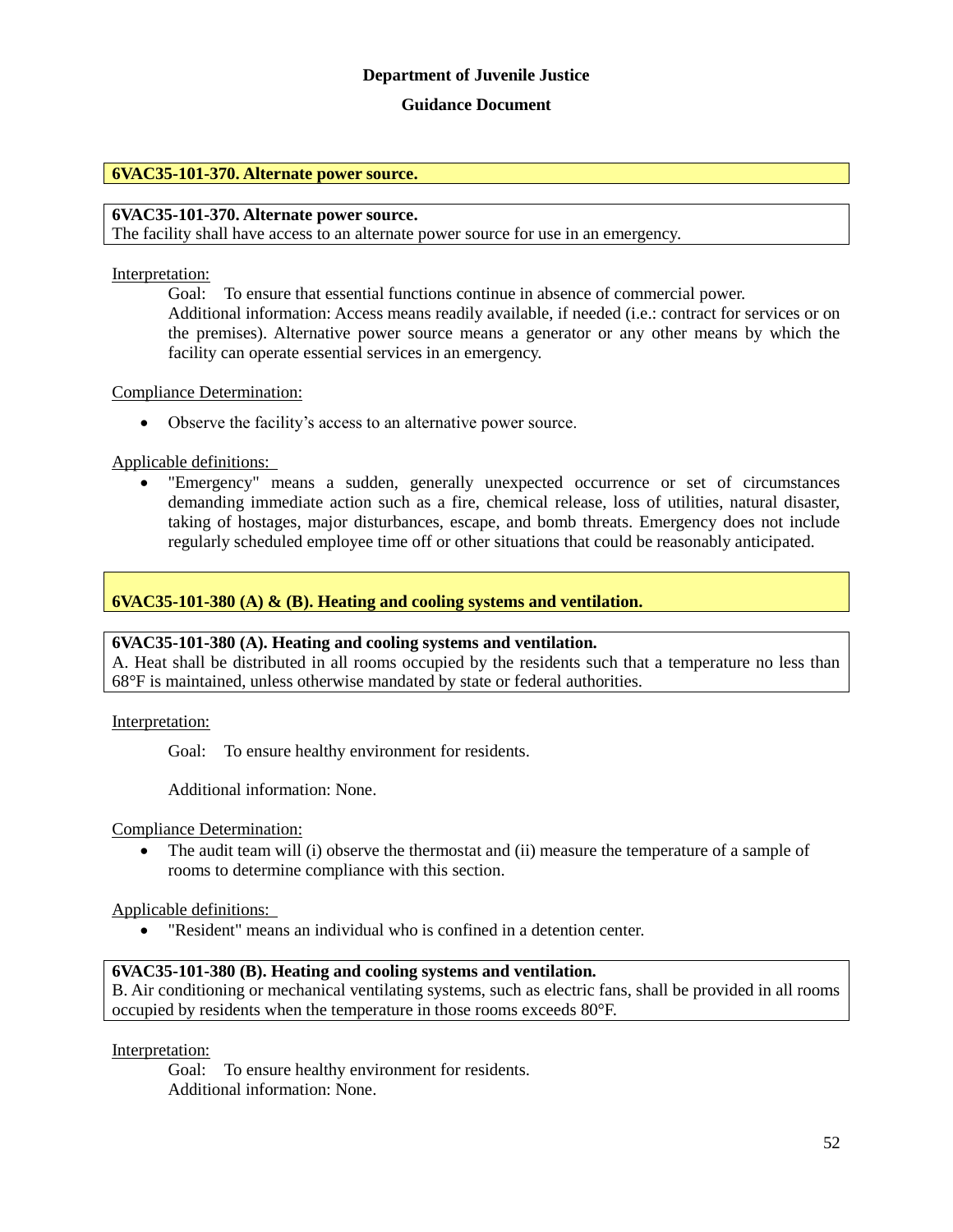**Department of Juvenile Justice**

**Guidance Document**

## 6VAC35-101-370. Alternate power source.

**6VAC35-101-370. Alternate power source.**
The facility shall have access to an alternate power source for use in an emergency.

Interpretation:

Goal: To ensure that essential functions continue in absence of commercial power.
Additional information: Access means readily available, if needed (i.e.: contract for services or on the premises). Alternative power source means a generator or any other means by which the facility can operate essential services in an emergency.

Compliance Determination:

- Observe the facility's access to an alternative power source.

Applicable definitions:

- "Emergency" means a sudden, generally unexpected occurrence or set of circumstances demanding immediate action such as a fire, chemical release, loss of utilities, natural disaster, taking of hostages, major disturbances, escape, and bomb threats. Emergency does not include regularly scheduled employee time off or other situations that could be reasonably anticipated.

## 6VAC35-101-380 (A) & (B). Heating and cooling systems and ventilation.

**6VAC35-101-380 (A). Heating and cooling systems and ventilation.**
A. Heat shall be distributed in all rooms occupied by the residents such that a temperature no less than 68°F is maintained, unless otherwise mandated by state or federal authorities.

Interpretation:

Goal: To ensure healthy environment for residents.

Additional information: None.

Compliance Determination:

- The audit team will (i) observe the thermostat and (ii) measure the temperature of a sample of rooms to determine compliance with this section.

Applicable definitions:

- "Resident" means an individual who is confined in a detention center.

**6VAC35-101-380 (B). Heating and cooling systems and ventilation.**
B. Air conditioning or mechanical ventilating systems, such as electric fans, shall be provided in all rooms occupied by residents when the temperature in those rooms exceeds 80°F.

Interpretation:

Goal: To ensure healthy environment for residents.
Additional information: None.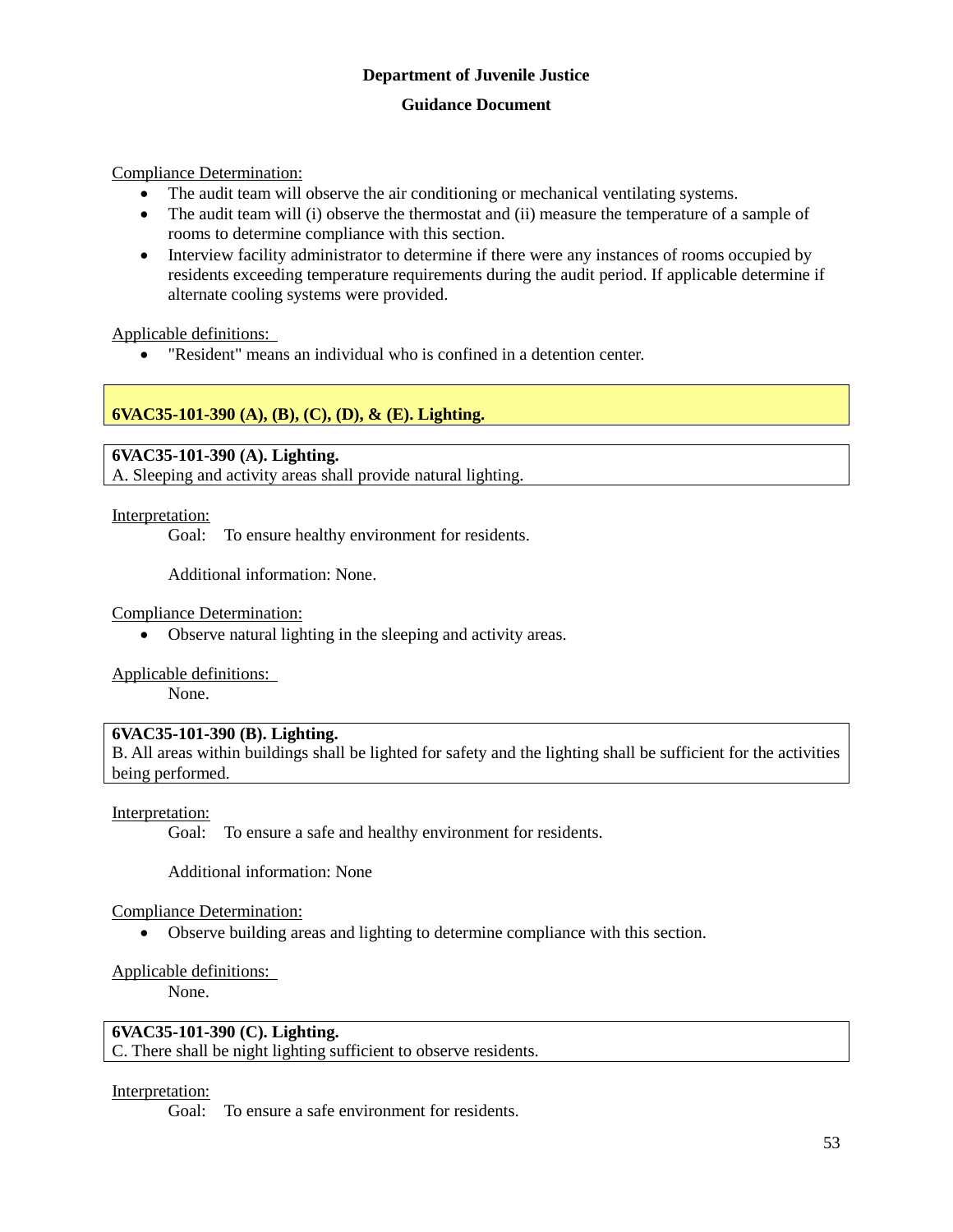Compliance Determination:

- The audit team will observe the air conditioning or mechanical ventilating systems.
- The audit team will (i) observe the thermostat and (ii) measure the temperature of a sample of rooms to determine compliance with this section.
- Interview facility administrator to determine if there were any instances of rooms occupied by residents exceeding temperature requirements during the audit period. If applicable determine if alternate cooling systems were provided.

Applicable definitions:

- "Resident" means an individual who is confined in a detention center.

## 6VAC35-101-390 (A), (B), (C), (D), & (E). Lighting.

**6VAC35-101-390 (A). Lighting.**
A. Sleeping and activity areas shall provide natural lighting.

Interpretation:

Goal: To ensure healthy environment for residents.

Additional information: None.

Compliance Determination:

- Observe natural lighting in the sleeping and activity areas.

Applicable definitions:

None.

**6VAC35-101-390 (B). Lighting.**
B. All areas within buildings shall be lighted for safety and the lighting shall be sufficient for the activities being performed.

Interpretation:

Goal: To ensure a safe and healthy environment for residents.

Additional information: None

Compliance Determination:

- Observe building areas and lighting to determine compliance with this section.

Applicable definitions:

None.

**6VAC35-101-390 (C). Lighting.**
C. There shall be night lighting sufficient to observe residents.

Interpretation:

Goal: To ensure a safe environment for residents.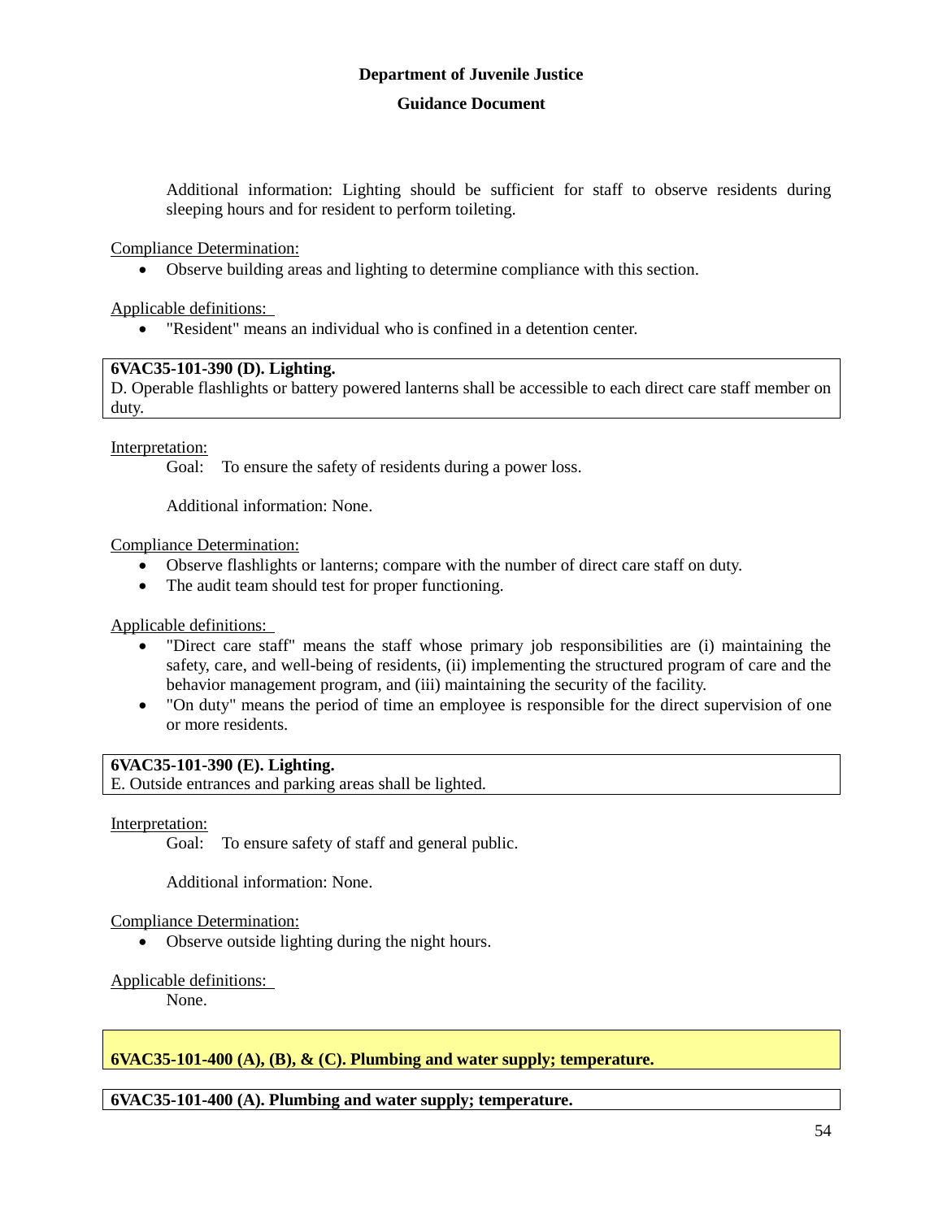Additional information: Lighting should be sufficient for staff to observe residents during sleeping hours and for resident to perform toileting.

Compliance Determination:

- Observe building areas and lighting to determine compliance with this section.

Applicable definitions:

- "Resident" means an individual who is confined in a detention center.

**6VAC35-101-390 (D). Lighting.**
D. Operable flashlights or battery powered lanterns shall be accessible to each direct care staff member on duty.

Interpretation:

Goal: To ensure the safety of residents during a power loss.

Additional information: None.

Compliance Determination:

- Observe flashlights or lanterns; compare with the number of direct care staff on duty.
- The audit team should test for proper functioning.

Applicable definitions:

- "Direct care staff" means the staff whose primary job responsibilities are (i) maintaining the safety, care, and well-being of residents, (ii) implementing the structured program of care and the behavior management program, and (iii) maintaining the security of the facility.
- "On duty" means the period of time an employee is responsible for the direct supervision of one or more residents.

**6VAC35-101-390 (E). Lighting.**
E. Outside entrances and parking areas shall be lighted.

Interpretation:

Goal: To ensure safety of staff and general public.

Additional information: None.

Compliance Determination:

- Observe outside lighting during the night hours.

Applicable definitions:

None.

**6VAC35-101-400 (A), (B), & (C). Plumbing and water supply; temperature.**

**6VAC35-101-400 (A). Plumbing and water supply; temperature.**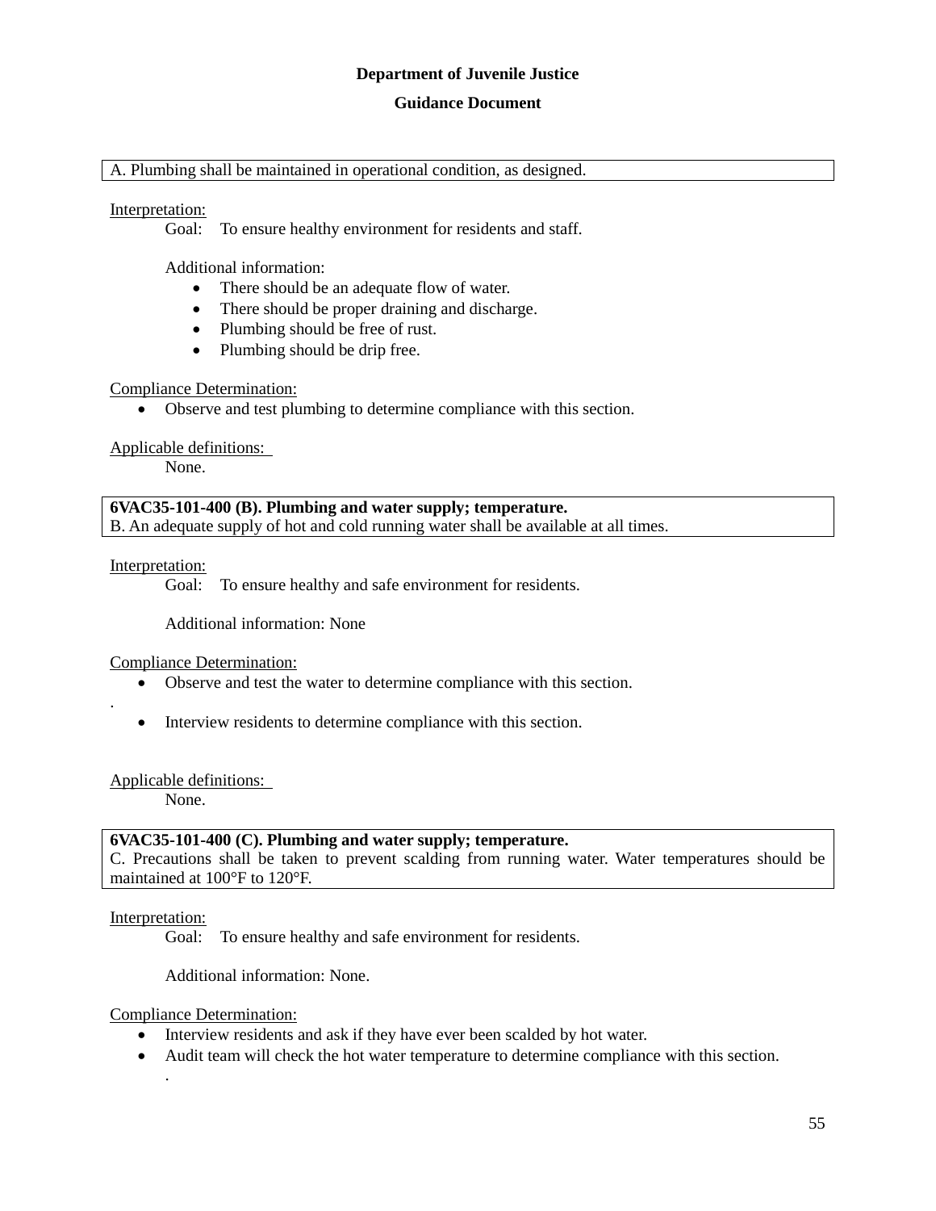**Department of Juvenile Justice**

**Guidance Document**

A. Plumbing shall be maintained in operational condition, as designed.

Interpretation:

Goal: To ensure healthy environment for residents and staff.

Additional information:

- There should be an adequate flow of water.
- There should be proper draining and discharge.
- Plumbing should be free of rust.
- Plumbing should be drip free.

Compliance Determination:

- Observe and test plumbing to determine compliance with this section.

Applicable definitions:

None.

**6VAC35-101-400 (B). Plumbing and water supply; temperature.**
B. An adequate supply of hot and cold running water shall be available at all times.

Interpretation:

Goal: To ensure healthy and safe environment for residents.

Additional information: None

Compliance Determination:

- Observe and test the water to determine compliance with this section.

.

- Interview residents to determine compliance with this section.

Applicable definitions:

None.

**6VAC35-101-400 (C). Plumbing and water supply; temperature.**
C. Precautions shall be taken to prevent scalding from running water. Water temperatures should be maintained at 100°F to 120°F.

Interpretation:

Goal: To ensure healthy and safe environment for residents.

Additional information: None.

Compliance Determination:

- Interview residents and ask if they have ever been scalded by hot water.
- Audit team will check the hot water temperature to determine compliance with this section.
  .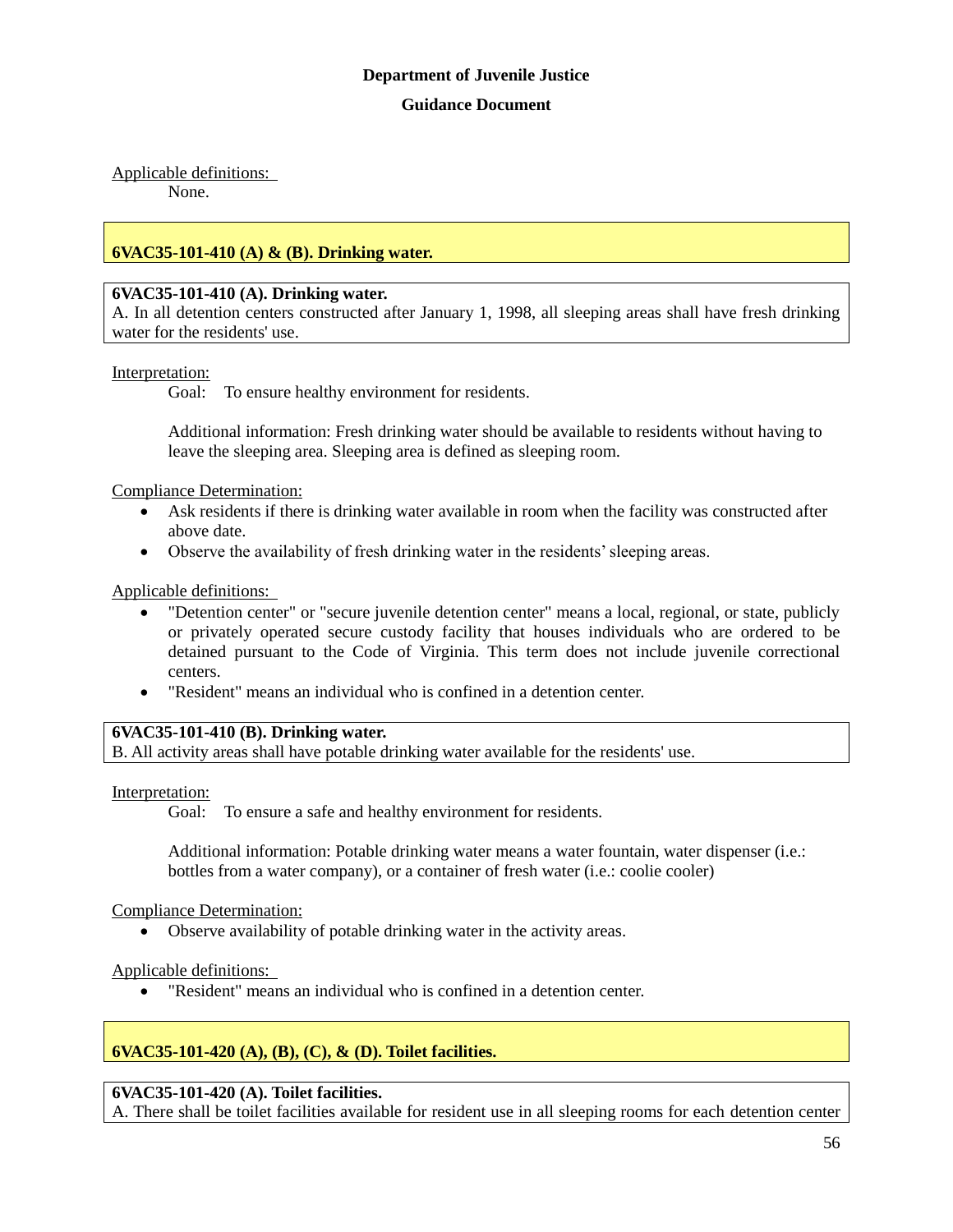**Department of Juvenile Justice**

**Guidance Document**

Applicable definitions:

None.

## 6VAC35-101-410 (A) & (B). Drinking water.

**6VAC35-101-410 (A). Drinking water.**

A. In all detention centers constructed after January 1, 1998, all sleeping areas shall have fresh drinking water for the residents' use.

Interpretation:

Goal: To ensure healthy environment for residents.

Additional information: Fresh drinking water should be available to residents without having to leave the sleeping area. Sleeping area is defined as sleeping room.

Compliance Determination:

- Ask residents if there is drinking water available in room when the facility was constructed after above date.
- Observe the availability of fresh drinking water in the residents' sleeping areas.

Applicable definitions:

- "Detention center" or "secure juvenile detention center" means a local, regional, or state, publicly or privately operated secure custody facility that houses individuals who are ordered to be detained pursuant to the Code of Virginia. This term does not include juvenile correctional centers.
- "Resident" means an individual who is confined in a detention center.

**6VAC35-101-410 (B). Drinking water.**

B. All activity areas shall have potable drinking water available for the residents' use.

Interpretation:

Goal: To ensure a safe and healthy environment for residents.

Additional information: Potable drinking water means a water fountain, water dispenser (i.e.: bottles from a water company), or a container of fresh water (i.e.: coolie cooler)

Compliance Determination:

- Observe availability of potable drinking water in the activity areas.

Applicable definitions:

- "Resident" means an individual who is confined in a detention center.

## 6VAC35-101-420 (A), (B), (C), & (D). Toilet facilities.

**6VAC35-101-420 (A). Toilet facilities.**

A. There shall be toilet facilities available for resident use in all sleeping rooms for each detention center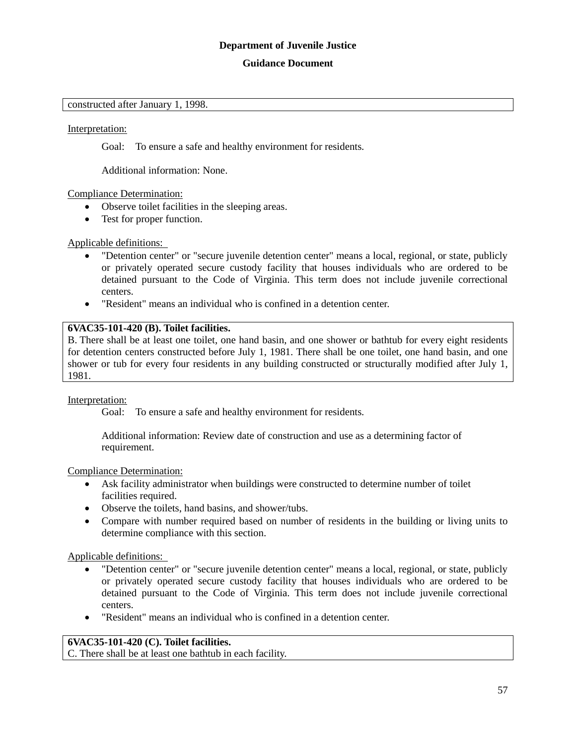constructed after January 1, 1998.

Interpretation:

Goal: To ensure a safe and healthy environment for residents.

Additional information: None.

Compliance Determination:

- Observe toilet facilities in the sleeping areas.
- Test for proper function.

Applicable definitions:

- "Detention center" or "secure juvenile detention center" means a local, regional, or state, publicly or privately operated secure custody facility that houses individuals who are ordered to be detained pursuant to the Code of Virginia. This term does not include juvenile correctional centers.
- "Resident" means an individual who is confined in a detention center.

**6VAC35-101-420 (B). Toilet facilities.**
B. There shall be at least one toilet, one hand basin, and one shower or bathtub for every eight residents for detention centers constructed before July 1, 1981. There shall be one toilet, one hand basin, and one shower or tub for every four residents in any building constructed or structurally modified after July 1, 1981.

Interpretation:

Goal: To ensure a safe and healthy environment for residents.

Additional information: Review date of construction and use as a determining factor of requirement.

Compliance Determination:

- Ask facility administrator when buildings were constructed to determine number of toilet facilities required.
- Observe the toilets, hand basins, and shower/tubs.
- Compare with number required based on number of residents in the building or living units to determine compliance with this section.

Applicable definitions:

- "Detention center" or "secure juvenile detention center" means a local, regional, or state, publicly or privately operated secure custody facility that houses individuals who are ordered to be detained pursuant to the Code of Virginia. This term does not include juvenile correctional centers.
- "Resident" means an individual who is confined in a detention center.

**6VAC35-101-420 (C). Toilet facilities.**
C. There shall be at least one bathtub in each facility.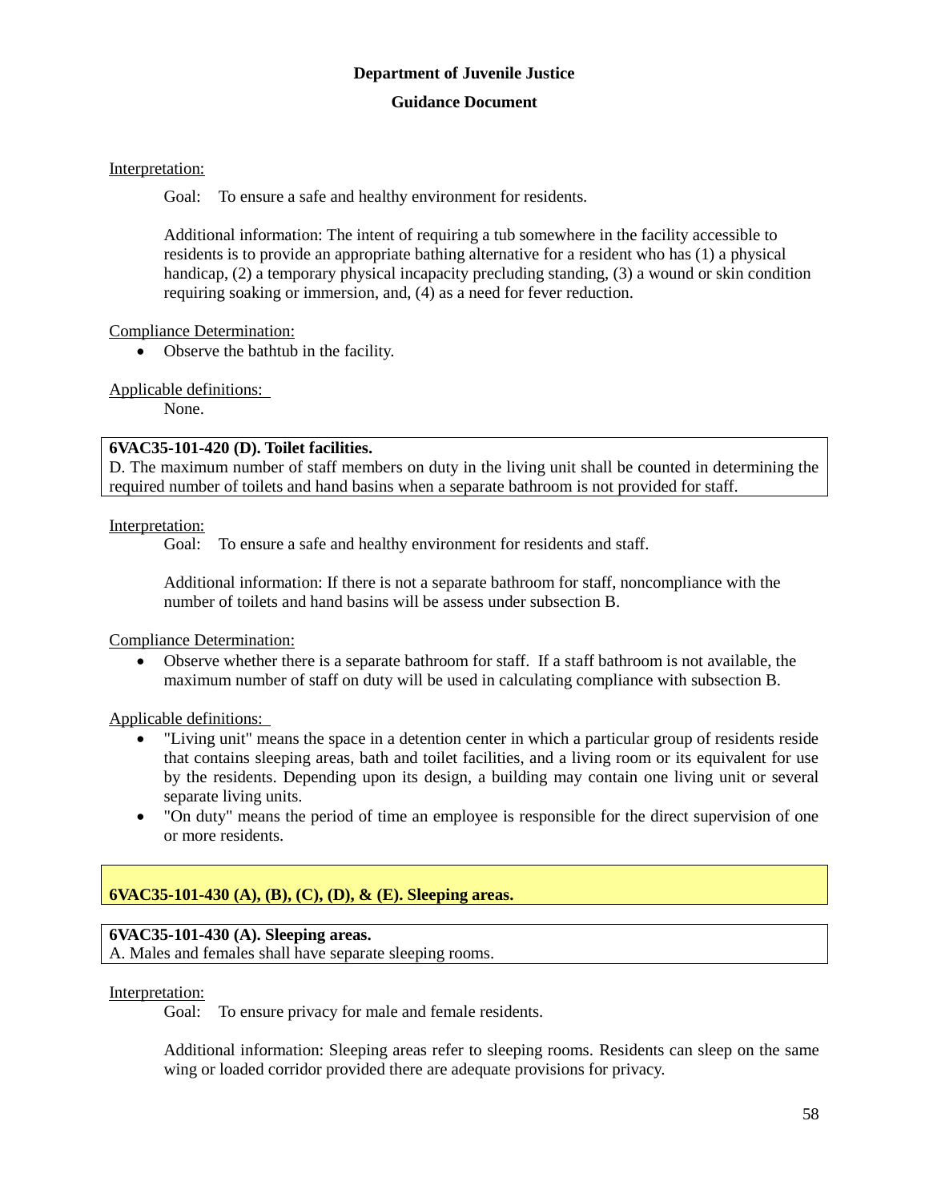Interpretation:

Goal: To ensure a safe and healthy environment for residents.

Additional information: The intent of requiring a tub somewhere in the facility accessible to residents is to provide an appropriate bathing alternative for a resident who has (1) a physical handicap, (2) a temporary physical incapacity precluding standing, (3) a wound or skin condition requiring soaking or immersion, and, (4) as a need for fever reduction.

Compliance Determination:

- Observe the bathtub in the facility.

Applicable definitions:

None.

**6VAC35-101-420 (D). Toilet facilities.**
D. The maximum number of staff members on duty in the living unit shall be counted in determining the required number of toilets and hand basins when a separate bathroom is not provided for staff.

Interpretation:

Goal: To ensure a safe and healthy environment for residents and staff.

Additional information: If there is not a separate bathroom for staff, noncompliance with the number of toilets and hand basins will be assess under subsection B.

Compliance Determination:

- Observe whether there is a separate bathroom for staff. If a staff bathroom is not available, the maximum number of staff on duty will be used in calculating compliance with subsection B.

Applicable definitions:

- "Living unit" means the space in a detention center in which a particular group of residents reside that contains sleeping areas, bath and toilet facilities, and a living room or its equivalent for use by the residents. Depending upon its design, a building may contain one living unit or several separate living units.
- "On duty" means the period of time an employee is responsible for the direct supervision of one or more residents.

**6VAC35-101-430 (A), (B), (C), (D), & (E). Sleeping areas.**

**6VAC35-101-430 (A). Sleeping areas.**
A. Males and females shall have separate sleeping rooms.

Interpretation:

Goal: To ensure privacy for male and female residents.

Additional information: Sleeping areas refer to sleeping rooms. Residents can sleep on the same wing or loaded corridor provided there are adequate provisions for privacy.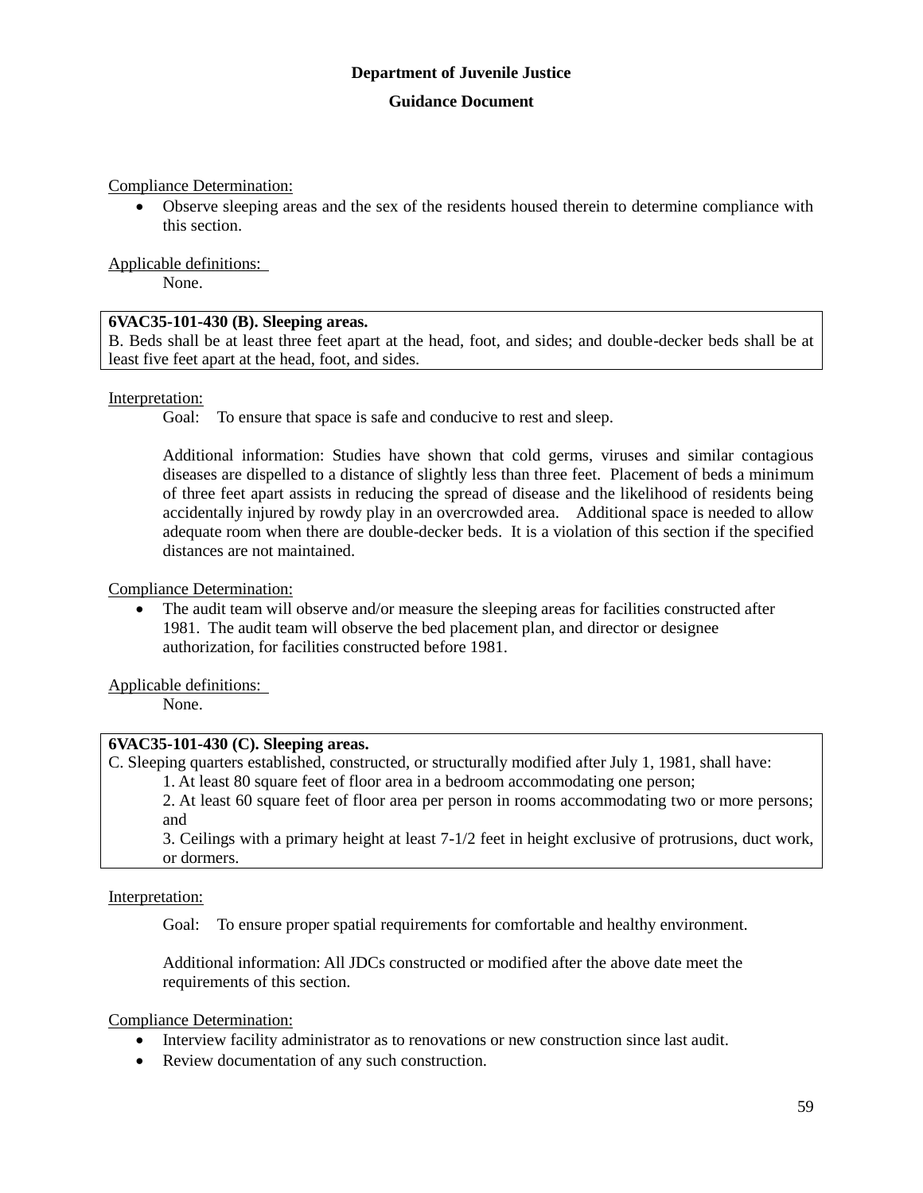Compliance Determination:

- Observe sleeping areas and the sex of the residents housed therein to determine compliance with this section.

Applicable definitions:

None.

**6VAC35-101-430 (B). Sleeping areas.**
B. Beds shall be at least three feet apart at the head, foot, and sides; and double-decker beds shall be at least five feet apart at the head, foot, and sides.

Interpretation:

Goal: To ensure that space is safe and conducive to rest and sleep.

Additional information: Studies have shown that cold germs, viruses and similar contagious diseases are dispelled to a distance of slightly less than three feet. Placement of beds a minimum of three feet apart assists in reducing the spread of disease and the likelihood of residents being accidentally injured by rowdy play in an overcrowded area. Additional space is needed to allow adequate room when there are double-decker beds. It is a violation of this section if the specified distances are not maintained.

Compliance Determination:

- The audit team will observe and/or measure the sleeping areas for facilities constructed after 1981. The audit team will observe the bed placement plan, and director or designee authorization, for facilities constructed before 1981.

Applicable definitions:

None.

**6VAC35-101-430 (C). Sleeping areas.**
C. Sleeping quarters established, constructed, or structurally modified after July 1, 1981, shall have:

1. At least 80 square feet of floor area in a bedroom accommodating one person;
2. At least 60 square feet of floor area per person in rooms accommodating two or more persons; and
3. Ceilings with a primary height at least 7-1/2 feet in height exclusive of protrusions, duct work, or dormers.

Interpretation:

Goal: To ensure proper spatial requirements for comfortable and healthy environment.

Additional information: All JDCs constructed or modified after the above date meet the requirements of this section.

Compliance Determination:

- Interview facility administrator as to renovations or new construction since last audit.
- Review documentation of any such construction.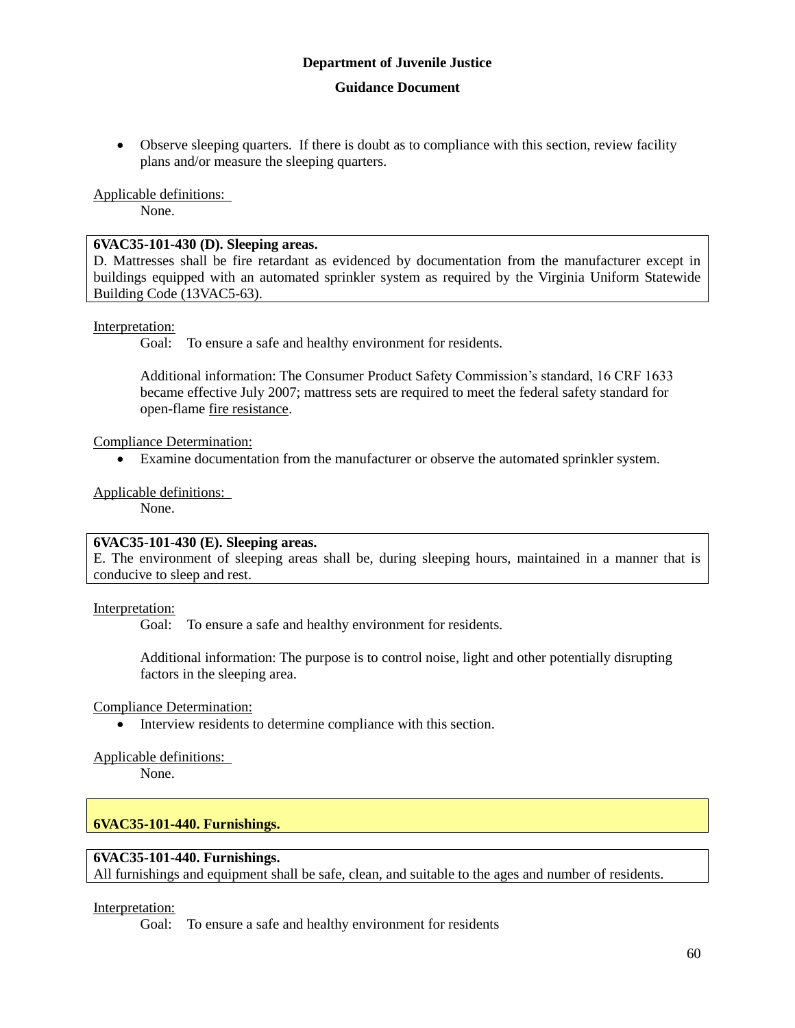- Observe sleeping quarters. If there is doubt as to compliance with this section, review facility plans and/or measure the sleeping quarters.

Applicable definitions:

None.

**6VAC35-101-430 (D). Sleeping areas.**
D. Mattresses shall be fire retardant as evidenced by documentation from the manufacturer except in buildings equipped with an automated sprinkler system as required by the Virginia Uniform Statewide Building Code (13VAC5-63).

Interpretation:

Goal: To ensure a safe and healthy environment for residents.

Additional information: The Consumer Product Safety Commission's standard, 16 CRF 1633 became effective July 2007; mattress sets are required to meet the federal safety standard for open-flame fire resistance.

Compliance Determination:

- Examine documentation from the manufacturer or observe the automated sprinkler system.

Applicable definitions:

None.

**6VAC35-101-430 (E). Sleeping areas.**
E. The environment of sleeping areas shall be, during sleeping hours, maintained in a manner that is conducive to sleep and rest.

Interpretation:

Goal: To ensure a safe and healthy environment for residents.

Additional information: The purpose is to control noise, light and other potentially disrupting factors in the sleeping area.

Compliance Determination:

- Interview residents to determine compliance with this section.

Applicable definitions:

None.

## 6VAC35-101-440. Furnishings.

**6VAC35-101-440. Furnishings.**
All furnishings and equipment shall be safe, clean, and suitable to the ages and number of residents.

Interpretation:

Goal: To ensure a safe and healthy environment for residents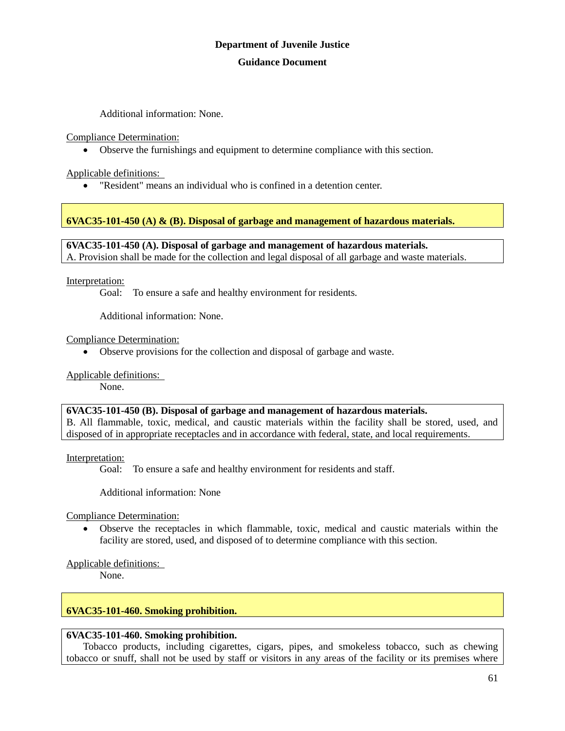Additional information: None.

Compliance Determination:

- Observe the furnishings and equipment to determine compliance with this section.

Applicable definitions:

- "Resident" means an individual who is confined in a detention center.

## 6VAC35-101-450 (A) & (B). Disposal of garbage and management of hazardous materials.

**6VAC35-101-450 (A). Disposal of garbage and management of hazardous materials.**
A. Provision shall be made for the collection and legal disposal of all garbage and waste materials.

Interpretation:

Goal: To ensure a safe and healthy environment for residents.

Additional information: None.

Compliance Determination:

- Observe provisions for the collection and disposal of garbage and waste.

Applicable definitions:

None.

**6VAC35-101-450 (B). Disposal of garbage and management of hazardous materials.**
B. All flammable, toxic, medical, and caustic materials within the facility shall be stored, used, and disposed of in appropriate receptacles and in accordance with federal, state, and local requirements.

Interpretation:

Goal: To ensure a safe and healthy environment for residents and staff.

Additional information: None

Compliance Determination:

- Observe the receptacles in which flammable, toxic, medical and caustic materials within the facility are stored, used, and disposed of to determine compliance with this section.

Applicable definitions:

None.

## 6VAC35-101-460. Smoking prohibition.

**6VAC35-101-460. Smoking prohibition.**
Tobacco products, including cigarettes, cigars, pipes, and smokeless tobacco, such as chewing tobacco or snuff, shall not be used by staff or visitors in any areas of the facility or its premises where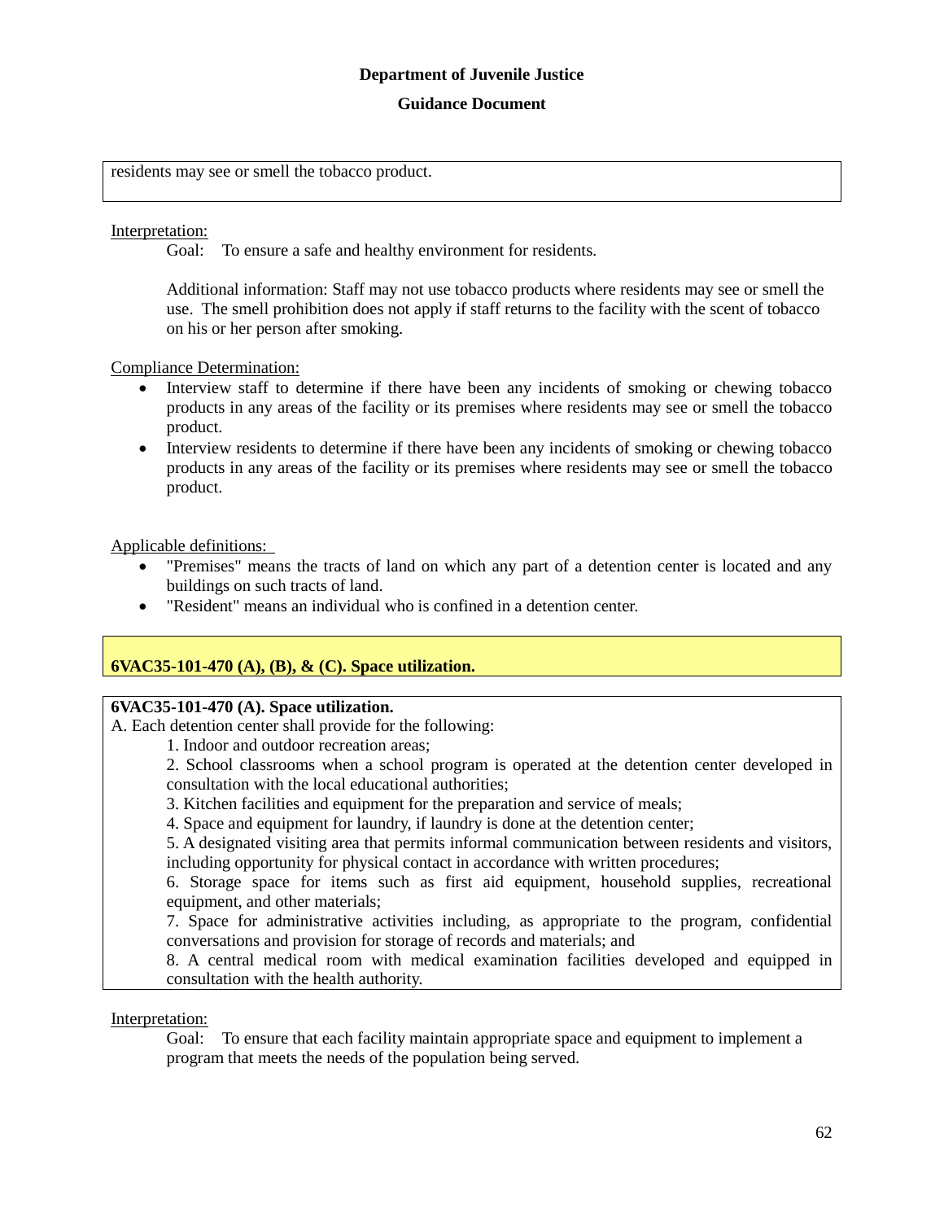residents may see or smell the tobacco product.

Interpretation:

Goal: To ensure a safe and healthy environment for residents.

Additional information: Staff may not use tobacco products where residents may see or smell the use. The smell prohibition does not apply if staff returns to the facility with the scent of tobacco on his or her person after smoking.

Compliance Determination:

- Interview staff to determine if there have been any incidents of smoking or chewing tobacco products in any areas of the facility or its premises where residents may see or smell the tobacco product.
- Interview residents to determine if there have been any incidents of smoking or chewing tobacco products in any areas of the facility or its premises where residents may see or smell the tobacco product.

Applicable definitions:

- "Premises" means the tracts of land on which any part of a detention center is located and any buildings on such tracts of land.
- "Resident" means an individual who is confined in a detention center.

## 6VAC35-101-470 (A), (B), & (C). Space utilization.

**6VAC35-101-470 (A). Space utilization.**

A. Each detention center shall provide for the following:

1. Indoor and outdoor recreation areas;
2. School classrooms when a school program is operated at the detention center developed in consultation with the local educational authorities;
3. Kitchen facilities and equipment for the preparation and service of meals;
4. Space and equipment for laundry, if laundry is done at the detention center;
5. A designated visiting area that permits informal communication between residents and visitors, including opportunity for physical contact in accordance with written procedures;
6. Storage space for items such as first aid equipment, household supplies, recreational equipment, and other materials;
7. Space for administrative activities including, as appropriate to the program, confidential conversations and provision for storage of records and materials; and
8. A central medical room with medical examination facilities developed and equipped in consultation with the health authority.

Interpretation:

Goal: To ensure that each facility maintain appropriate space and equipment to implement a program that meets the needs of the population being served.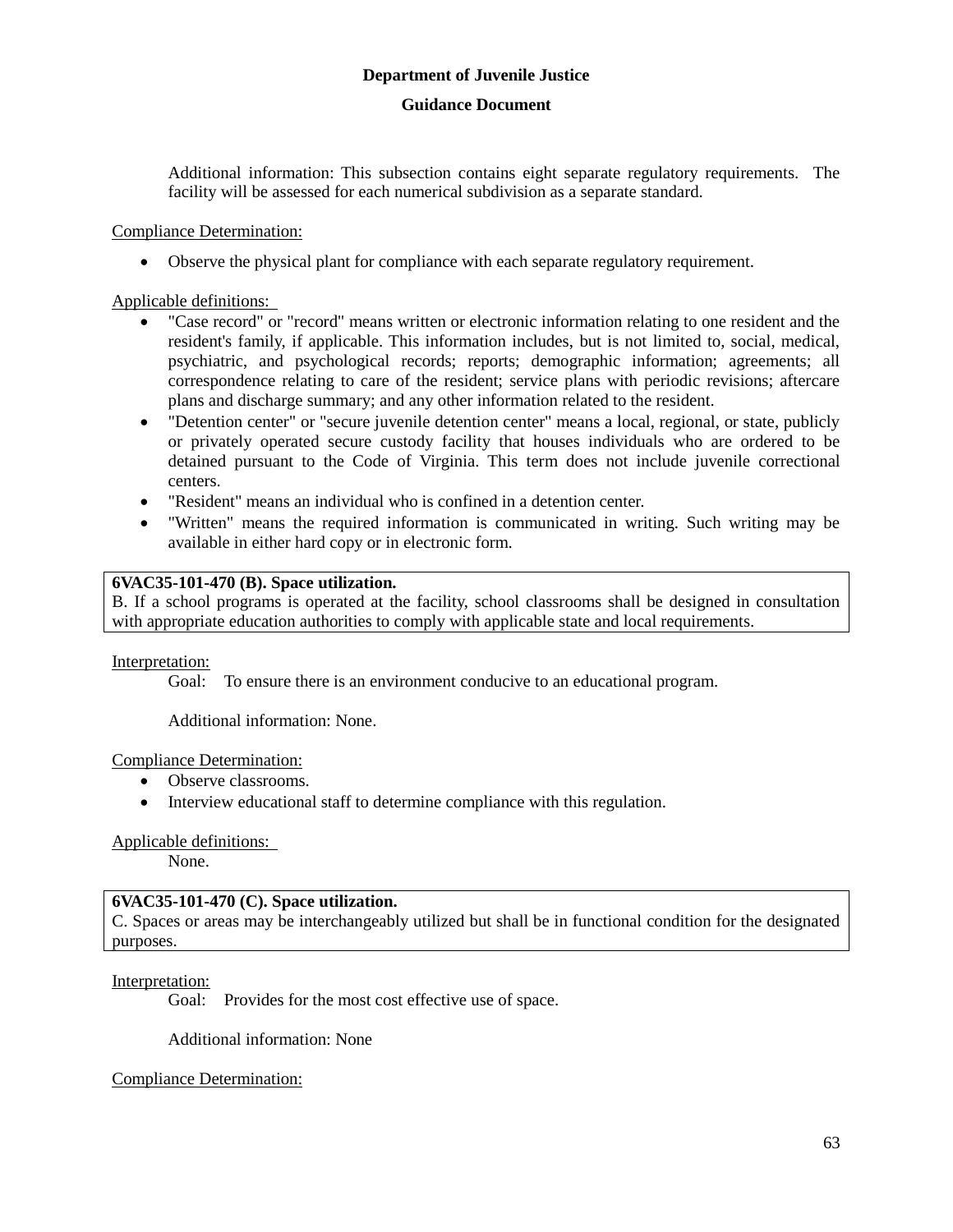Additional information: This subsection contains eight separate regulatory requirements. The facility will be assessed for each numerical subdivision as a separate standard.

Compliance Determination:

- Observe the physical plant for compliance with each separate regulatory requirement.

Applicable definitions:

- "Case record" or "record" means written or electronic information relating to one resident and the resident's family, if applicable. This information includes, but is not limited to, social, medical, psychiatric, and psychological records; reports; demographic information; agreements; all correspondence relating to care of the resident; service plans with periodic revisions; aftercare plans and discharge summary; and any other information related to the resident.
- "Detention center" or "secure juvenile detention center" means a local, regional, or state, publicly or privately operated secure custody facility that houses individuals who are ordered to be detained pursuant to the Code of Virginia. This term does not include juvenile correctional centers.
- "Resident" means an individual who is confined in a detention center.
- "Written" means the required information is communicated in writing. Such writing may be available in either hard copy or in electronic form.

**6VAC35-101-470 (B). Space utilization.**
B. If a school programs is operated at the facility, school classrooms shall be designed in consultation with appropriate education authorities to comply with applicable state and local requirements.

Interpretation:

Goal: To ensure there is an environment conducive to an educational program.

Additional information: None.

Compliance Determination:

- Observe classrooms.
- Interview educational staff to determine compliance with this regulation.

Applicable definitions:

None.

**6VAC35-101-470 (C). Space utilization.**
C. Spaces or areas may be interchangeably utilized but shall be in functional condition for the designated purposes.

Interpretation:

Goal: Provides for the most cost effective use of space.

Additional information: None

Compliance Determination: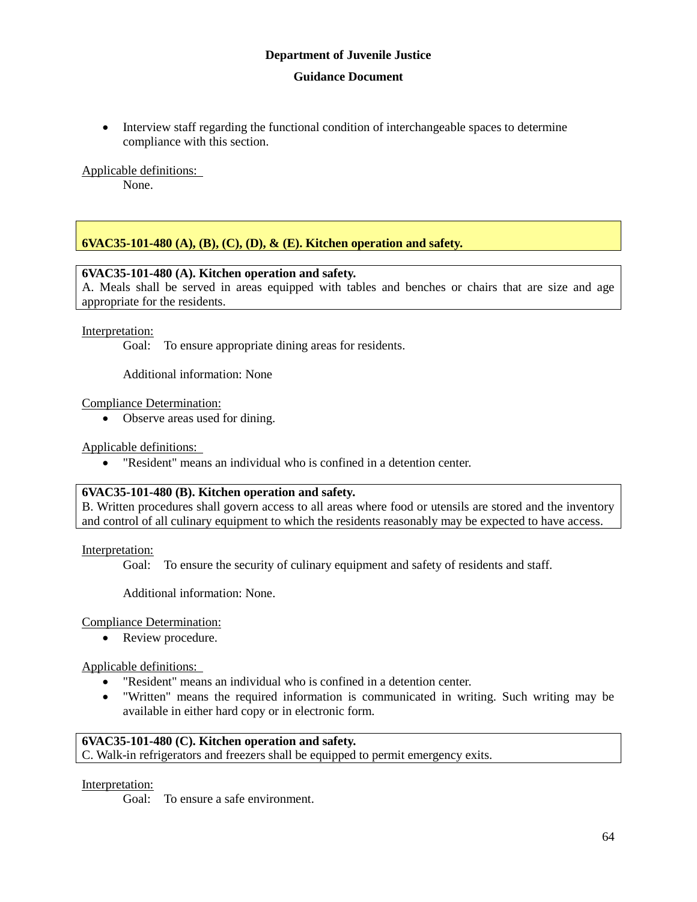- Interview staff regarding the functional condition of interchangeable spaces to determine compliance with this section.

Applicable definitions:

None.

## 6VAC35-101-480 (A), (B), (C), (D), & (E). Kitchen operation and safety.

**6VAC35-101-480 (A). Kitchen operation and safety.**
A. Meals shall be served in areas equipped with tables and benches or chairs that are size and age appropriate for the residents.

Interpretation:

Goal: To ensure appropriate dining areas for residents.

Additional information: None

Compliance Determination:

- Observe areas used for dining.

Applicable definitions:

- "Resident" means an individual who is confined in a detention center.

**6VAC35-101-480 (B). Kitchen operation and safety.**
B. Written procedures shall govern access to all areas where food or utensils are stored and the inventory and control of all culinary equipment to which the residents reasonably may be expected to have access.

Interpretation:

Goal: To ensure the security of culinary equipment and safety of residents and staff.

Additional information: None.

Compliance Determination:

- Review procedure.

Applicable definitions:

- "Resident" means an individual who is confined in a detention center.
- "Written" means the required information is communicated in writing. Such writing may be available in either hard copy or in electronic form.

**6VAC35-101-480 (C). Kitchen operation and safety.**
C. Walk-in refrigerators and freezers shall be equipped to permit emergency exits.

Interpretation:

Goal: To ensure a safe environment.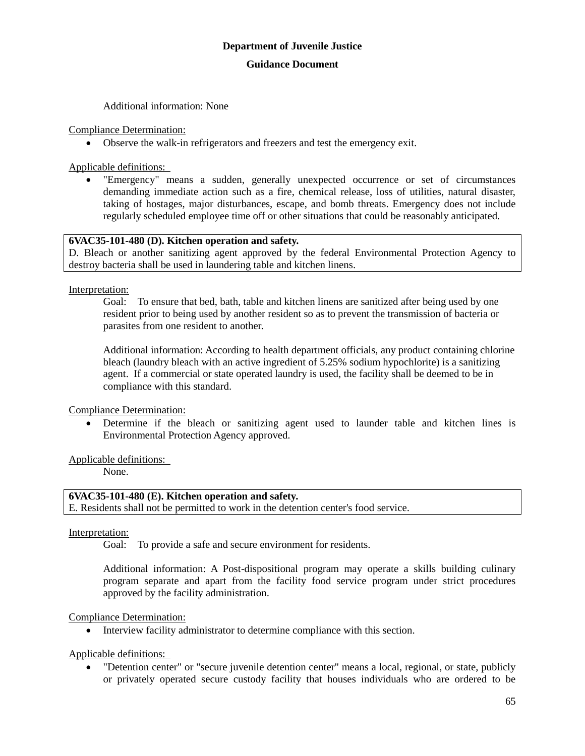Additional information: None

Compliance Determination:

- Observe the walk-in refrigerators and freezers and test the emergency exit.

Applicable definitions:

- "Emergency" means a sudden, generally unexpected occurrence or set of circumstances demanding immediate action such as a fire, chemical release, loss of utilities, natural disaster, taking of hostages, major disturbances, escape, and bomb threats. Emergency does not include regularly scheduled employee time off or other situations that could be reasonably anticipated.

**6VAC35-101-480 (D). Kitchen operation and safety.**
D. Bleach or another sanitizing agent approved by the federal Environmental Protection Agency to destroy bacteria shall be used in laundering table and kitchen linens.

Interpretation:

Goal: To ensure that bed, bath, table and kitchen linens are sanitized after being used by one resident prior to being used by another resident so as to prevent the transmission of bacteria or parasites from one resident to another.

Additional information: According to health department officials, any product containing chlorine bleach (laundry bleach with an active ingredient of 5.25% sodium hypochlorite) is a sanitizing agent. If a commercial or state operated laundry is used, the facility shall be deemed to be in compliance with this standard.

Compliance Determination:

- Determine if the bleach or sanitizing agent used to launder table and kitchen lines is Environmental Protection Agency approved.

Applicable definitions:

None.

**6VAC35-101-480 (E). Kitchen operation and safety.**
E. Residents shall not be permitted to work in the detention center's food service.

Interpretation:

Goal: To provide a safe and secure environment for residents.

Additional information: A Post-dispositional program may operate a skills building culinary program separate and apart from the facility food service program under strict procedures approved by the facility administration.

Compliance Determination:

- Interview facility administrator to determine compliance with this section.

Applicable definitions:

- "Detention center" or "secure juvenile detention center" means a local, regional, or state, publicly or privately operated secure custody facility that houses individuals who are ordered to be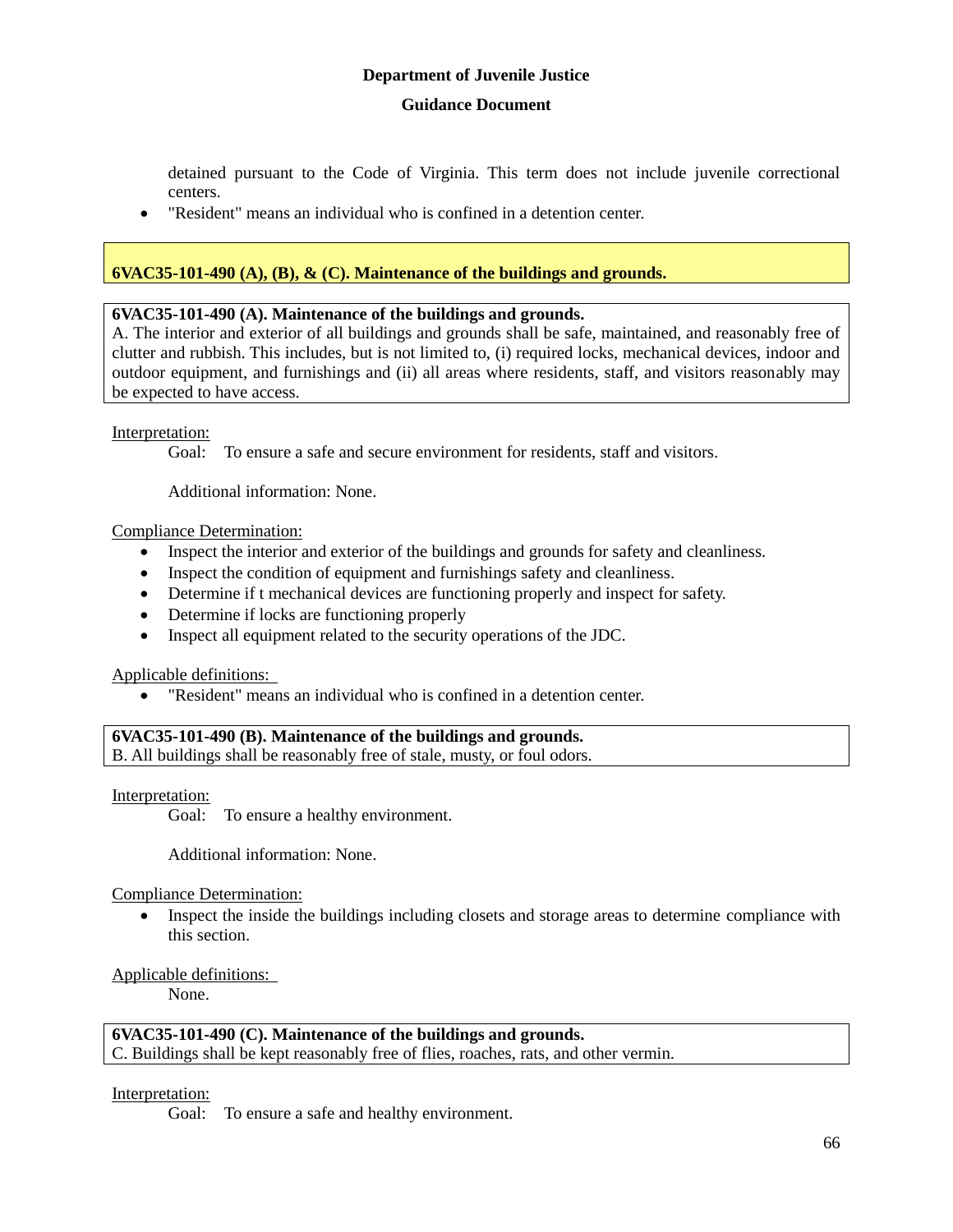detained pursuant to the Code of Virginia. This term does not include juvenile correctional centers.

- "Resident" means an individual who is confined in a detention center.

## 6VAC35-101-490 (A), (B), & (C). Maintenance of the buildings and grounds.

**6VAC35-101-490 (A). Maintenance of the buildings and grounds.**
A. The interior and exterior of all buildings and grounds shall be safe, maintained, and reasonably free of clutter and rubbish. This includes, but is not limited to, (i) required locks, mechanical devices, indoor and outdoor equipment, and furnishings and (ii) all areas where residents, staff, and visitors reasonably may be expected to have access.

Interpretation:

Goal: To ensure a safe and secure environment for residents, staff and visitors.

Additional information: None.

Compliance Determination:

- Inspect the interior and exterior of the buildings and grounds for safety and cleanliness.
- Inspect the condition of equipment and furnishings safety and cleanliness.
- Determine if t mechanical devices are functioning properly and inspect for safety.
- Determine if locks are functioning properly
- Inspect all equipment related to the security operations of the JDC.

Applicable definitions:

- "Resident" means an individual who is confined in a detention center.

**6VAC35-101-490 (B). Maintenance of the buildings and grounds.**
B. All buildings shall be reasonably free of stale, musty, or foul odors.

Interpretation:

Goal: To ensure a healthy environment.

Additional information: None.

Compliance Determination:

- Inspect the inside the buildings including closets and storage areas to determine compliance with this section.

Applicable definitions:

None.

**6VAC35-101-490 (C). Maintenance of the buildings and grounds.**
C. Buildings shall be kept reasonably free of flies, roaches, rats, and other vermin.

Interpretation:

Goal: To ensure a safe and healthy environment.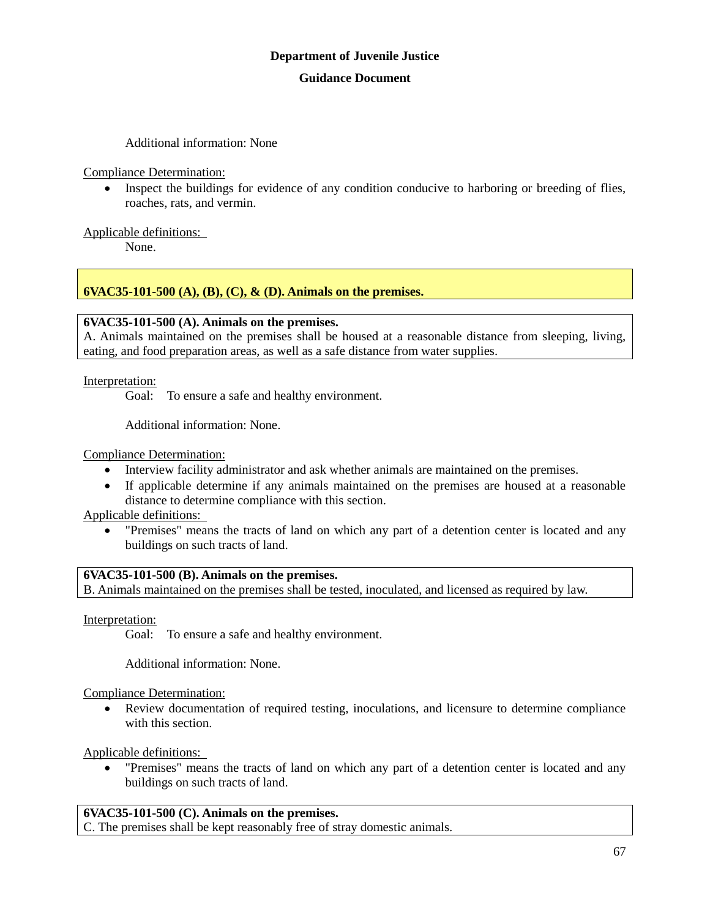Additional information: None

Compliance Determination:

- Inspect the buildings for evidence of any condition conducive to harboring or breeding of flies, roaches, rats, and vermin.

Applicable definitions:

None.

## 6VAC35-101-500 (A), (B), (C), & (D). Animals on the premises.

**6VAC35-101-500 (A). Animals on the premises.**
A. Animals maintained on the premises shall be housed at a reasonable distance from sleeping, living, eating, and food preparation areas, as well as a safe distance from water supplies.

Interpretation:

Goal: To ensure a safe and healthy environment.

Additional information: None.

Compliance Determination:

- Interview facility administrator and ask whether animals are maintained on the premises.
- If applicable determine if any animals maintained on the premises are housed at a reasonable distance to determine compliance with this section.

Applicable definitions:

- "Premises" means the tracts of land on which any part of a detention center is located and any buildings on such tracts of land.

**6VAC35-101-500 (B). Animals on the premises.**
B. Animals maintained on the premises shall be tested, inoculated, and licensed as required by law.

Interpretation:

Goal: To ensure a safe and healthy environment.

Additional information: None.

Compliance Determination:

- Review documentation of required testing, inoculations, and licensure to determine compliance with this section.

Applicable definitions:

- "Premises" means the tracts of land on which any part of a detention center is located and any buildings on such tracts of land.

**6VAC35-101-500 (C). Animals on the premises.**
C. The premises shall be kept reasonably free of stray domestic animals.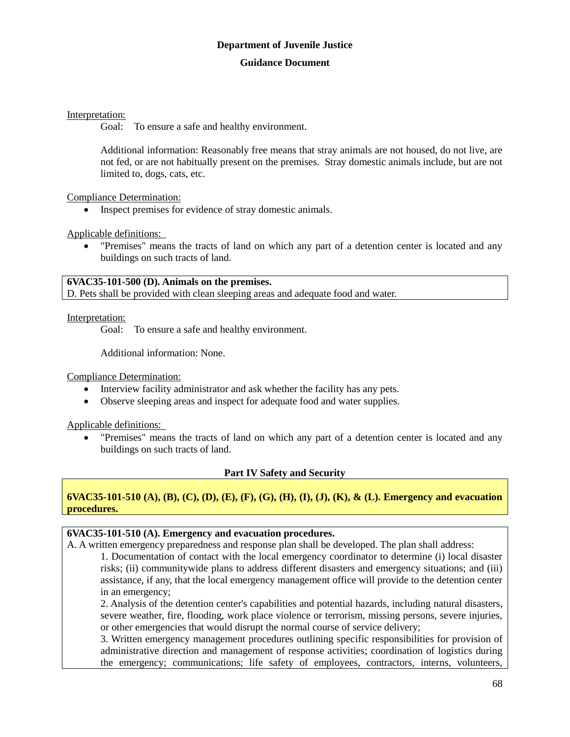**Department of Juvenile Justice**

**Guidance Document**

Interpretation:

Goal: To ensure a safe and healthy environment.

Additional information: Reasonably free means that stray animals are not housed, do not live, are not fed, or are not habitually present on the premises. Stray domestic animals include, but are not limited to, dogs, cats, etc.

Compliance Determination:

- Inspect premises for evidence of stray domestic animals.

Applicable definitions:

- "Premises" means the tracts of land on which any part of a detention center is located and any buildings on such tracts of land.

**6VAC35-101-500 (D). Animals on the premises.**

D. Pets shall be provided with clean sleeping areas and adequate food and water.

Interpretation:

Goal: To ensure a safe and healthy environment.

Additional information: None.

Compliance Determination:

- Interview facility administrator and ask whether the facility has any pets.
- Observe sleeping areas and inspect for adequate food and water supplies.

Applicable definitions:

- "Premises" means the tracts of land on which any part of a detention center is located and any buildings on such tracts of land.

## Part IV Safety and Security

**6VAC35-101-510 (A), (B), (C), (D), (E), (F), (G), (H), (I), (J), (K), & (L). Emergency and evacuation procedures.**

**6VAC35-101-510 (A). Emergency and evacuation procedures.**

A. A written emergency preparedness and response plan shall be developed. The plan shall address:

1. Documentation of contact with the local emergency coordinator to determine (i) local disaster risks; (ii) communitywide plans to address different disasters and emergency situations; and (iii) assistance, if any, that the local emergency management office will provide to the detention center in an emergency;

2. Analysis of the detention center's capabilities and potential hazards, including natural disasters, severe weather, fire, flooding, work place violence or terrorism, missing persons, severe injuries, or other emergencies that would disrupt the normal course of service delivery;

3. Written emergency management procedures outlining specific responsibilities for provision of administrative direction and management of response activities; coordination of logistics during the emergency; communications; life safety of employees, contractors, interns, volunteers,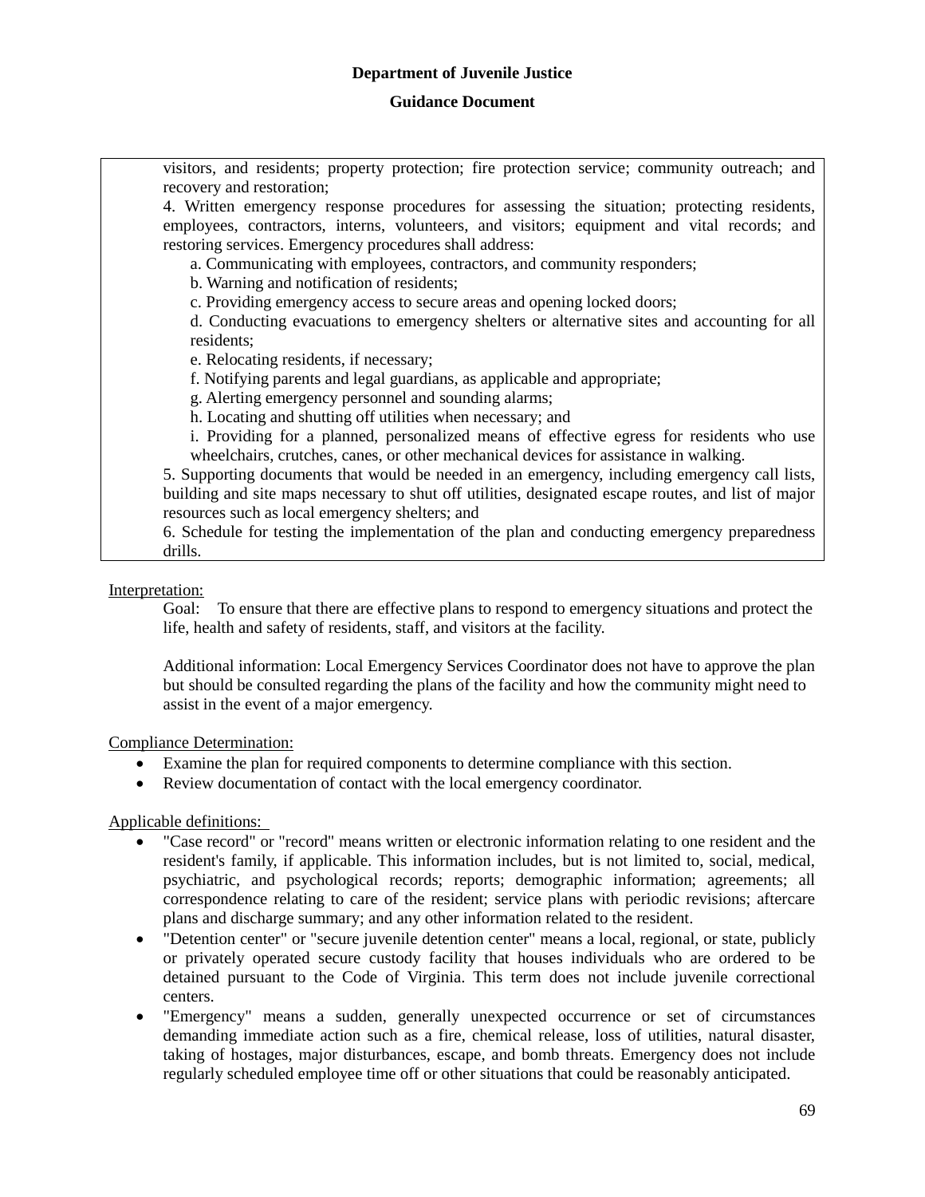visitors, and residents; property protection; fire protection service; community outreach; and recovery and restoration;

4. Written emergency response procedures for assessing the situation; protecting residents, employees, contractors, interns, volunteers, and visitors; equipment and vital records; and restoring services. Emergency procedures shall address:

   a. Communicating with employees, contractors, and community responders;

   b. Warning and notification of residents;

   c. Providing emergency access to secure areas and opening locked doors;

   d. Conducting evacuations to emergency shelters or alternative sites and accounting for all residents;

   e. Relocating residents, if necessary;

   f. Notifying parents and legal guardians, as applicable and appropriate;

   g. Alerting emergency personnel and sounding alarms;

   h. Locating and shutting off utilities when necessary; and

   i. Providing for a planned, personalized means of effective egress for residents who use wheelchairs, crutches, canes, or other mechanical devices for assistance in walking.

5. Supporting documents that would be needed in an emergency, including emergency call lists, building and site maps necessary to shut off utilities, designated escape routes, and list of major resources such as local emergency shelters; and

6. Schedule for testing the implementation of the plan and conducting emergency preparedness drills.

Interpretation:

Goal: To ensure that there are effective plans to respond to emergency situations and protect the life, health and safety of residents, staff, and visitors at the facility.

Additional information: Local Emergency Services Coordinator does not have to approve the plan but should be consulted regarding the plans of the facility and how the community might need to assist in the event of a major emergency.

Compliance Determination:

- Examine the plan for required components to determine compliance with this section.
- Review documentation of contact with the local emergency coordinator.

Applicable definitions:

- "Case record" or "record" means written or electronic information relating to one resident and the resident's family, if applicable. This information includes, but is not limited to, social, medical, psychiatric, and psychological records; reports; demographic information; agreements; all correspondence relating to care of the resident; service plans with periodic revisions; aftercare plans and discharge summary; and any other information related to the resident.
- "Detention center" or "secure juvenile detention center" means a local, regional, or state, publicly or privately operated secure custody facility that houses individuals who are ordered to be detained pursuant to the Code of Virginia. This term does not include juvenile correctional centers.
- "Emergency" means a sudden, generally unexpected occurrence or set of circumstances demanding immediate action such as a fire, chemical release, loss of utilities, natural disaster, taking of hostages, major disturbances, escape, and bomb threats. Emergency does not include regularly scheduled employee time off or other situations that could be reasonably anticipated.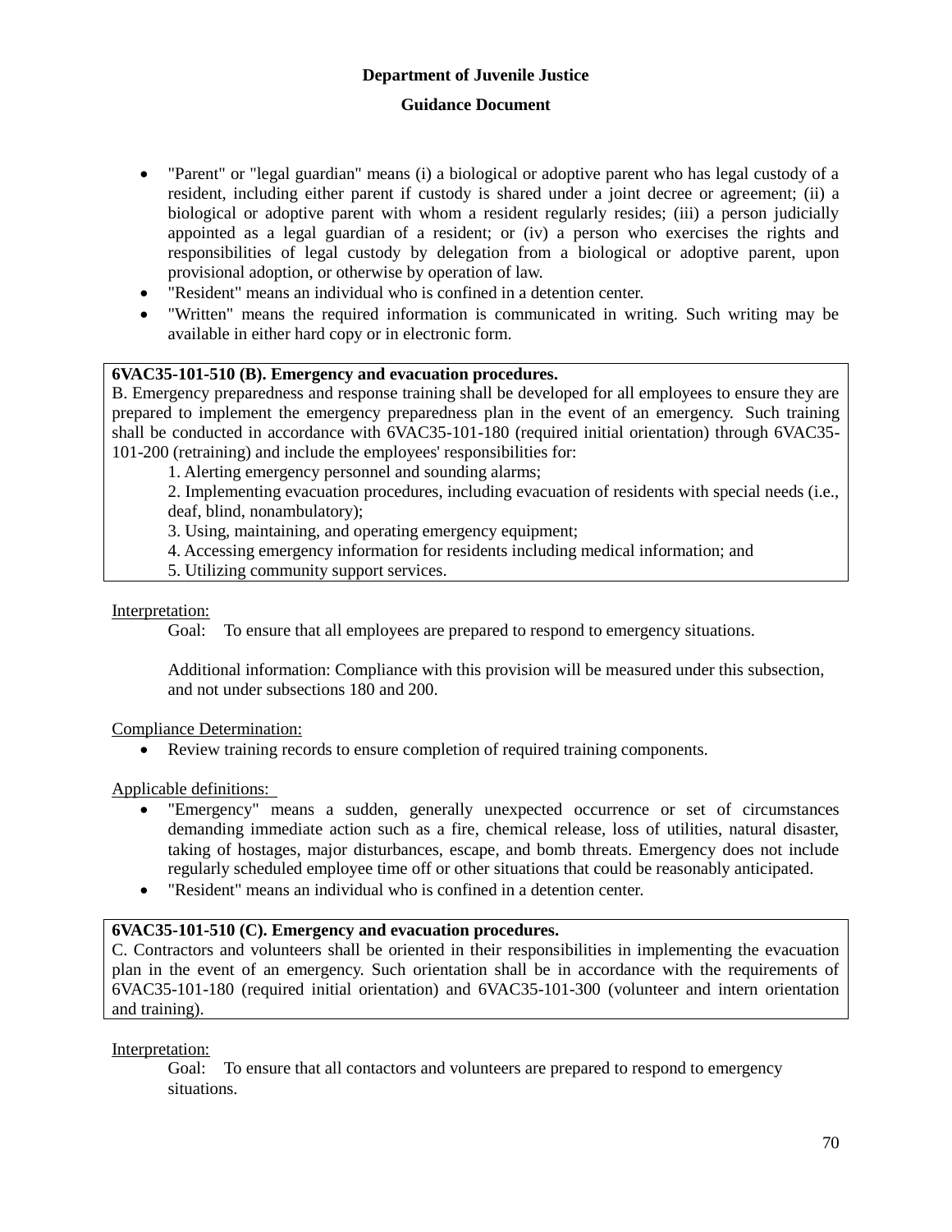- "Parent" or "legal guardian" means (i) a biological or adoptive parent who has legal custody of a resident, including either parent if custody is shared under a joint decree or agreement; (ii) a biological or adoptive parent with whom a resident regularly resides; (iii) a person judicially appointed as a legal guardian of a resident; or (iv) a person who exercises the rights and responsibilities of legal custody by delegation from a biological or adoptive parent, upon provisional adoption, or otherwise by operation of law.
- "Resident" means an individual who is confined in a detention center.
- "Written" means the required information is communicated in writing. Such writing may be available in either hard copy or in electronic form.

**6VAC35-101-510 (B). Emergency and evacuation procedures.**
B. Emergency preparedness and response training shall be developed for all employees to ensure they are prepared to implement the emergency preparedness plan in the event of an emergency. Such training shall be conducted in accordance with 6VAC35-101-180 (required initial orientation) through 6VAC35-101-200 (retraining) and include the employees' responsibilities for:

1. Alerting emergency personnel and sounding alarms;
2. Implementing evacuation procedures, including evacuation of residents with special needs (i.e., deaf, blind, nonambulatory);
3. Using, maintaining, and operating emergency equipment;
4. Accessing emergency information for residents including medical information; and
5. Utilizing community support services.

Interpretation:

Goal: To ensure that all employees are prepared to respond to emergency situations.

Additional information: Compliance with this provision will be measured under this subsection, and not under subsections 180 and 200.

Compliance Determination:

- Review training records to ensure completion of required training components.

Applicable definitions:

- "Emergency" means a sudden, generally unexpected occurrence or set of circumstances demanding immediate action such as a fire, chemical release, loss of utilities, natural disaster, taking of hostages, major disturbances, escape, and bomb threats. Emergency does not include regularly scheduled employee time off or other situations that could be reasonably anticipated.
- "Resident" means an individual who is confined in a detention center.

**6VAC35-101-510 (C). Emergency and evacuation procedures.**
C. Contractors and volunteers shall be oriented in their responsibilities in implementing the evacuation plan in the event of an emergency. Such orientation shall be in accordance with the requirements of 6VAC35-101-180 (required initial orientation) and 6VAC35-101-300 (volunteer and intern orientation and training).

Interpretation:

Goal: To ensure that all contactors and volunteers are prepared to respond to emergency situations.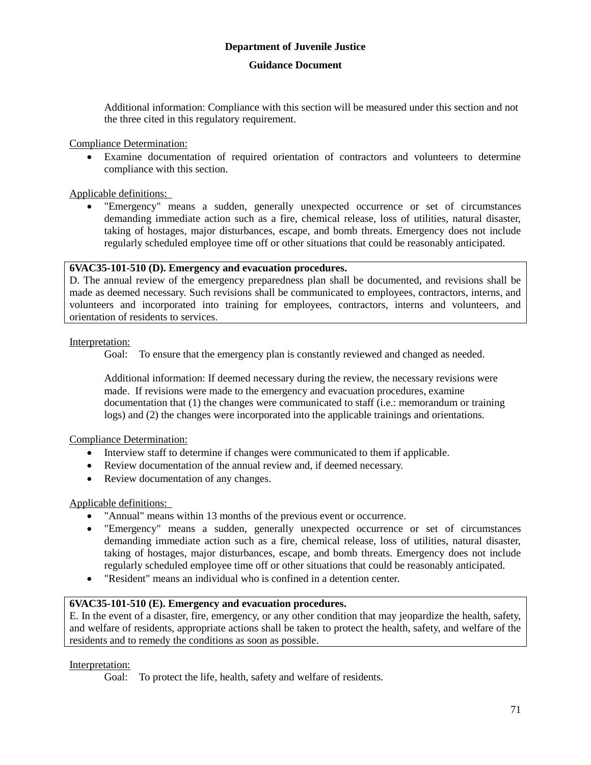Additional information: Compliance with this section will be measured under this section and not the three cited in this regulatory requirement.

Compliance Determination:

- Examine documentation of required orientation of contractors and volunteers to determine compliance with this section.

Applicable definitions:

- "Emergency" means a sudden, generally unexpected occurrence or set of circumstances demanding immediate action such as a fire, chemical release, loss of utilities, natural disaster, taking of hostages, major disturbances, escape, and bomb threats. Emergency does not include regularly scheduled employee time off or other situations that could be reasonably anticipated.

**6VAC35-101-510 (D). Emergency and evacuation procedures.**
D. The annual review of the emergency preparedness plan shall be documented, and revisions shall be made as deemed necessary. Such revisions shall be communicated to employees, contractors, interns, and volunteers and incorporated into training for employees, contractors, interns and volunteers, and orientation of residents to services.

Interpretation:

Goal: To ensure that the emergency plan is constantly reviewed and changed as needed.

Additional information: If deemed necessary during the review, the necessary revisions were made. If revisions were made to the emergency and evacuation procedures, examine documentation that (1) the changes were communicated to staff (i.e.: memorandum or training logs) and (2) the changes were incorporated into the applicable trainings and orientations.

Compliance Determination:

- Interview staff to determine if changes were communicated to them if applicable.
- Review documentation of the annual review and, if deemed necessary.
- Review documentation of any changes.

Applicable definitions:

- "Annual" means within 13 months of the previous event or occurrence.
- "Emergency" means a sudden, generally unexpected occurrence or set of circumstances demanding immediate action such as a fire, chemical release, loss of utilities, natural disaster, taking of hostages, major disturbances, escape, and bomb threats. Emergency does not include regularly scheduled employee time off or other situations that could be reasonably anticipated.
- "Resident" means an individual who is confined in a detention center.

**6VAC35-101-510 (E). Emergency and evacuation procedures.**
E. In the event of a disaster, fire, emergency, or any other condition that may jeopardize the health, safety, and welfare of residents, appropriate actions shall be taken to protect the health, safety, and welfare of the residents and to remedy the conditions as soon as possible.

Interpretation:

Goal: To protect the life, health, safety and welfare of residents.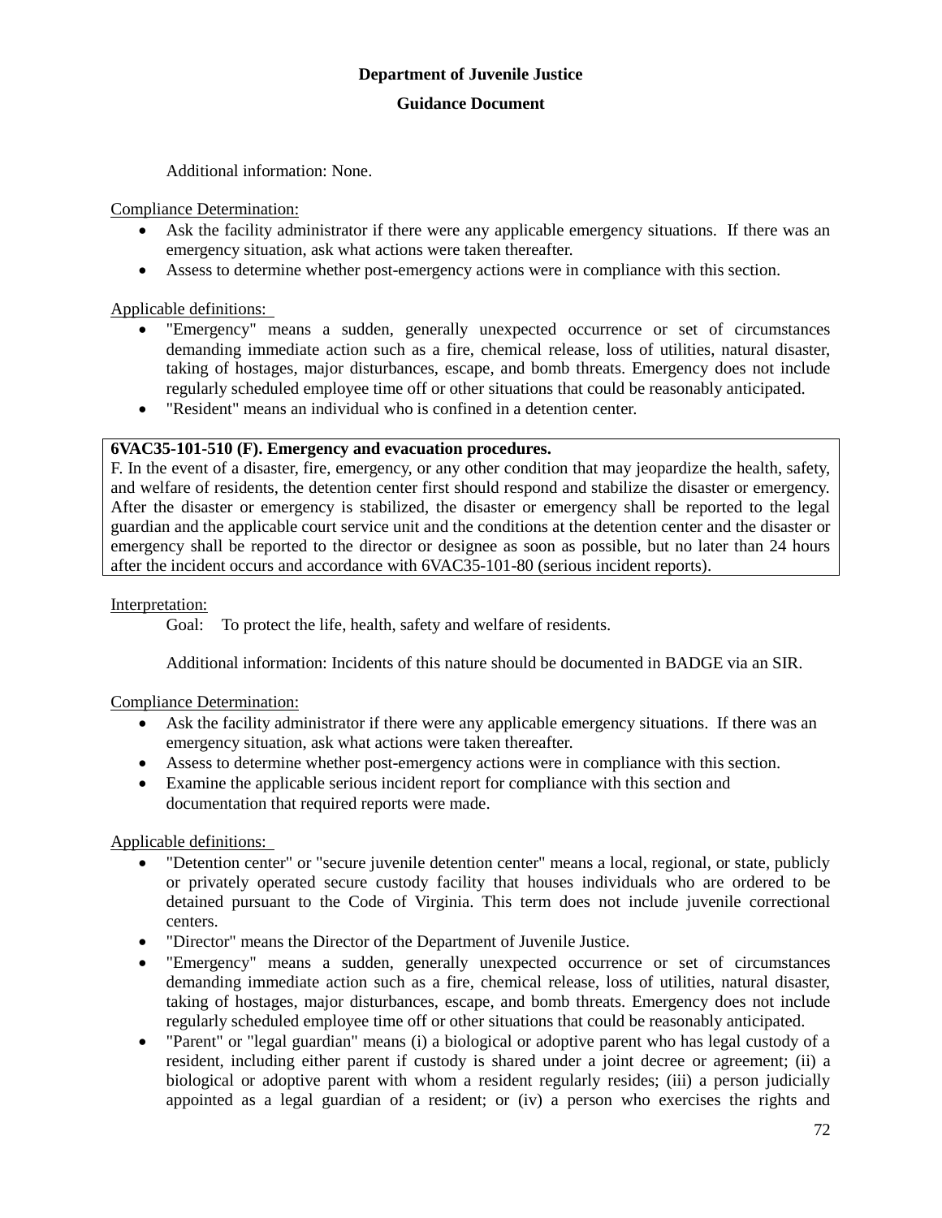Additional information: None.

Compliance Determination:

- Ask the facility administrator if there were any applicable emergency situations. If there was an emergency situation, ask what actions were taken thereafter.
- Assess to determine whether post-emergency actions were in compliance with this section.

Applicable definitions:

- "Emergency" means a sudden, generally unexpected occurrence or set of circumstances demanding immediate action such as a fire, chemical release, loss of utilities, natural disaster, taking of hostages, major disturbances, escape, and bomb threats. Emergency does not include regularly scheduled employee time off or other situations that could be reasonably anticipated.
- "Resident" means an individual who is confined in a detention center.

**6VAC35-101-510 (F). Emergency and evacuation procedures.**

F. In the event of a disaster, fire, emergency, or any other condition that may jeopardize the health, safety, and welfare of residents, the detention center first should respond and stabilize the disaster or emergency. After the disaster or emergency is stabilized, the disaster or emergency shall be reported to the legal guardian and the applicable court service unit and the conditions at the detention center and the disaster or emergency shall be reported to the director or designee as soon as possible, but no later than 24 hours after the incident occurs and accordance with 6VAC35-101-80 (serious incident reports).

Interpretation:

Goal: To protect the life, health, safety and welfare of residents.

Additional information: Incidents of this nature should be documented in BADGE via an SIR.

Compliance Determination:

- Ask the facility administrator if there were any applicable emergency situations. If there was an emergency situation, ask what actions were taken thereafter.
- Assess to determine whether post-emergency actions were in compliance with this section.
- Examine the applicable serious incident report for compliance with this section and documentation that required reports were made.

Applicable definitions:

- "Detention center" or "secure juvenile detention center" means a local, regional, or state, publicly or privately operated secure custody facility that houses individuals who are ordered to be detained pursuant to the Code of Virginia. This term does not include juvenile correctional centers.
- "Director" means the Director of the Department of Juvenile Justice.
- "Emergency" means a sudden, generally unexpected occurrence or set of circumstances demanding immediate action such as a fire, chemical release, loss of utilities, natural disaster, taking of hostages, major disturbances, escape, and bomb threats. Emergency does not include regularly scheduled employee time off or other situations that could be reasonably anticipated.
- "Parent" or "legal guardian" means (i) a biological or adoptive parent who has legal custody of a resident, including either parent if custody is shared under a joint decree or agreement; (ii) a biological or adoptive parent with whom a resident regularly resides; (iii) a person judicially appointed as a legal guardian of a resident; or (iv) a person who exercises the rights and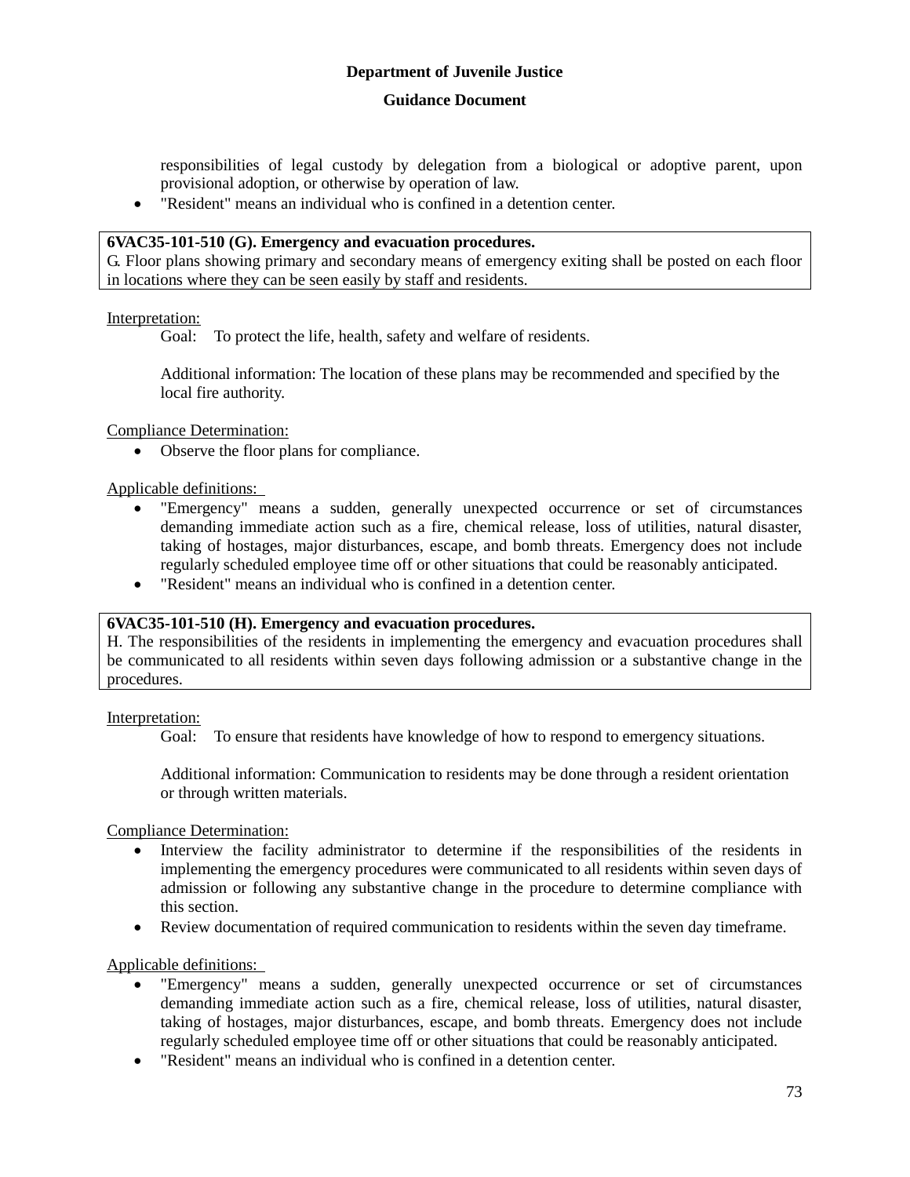responsibilities of legal custody by delegation from a biological or adoptive parent, upon provisional adoption, or otherwise by operation of law.

- "Resident" means an individual who is confined in a detention center.

**6VAC35-101-510 (G). Emergency and evacuation procedures.**
G. Floor plans showing primary and secondary means of emergency exiting shall be posted on each floor in locations where they can be seen easily by staff and residents.

Interpretation:

Goal: To protect the life, health, safety and welfare of residents.

Additional information: The location of these plans may be recommended and specified by the local fire authority.

Compliance Determination:

- Observe the floor plans for compliance.

Applicable definitions:

- "Emergency" means a sudden, generally unexpected occurrence or set of circumstances demanding immediate action such as a fire, chemical release, loss of utilities, natural disaster, taking of hostages, major disturbances, escape, and bomb threats. Emergency does not include regularly scheduled employee time off or other situations that could be reasonably anticipated.
- "Resident" means an individual who is confined in a detention center.

**6VAC35-101-510 (H). Emergency and evacuation procedures.**
H. The responsibilities of the residents in implementing the emergency and evacuation procedures shall be communicated to all residents within seven days following admission or a substantive change in the procedures.

Interpretation:

Goal: To ensure that residents have knowledge of how to respond to emergency situations.

Additional information: Communication to residents may be done through a resident orientation or through written materials.

Compliance Determination:

- Interview the facility administrator to determine if the responsibilities of the residents in implementing the emergency procedures were communicated to all residents within seven days of admission or following any substantive change in the procedure to determine compliance with this section.
- Review documentation of required communication to residents within the seven day timeframe.

Applicable definitions:

- "Emergency" means a sudden, generally unexpected occurrence or set of circumstances demanding immediate action such as a fire, chemical release, loss of utilities, natural disaster, taking of hostages, major disturbances, escape, and bomb threats. Emergency does not include regularly scheduled employee time off or other situations that could be reasonably anticipated.
- "Resident" means an individual who is confined in a detention center.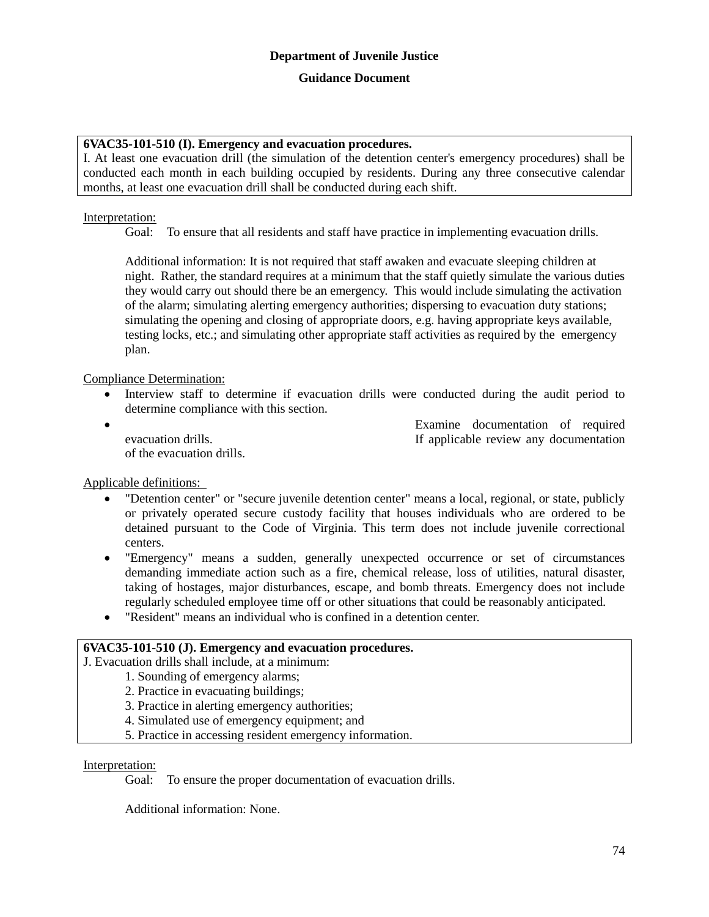**Department of Juvenile Justice**

**Guidance Document**

**6VAC35-101-510 (I). Emergency and evacuation procedures.**
I. At least one evacuation drill (the simulation of the detention center's emergency procedures) shall be conducted each month in each building occupied by residents. During any three consecutive calendar months, at least one evacuation drill shall be conducted during each shift.

Interpretation:

Goal: To ensure that all residents and staff have practice in implementing evacuation drills.

Additional information: It is not required that staff awaken and evacuate sleeping children at night. Rather, the standard requires at a minimum that the staff quietly simulate the various duties they would carry out should there be an emergency. This would include simulating the activation of the alarm; simulating alerting emergency authorities; dispersing to evacuation duty stations; simulating the opening and closing of appropriate doors, e.g. having appropriate keys available, testing locks, etc.; and simulating other appropriate staff activities as required by the emergency plan.

Compliance Determination:

- Interview staff to determine if evacuation drills were conducted during the audit period to determine compliance with this section.
- Examine documentation of required evacuation drills. If applicable review any documentation of the evacuation drills.

Applicable definitions:

- "Detention center" or "secure juvenile detention center" means a local, regional, or state, publicly or privately operated secure custody facility that houses individuals who are ordered to be detained pursuant to the Code of Virginia. This term does not include juvenile correctional centers.
- "Emergency" means a sudden, generally unexpected occurrence or set of circumstances demanding immediate action such as a fire, chemical release, loss of utilities, natural disaster, taking of hostages, major disturbances, escape, and bomb threats. Emergency does not include regularly scheduled employee time off or other situations that could be reasonably anticipated.
- "Resident" means an individual who is confined in a detention center.

**6VAC35-101-510 (J). Emergency and evacuation procedures.**
J. Evacuation drills shall include, at a minimum:
1. Sounding of emergency alarms;
2. Practice in evacuating buildings;
3. Practice in alerting emergency authorities;
4. Simulated use of emergency equipment; and
5. Practice in accessing resident emergency information.

Interpretation:

Goal: To ensure the proper documentation of evacuation drills.

Additional information: None.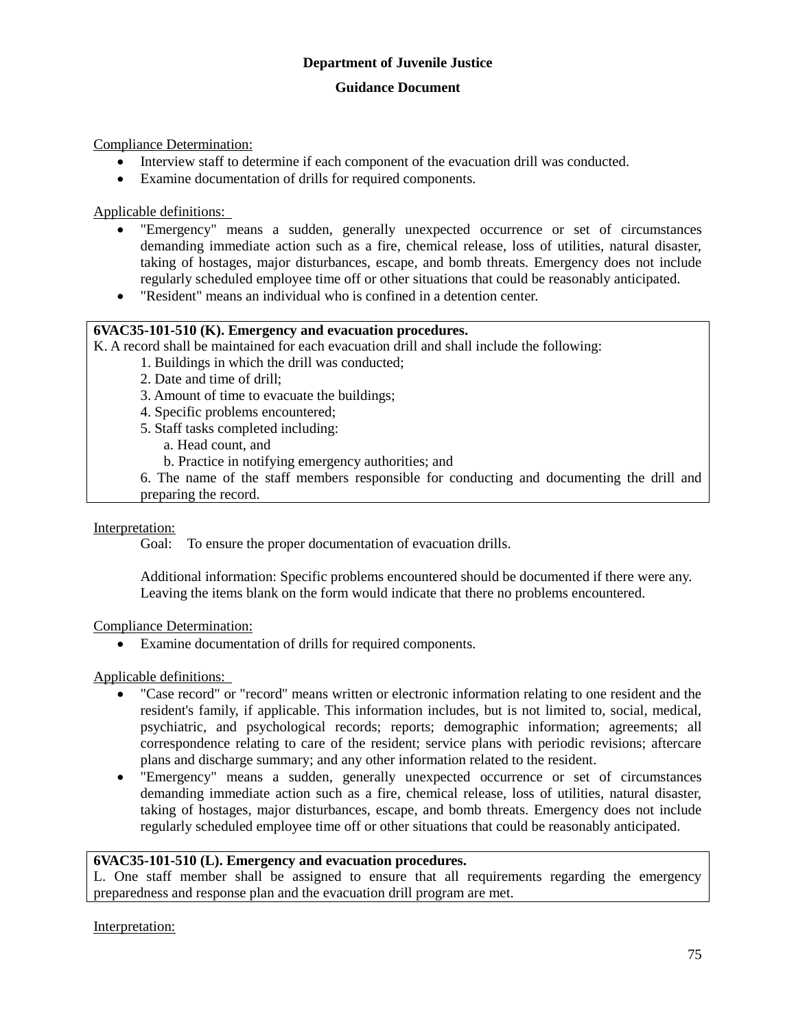**Department of Juvenile Justice**

**Guidance Document**

Compliance Determination:

- Interview staff to determine if each component of the evacuation drill was conducted.
- Examine documentation of drills for required components.

Applicable definitions:

- "Emergency" means a sudden, generally unexpected occurrence or set of circumstances demanding immediate action such as a fire, chemical release, loss of utilities, natural disaster, taking of hostages, major disturbances, escape, and bomb threats. Emergency does not include regularly scheduled employee time off or other situations that could be reasonably anticipated.
- "Resident" means an individual who is confined in a detention center.

**6VAC35-101-510 (K). Emergency and evacuation procedures.**

K. A record shall be maintained for each evacuation drill and shall include the following:

1. Buildings in which the drill was conducted;
2. Date and time of drill;
3. Amount of time to evacuate the buildings;
4. Specific problems encountered;
5. Staff tasks completed including:
   a. Head count, and
   b. Practice in notifying emergency authorities; and
6. The name of the staff members responsible for conducting and documenting the drill and preparing the record.

Interpretation:

Goal: To ensure the proper documentation of evacuation drills.

Additional information: Specific problems encountered should be documented if there were any. Leaving the items blank on the form would indicate that there no problems encountered.

Compliance Determination:

- Examine documentation of drills for required components.

Applicable definitions:

- "Case record" or "record" means written or electronic information relating to one resident and the resident's family, if applicable. This information includes, but is not limited to, social, medical, psychiatric, and psychological records; reports; demographic information; agreements; all correspondence relating to care of the resident; service plans with periodic revisions; aftercare plans and discharge summary; and any other information related to the resident.
- "Emergency" means a sudden, generally unexpected occurrence or set of circumstances demanding immediate action such as a fire, chemical release, loss of utilities, natural disaster, taking of hostages, major disturbances, escape, and bomb threats. Emergency does not include regularly scheduled employee time off or other situations that could be reasonably anticipated.

**6VAC35-101-510 (L). Emergency and evacuation procedures.**

L. One staff member shall be assigned to ensure that all requirements regarding the emergency preparedness and response plan and the evacuation drill program are met.

Interpretation: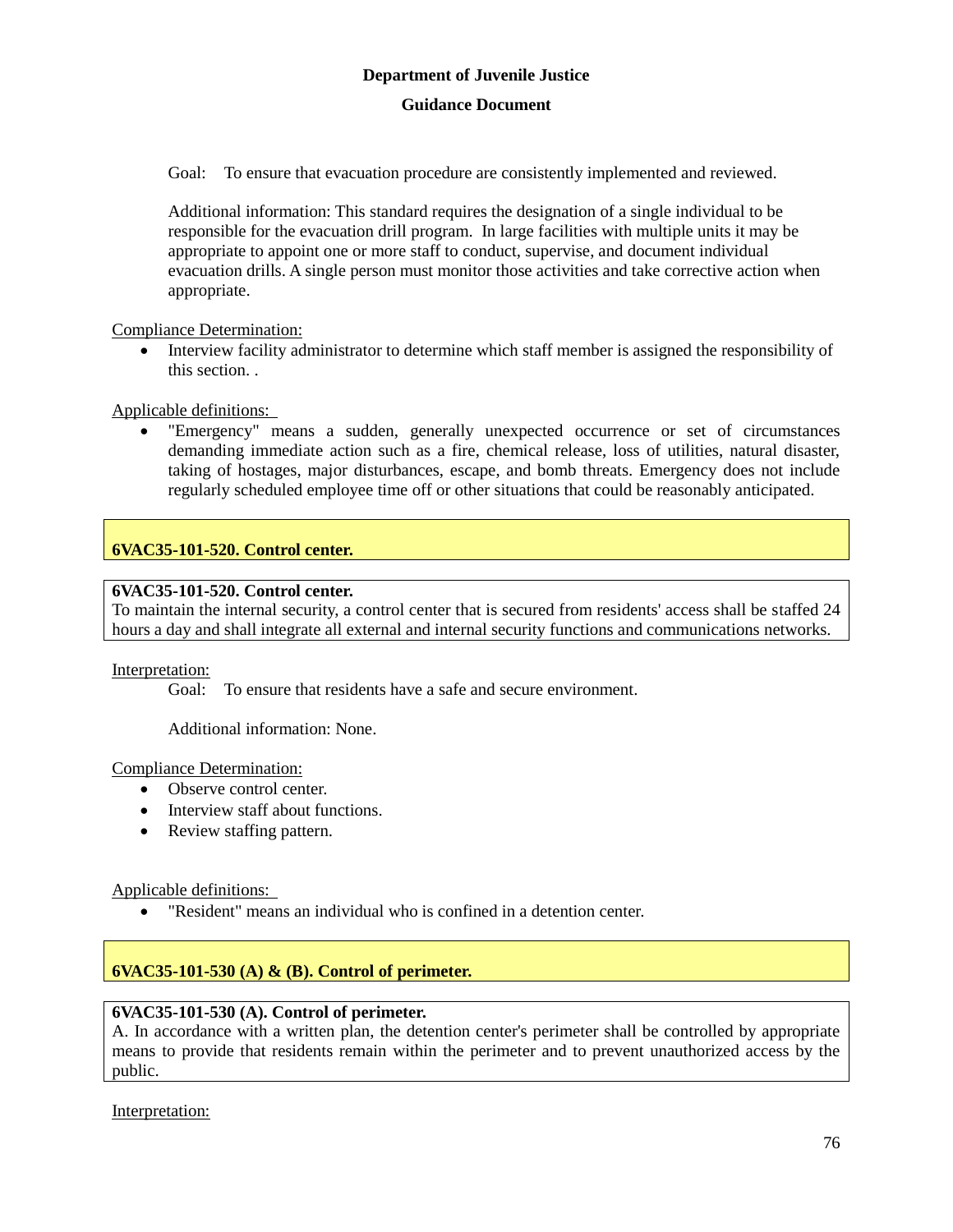Goal: To ensure that evacuation procedure are consistently implemented and reviewed.

Additional information: This standard requires the designation of a single individual to be responsible for the evacuation drill program. In large facilities with multiple units it may be appropriate to appoint one or more staff to conduct, supervise, and document individual evacuation drills. A single person must monitor those activities and take corrective action when appropriate.

Compliance Determination:

- Interview facility administrator to determine which staff member is assigned the responsibility of this section. .

Applicable definitions:

- "Emergency" means a sudden, generally unexpected occurrence or set of circumstances demanding immediate action such as a fire, chemical release, loss of utilities, natural disaster, taking of hostages, major disturbances, escape, and bomb threats. Emergency does not include regularly scheduled employee time off or other situations that could be reasonably anticipated.

## 6VAC35-101-520. Control center.

**6VAC35-101-520. Control center.**
To maintain the internal security, a control center that is secured from residents' access shall be staffed 24 hours a day and shall integrate all external and internal security functions and communications networks.

Interpretation:

Goal: To ensure that residents have a safe and secure environment.

Additional information: None.

Compliance Determination:

- Observe control center.
- Interview staff about functions.
- Review staffing pattern.

Applicable definitions:

- "Resident" means an individual who is confined in a detention center.

## 6VAC35-101-530 (A) & (B). Control of perimeter.

**6VAC35-101-530 (A). Control of perimeter.**
A. In accordance with a written plan, the detention center's perimeter shall be controlled by appropriate means to provide that residents remain within the perimeter and to prevent unauthorized access by the public.

Interpretation: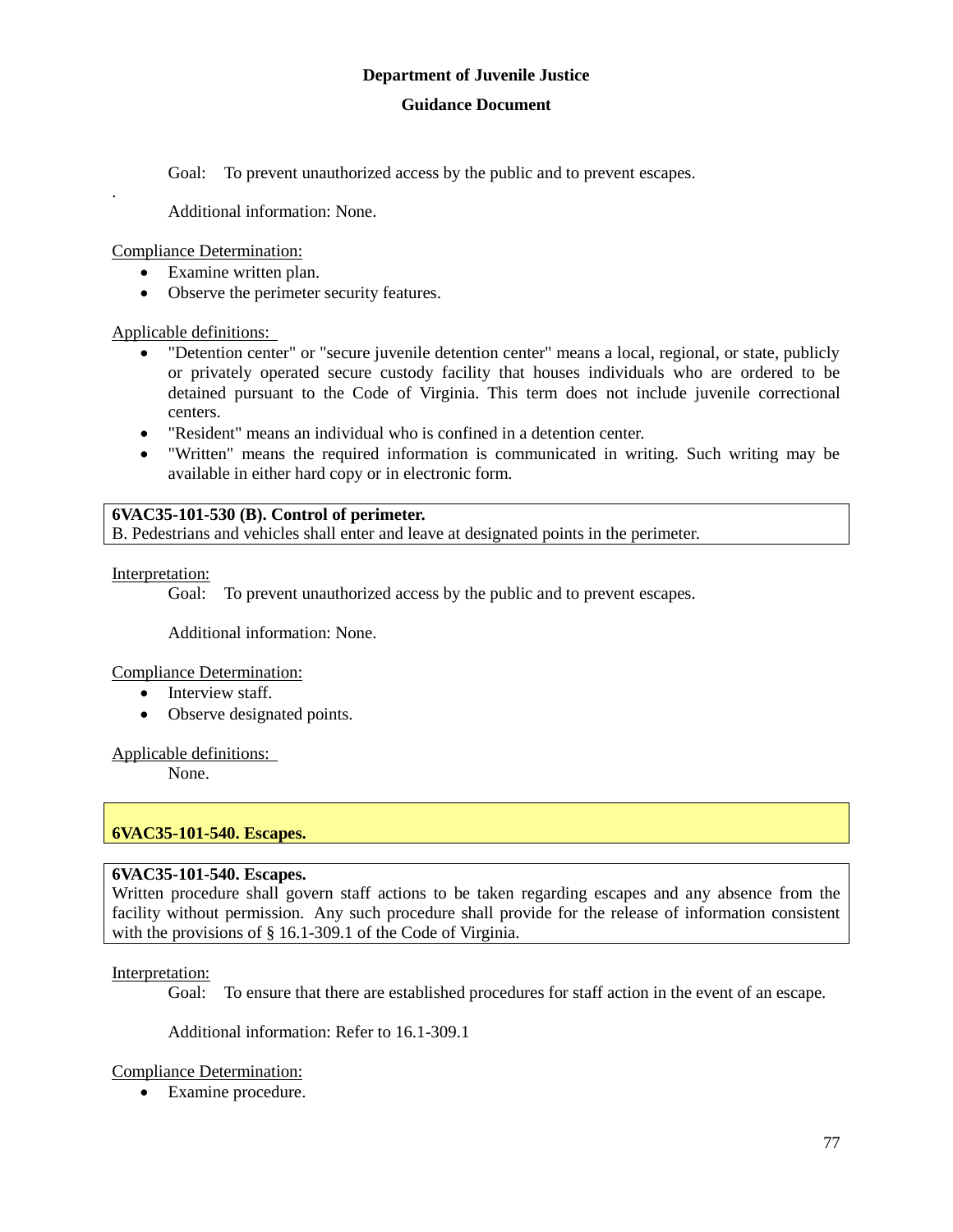Goal: To prevent unauthorized access by the public and to prevent escapes.

Additional information: None.

Compliance Determination:

- Examine written plan.
- Observe the perimeter security features.

Applicable definitions:

- "Detention center" or "secure juvenile detention center" means a local, regional, or state, publicly or privately operated secure custody facility that houses individuals who are ordered to be detained pursuant to the Code of Virginia. This term does not include juvenile correctional centers.
- "Resident" means an individual who is confined in a detention center.
- "Written" means the required information is communicated in writing. Such writing may be available in either hard copy or in electronic form.

**6VAC35-101-530 (B). Control of perimeter.**
B. Pedestrians and vehicles shall enter and leave at designated points in the perimeter.

Interpretation:

Goal: To prevent unauthorized access by the public and to prevent escapes.

Additional information: None.

Compliance Determination:

- Interview staff.
- Observe designated points.

Applicable definitions:

None.

## 6VAC35-101-540. Escapes.

**6VAC35-101-540. Escapes.**
Written procedure shall govern staff actions to be taken regarding escapes and any absence from the facility without permission. Any such procedure shall provide for the release of information consistent with the provisions of § 16.1-309.1 of the Code of Virginia.

Interpretation:

Goal: To ensure that there are established procedures for staff action in the event of an escape.

Additional information: Refer to 16.1-309.1

Compliance Determination:

- Examine procedure.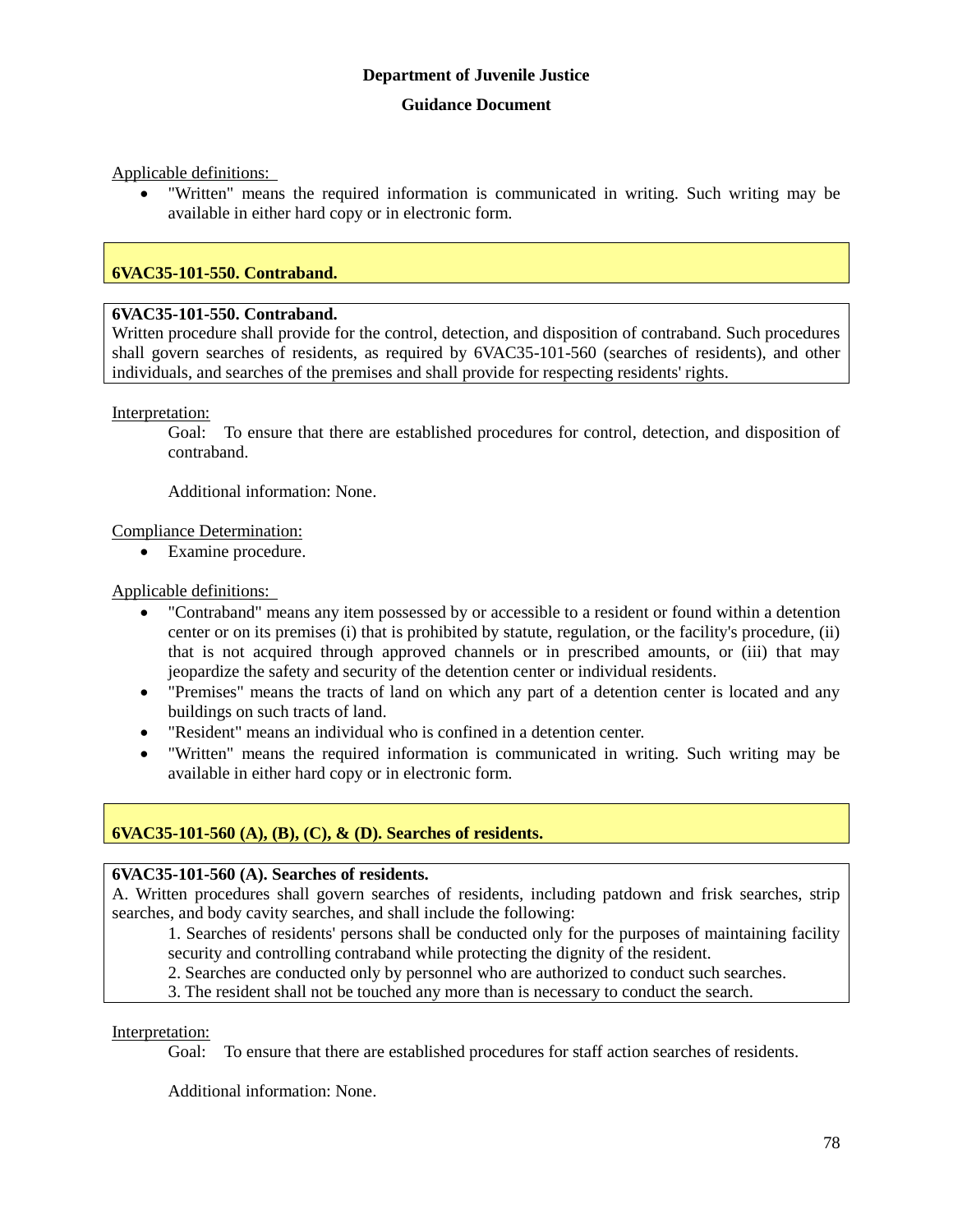**Department of Juvenile Justice**

**Guidance Document**

Applicable definitions:

- "Written" means the required information is communicated in writing. Such writing may be available in either hard copy or in electronic form.

## 6VAC35-101-550. Contraband.

**6VAC35-101-550. Contraband.**
Written procedure shall provide for the control, detection, and disposition of contraband. Such procedures shall govern searches of residents, as required by 6VAC35-101-560 (searches of residents), and other individuals, and searches of the premises and shall provide for respecting residents' rights.

Interpretation:

Goal: To ensure that there are established procedures for control, detection, and disposition of contraband.

Additional information: None.

Compliance Determination:

- Examine procedure.

Applicable definitions:

- "Contraband" means any item possessed by or accessible to a resident or found within a detention center or on its premises (i) that is prohibited by statute, regulation, or the facility's procedure, (ii) that is not acquired through approved channels or in prescribed amounts, or (iii) that may jeopardize the safety and security of the detention center or individual residents.
- "Premises" means the tracts of land on which any part of a detention center is located and any buildings on such tracts of land.
- "Resident" means an individual who is confined in a detention center.
- "Written" means the required information is communicated in writing. Such writing may be available in either hard copy or in electronic form.

## 6VAC35-101-560 (A), (B), (C), & (D). Searches of residents.

**6VAC35-101-560 (A). Searches of residents.**
A. Written procedures shall govern searches of residents, including patdown and frisk searches, strip searches, and body cavity searches, and shall include the following:

1. Searches of residents' persons shall be conducted only for the purposes of maintaining facility security and controlling contraband while protecting the dignity of the resident.
2. Searches are conducted only by personnel who are authorized to conduct such searches.
3. The resident shall not be touched any more than is necessary to conduct the search.

Interpretation:

Goal: To ensure that there are established procedures for staff action searches of residents.

Additional information: None.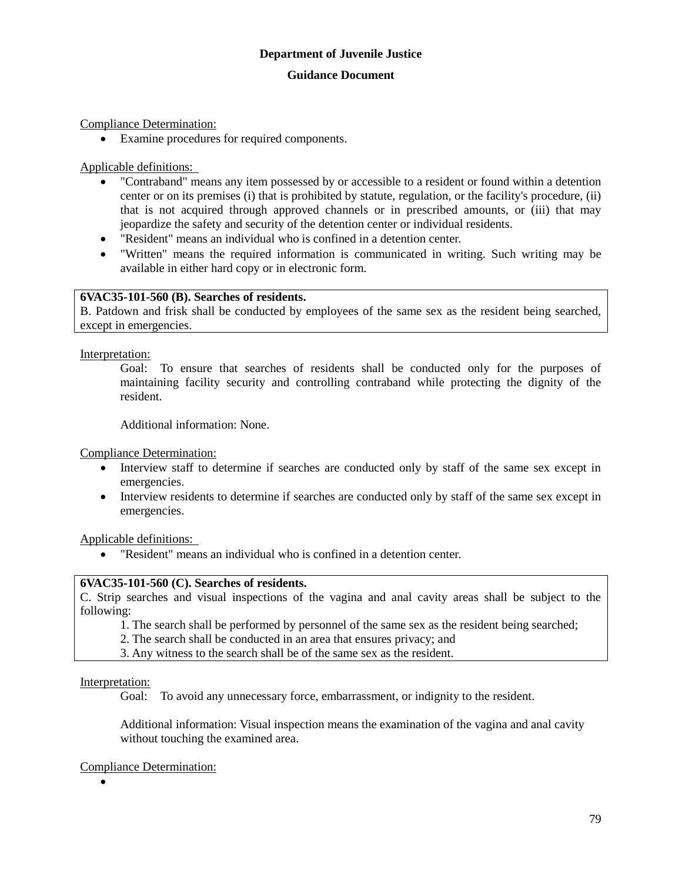Compliance Determination:

- Examine procedures for required components.

Applicable definitions:

- "Contraband" means any item possessed by or accessible to a resident or found within a detention center or on its premises (i) that is prohibited by statute, regulation, or the facility's procedure, (ii) that is not acquired through approved channels or in prescribed amounts, or (iii) that may jeopardize the safety and security of the detention center or individual residents.
- "Resident" means an individual who is confined in a detention center.
- "Written" means the required information is communicated in writing. Such writing may be available in either hard copy or in electronic form.

**6VAC35-101-560 (B). Searches of residents.**
B. Patdown and frisk shall be conducted by employees of the same sex as the resident being searched, except in emergencies.

Interpretation:

Goal: To ensure that searches of residents shall be conducted only for the purposes of maintaining facility security and controlling contraband while protecting the dignity of the resident.

Additional information: None.

Compliance Determination:

- Interview staff to determine if searches are conducted only by staff of the same sex except in emergencies.
- Interview residents to determine if searches are conducted only by staff of the same sex except in emergencies.

Applicable definitions:

- "Resident" means an individual who is confined in a detention center.

**6VAC35-101-560 (C). Searches of residents.**
C. Strip searches and visual inspections of the vagina and anal cavity areas shall be subject to the following:

1. The search shall be performed by personnel of the same sex as the resident being searched;
2. The search shall be conducted in an area that ensures privacy; and
3. Any witness to the search shall be of the same sex as the resident.

Interpretation:

Goal: To avoid any unnecessary force, embarrassment, or indignity to the resident.

Additional information: Visual inspection means the examination of the vagina and anal cavity without touching the examined area.

Compliance Determination:

-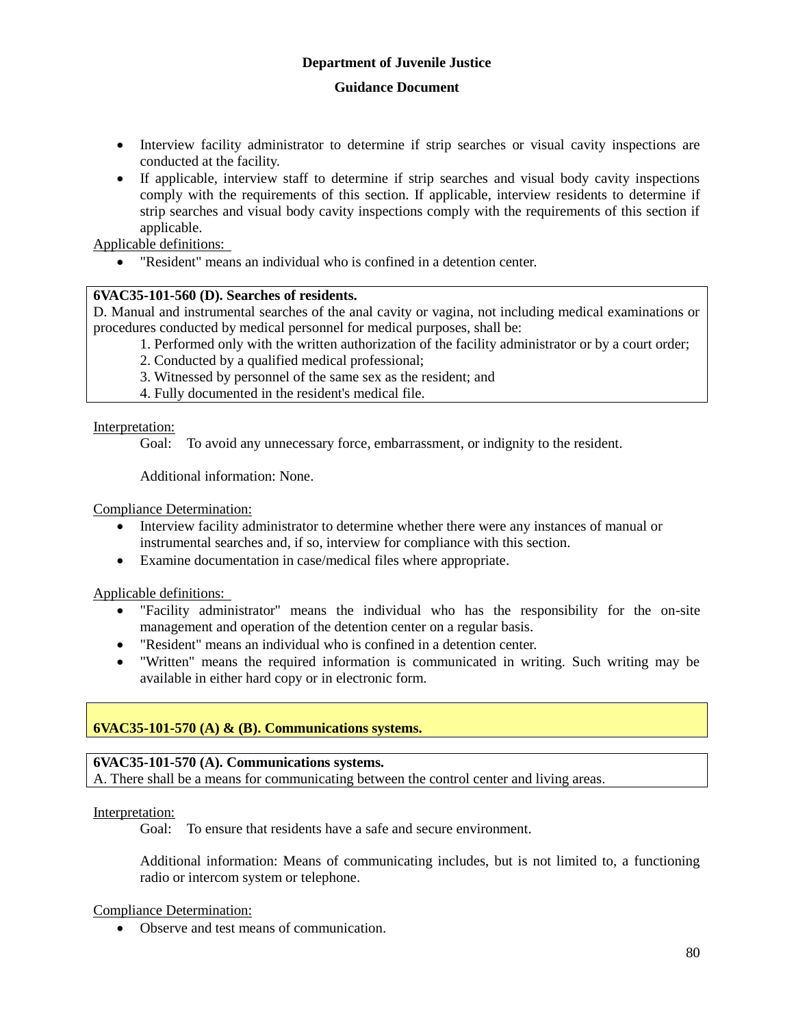- Interview facility administrator to determine if strip searches or visual cavity inspections are conducted at the facility.
- If applicable, interview staff to determine if strip searches and visual body cavity inspections comply with the requirements of this section. If applicable, interview residents to determine if strip searches and visual body cavity inspections comply with the requirements of this section if applicable.

Applicable definitions:

- "Resident" means an individual who is confined in a detention center.

**6VAC35-101-560 (D). Searches of residents.**

D. Manual and instrumental searches of the anal cavity or vagina, not including medical examinations or procedures conducted by medical personnel for medical purposes, shall be:

1. Performed only with the written authorization of the facility administrator or by a court order;
2. Conducted by a qualified medical professional;
3. Witnessed by personnel of the same sex as the resident; and
4. Fully documented in the resident's medical file.

Interpretation:

Goal: To avoid any unnecessary force, embarrassment, or indignity to the resident.

Additional information: None.

Compliance Determination:

- Interview facility administrator to determine whether there were any instances of manual or instrumental searches and, if so, interview for compliance with this section.
- Examine documentation in case/medical files where appropriate.

Applicable definitions:

- "Facility administrator" means the individual who has the responsibility for the on-site management and operation of the detention center on a regular basis.
- "Resident" means an individual who is confined in a detention center.
- "Written" means the required information is communicated in writing. Such writing may be available in either hard copy or in electronic form.

## 6VAC35-101-570 (A) & (B). Communications systems.

**6VAC35-101-570 (A). Communications systems.**

A. There shall be a means for communicating between the control center and living areas.

Interpretation:

Goal: To ensure that residents have a safe and secure environment.

Additional information: Means of communicating includes, but is not limited to, a functioning radio or intercom system or telephone.

Compliance Determination:

- Observe and test means of communication.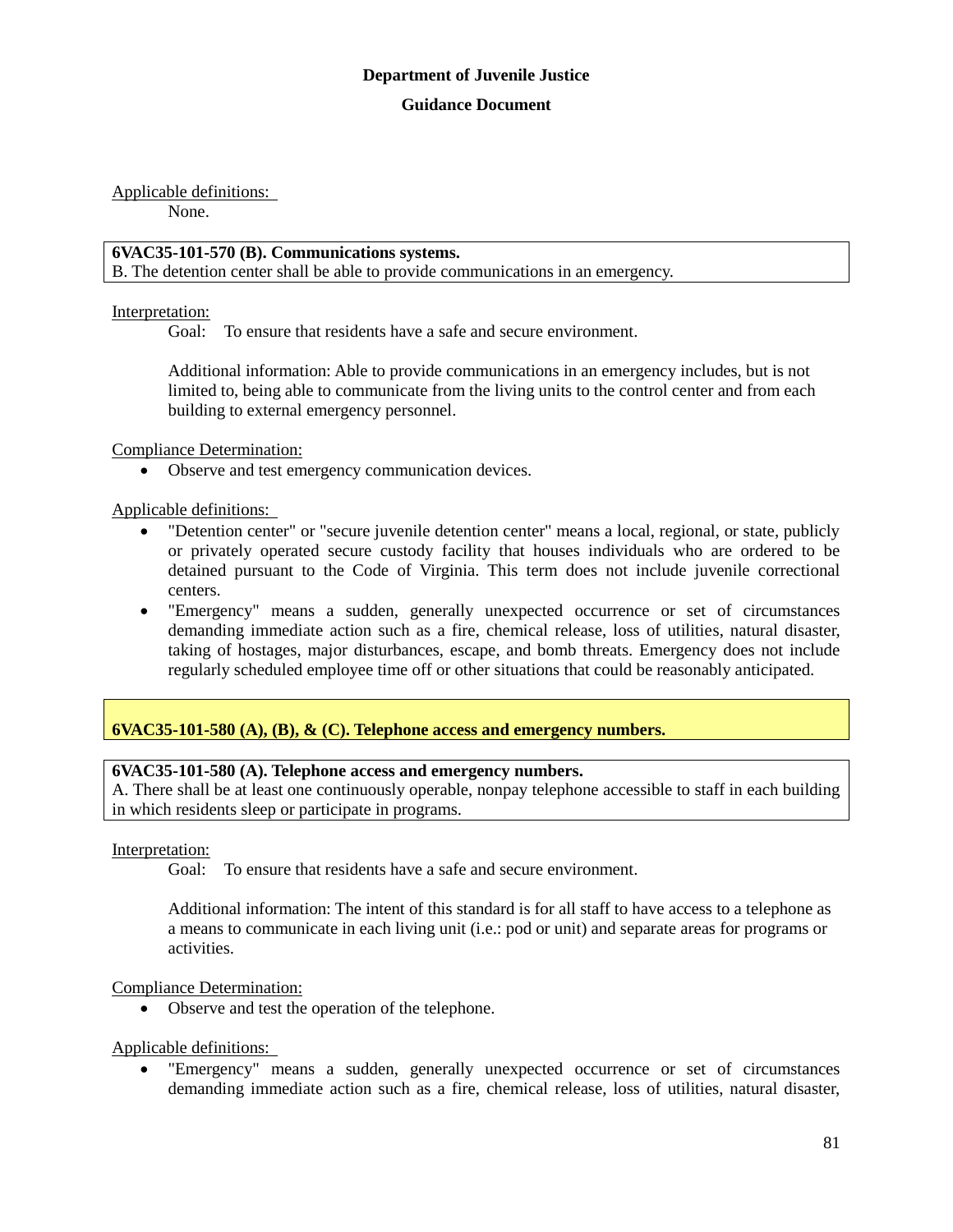**Department of Juvenile Justice**

**Guidance Document**

Applicable definitions:

None.

**6VAC35-101-570 (B). Communications systems.**
B. The detention center shall be able to provide communications in an emergency.

Interpretation:

Goal: To ensure that residents have a safe and secure environment.

Additional information: Able to provide communications in an emergency includes, but is not limited to, being able to communicate from the living units to the control center and from each building to external emergency personnel.

Compliance Determination:

- Observe and test emergency communication devices.

Applicable definitions:

- "Detention center" or "secure juvenile detention center" means a local, regional, or state, publicly or privately operated secure custody facility that houses individuals who are ordered to be detained pursuant to the Code of Virginia. This term does not include juvenile correctional centers.
- "Emergency" means a sudden, generally unexpected occurrence or set of circumstances demanding immediate action such as a fire, chemical release, loss of utilities, natural disaster, taking of hostages, major disturbances, escape, and bomb threats. Emergency does not include regularly scheduled employee time off or other situations that could be reasonably anticipated.

**6VAC35-101-580 (A), (B), & (C). Telephone access and emergency numbers.**

**6VAC35-101-580 (A). Telephone access and emergency numbers.**
A. There shall be at least one continuously operable, nonpay telephone accessible to staff in each building in which residents sleep or participate in programs.

Interpretation:

Goal: To ensure that residents have a safe and secure environment.

Additional information: The intent of this standard is for all staff to have access to a telephone as a means to communicate in each living unit (i.e.: pod or unit) and separate areas for programs or activities.

Compliance Determination:

- Observe and test the operation of the telephone.

Applicable definitions:

- "Emergency" means a sudden, generally unexpected occurrence or set of circumstances demanding immediate action such as a fire, chemical release, loss of utilities, natural disaster,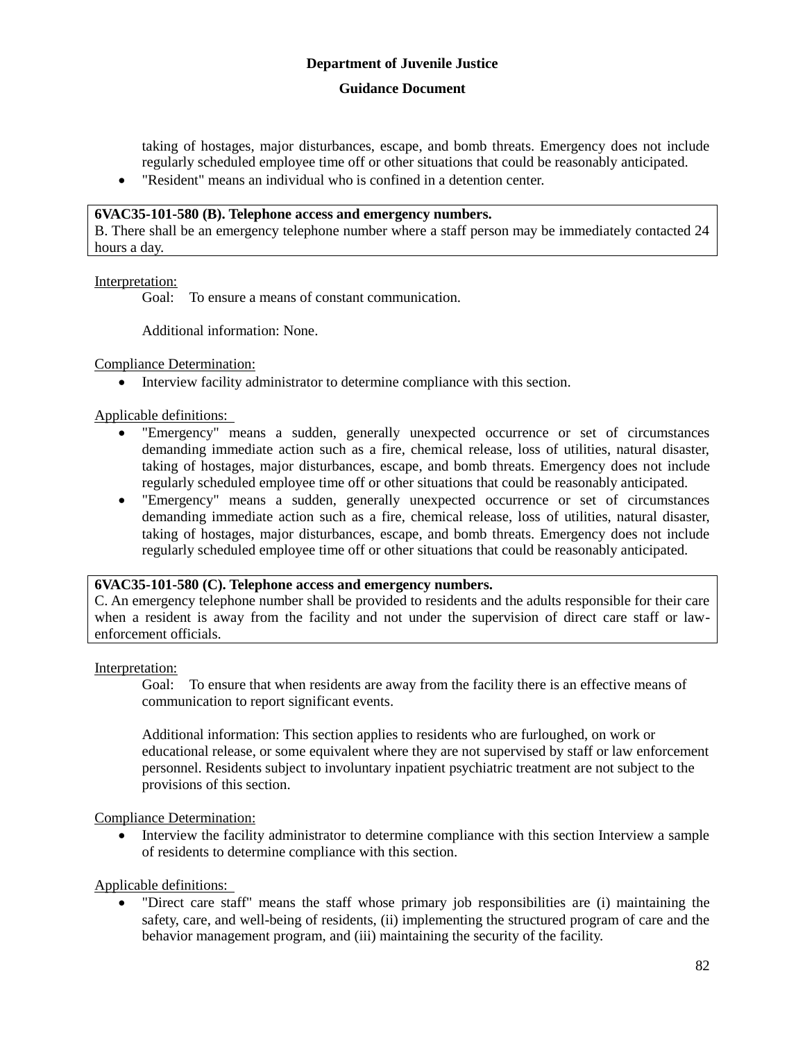taking of hostages, major disturbances, escape, and bomb threats. Emergency does not include regularly scheduled employee time off or other situations that could be reasonably anticipated.
- "Resident" means an individual who is confined in a detention center.

**6VAC35-101-580 (B). Telephone access and emergency numbers.**
B. There shall be an emergency telephone number where a staff person may be immediately contacted 24 hours a day.

Interpretation:

Goal: To ensure a means of constant communication.

Additional information: None.

Compliance Determination:
- Interview facility administrator to determine compliance with this section.

Applicable definitions:
- "Emergency" means a sudden, generally unexpected occurrence or set of circumstances demanding immediate action such as a fire, chemical release, loss of utilities, natural disaster, taking of hostages, major disturbances, escape, and bomb threats. Emergency does not include regularly scheduled employee time off or other situations that could be reasonably anticipated.
- "Emergency" means a sudden, generally unexpected occurrence or set of circumstances demanding immediate action such as a fire, chemical release, loss of utilities, natural disaster, taking of hostages, major disturbances, escape, and bomb threats. Emergency does not include regularly scheduled employee time off or other situations that could be reasonably anticipated.

**6VAC35-101-580 (C). Telephone access and emergency numbers.**
C. An emergency telephone number shall be provided to residents and the adults responsible for their care when a resident is away from the facility and not under the supervision of direct care staff or law-enforcement officials.

Interpretation:

Goal: To ensure that when residents are away from the facility there is an effective means of communication to report significant events.

Additional information: This section applies to residents who are furloughed, on work or educational release, or some equivalent where they are not supervised by staff or law enforcement personnel. Residents subject to involuntary inpatient psychiatric treatment are not subject to the provisions of this section.

Compliance Determination:
- Interview the facility administrator to determine compliance with this section Interview a sample of residents to determine compliance with this section.

Applicable definitions:
- "Direct care staff" means the staff whose primary job responsibilities are (i) maintaining the safety, care, and well-being of residents, (ii) implementing the structured program of care and the behavior management program, and (iii) maintaining the security of the facility.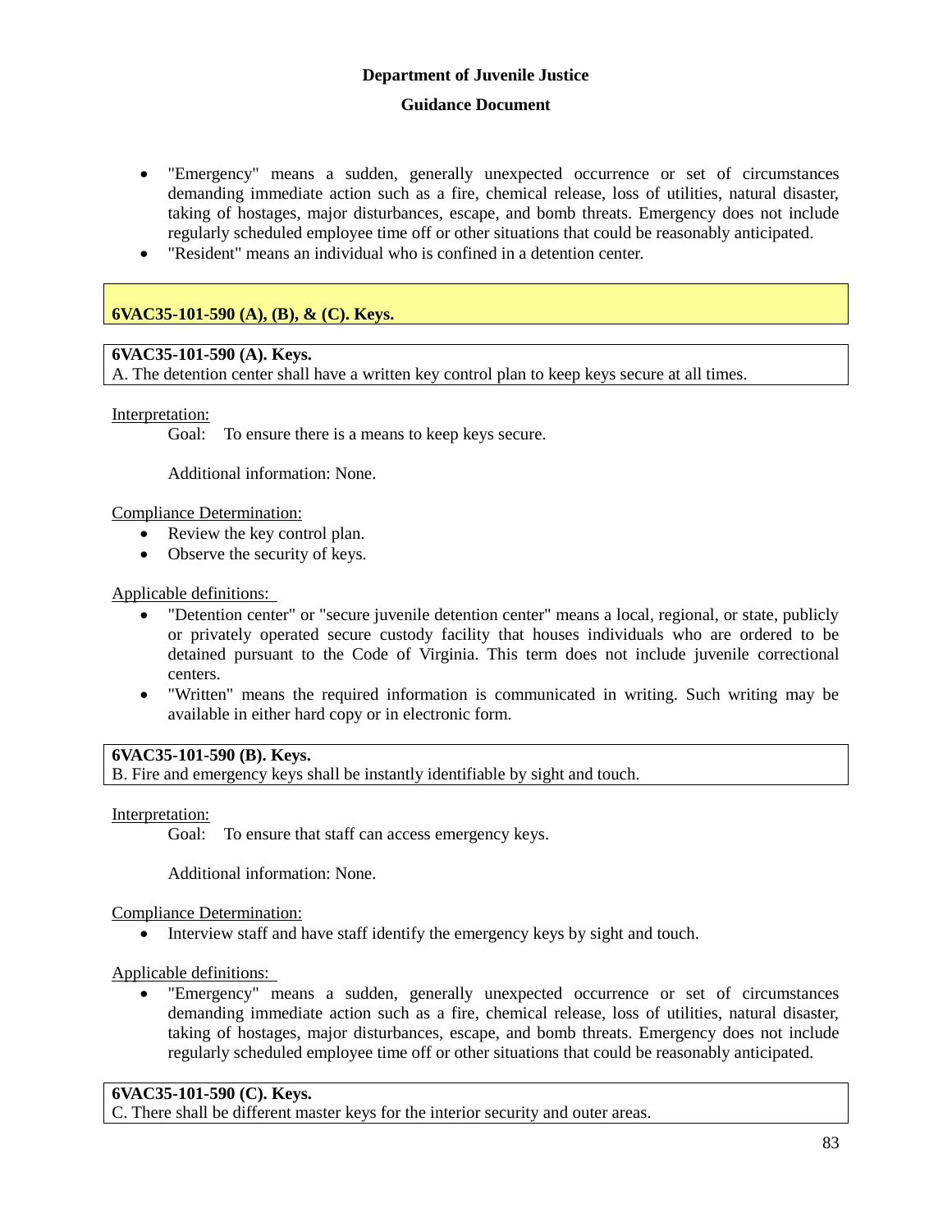- "Emergency" means a sudden, generally unexpected occurrence or set of circumstances demanding immediate action such as a fire, chemical release, loss of utilities, natural disaster, taking of hostages, major disturbances, escape, and bomb threats. Emergency does not include regularly scheduled employee time off or other situations that could be reasonably anticipated.
- "Resident" means an individual who is confined in a detention center.

## 6VAC35-101-590 (A), (B), & (C). Keys.

**6VAC35-101-590 (A). Keys.**
A. The detention center shall have a written key control plan to keep keys secure at all times.

Interpretation:

Goal: To ensure there is a means to keep keys secure.

Additional information: None.

Compliance Determination:

- Review the key control plan.
- Observe the security of keys.

Applicable definitions:

- "Detention center" or "secure juvenile detention center" means a local, regional, or state, publicly or privately operated secure custody facility that houses individuals who are ordered to be detained pursuant to the Code of Virginia. This term does not include juvenile correctional centers.
- "Written" means the required information is communicated in writing. Such writing may be available in either hard copy or in electronic form.

**6VAC35-101-590 (B). Keys.**
B. Fire and emergency keys shall be instantly identifiable by sight and touch.

Interpretation:

Goal: To ensure that staff can access emergency keys.

Additional information: None.

Compliance Determination:

- Interview staff and have staff identify the emergency keys by sight and touch.

Applicable definitions:

- "Emergency" means a sudden, generally unexpected occurrence or set of circumstances demanding immediate action such as a fire, chemical release, loss of utilities, natural disaster, taking of hostages, major disturbances, escape, and bomb threats. Emergency does not include regularly scheduled employee time off or other situations that could be reasonably anticipated.

**6VAC35-101-590 (C). Keys.**
C. There shall be different master keys for the interior security and outer areas.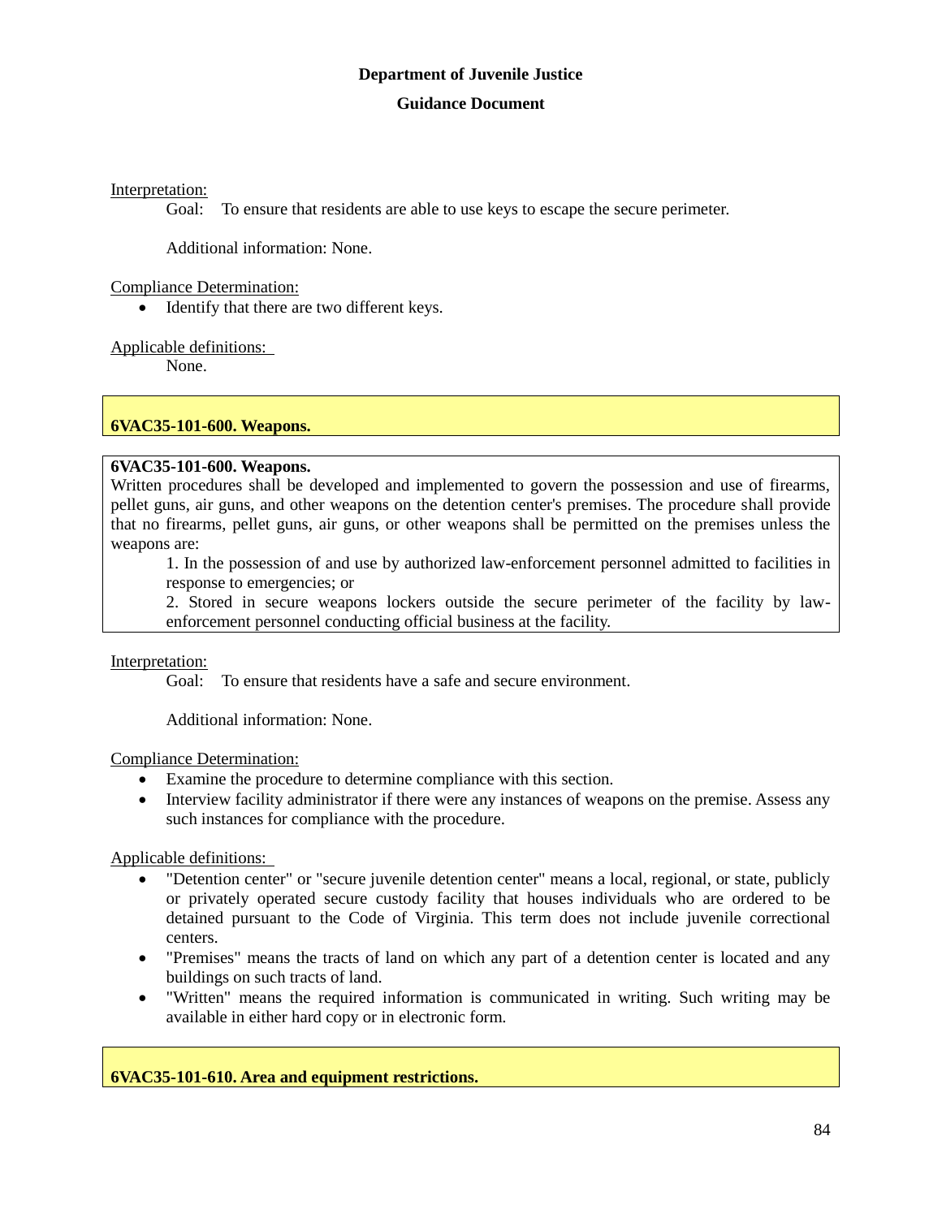Interpretation:

Goal: To ensure that residents are able to use keys to escape the secure perimeter.

Additional information: None.

Compliance Determination:

- Identify that there are two different keys.

Applicable definitions:

None.

## 6VAC35-101-600. Weapons.

**6VAC35-101-600. Weapons.**
Written procedures shall be developed and implemented to govern the possession and use of firearms, pellet guns, air guns, and other weapons on the detention center's premises. The procedure shall provide that no firearms, pellet guns, air guns, or other weapons shall be permitted on the premises unless the weapons are:

1. In the possession of and use by authorized law-enforcement personnel admitted to facilities in response to emergencies; or
2. Stored in secure weapons lockers outside the secure perimeter of the facility by law-enforcement personnel conducting official business at the facility.

Interpretation:

Goal: To ensure that residents have a safe and secure environment.

Additional information: None.

Compliance Determination:

- Examine the procedure to determine compliance with this section.
- Interview facility administrator if there were any instances of weapons on the premise. Assess any such instances for compliance with the procedure.

Applicable definitions:

- "Detention center" or "secure juvenile detention center" means a local, regional, or state, publicly or privately operated secure custody facility that houses individuals who are ordered to be detained pursuant to the Code of Virginia. This term does not include juvenile correctional centers.
- "Premises" means the tracts of land on which any part of a detention center is located and any buildings on such tracts of land.
- "Written" means the required information is communicated in writing. Such writing may be available in either hard copy or in electronic form.

## 6VAC35-101-610. Area and equipment restrictions.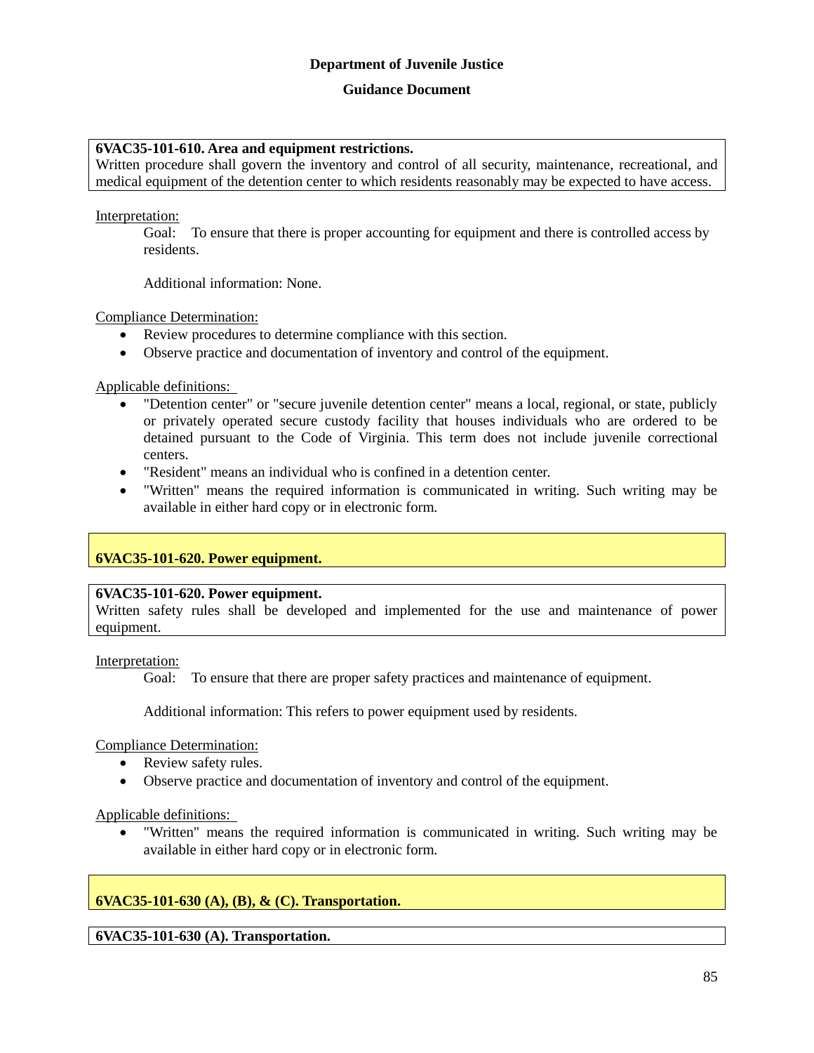**Department of Juvenile Justice**

**Guidance Document**

**6VAC35-101-610. Area and equipment restrictions.**
Written procedure shall govern the inventory and control of all security, maintenance, recreational, and medical equipment of the detention center to which residents reasonably may be expected to have access.

Interpretation:

Goal: To ensure that there is proper accounting for equipment and there is controlled access by residents.

Additional information: None.

Compliance Determination:

- Review procedures to determine compliance with this section.
- Observe practice and documentation of inventory and control of the equipment.

Applicable definitions:

- "Detention center" or "secure juvenile detention center" means a local, regional, or state, publicly or privately operated secure custody facility that houses individuals who are ordered to be detained pursuant to the Code of Virginia. This term does not include juvenile correctional centers.
- "Resident" means an individual who is confined in a detention center.
- "Written" means the required information is communicated in writing. Such writing may be available in either hard copy or in electronic form.

## 6VAC35-101-620. Power equipment.

**6VAC35-101-620. Power equipment.**
Written safety rules shall be developed and implemented for the use and maintenance of power equipment.

Interpretation:

Goal: To ensure that there are proper safety practices and maintenance of equipment.

Additional information: This refers to power equipment used by residents.

Compliance Determination:

- Review safety rules.
- Observe practice and documentation of inventory and control of the equipment.

Applicable definitions:

- "Written" means the required information is communicated in writing. Such writing may be available in either hard copy or in electronic form.

## 6VAC35-101-630 (A), (B), & (C). Transportation.

**6VAC35-101-630 (A). Transportation.**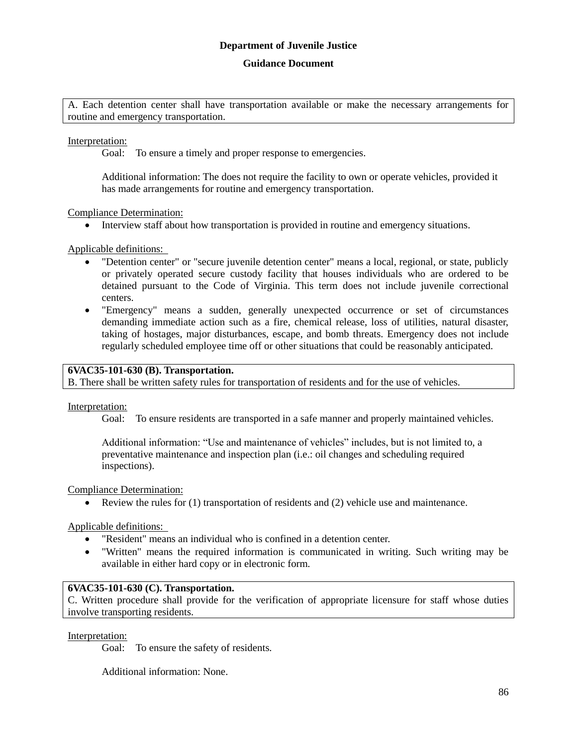**Department of Juvenile Justice**

**Guidance Document**

A. Each detention center shall have transportation available or make the necessary arrangements for routine and emergency transportation.

Interpretation:

Goal: To ensure a timely and proper response to emergencies.

Additional information: The does not require the facility to own or operate vehicles, provided it has made arrangements for routine and emergency transportation.

Compliance Determination:

- Interview staff about how transportation is provided in routine and emergency situations.

Applicable definitions:

- "Detention center" or "secure juvenile detention center" means a local, regional, or state, publicly or privately operated secure custody facility that houses individuals who are ordered to be detained pursuant to the Code of Virginia. This term does not include juvenile correctional centers.
- "Emergency" means a sudden, generally unexpected occurrence or set of circumstances demanding immediate action such as a fire, chemical release, loss of utilities, natural disaster, taking of hostages, major disturbances, escape, and bomb threats. Emergency does not include regularly scheduled employee time off or other situations that could be reasonably anticipated.

**6VAC35-101-630 (B). Transportation.**
B. There shall be written safety rules for transportation of residents and for the use of vehicles.

Interpretation:

Goal: To ensure residents are transported in a safe manner and properly maintained vehicles.

Additional information: "Use and maintenance of vehicles" includes, but is not limited to, a preventative maintenance and inspection plan (i.e.: oil changes and scheduling required inspections).

Compliance Determination:

- Review the rules for (1) transportation of residents and (2) vehicle use and maintenance.

Applicable definitions:

- "Resident" means an individual who is confined in a detention center.
- "Written" means the required information is communicated in writing. Such writing may be available in either hard copy or in electronic form.

**6VAC35-101-630 (C). Transportation.**
C. Written procedure shall provide for the verification of appropriate licensure for staff whose duties involve transporting residents.

Interpretation:

Goal: To ensure the safety of residents.

Additional information: None.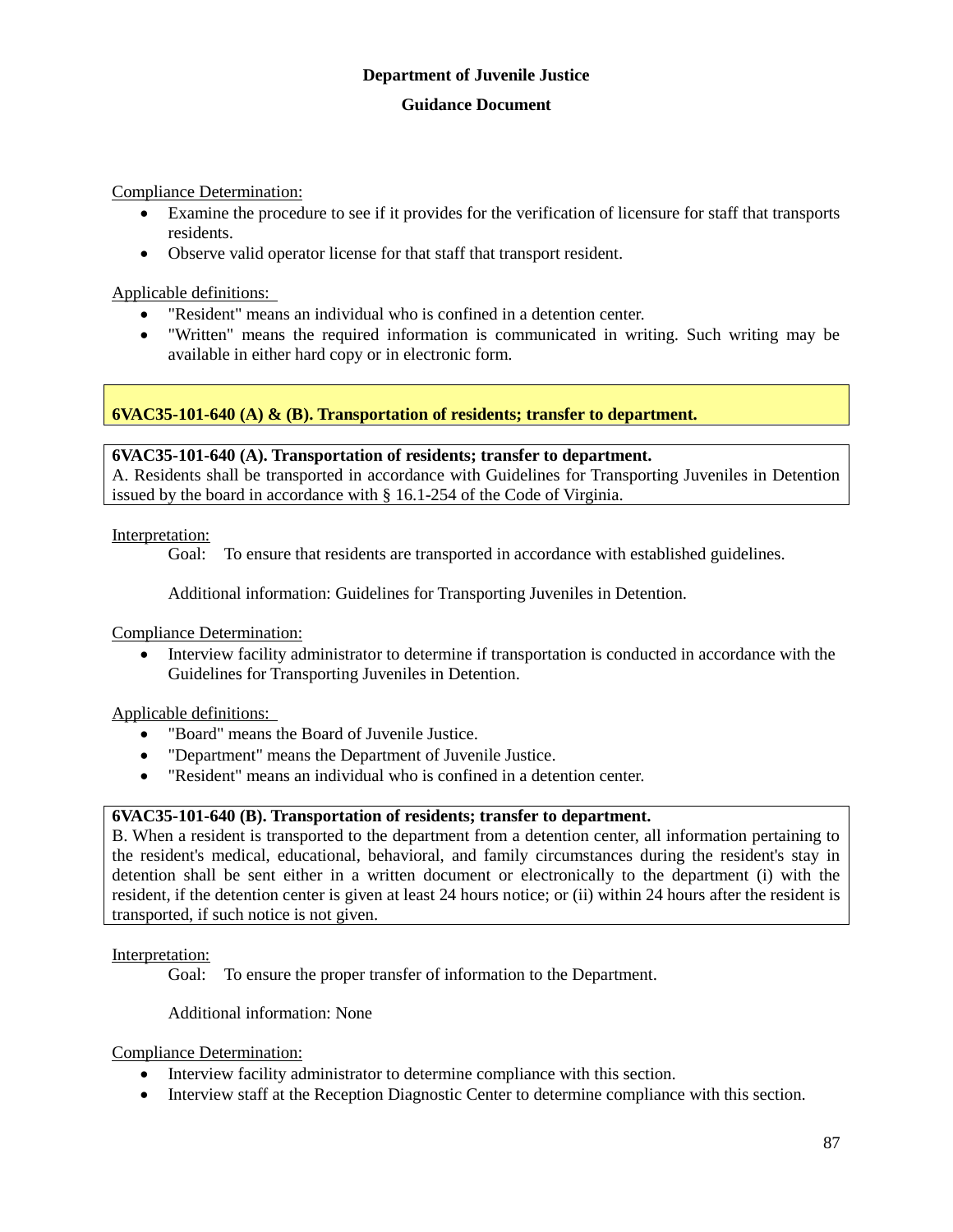Compliance Determination:

- Examine the procedure to see if it provides for the verification of licensure for staff that transports residents.
- Observe valid operator license for that staff that transport resident.

Applicable definitions:

- "Resident" means an individual who is confined in a detention center.
- "Written" means the required information is communicated in writing. Such writing may be available in either hard copy or in electronic form.

## 6VAC35-101-640 (A) & (B). Transportation of residents; transfer to department.

**6VAC35-101-640 (A). Transportation of residents; transfer to department.**
A. Residents shall be transported in accordance with Guidelines for Transporting Juveniles in Detention issued by the board in accordance with § 16.1-254 of the Code of Virginia.

Interpretation:

Goal: To ensure that residents are transported in accordance with established guidelines.

Additional information: Guidelines for Transporting Juveniles in Detention.

Compliance Determination:

- Interview facility administrator to determine if transportation is conducted in accordance with the Guidelines for Transporting Juveniles in Detention.

Applicable definitions:

- "Board" means the Board of Juvenile Justice.
- "Department" means the Department of Juvenile Justice.
- "Resident" means an individual who is confined in a detention center.

**6VAC35-101-640 (B). Transportation of residents; transfer to department.**
B. When a resident is transported to the department from a detention center, all information pertaining to the resident's medical, educational, behavioral, and family circumstances during the resident's stay in detention shall be sent either in a written document or electronically to the department (i) with the resident, if the detention center is given at least 24 hours notice; or (ii) within 24 hours after the resident is transported, if such notice is not given.

Interpretation:

Goal: To ensure the proper transfer of information to the Department.

Additional information: None

Compliance Determination:

- Interview facility administrator to determine compliance with this section.
- Interview staff at the Reception Diagnostic Center to determine compliance with this section.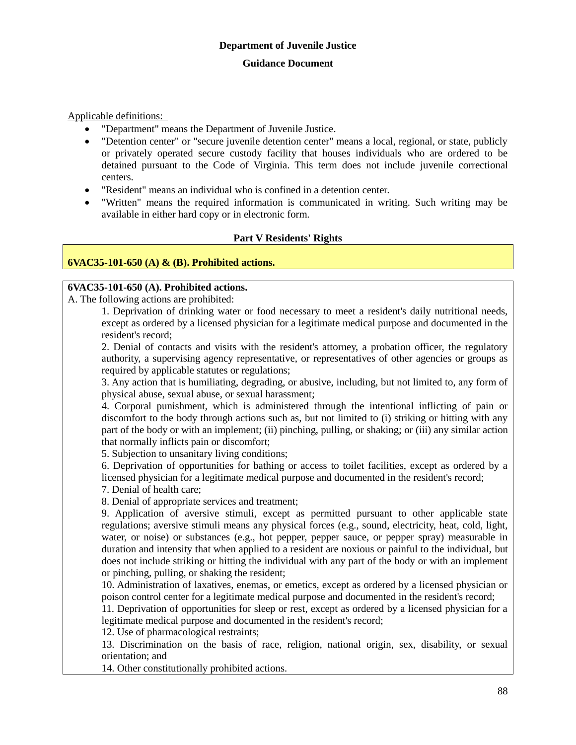**Department of Juvenile Justice**

**Guidance Document**

Applicable definitions:

- "Department" means the Department of Juvenile Justice.
- "Detention center" or "secure juvenile detention center" means a local, regional, or state, publicly or privately operated secure custody facility that houses individuals who are ordered to be detained pursuant to the Code of Virginia. This term does not include juvenile correctional centers.
- "Resident" means an individual who is confined in a detention center.
- "Written" means the required information is communicated in writing. Such writing may be available in either hard copy or in electronic form.

## Part V Residents' Rights

### 6VAC35-101-650 (A) & (B). Prohibited actions.

**6VAC35-101-650 (A). Prohibited actions.**

A. The following actions are prohibited:

1. Deprivation of drinking water or food necessary to meet a resident's daily nutritional needs, except as ordered by a licensed physician for a legitimate medical purpose and documented in the resident's record;
2. Denial of contacts and visits with the resident's attorney, a probation officer, the regulatory authority, a supervising agency representative, or representatives of other agencies or groups as required by applicable statutes or regulations;
3. Any action that is humiliating, degrading, or abusive, including, but not limited to, any form of physical abuse, sexual abuse, or sexual harassment;
4. Corporal punishment, which is administered through the intentional inflicting of pain or discomfort to the body through actions such as, but not limited to (i) striking or hitting with any part of the body or with an implement; (ii) pinching, pulling, or shaking; or (iii) any similar action that normally inflicts pain or discomfort;
5. Subjection to unsanitary living conditions;
6. Deprivation of opportunities for bathing or access to toilet facilities, except as ordered by a licensed physician for a legitimate medical purpose and documented in the resident's record;
7. Denial of health care;
8. Denial of appropriate services and treatment;
9. Application of aversive stimuli, except as permitted pursuant to other applicable state regulations; aversive stimuli means any physical forces (e.g., sound, electricity, heat, cold, light, water, or noise) or substances (e.g., hot pepper, pepper sauce, or pepper spray) measurable in duration and intensity that when applied to a resident are noxious or painful to the individual, but does not include striking or hitting the individual with any part of the body or with an implement or pinching, pulling, or shaking the resident;
10. Administration of laxatives, enemas, or emetics, except as ordered by a licensed physician or poison control center for a legitimate medical purpose and documented in the resident's record;
11. Deprivation of opportunities for sleep or rest, except as ordered by a licensed physician for a legitimate medical purpose and documented in the resident's record;
12. Use of pharmacological restraints;
13. Discrimination on the basis of race, religion, national origin, sex, disability, or sexual orientation; and
14. Other constitutionally prohibited actions.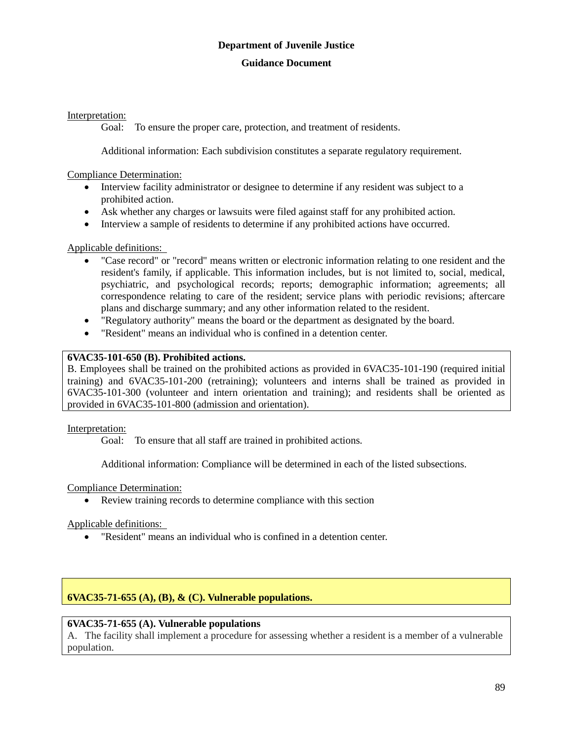Interpretation:

Goal: To ensure the proper care, protection, and treatment of residents.

Additional information: Each subdivision constitutes a separate regulatory requirement.

Compliance Determination:

- Interview facility administrator or designee to determine if any resident was subject to a prohibited action.
- Ask whether any charges or lawsuits were filed against staff for any prohibited action.
- Interview a sample of residents to determine if any prohibited actions have occurred.

Applicable definitions:

- "Case record" or "record" means written or electronic information relating to one resident and the resident's family, if applicable. This information includes, but is not limited to, social, medical, psychiatric, and psychological records; reports; demographic information; agreements; all correspondence relating to care of the resident; service plans with periodic revisions; aftercare plans and discharge summary; and any other information related to the resident.
- "Regulatory authority" means the board or the department as designated by the board.
- "Resident" means an individual who is confined in a detention center.

**6VAC35-101-650 (B). Prohibited actions.**
B. Employees shall be trained on the prohibited actions as provided in 6VAC35-101-190 (required initial training) and 6VAC35-101-200 (retraining); volunteers and interns shall be trained as provided in 6VAC35-101-300 (volunteer and intern orientation and training); and residents shall be oriented as provided in 6VAC35-101-800 (admission and orientation).

Interpretation:

Goal: To ensure that all staff are trained in prohibited actions.

Additional information: Compliance will be determined in each of the listed subsections.

Compliance Determination:

- Review training records to determine compliance with this section

Applicable definitions:

- "Resident" means an individual who is confined in a detention center.

**6VAC35-71-655 (A), (B), & (C). Vulnerable populations.**

**6VAC35-71-655 (A). Vulnerable populations**
A. The facility shall implement a procedure for assessing whether a resident is a member of a vulnerable population.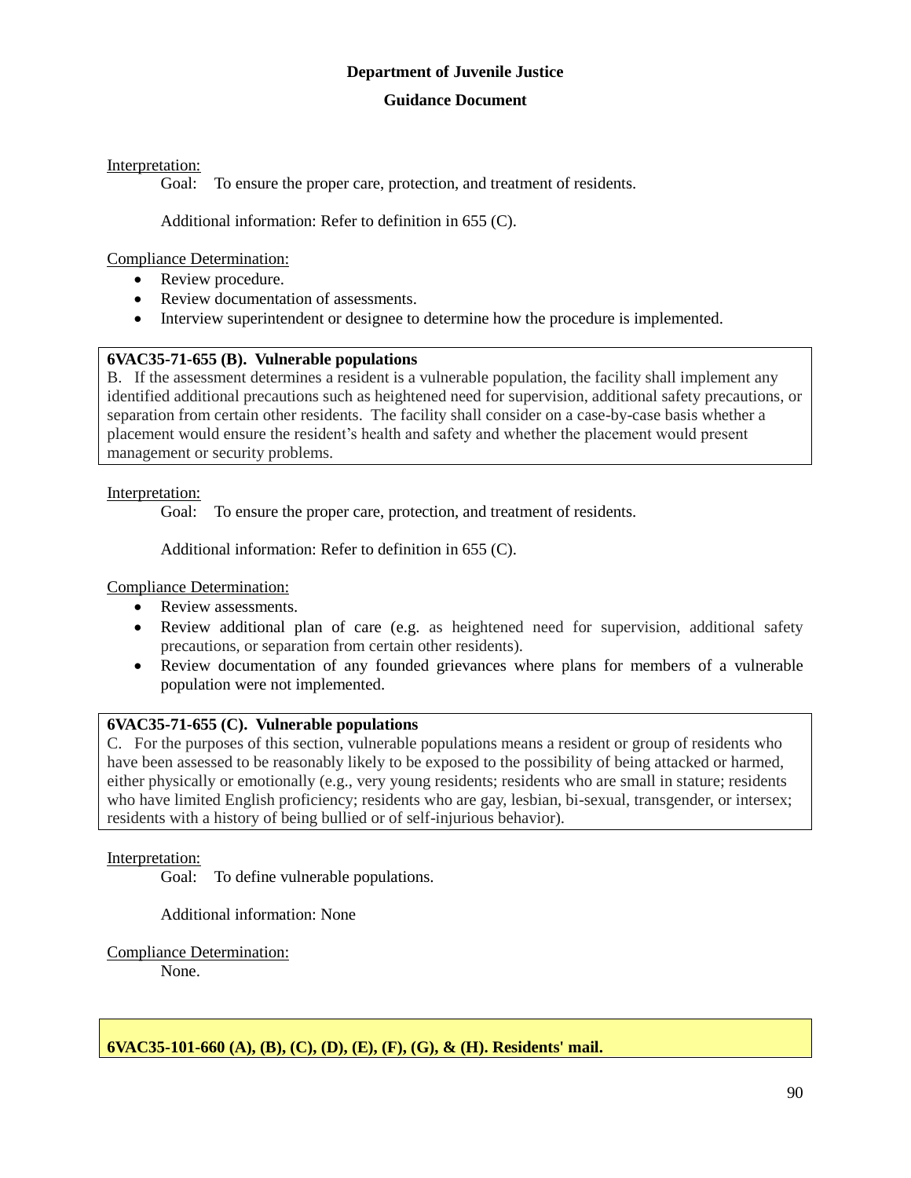Interpretation:

Goal: To ensure the proper care, protection, and treatment of residents.

Additional information: Refer to definition in 655 (C).

Compliance Determination:

- Review procedure.
- Review documentation of assessments.
- Interview superintendent or designee to determine how the procedure is implemented.

**6VAC35-71-655 (B). Vulnerable populations**

B. If the assessment determines a resident is a vulnerable population, the facility shall implement any identified additional precautions such as heightened need for supervision, additional safety precautions, or separation from certain other residents. The facility shall consider on a case-by-case basis whether a placement would ensure the resident's health and safety and whether the placement would present management or security problems.

Interpretation:

Goal: To ensure the proper care, protection, and treatment of residents.

Additional information: Refer to definition in 655 (C).

Compliance Determination:

- Review assessments.
- Review additional plan of care (e.g. as heightened need for supervision, additional safety precautions, or separation from certain other residents).
- Review documentation of any founded grievances where plans for members of a vulnerable population were not implemented.

**6VAC35-71-655 (C). Vulnerable populations**

C. For the purposes of this section, vulnerable populations means a resident or group of residents who have been assessed to be reasonably likely to be exposed to the possibility of being attacked or harmed, either physically or emotionally (e.g., very young residents; residents who are small in stature; residents who have limited English proficiency; residents who are gay, lesbian, bi-sexual, transgender, or intersex; residents with a history of being bullied or of self-injurious behavior).

Interpretation:

Goal: To define vulnerable populations.

Additional information: None

Compliance Determination:

None.

**6VAC35-101-660 (A), (B), (C), (D), (E), (F), (G), & (H). Residents' mail.**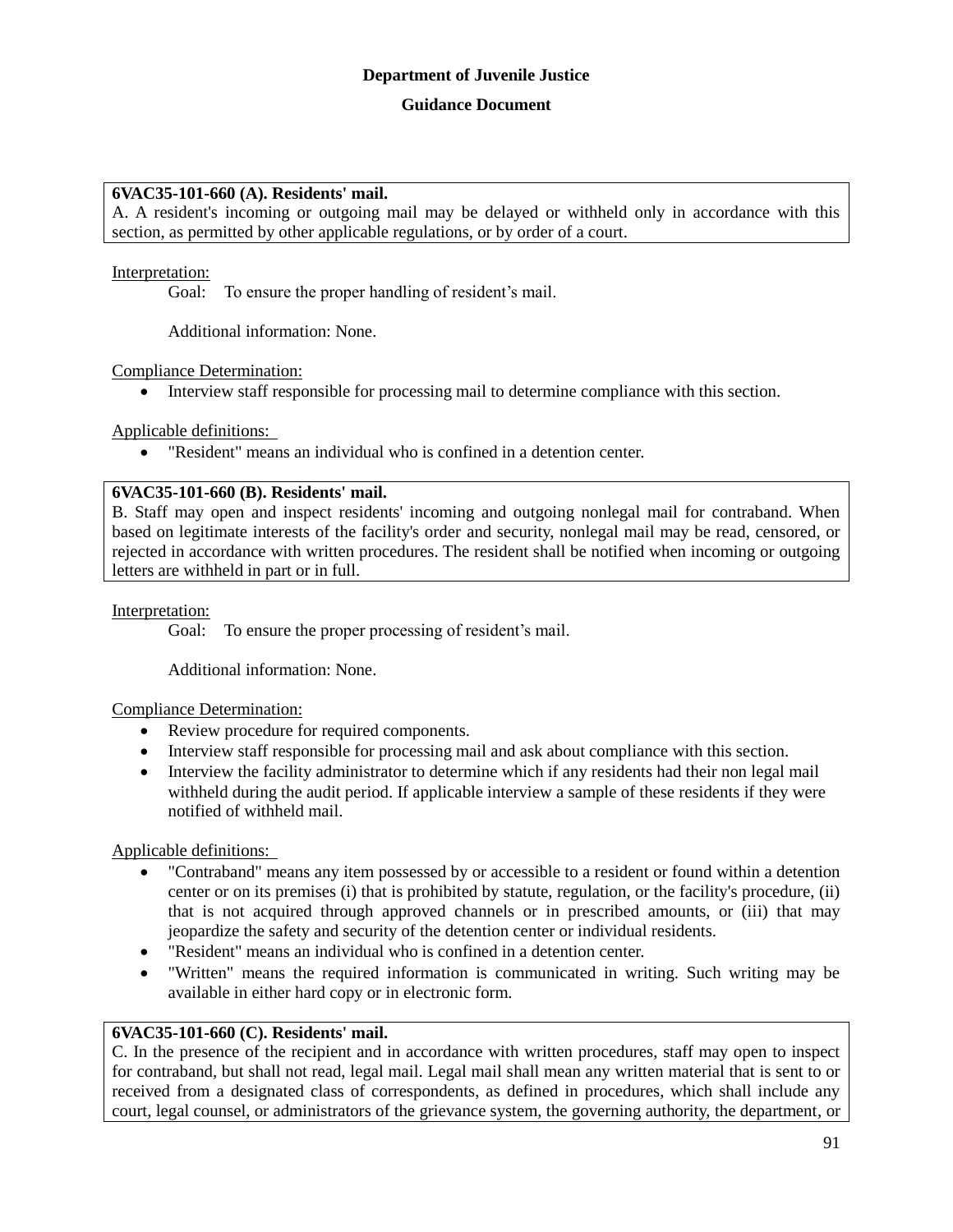**Department of Juvenile Justice**

**Guidance Document**

**6VAC35-101-660 (A). Residents' mail.**
A. A resident's incoming or outgoing mail may be delayed or withheld only in accordance with this section, as permitted by other applicable regulations, or by order of a court.

Interpretation:

Goal: To ensure the proper handling of resident's mail.

Additional information: None.

Compliance Determination:

- Interview staff responsible for processing mail to determine compliance with this section.

Applicable definitions:

- "Resident" means an individual who is confined in a detention center.

**6VAC35-101-660 (B). Residents' mail.**
B. Staff may open and inspect residents' incoming and outgoing nonlegal mail for contraband. When based on legitimate interests of the facility's order and security, nonlegal mail may be read, censored, or rejected in accordance with written procedures. The resident shall be notified when incoming or outgoing letters are withheld in part or in full.

Interpretation:

Goal: To ensure the proper processing of resident's mail.

Additional information: None.

Compliance Determination:

- Review procedure for required components.
- Interview staff responsible for processing mail and ask about compliance with this section.
- Interview the facility administrator to determine which if any residents had their non legal mail withheld during the audit period. If applicable interview a sample of these residents if they were notified of withheld mail.

Applicable definitions:

- "Contraband" means any item possessed by or accessible to a resident or found within a detention center or on its premises (i) that is prohibited by statute, regulation, or the facility's procedure, (ii) that is not acquired through approved channels or in prescribed amounts, or (iii) that may jeopardize the safety and security of the detention center or individual residents.
- "Resident" means an individual who is confined in a detention center.
- "Written" means the required information is communicated in writing. Such writing may be available in either hard copy or in electronic form.

**6VAC35-101-660 (C). Residents' mail.**
C. In the presence of the recipient and in accordance with written procedures, staff may open to inspect for contraband, but shall not read, legal mail. Legal mail shall mean any written material that is sent to or received from a designated class of correspondents, as defined in procedures, which shall include any court, legal counsel, or administrators of the grievance system, the governing authority, the department, or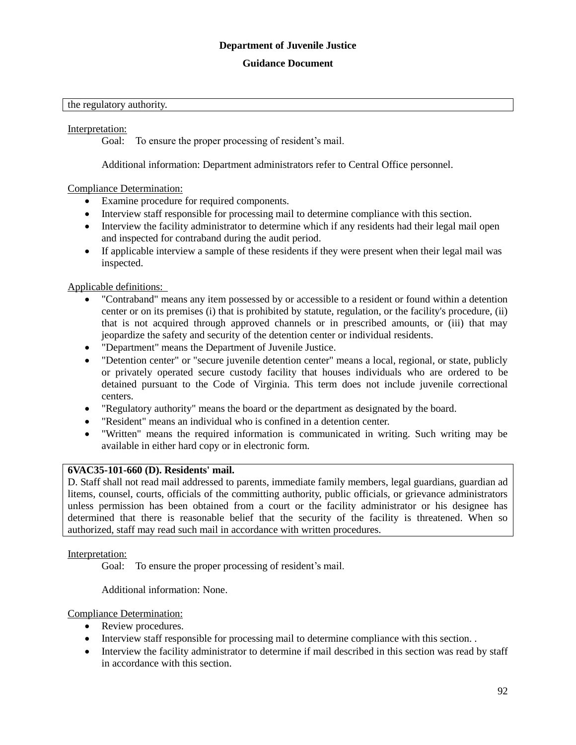# Department of Juvenile Justice

## Guidance Document

| the regulatory authority. |
|---|

Interpretation:

Goal: To ensure the proper processing of resident's mail.

Additional information: Department administrators refer to Central Office personnel.

Compliance Determination:

- Examine procedure for required components.
- Interview staff responsible for processing mail to determine compliance with this section.
- Interview the facility administrator to determine which if any residents had their legal mail open and inspected for contraband during the audit period.
- If applicable interview a sample of these residents if they were present when their legal mail was inspected.

Applicable definitions:

- "Contraband" means any item possessed by or accessible to a resident or found within a detention center or on its premises (i) that is prohibited by statute, regulation, or the facility's procedure, (ii) that is not acquired through approved channels or in prescribed amounts, or (iii) that may jeopardize the safety and security of the detention center or individual residents.
- "Department" means the Department of Juvenile Justice.
- "Detention center" or "secure juvenile detention center" means a local, regional, or state, publicly or privately operated secure custody facility that houses individuals who are ordered to be detained pursuant to the Code of Virginia. This term does not include juvenile correctional centers.
- "Regulatory authority" means the board or the department as designated by the board.
- "Resident" means an individual who is confined in a detention center.
- "Written" means the required information is communicated in writing. Such writing may be available in either hard copy or in electronic form.

| **6VAC35-101-660 (D). Residents' mail.**<br>D. Staff shall not read mail addressed to parents, immediate family members, legal guardians, guardian ad litems, counsel, courts, officials of the committing authority, public officials, or grievance administrators unless permission has been obtained from a court or the facility administrator or his designee has determined that there is reasonable belief that the security of the facility is threatened. When so authorized, staff may read such mail in accordance with written procedures. |
|---|

Interpretation:

Goal: To ensure the proper processing of resident's mail.

Additional information: None.

Compliance Determination:

- Review procedures.
- Interview staff responsible for processing mail to determine compliance with this section. .
- Interview the facility administrator to determine if mail described in this section was read by staff in accordance with this section.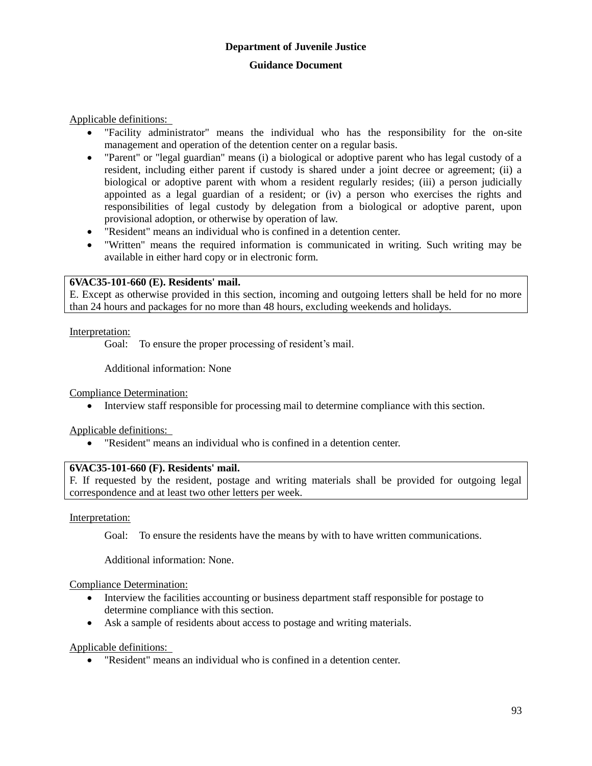**Department of Juvenile Justice**

**Guidance Document**

Applicable definitions:

- "Facility administrator" means the individual who has the responsibility for the on-site management and operation of the detention center on a regular basis.
- "Parent" or "legal guardian" means (i) a biological or adoptive parent who has legal custody of a resident, including either parent if custody is shared under a joint decree or agreement; (ii) a biological or adoptive parent with whom a resident regularly resides; (iii) a person judicially appointed as a legal guardian of a resident; or (iv) a person who exercises the rights and responsibilities of legal custody by delegation from a biological or adoptive parent, upon provisional adoption, or otherwise by operation of law.
- "Resident" means an individual who is confined in a detention center.
- "Written" means the required information is communicated in writing. Such writing may be available in either hard copy or in electronic form.

**6VAC35-101-660 (E). Residents' mail.**
E. Except as otherwise provided in this section, incoming and outgoing letters shall be held for no more than 24 hours and packages for no more than 48 hours, excluding weekends and holidays.

Interpretation:

Goal: To ensure the proper processing of resident's mail.

Additional information: None

Compliance Determination:

- Interview staff responsible for processing mail to determine compliance with this section.

Applicable definitions:

- "Resident" means an individual who is confined in a detention center.

**6VAC35-101-660 (F). Residents' mail.**
F. If requested by the resident, postage and writing materials shall be provided for outgoing legal correspondence and at least two other letters per week.

Interpretation:

Goal: To ensure the residents have the means by with to have written communications.

Additional information: None.

Compliance Determination:

- Interview the facilities accounting or business department staff responsible for postage to determine compliance with this section.
- Ask a sample of residents about access to postage and writing materials.

Applicable definitions:

- "Resident" means an individual who is confined in a detention center.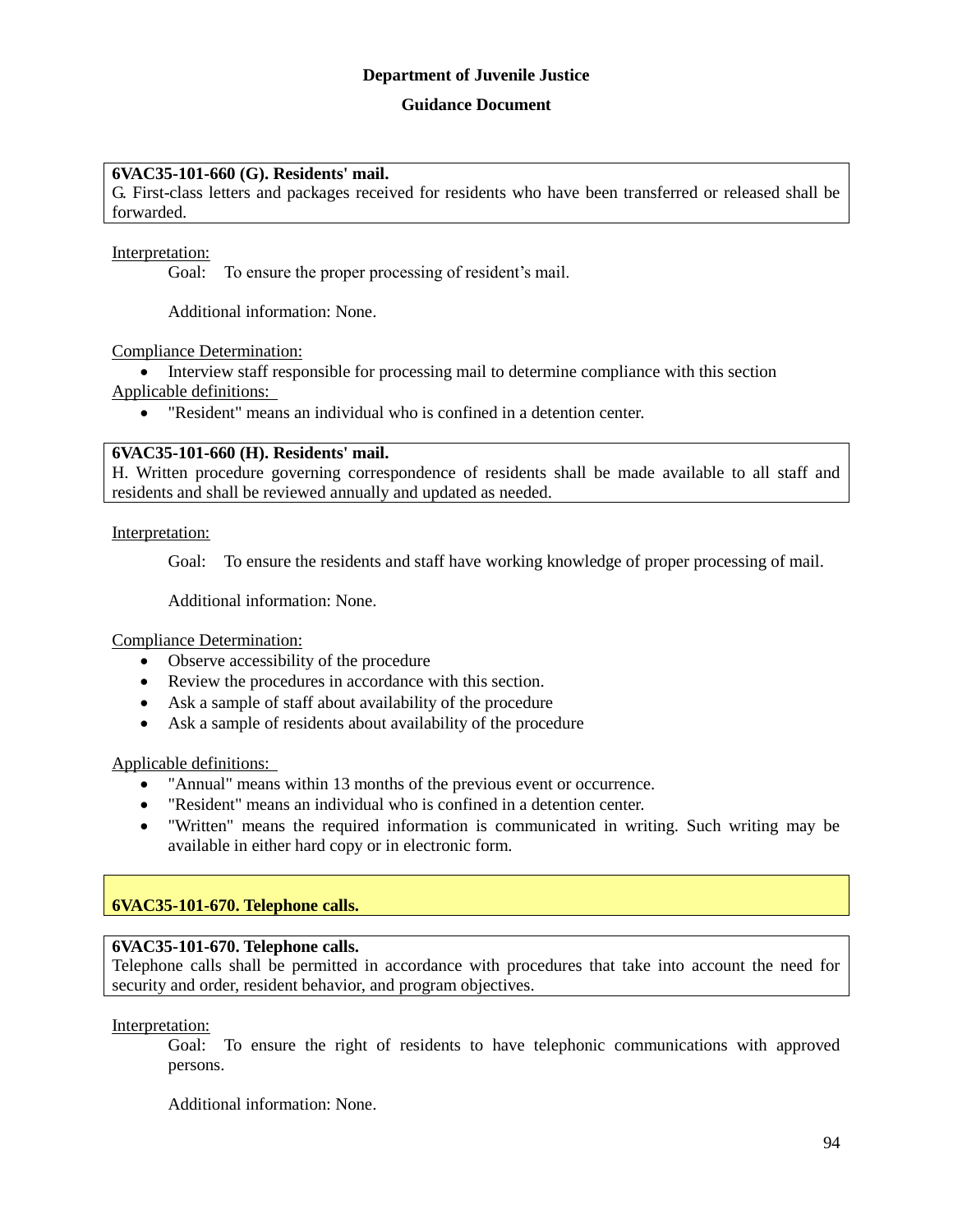**Department of Juvenile Justice**

**Guidance Document**

**6VAC35-101-660 (G). Residents' mail.**
G. First-class letters and packages received for residents who have been transferred or released shall be forwarded.

Interpretation:

Goal: To ensure the proper processing of resident's mail.

Additional information: None.

Compliance Determination:

- Interview staff responsible for processing mail to determine compliance with this section

Applicable definitions:

- "Resident" means an individual who is confined in a detention center.

**6VAC35-101-660 (H). Residents' mail.**
H. Written procedure governing correspondence of residents shall be made available to all staff and residents and shall be reviewed annually and updated as needed.

Interpretation:

Goal: To ensure the residents and staff have working knowledge of proper processing of mail.

Additional information: None.

Compliance Determination:

- Observe accessibility of the procedure
- Review the procedures in accordance with this section.
- Ask a sample of staff about availability of the procedure
- Ask a sample of residents about availability of the procedure

Applicable definitions:

- "Annual" means within 13 months of the previous event or occurrence.
- "Resident" means an individual who is confined in a detention center.
- "Written" means the required information is communicated in writing. Such writing may be available in either hard copy or in electronic form.

## 6VAC35-101-670. Telephone calls.

**6VAC35-101-670. Telephone calls.**
Telephone calls shall be permitted in accordance with procedures that take into account the need for security and order, resident behavior, and program objectives.

Interpretation:

Goal: To ensure the right of residents to have telephonic communications with approved persons.

Additional information: None.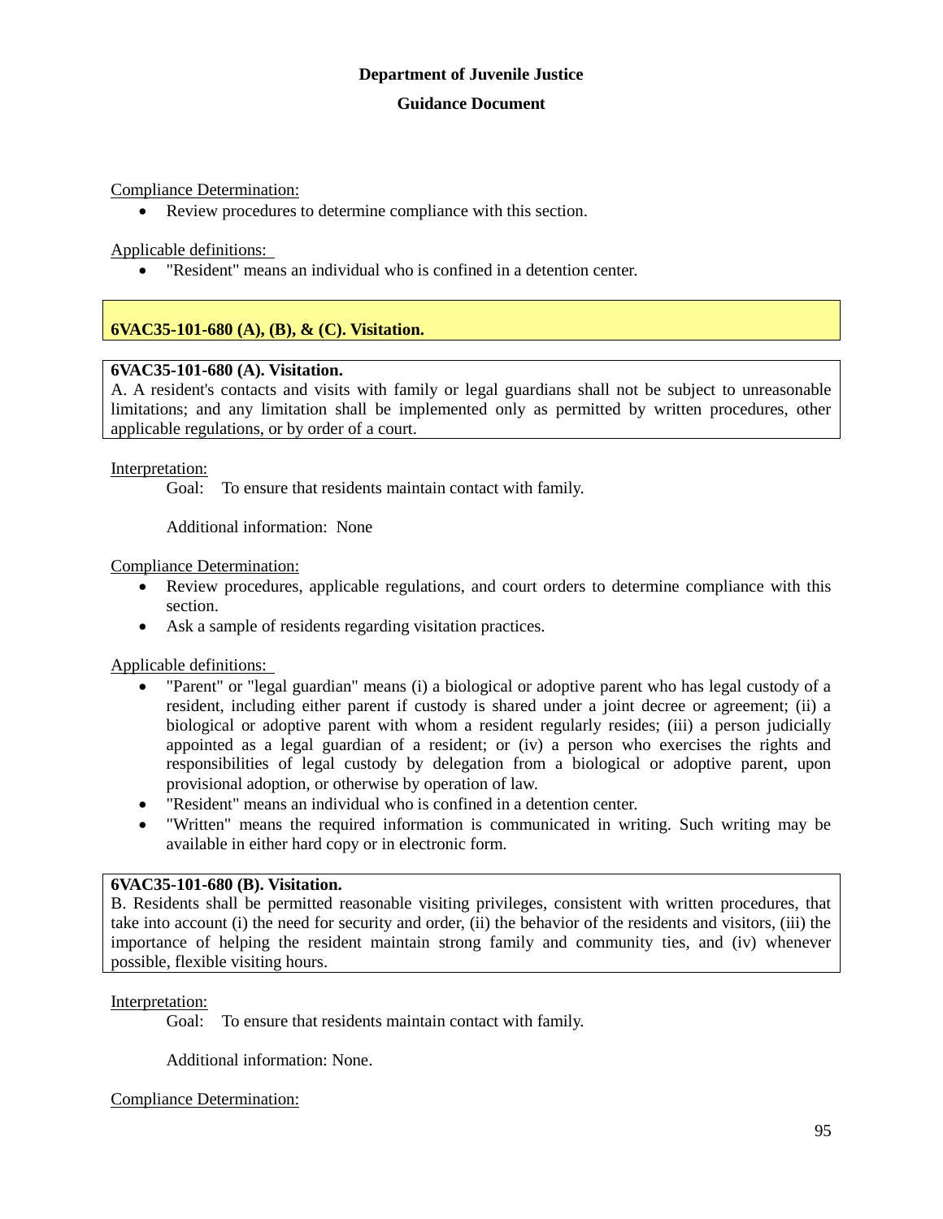Compliance Determination:

- Review procedures to determine compliance with this section.

Applicable definitions:

- "Resident" means an individual who is confined in a detention center.

## 6VAC35-101-680 (A), (B), & (C). Visitation.

**6VAC35-101-680 (A). Visitation.**
A. A resident's contacts and visits with family or legal guardians shall not be subject to unreasonable limitations; and any limitation shall be implemented only as permitted by written procedures, other applicable regulations, or by order of a court.

Interpretation:

Goal: To ensure that residents maintain contact with family.

Additional information: None

Compliance Determination:

- Review procedures, applicable regulations, and court orders to determine compliance with this section.
- Ask a sample of residents regarding visitation practices.

Applicable definitions:

- "Parent" or "legal guardian" means (i) a biological or adoptive parent who has legal custody of a resident, including either parent if custody is shared under a joint decree or agreement; (ii) a biological or adoptive parent with whom a resident regularly resides; (iii) a person judicially appointed as a legal guardian of a resident; or (iv) a person who exercises the rights and responsibilities of legal custody by delegation from a biological or adoptive parent, upon provisional adoption, or otherwise by operation of law.
- "Resident" means an individual who is confined in a detention center.
- "Written" means the required information is communicated in writing. Such writing may be available in either hard copy or in electronic form.

**6VAC35-101-680 (B). Visitation.**
B. Residents shall be permitted reasonable visiting privileges, consistent with written procedures, that take into account (i) the need for security and order, (ii) the behavior of the residents and visitors, (iii) the importance of helping the resident maintain strong family and community ties, and (iv) whenever possible, flexible visiting hours.

Interpretation:

Goal: To ensure that residents maintain contact with family.

Additional information: None.

Compliance Determination: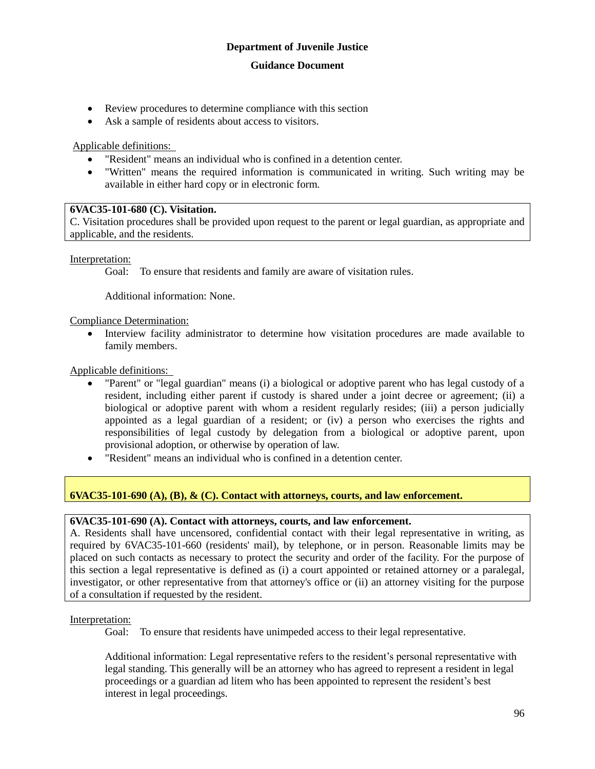- Review procedures to determine compliance with this section
- Ask a sample of residents about access to visitors.

Applicable definitions:

- "Resident" means an individual who is confined in a detention center.
- "Written" means the required information is communicated in writing. Such writing may be available in either hard copy or in electronic form.

**6VAC35-101-680 (C). Visitation.**
C. Visitation procedures shall be provided upon request to the parent or legal guardian, as appropriate and applicable, and the residents.

Interpretation:

Goal: To ensure that residents and family are aware of visitation rules.

Additional information: None.

Compliance Determination:

- Interview facility administrator to determine how visitation procedures are made available to family members.

Applicable definitions:

- "Parent" or "legal guardian" means (i) a biological or adoptive parent who has legal custody of a resident, including either parent if custody is shared under a joint decree or agreement; (ii) a biological or adoptive parent with whom a resident regularly resides; (iii) a person judicially appointed as a legal guardian of a resident; or (iv) a person who exercises the rights and responsibilities of legal custody by delegation from a biological or adoptive parent, upon provisional adoption, or otherwise by operation of law.
- "Resident" means an individual who is confined in a detention center.

## 6VAC35-101-690 (A), (B), & (C). Contact with attorneys, courts, and law enforcement.

**6VAC35-101-690 (A). Contact with attorneys, courts, and law enforcement.**
A. Residents shall have uncensored, confidential contact with their legal representative in writing, as required by 6VAC35-101-660 (residents' mail), by telephone, or in person. Reasonable limits may be placed on such contacts as necessary to protect the security and order of the facility. For the purpose of this section a legal representative is defined as (i) a court appointed or retained attorney or a paralegal, investigator, or other representative from that attorney's office or (ii) an attorney visiting for the purpose of a consultation if requested by the resident.

Interpretation:

Goal: To ensure that residents have unimpeded access to their legal representative.

Additional information: Legal representative refers to the resident's personal representative with legal standing. This generally will be an attorney who has agreed to represent a resident in legal proceedings or a guardian ad litem who has been appointed to represent the resident's best interest in legal proceedings.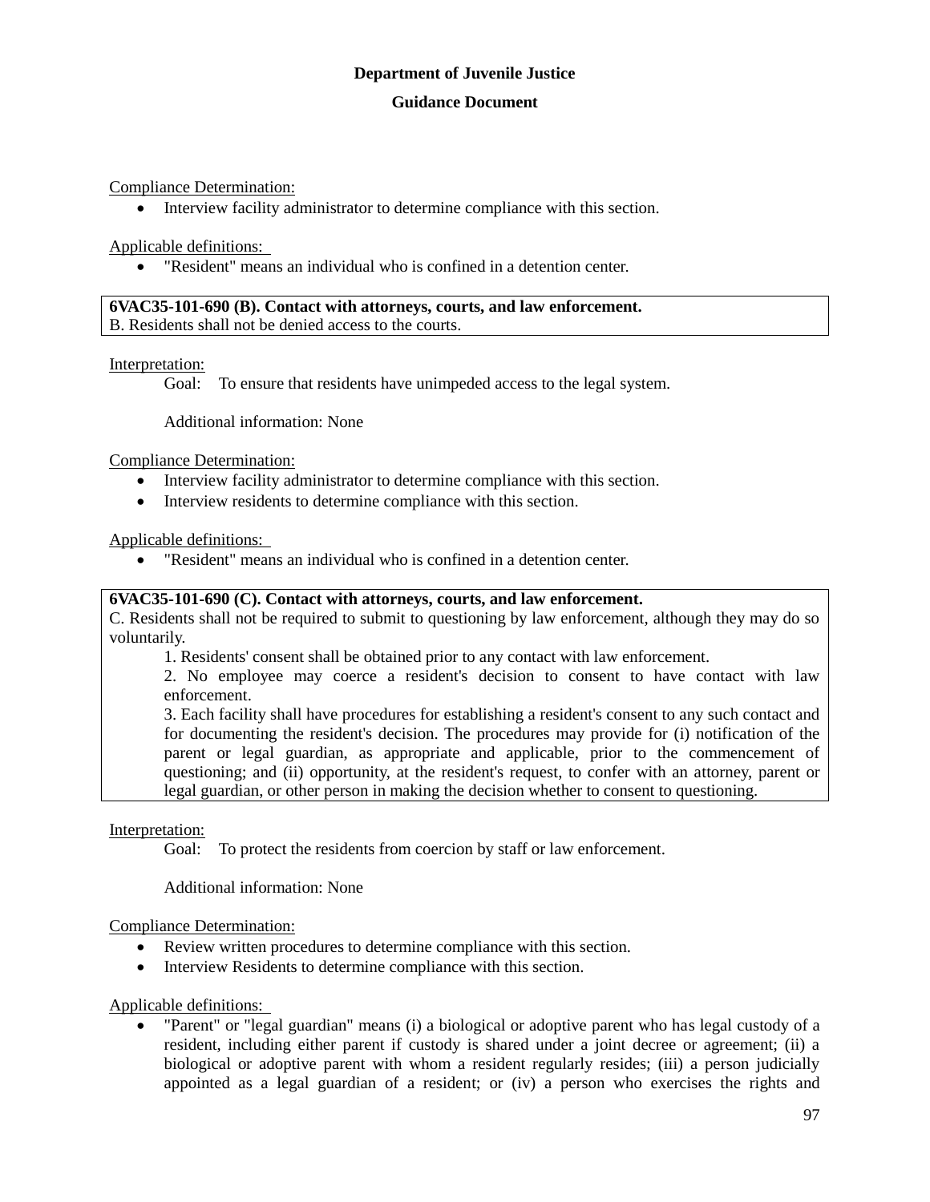Compliance Determination:

- Interview facility administrator to determine compliance with this section.

Applicable definitions:

- "Resident" means an individual who is confined in a detention center.

**6VAC35-101-690 (B). Contact with attorneys, courts, and law enforcement.**
B. Residents shall not be denied access to the courts.

Interpretation:

Goal: To ensure that residents have unimpeded access to the legal system.

Additional information: None

Compliance Determination:

- Interview facility administrator to determine compliance with this section.
- Interview residents to determine compliance with this section.

Applicable definitions:

- "Resident" means an individual who is confined in a detention center.

**6VAC35-101-690 (C). Contact with attorneys, courts, and law enforcement.**
C. Residents shall not be required to submit to questioning by law enforcement, although they may do so voluntarily.

1. Residents' consent shall be obtained prior to any contact with law enforcement.
2. No employee may coerce a resident's decision to consent to have contact with law enforcement.
3. Each facility shall have procedures for establishing a resident's consent to any such contact and for documenting the resident's decision. The procedures may provide for (i) notification of the parent or legal guardian, as appropriate and applicable, prior to the commencement of questioning; and (ii) opportunity, at the resident's request, to confer with an attorney, parent or legal guardian, or other person in making the decision whether to consent to questioning.

Interpretation:

Goal: To protect the residents from coercion by staff or law enforcement.

Additional information: None

Compliance Determination:

- Review written procedures to determine compliance with this section.
- Interview Residents to determine compliance with this section.

Applicable definitions:

- "Parent" or "legal guardian" means (i) a biological or adoptive parent who has legal custody of a resident, including either parent if custody is shared under a joint decree or agreement; (ii) a biological or adoptive parent with whom a resident regularly resides; (iii) a person judicially appointed as a legal guardian of a resident; or (iv) a person who exercises the rights and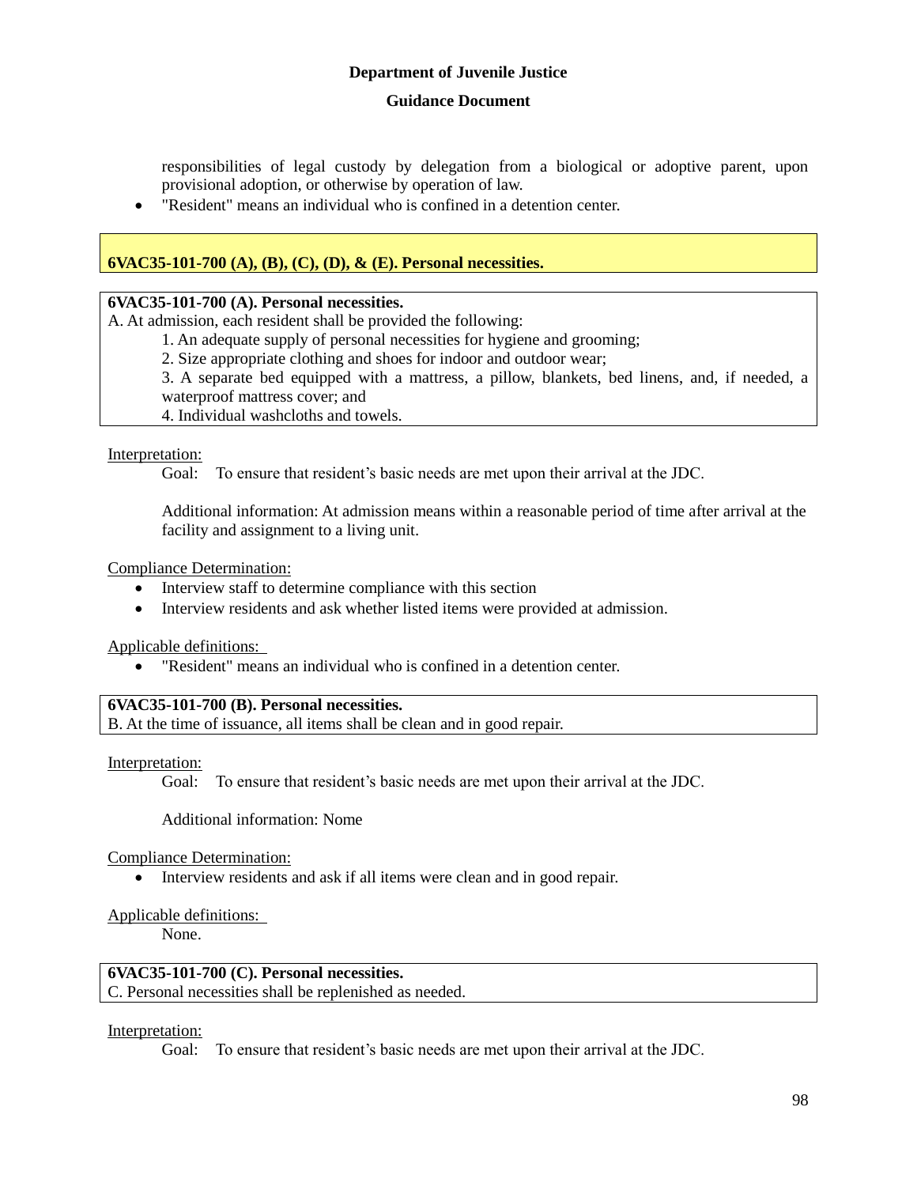responsibilities of legal custody by delegation from a biological or adoptive parent, upon provisional adoption, or otherwise by operation of law.

- "Resident" means an individual who is confined in a detention center.

## 6VAC35-101-700 (A), (B), (C), (D), & (E). Personal necessities.

**6VAC35-101-700 (A). Personal necessities.**

A. At admission, each resident shall be provided the following:

1. An adequate supply of personal necessities for hygiene and grooming;
2. Size appropriate clothing and shoes for indoor and outdoor wear;
3. A separate bed equipped with a mattress, a pillow, blankets, bed linens, and, if needed, a waterproof mattress cover; and
4. Individual washcloths and towels.

Interpretation:

Goal: To ensure that resident's basic needs are met upon their arrival at the JDC.

Additional information: At admission means within a reasonable period of time after arrival at the facility and assignment to a living unit.

Compliance Determination:

- Interview staff to determine compliance with this section
- Interview residents and ask whether listed items were provided at admission.

Applicable definitions:

- "Resident" means an individual who is confined in a detention center.

**6VAC35-101-700 (B). Personal necessities.**

B. At the time of issuance, all items shall be clean and in good repair.

Interpretation:

Goal: To ensure that resident's basic needs are met upon their arrival at the JDC.

Additional information: None

Compliance Determination:

- Interview residents and ask if all items were clean and in good repair.

Applicable definitions:

None.

**6VAC35-101-700 (C). Personal necessities.**

C. Personal necessities shall be replenished as needed.

Interpretation:

Goal: To ensure that resident's basic needs are met upon their arrival at the JDC.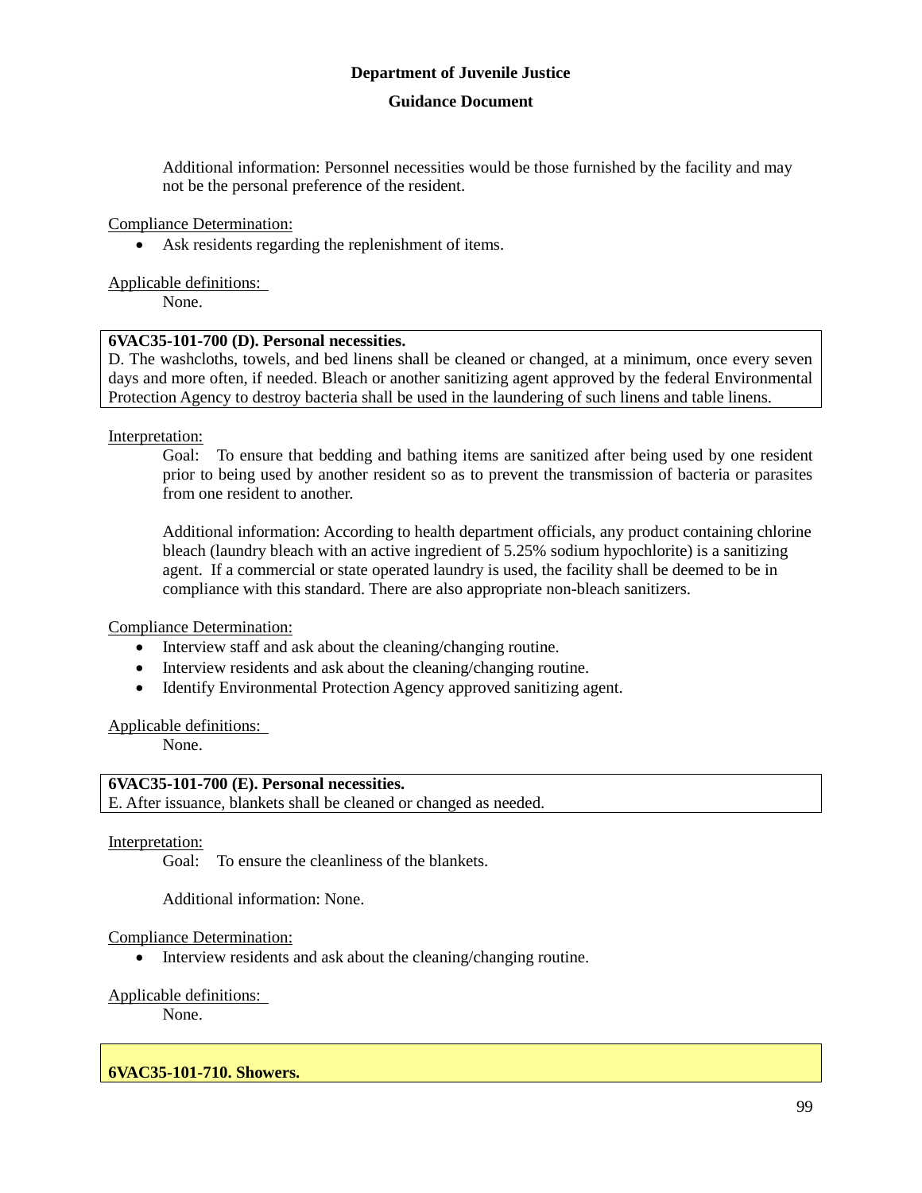Additional information: Personnel necessities would be those furnished by the facility and may not be the personal preference of the resident.

Compliance Determination:

- Ask residents regarding the replenishment of items.

Applicable definitions:

None.

**6VAC35-101-700 (D). Personal necessities.**
D. The washcloths, towels, and bed linens shall be cleaned or changed, at a minimum, once every seven days and more often, if needed. Bleach or another sanitizing agent approved by the federal Environmental Protection Agency to destroy bacteria shall be used in the laundering of such linens and table linens.

Interpretation:

Goal: To ensure that bedding and bathing items are sanitized after being used by one resident prior to being used by another resident so as to prevent the transmission of bacteria or parasites from one resident to another.

Additional information: According to health department officials, any product containing chlorine bleach (laundry bleach with an active ingredient of 5.25% sodium hypochlorite) is a sanitizing agent. If a commercial or state operated laundry is used, the facility shall be deemed to be in compliance with this standard. There are also appropriate non-bleach sanitizers.

Compliance Determination:

- Interview staff and ask about the cleaning/changing routine.
- Interview residents and ask about the cleaning/changing routine.
- Identify Environmental Protection Agency approved sanitizing agent.

Applicable definitions:

None.

**6VAC35-101-700 (E). Personal necessities.**
E. After issuance, blankets shall be cleaned or changed as needed.

Interpretation:

Goal: To ensure the cleanliness of the blankets.

Additional information: None.

Compliance Determination:

- Interview residents and ask about the cleaning/changing routine.

Applicable definitions:

None.

**6VAC35-101-710. Showers.**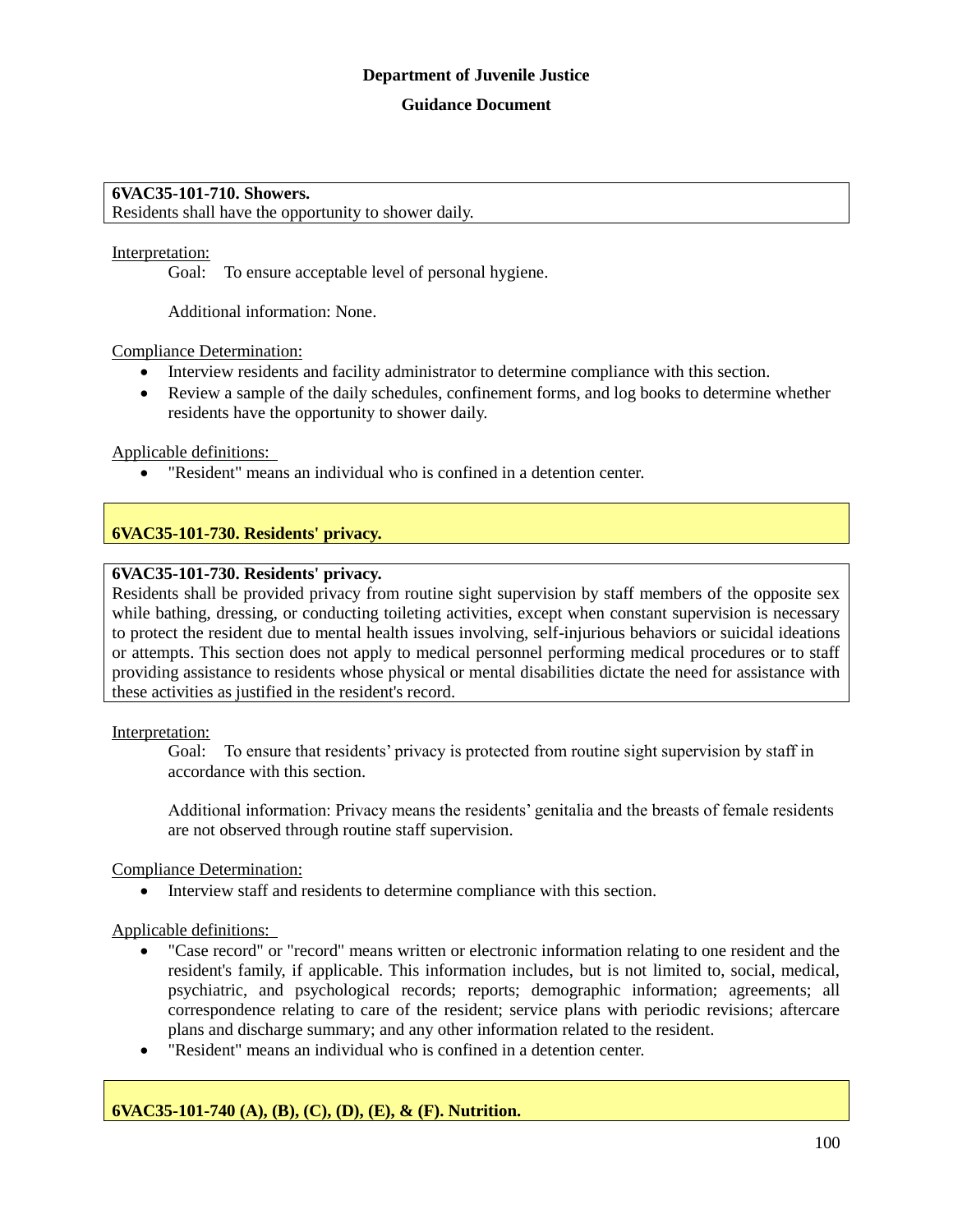**Department of Juvenile Justice**

**Guidance Document**

**6VAC35-101-710. Showers.**
Residents shall have the opportunity to shower daily.

Interpretation:

Goal: To ensure acceptable level of personal hygiene.

Additional information: None.

Compliance Determination:

- Interview residents and facility administrator to determine compliance with this section.
- Review a sample of the daily schedules, confinement forms, and log books to determine whether residents have the opportunity to shower daily.

Applicable definitions:

- "Resident" means an individual who is confined in a detention center.

## 6VAC35-101-730. Residents' privacy.

**6VAC35-101-730. Residents' privacy.**
Residents shall be provided privacy from routine sight supervision by staff members of the opposite sex while bathing, dressing, or conducting toileting activities, except when constant supervision is necessary to protect the resident due to mental health issues involving, self-injurious behaviors or suicidal ideations or attempts. This section does not apply to medical personnel performing medical procedures or to staff providing assistance to residents whose physical or mental disabilities dictate the need for assistance with these activities as justified in the resident's record.

Interpretation:

Goal: To ensure that residents' privacy is protected from routine sight supervision by staff in accordance with this section.

Additional information: Privacy means the residents' genitalia and the breasts of female residents are not observed through routine staff supervision.

Compliance Determination:

- Interview staff and residents to determine compliance with this section.

Applicable definitions:

- "Case record" or "record" means written or electronic information relating to one resident and the resident's family, if applicable. This information includes, but is not limited to, social, medical, psychiatric, and psychological records; reports; demographic information; agreements; all correspondence relating to care of the resident; service plans with periodic revisions; aftercare plans and discharge summary; and any other information related to the resident.
- "Resident" means an individual who is confined in a detention center.

## 6VAC35-101-740 (A), (B), (C), (D), (E), & (F). Nutrition.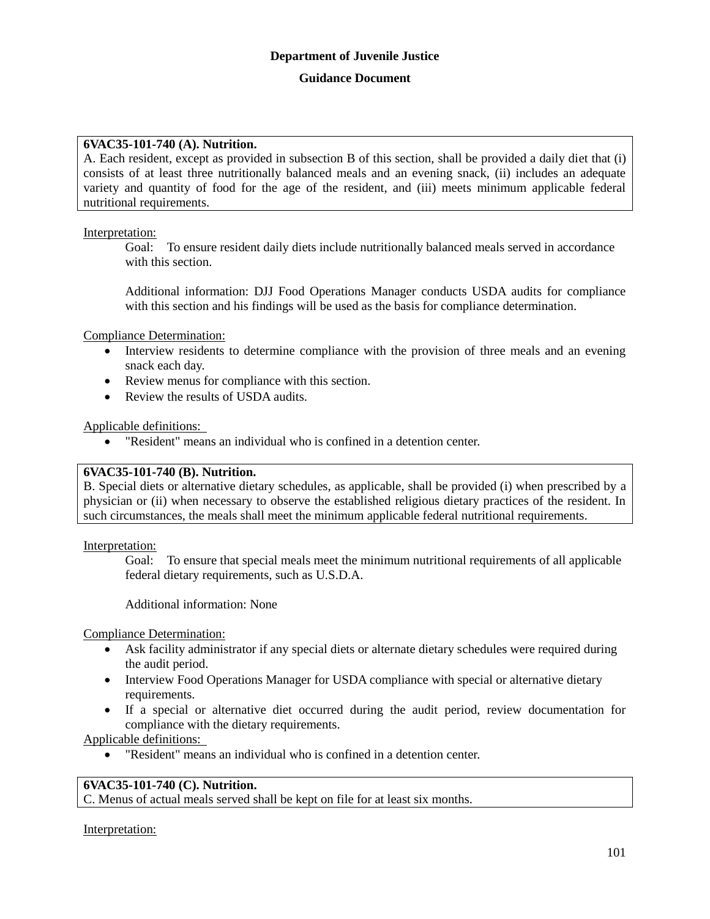**Department of Juvenile Justice**

**Guidance Document**

**6VAC35-101-740 (A). Nutrition.**
A. Each resident, except as provided in subsection B of this section, shall be provided a daily diet that (i) consists of at least three nutritionally balanced meals and an evening snack, (ii) includes an adequate variety and quantity of food for the age of the resident, and (iii) meets minimum applicable federal nutritional requirements.

Interpretation:

Goal: To ensure resident daily diets include nutritionally balanced meals served in accordance with this section.

Additional information: DJJ Food Operations Manager conducts USDA audits for compliance with this section and his findings will be used as the basis for compliance determination.

Compliance Determination:

- Interview residents to determine compliance with the provision of three meals and an evening snack each day.
- Review menus for compliance with this section.
- Review the results of USDA audits.

Applicable definitions:

- "Resident" means an individual who is confined in a detention center.

**6VAC35-101-740 (B). Nutrition.**
B. Special diets or alternative dietary schedules, as applicable, shall be provided (i) when prescribed by a physician or (ii) when necessary to observe the established religious dietary practices of the resident. In such circumstances, the meals shall meet the minimum applicable federal nutritional requirements.

Interpretation:

Goal: To ensure that special meals meet the minimum nutritional requirements of all applicable federal dietary requirements, such as U.S.D.A.

Additional information: None

Compliance Determination:

- Ask facility administrator if any special diets or alternate dietary schedules were required during the audit period.
- Interview Food Operations Manager for USDA compliance with special or alternative dietary requirements.
- If a special or alternative diet occurred during the audit period, review documentation for compliance with the dietary requirements.

Applicable definitions:

- "Resident" means an individual who is confined in a detention center.

**6VAC35-101-740 (C). Nutrition.**
C. Menus of actual meals served shall be kept on file for at least six months.

Interpretation: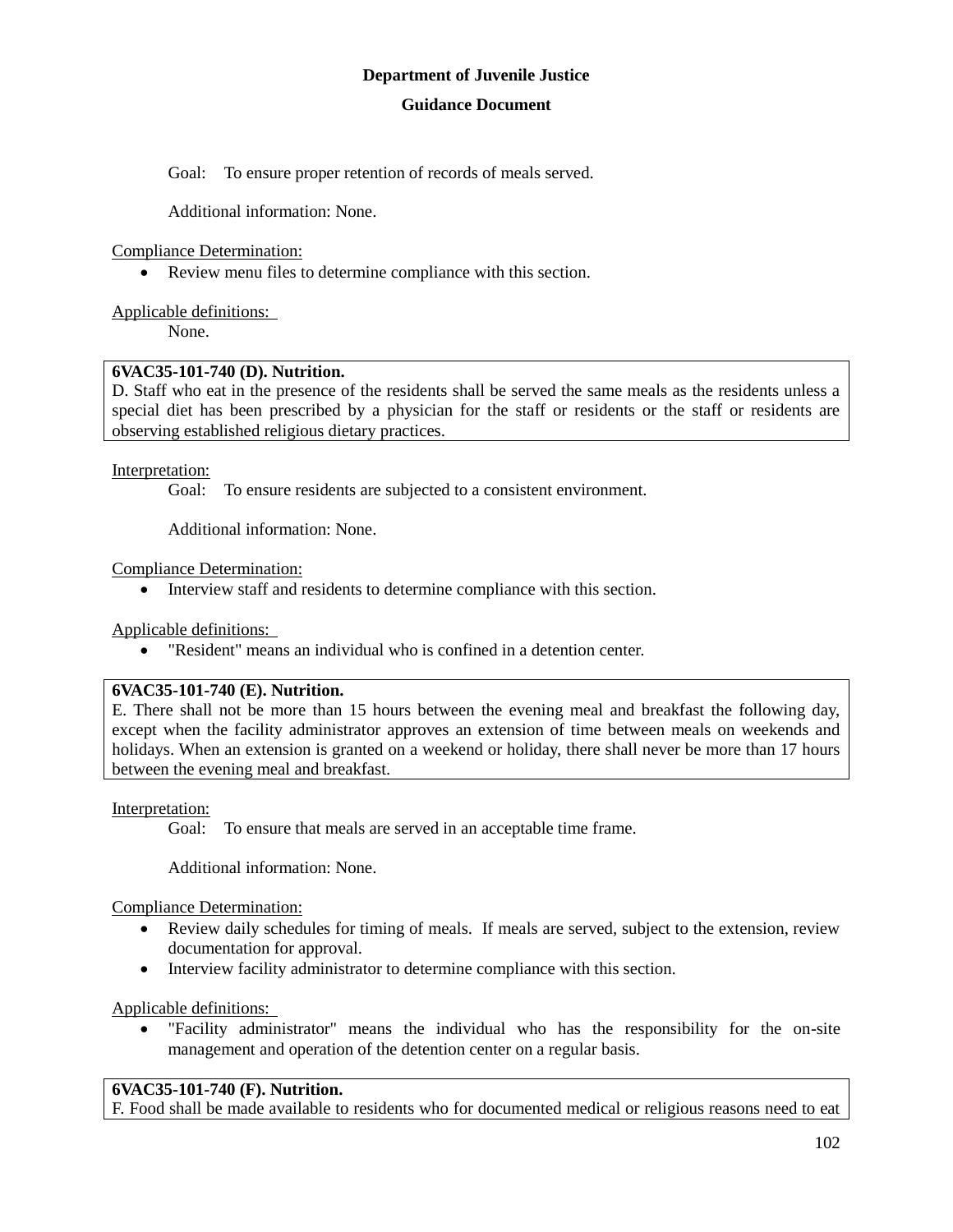Goal: To ensure proper retention of records of meals served.

Additional information: None.

Compliance Determination:

- Review menu files to determine compliance with this section.

Applicable definitions:

None.

**6VAC35-101-740 (D). Nutrition.**
D. Staff who eat in the presence of the residents shall be served the same meals as the residents unless a special diet has been prescribed by a physician for the staff or residents or the staff or residents are observing established religious dietary practices.

Interpretation:

Goal: To ensure residents are subjected to a consistent environment.

Additional information: None.

Compliance Determination:

- Interview staff and residents to determine compliance with this section.

Applicable definitions:

- "Resident" means an individual who is confined in a detention center.

**6VAC35-101-740 (E). Nutrition.**
E. There shall not be more than 15 hours between the evening meal and breakfast the following day, except when the facility administrator approves an extension of time between meals on weekends and holidays. When an extension is granted on a weekend or holiday, there shall never be more than 17 hours between the evening meal and breakfast.

Interpretation:

Goal: To ensure that meals are served in an acceptable time frame.

Additional information: None.

Compliance Determination:

- Review daily schedules for timing of meals. If meals are served, subject to the extension, review documentation for approval.
- Interview facility administrator to determine compliance with this section.

Applicable definitions:

- "Facility administrator" means the individual who has the responsibility for the on-site management and operation of the detention center on a regular basis.

**6VAC35-101-740 (F). Nutrition.**
F. Food shall be made available to residents who for documented medical or religious reasons need to eat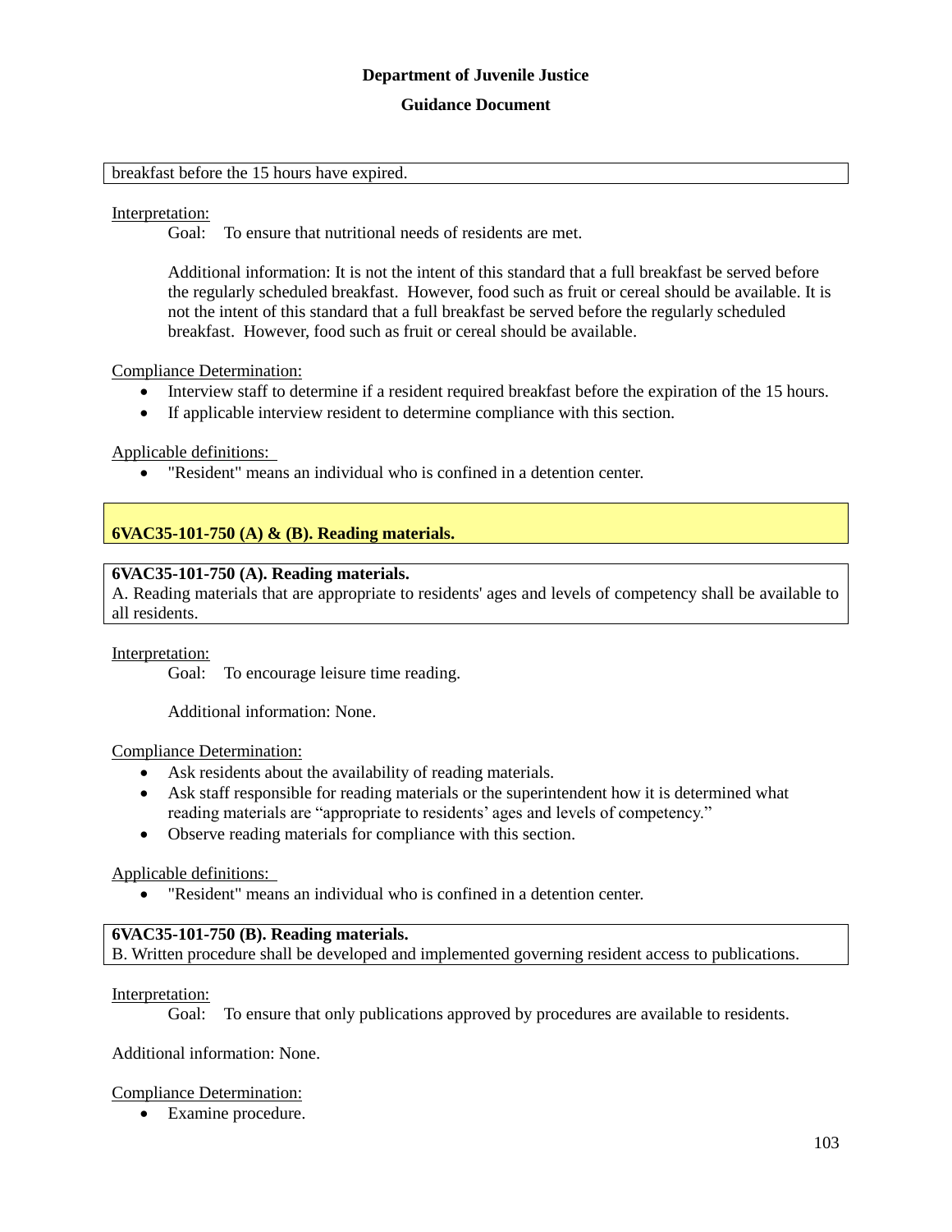breakfast before the 15 hours have expired.

Interpretation:

Goal: To ensure that nutritional needs of residents are met.

Additional information: It is not the intent of this standard that a full breakfast be served before the regularly scheduled breakfast. However, food such as fruit or cereal should be available. It is not the intent of this standard that a full breakfast be served before the regularly scheduled breakfast. However, food such as fruit or cereal should be available.

Compliance Determination:

- Interview staff to determine if a resident required breakfast before the expiration of the 15 hours.
- If applicable interview resident to determine compliance with this section.

Applicable definitions:

- "Resident" means an individual who is confined in a detention center.

## 6VAC35-101-750 (A) & (B). Reading materials.

**6VAC35-101-750 (A). Reading materials.**
A. Reading materials that are appropriate to residents' ages and levels of competency shall be available to all residents.

Interpretation:

Goal: To encourage leisure time reading.

Additional information: None.

Compliance Determination:

- Ask residents about the availability of reading materials.
- Ask staff responsible for reading materials or the superintendent how it is determined what reading materials are "appropriate to residents' ages and levels of competency."
- Observe reading materials for compliance with this section.

Applicable definitions:

- "Resident" means an individual who is confined in a detention center.

**6VAC35-101-750 (B). Reading materials.**
B. Written procedure shall be developed and implemented governing resident access to publications.

Interpretation:

Goal: To ensure that only publications approved by procedures are available to residents.

Additional information: None.

Compliance Determination:

- Examine procedure.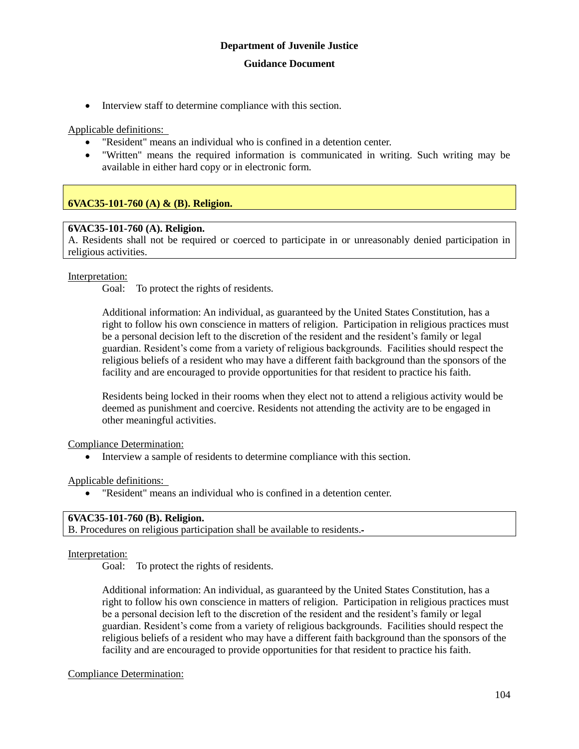- Interview staff to determine compliance with this section.

Applicable definitions:

- "Resident" means an individual who is confined in a detention center.
- "Written" means the required information is communicated in writing. Such writing may be available in either hard copy or in electronic form.

## 6VAC35-101-760 (A) & (B). Religion.

**6VAC35-101-760 (A). Religion.**
A. Residents shall not be required or coerced to participate in or unreasonably denied participation in religious activities.

Interpretation:

Goal: To protect the rights of residents.

Additional information: An individual, as guaranteed by the United States Constitution, has a right to follow his own conscience in matters of religion. Participation in religious practices must be a personal decision left to the discretion of the resident and the resident's family or legal guardian. Resident's come from a variety of religious backgrounds. Facilities should respect the religious beliefs of a resident who may have a different faith background than the sponsors of the facility and are encouraged to provide opportunities for that resident to practice his faith.

Residents being locked in their rooms when they elect not to attend a religious activity would be deemed as punishment and coercive. Residents not attending the activity are to be engaged in other meaningful activities.

Compliance Determination:

- Interview a sample of residents to determine compliance with this section.

Applicable definitions:

- "Resident" means an individual who is confined in a detention center.

**6VAC35-101-760 (B). Religion.**
B. Procedures on religious participation shall be available to residents.-

Interpretation:

Goal: To protect the rights of residents.

Additional information: An individual, as guaranteed by the United States Constitution, has a right to follow his own conscience in matters of religion. Participation in religious practices must be a personal decision left to the discretion of the resident and the resident's family or legal guardian. Resident's come from a variety of religious backgrounds. Facilities should respect the religious beliefs of a resident who may have a different faith background than the sponsors of the facility and are encouraged to provide opportunities for that resident to practice his faith.

Compliance Determination: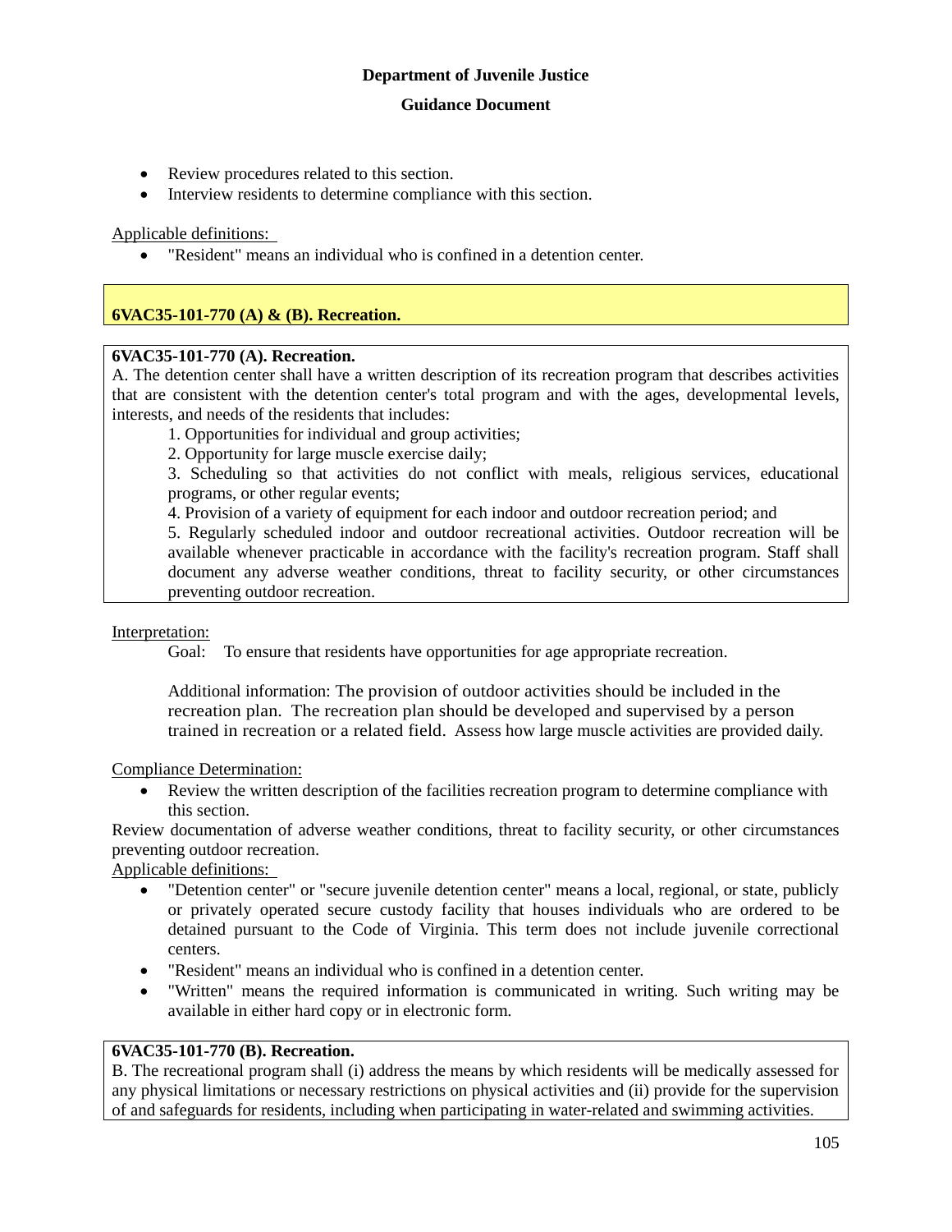- Review procedures related to this section.
- Interview residents to determine compliance with this section.

Applicable definitions:

- "Resident" means an individual who is confined in a detention center.

## 6VAC35-101-770 (A) & (B). Recreation.

**6VAC35-101-770 (A). Recreation.**

A. The detention center shall have a written description of its recreation program that describes activities that are consistent with the detention center's total program and with the ages, developmental levels, interests, and needs of the residents that includes:

1. Opportunities for individual and group activities;
2. Opportunity for large muscle exercise daily;
3. Scheduling so that activities do not conflict with meals, religious services, educational programs, or other regular events;
4. Provision of a variety of equipment for each indoor and outdoor recreation period; and
5. Regularly scheduled indoor and outdoor recreational activities. Outdoor recreation will be available whenever practicable in accordance with the facility's recreation program. Staff shall document any adverse weather conditions, threat to facility security, or other circumstances preventing outdoor recreation.

Interpretation:

Goal: To ensure that residents have opportunities for age appropriate recreation.

Additional information: The provision of outdoor activities should be included in the recreation plan. The recreation plan should be developed and supervised by a person trained in recreation or a related field. Assess how large muscle activities are provided daily.

Compliance Determination:

- Review the written description of the facilities recreation program to determine compliance with this section.

Review documentation of adverse weather conditions, threat to facility security, or other circumstances preventing outdoor recreation.

Applicable definitions:

- "Detention center" or "secure juvenile detention center" means a local, regional, or state, publicly or privately operated secure custody facility that houses individuals who are ordered to be detained pursuant to the Code of Virginia. This term does not include juvenile correctional centers.
- "Resident" means an individual who is confined in a detention center.
- "Written" means the required information is communicated in writing. Such writing may be available in either hard copy or in electronic form.

**6VAC35-101-770 (B). Recreation.**

B. The recreational program shall (i) address the means by which residents will be medically assessed for any physical limitations or necessary restrictions on physical activities and (ii) provide for the supervision of and safeguards for residents, including when participating in water-related and swimming activities.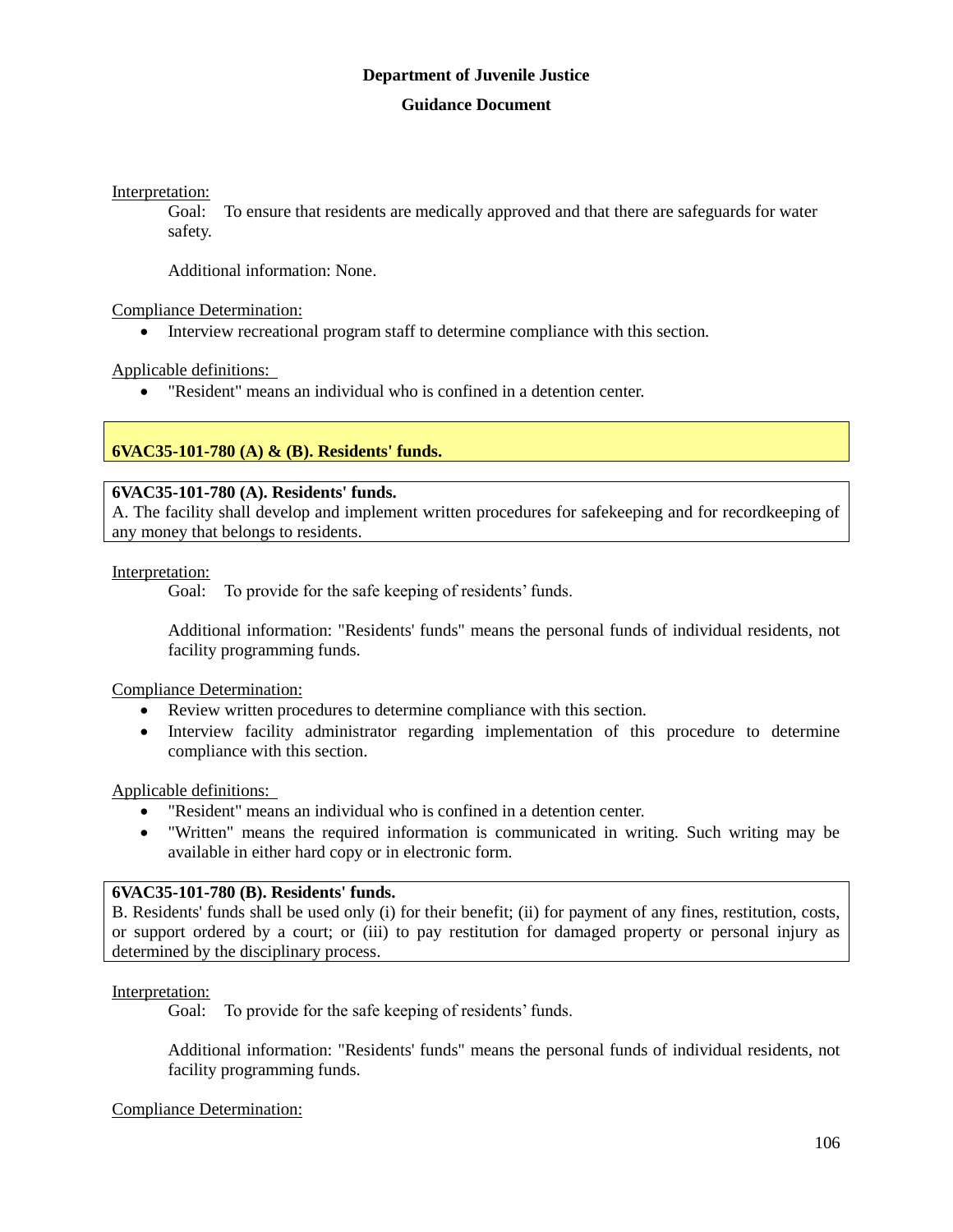Interpretation:

Goal: To ensure that residents are medically approved and that there are safeguards for water safety.

Additional information: None.

Compliance Determination:

- Interview recreational program staff to determine compliance with this section.

Applicable definitions:

- "Resident" means an individual who is confined in a detention center.

## 6VAC35-101-780 (A) & (B). Residents' funds.

**6VAC35-101-780 (A). Residents' funds.**
A. The facility shall develop and implement written procedures for safekeeping and for recordkeeping of any money that belongs to residents.

Interpretation:

Goal: To provide for the safe keeping of residents' funds.

Additional information: "Residents' funds" means the personal funds of individual residents, not facility programming funds.

Compliance Determination:

- Review written procedures to determine compliance with this section.
- Interview facility administrator regarding implementation of this procedure to determine compliance with this section.

Applicable definitions:

- "Resident" means an individual who is confined in a detention center.
- "Written" means the required information is communicated in writing. Such writing may be available in either hard copy or in electronic form.

**6VAC35-101-780 (B). Residents' funds.**
B. Residents' funds shall be used only (i) for their benefit; (ii) for payment of any fines, restitution, costs, or support ordered by a court; or (iii) to pay restitution for damaged property or personal injury as determined by the disciplinary process.

Interpretation:

Goal: To provide for the safe keeping of residents' funds.

Additional information: "Residents' funds" means the personal funds of individual residents, not facility programming funds.

Compliance Determination: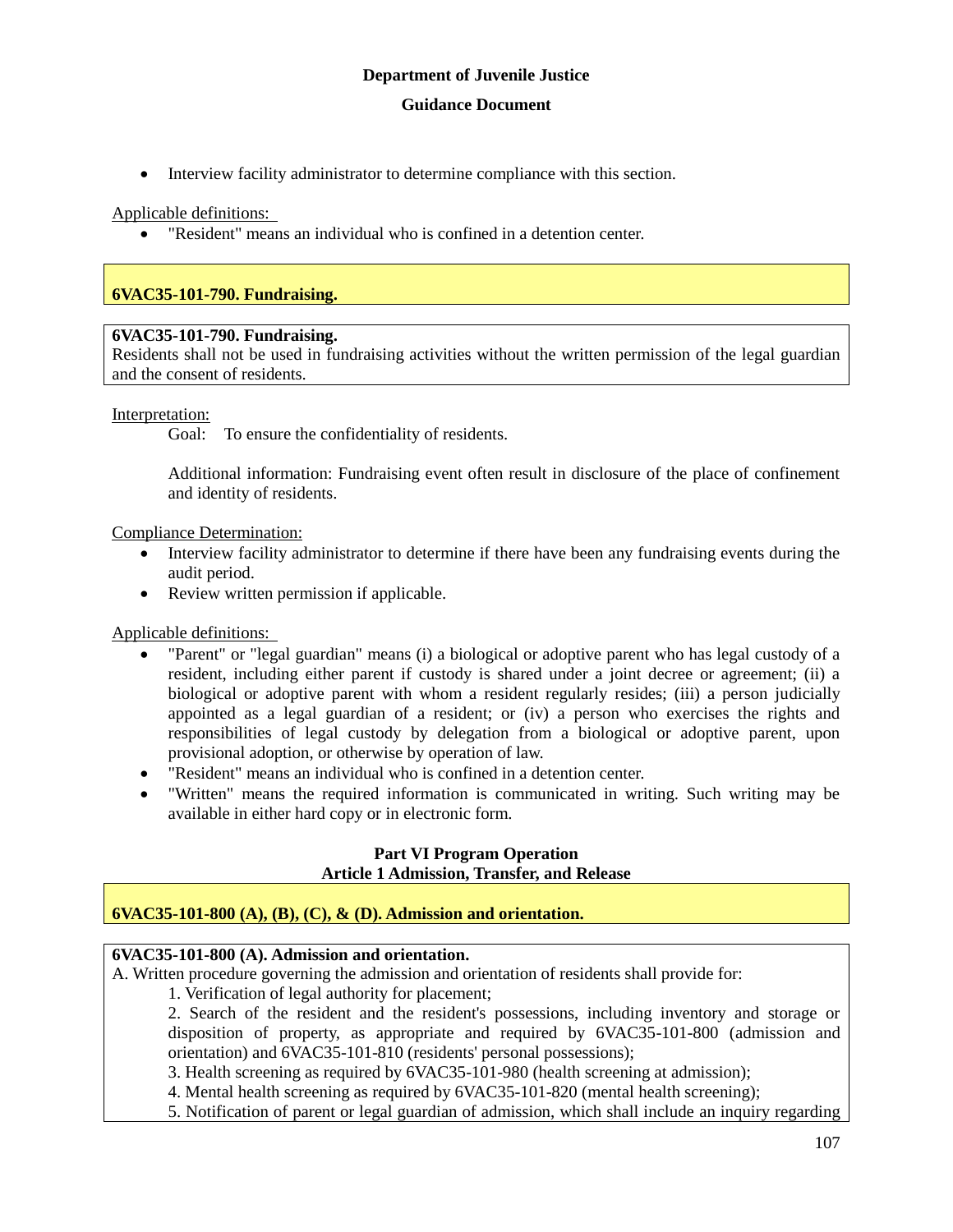- Interview facility administrator to determine compliance with this section.

Applicable definitions:

- "Resident" means an individual who is confined in a detention center.

## 6VAC35-101-790. Fundraising.

**6VAC35-101-790. Fundraising.**
Residents shall not be used in fundraising activities without the written permission of the legal guardian and the consent of residents.

Interpretation:

Goal: To ensure the confidentiality of residents.

Additional information: Fundraising event often result in disclosure of the place of confinement and identity of residents.

Compliance Determination:

- Interview facility administrator to determine if there have been any fundraising events during the audit period.
- Review written permission if applicable.

Applicable definitions:

- "Parent" or "legal guardian" means (i) a biological or adoptive parent who has legal custody of a resident, including either parent if custody is shared under a joint decree or agreement; (ii) a biological or adoptive parent with whom a resident regularly resides; (iii) a person judicially appointed as a legal guardian of a resident; or (iv) a person who exercises the rights and responsibilities of legal custody by delegation from a biological or adoptive parent, upon provisional adoption, or otherwise by operation of law.
- "Resident" means an individual who is confined in a detention center.
- "Written" means the required information is communicated in writing. Such writing may be available in either hard copy or in electronic form.

### Part VI Program Operation
### Article 1 Admission, Transfer, and Release

## 6VAC35-101-800 (A), (B), (C), & (D). Admission and orientation.

**6VAC35-101-800 (A). Admission and orientation.**
A. Written procedure governing the admission and orientation of residents shall provide for:

1. Verification of legal authority for placement;
2. Search of the resident and the resident's possessions, including inventory and storage or disposition of property, as appropriate and required by 6VAC35-101-800 (admission and orientation) and 6VAC35-101-810 (residents' personal possessions);
3. Health screening as required by 6VAC35-101-980 (health screening at admission);
4. Mental health screening as required by 6VAC35-101-820 (mental health screening);
5. Notification of parent or legal guardian of admission, which shall include an inquiry regarding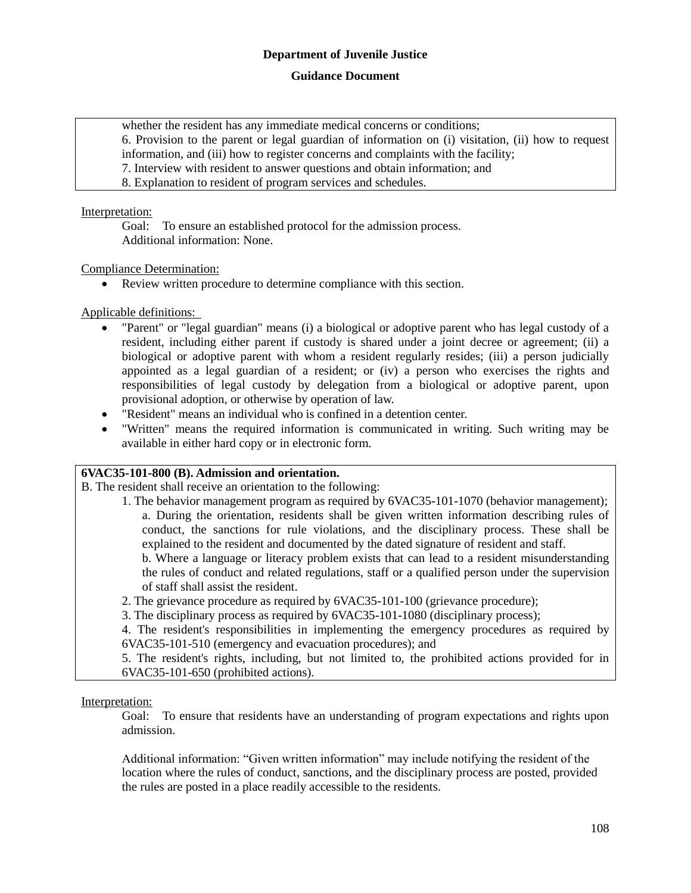whether the resident has any immediate medical concerns or conditions;

6. Provision to the parent or legal guardian of information on (i) visitation, (ii) how to request information, and (iii) how to register concerns and complaints with the facility;

7. Interview with resident to answer questions and obtain information; and

8. Explanation to resident of program services and schedules.

Interpretation:

Goal: To ensure an established protocol for the admission process.

Additional information: None.

Compliance Determination:

- Review written procedure to determine compliance with this section.

Applicable definitions:

- "Parent" or "legal guardian" means (i) a biological or adoptive parent who has legal custody of a resident, including either parent if custody is shared under a joint decree or agreement; (ii) a biological or adoptive parent with whom a resident regularly resides; (iii) a person judicially appointed as a legal guardian of a resident; or (iv) a person who exercises the rights and responsibilities of legal custody by delegation from a biological or adoptive parent, upon provisional adoption, or otherwise by operation of law.
- "Resident" means an individual who is confined in a detention center.
- "Written" means the required information is communicated in writing. Such writing may be available in either hard copy or in electronic form.

**6VAC35-101-800 (B). Admission and orientation.**

B. The resident shall receive an orientation to the following:

1. The behavior management program as required by 6VAC35-101-1070 (behavior management);

   a. During the orientation, residents shall be given written information describing rules of conduct, the sanctions for rule violations, and the disciplinary process. These shall be explained to the resident and documented by the dated signature of resident and staff.

   b. Where a language or literacy problem exists that can lead to a resident misunderstanding the rules of conduct and related regulations, staff or a qualified person under the supervision of staff shall assist the resident.

2. The grievance procedure as required by 6VAC35-101-100 (grievance procedure);

3. The disciplinary process as required by 6VAC35-101-1080 (disciplinary process);

4. The resident's responsibilities in implementing the emergency procedures as required by 6VAC35-101-510 (emergency and evacuation procedures); and

5. The resident's rights, including, but not limited to, the prohibited actions provided for in 6VAC35-101-650 (prohibited actions).

Interpretation:

Goal: To ensure that residents have an understanding of program expectations and rights upon admission.

Additional information: "Given written information" may include notifying the resident of the location where the rules of conduct, sanctions, and the disciplinary process are posted, provided the rules are posted in a place readily accessible to the residents.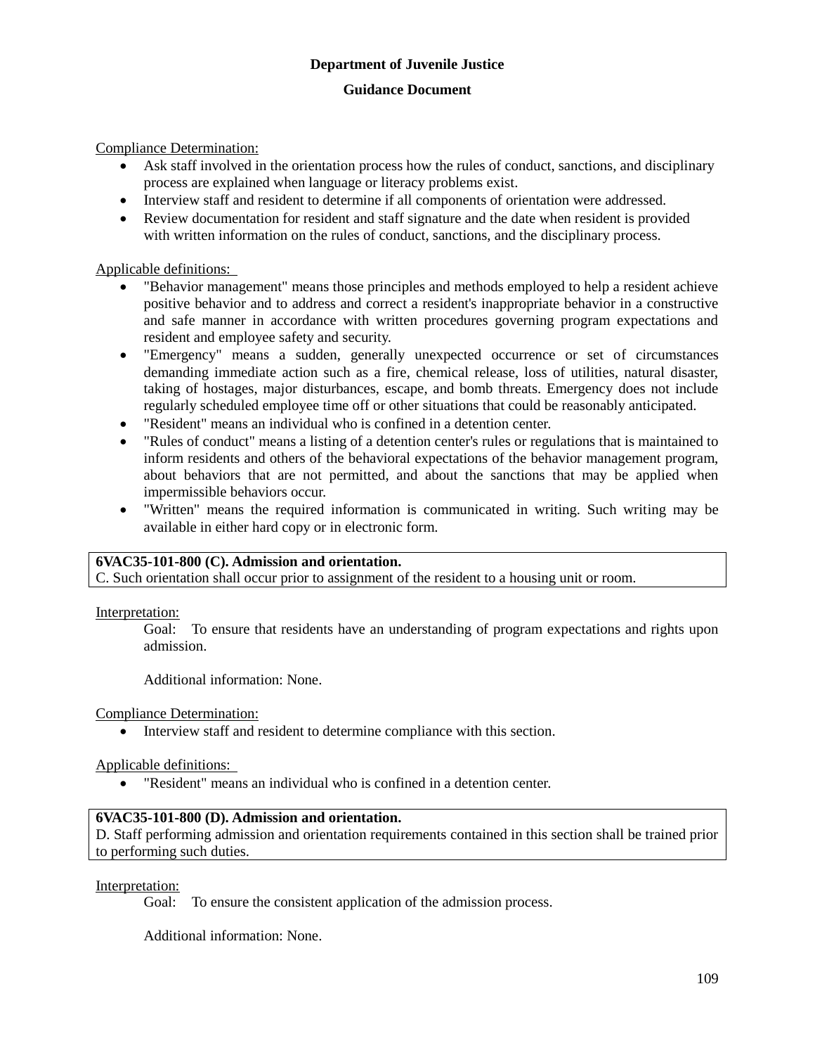Compliance Determination:

- Ask staff involved in the orientation process how the rules of conduct, sanctions, and disciplinary process are explained when language or literacy problems exist.
- Interview staff and resident to determine if all components of orientation were addressed.
- Review documentation for resident and staff signature and the date when resident is provided with written information on the rules of conduct, sanctions, and the disciplinary process.

Applicable definitions:

- "Behavior management" means those principles and methods employed to help a resident achieve positive behavior and to address and correct a resident's inappropriate behavior in a constructive and safe manner in accordance with written procedures governing program expectations and resident and employee safety and security.
- "Emergency" means a sudden, generally unexpected occurrence or set of circumstances demanding immediate action such as a fire, chemical release, loss of utilities, natural disaster, taking of hostages, major disturbances, escape, and bomb threats. Emergency does not include regularly scheduled employee time off or other situations that could be reasonably anticipated.
- "Resident" means an individual who is confined in a detention center.
- "Rules of conduct" means a listing of a detention center's rules or regulations that is maintained to inform residents and others of the behavioral expectations of the behavior management program, about behaviors that are not permitted, and about the sanctions that may be applied when impermissible behaviors occur.
- "Written" means the required information is communicated in writing. Such writing may be available in either hard copy or in electronic form.

**6VAC35-101-800 (C). Admission and orientation.**
C. Such orientation shall occur prior to assignment of the resident to a housing unit or room.

Interpretation:

Goal: To ensure that residents have an understanding of program expectations and rights upon admission.

Additional information: None.

Compliance Determination:

- Interview staff and resident to determine compliance with this section.

Applicable definitions:

- "Resident" means an individual who is confined in a detention center.

**6VAC35-101-800 (D). Admission and orientation.**
D. Staff performing admission and orientation requirements contained in this section shall be trained prior to performing such duties.

Interpretation:

Goal: To ensure the consistent application of the admission process.

Additional information: None.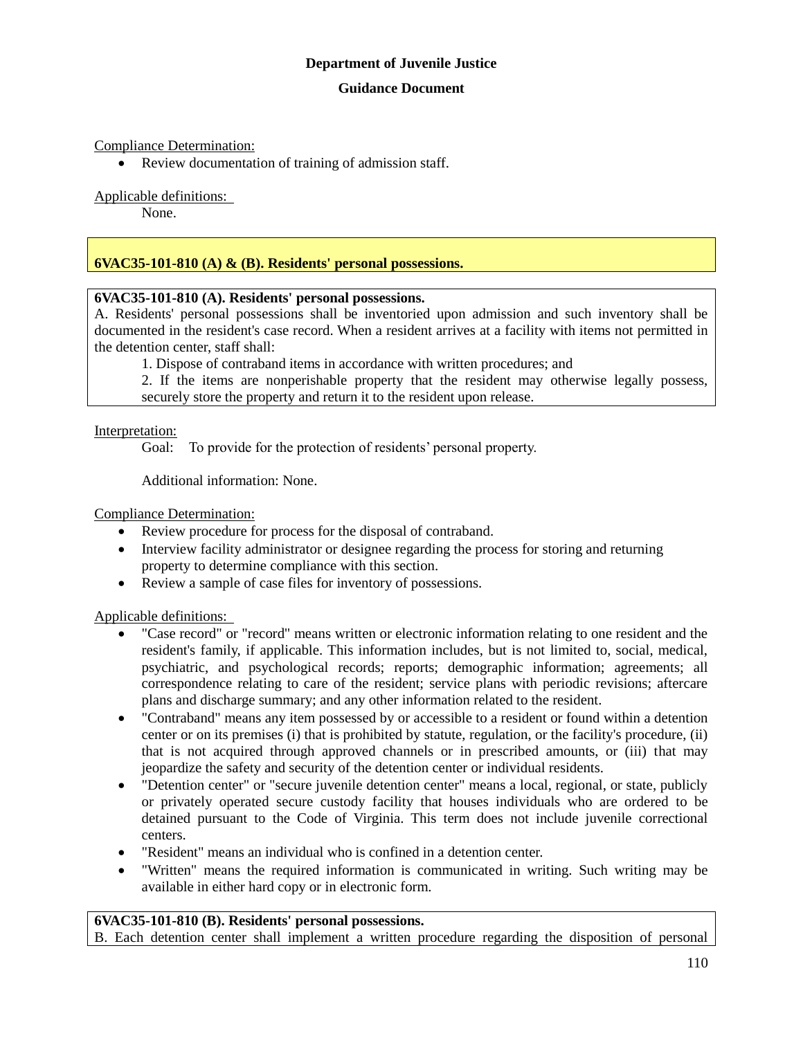**Department of Juvenile Justice**

**Guidance Document**

Compliance Determination:

- Review documentation of training of admission staff.

Applicable definitions:

None.

## 6VAC35-101-810 (A) & (B). Residents' personal possessions.

**6VAC35-101-810 (A). Residents' personal possessions.**

A. Residents' personal possessions shall be inventoried upon admission and such inventory shall be documented in the resident's case record. When a resident arrives at a facility with items not permitted in the detention center, staff shall:

1. Dispose of contraband items in accordance with written procedures; and
2. If the items are nonperishable property that the resident may otherwise legally possess, securely store the property and return it to the resident upon release.

Interpretation:

Goal: To provide for the protection of residents' personal property.

Additional information: None.

Compliance Determination:

- Review procedure for process for the disposal of contraband.
- Interview facility administrator or designee regarding the process for storing and returning property to determine compliance with this section.
- Review a sample of case files for inventory of possessions.

Applicable definitions:

- "Case record" or "record" means written or electronic information relating to one resident and the resident's family, if applicable. This information includes, but is not limited to, social, medical, psychiatric, and psychological records; reports; demographic information; agreements; all correspondence relating to care of the resident; service plans with periodic revisions; aftercare plans and discharge summary; and any other information related to the resident.
- "Contraband" means any item possessed by or accessible to a resident or found within a detention center or on its premises (i) that is prohibited by statute, regulation, or the facility's procedure, (ii) that is not acquired through approved channels or in prescribed amounts, or (iii) that may jeopardize the safety and security of the detention center or individual residents.
- "Detention center" or "secure juvenile detention center" means a local, regional, or state, publicly or privately operated secure custody facility that houses individuals who are ordered to be detained pursuant to the Code of Virginia. This term does not include juvenile correctional centers.
- "Resident" means an individual who is confined in a detention center.
- "Written" means the required information is communicated in writing. Such writing may be available in either hard copy or in electronic form.

**6VAC35-101-810 (B). Residents' personal possessions.**

B. Each detention center shall implement a written procedure regarding the disposition of personal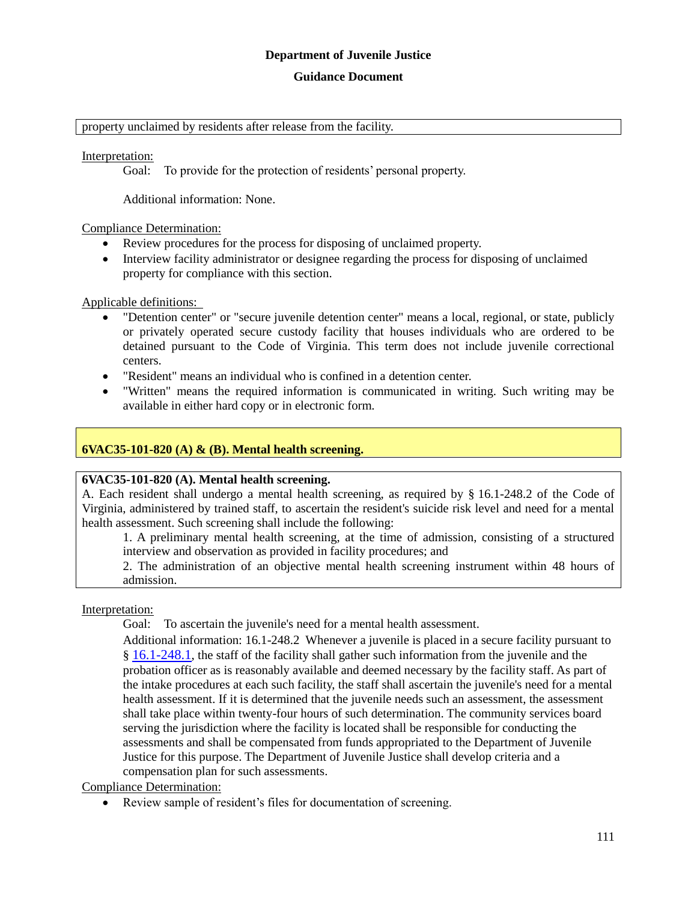property unclaimed by residents after release from the facility.

Interpretation:

Goal: To provide for the protection of residents' personal property.

Additional information: None.

Compliance Determination:

- Review procedures for the process for disposing of unclaimed property.
- Interview facility administrator or designee regarding the process for disposing of unclaimed property for compliance with this section.

Applicable definitions:

- "Detention center" or "secure juvenile detention center" means a local, regional, or state, publicly or privately operated secure custody facility that houses individuals who are ordered to be detained pursuant to the Code of Virginia. This term does not include juvenile correctional centers.
- "Resident" means an individual who is confined in a detention center.
- "Written" means the required information is communicated in writing. Such writing may be available in either hard copy or in electronic form.

## 6VAC35-101-820 (A) & (B). Mental health screening.

**6VAC35-101-820 (A). Mental health screening.**

A. Each resident shall undergo a mental health screening, as required by § 16.1-248.2 of the Code of Virginia, administered by trained staff, to ascertain the resident's suicide risk level and need for a mental health assessment. Such screening shall include the following:

1. A preliminary mental health screening, at the time of admission, consisting of a structured interview and observation as provided in facility procedures; and
2. The administration of an objective mental health screening instrument within 48 hours of admission.

Interpretation:

Goal: To ascertain the juvenile's need for a mental health assessment.

Additional information: 16.1-248.2 Whenever a juvenile is placed in a secure facility pursuant to § 16.1-248.1, the staff of the facility shall gather such information from the juvenile and the probation officer as is reasonably available and deemed necessary by the facility staff. As part of the intake procedures at each such facility, the staff shall ascertain the juvenile's need for a mental health assessment. If it is determined that the juvenile needs such an assessment, the assessment shall take place within twenty-four hours of such determination. The community services board serving the jurisdiction where the facility is located shall be responsible for conducting the assessments and shall be compensated from funds appropriated to the Department of Juvenile Justice for this purpose. The Department of Juvenile Justice shall develop criteria and a compensation plan for such assessments.

Compliance Determination:

- Review sample of resident's files for documentation of screening.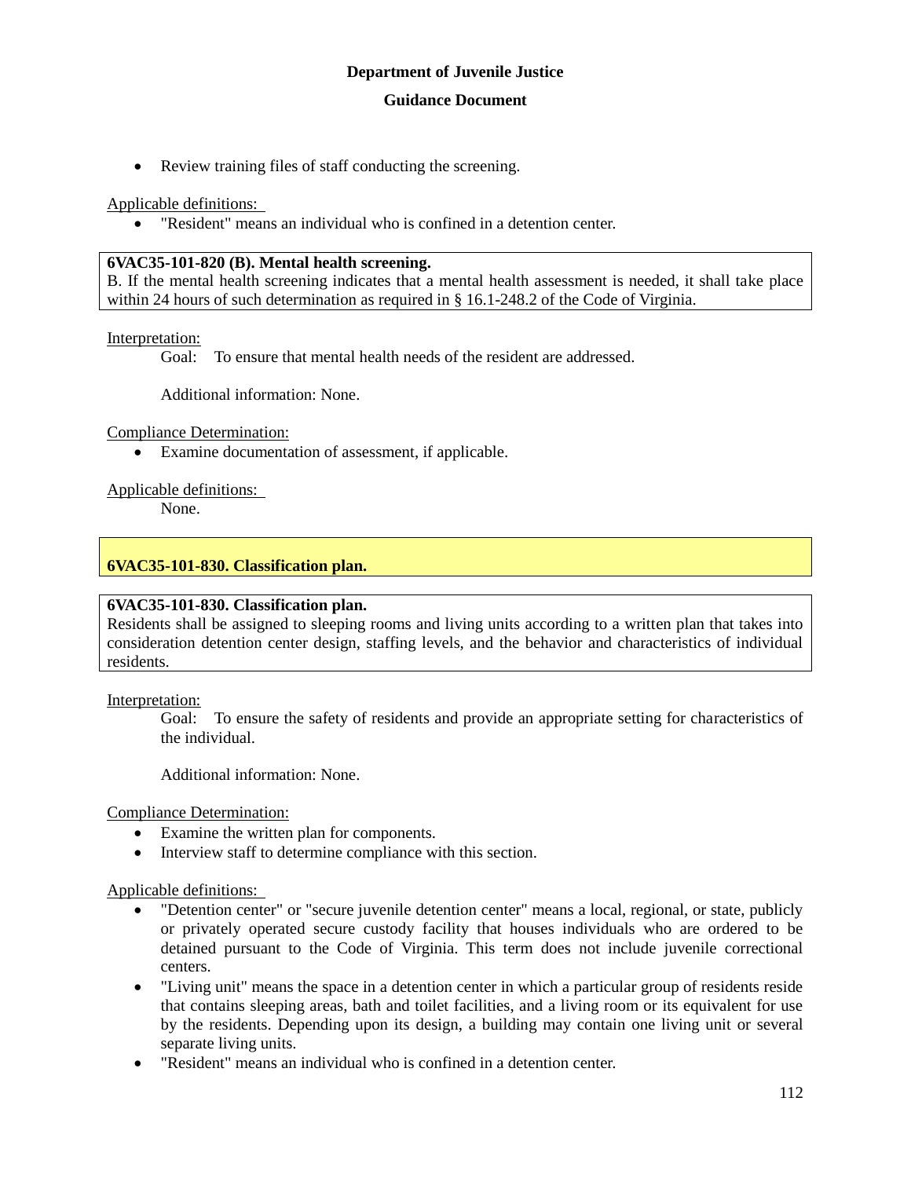- Review training files of staff conducting the screening.

Applicable definitions:

- "Resident" means an individual who is confined in a detention center.

**6VAC35-101-820 (B). Mental health screening.**
B. If the mental health screening indicates that a mental health assessment is needed, it shall take place within 24 hours of such determination as required in § 16.1-248.2 of the Code of Virginia.

Interpretation:

Goal: To ensure that mental health needs of the resident are addressed.

Additional information: None.

Compliance Determination:

- Examine documentation of assessment, if applicable.

Applicable definitions:

None.

## 6VAC35-101-830. Classification plan.

**6VAC35-101-830. Classification plan.**
Residents shall be assigned to sleeping rooms and living units according to a written plan that takes into consideration detention center design, staffing levels, and the behavior and characteristics of individual residents.

Interpretation:

Goal: To ensure the safety of residents and provide an appropriate setting for characteristics of the individual.

Additional information: None.

Compliance Determination:

- Examine the written plan for components.
- Interview staff to determine compliance with this section.

Applicable definitions:

- "Detention center" or "secure juvenile detention center" means a local, regional, or state, publicly or privately operated secure custody facility that houses individuals who are ordered to be detained pursuant to the Code of Virginia. This term does not include juvenile correctional centers.
- "Living unit" means the space in a detention center in which a particular group of residents reside that contains sleeping areas, bath and toilet facilities, and a living room or its equivalent for use by the residents. Depending upon its design, a building may contain one living unit or several separate living units.
- "Resident" means an individual who is confined in a detention center.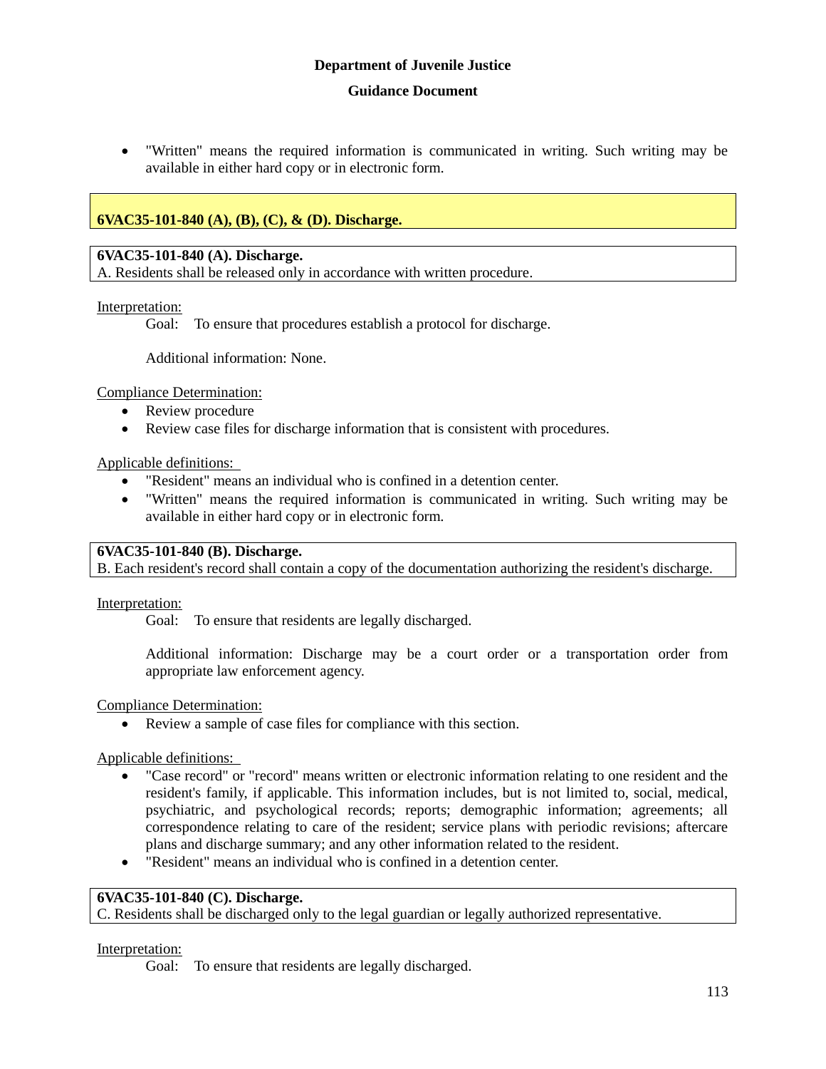- "Written" means the required information is communicated in writing. Such writing may be available in either hard copy or in electronic form.

## 6VAC35-101-840 (A), (B), (C), & (D). Discharge.

**6VAC35-101-840 (A). Discharge.**
A. Residents shall be released only in accordance with written procedure.

Interpretation:

Goal: To ensure that procedures establish a protocol for discharge.

Additional information: None.

Compliance Determination:

- Review procedure
- Review case files for discharge information that is consistent with procedures.

Applicable definitions:

- "Resident" means an individual who is confined in a detention center.
- "Written" means the required information is communicated in writing. Such writing may be available in either hard copy or in electronic form.

**6VAC35-101-840 (B). Discharge.**
B. Each resident's record shall contain a copy of the documentation authorizing the resident's discharge.

Interpretation:

Goal: To ensure that residents are legally discharged.

Additional information: Discharge may be a court order or a transportation order from appropriate law enforcement agency.

Compliance Determination:

- Review a sample of case files for compliance with this section.

Applicable definitions:

- "Case record" or "record" means written or electronic information relating to one resident and the resident's family, if applicable. This information includes, but is not limited to, social, medical, psychiatric, and psychological records; reports; demographic information; agreements; all correspondence relating to care of the resident; service plans with periodic revisions; aftercare plans and discharge summary; and any other information related to the resident.
- "Resident" means an individual who is confined in a detention center.

**6VAC35-101-840 (C). Discharge.**
C. Residents shall be discharged only to the legal guardian or legally authorized representative.

Interpretation:

Goal: To ensure that residents are legally discharged.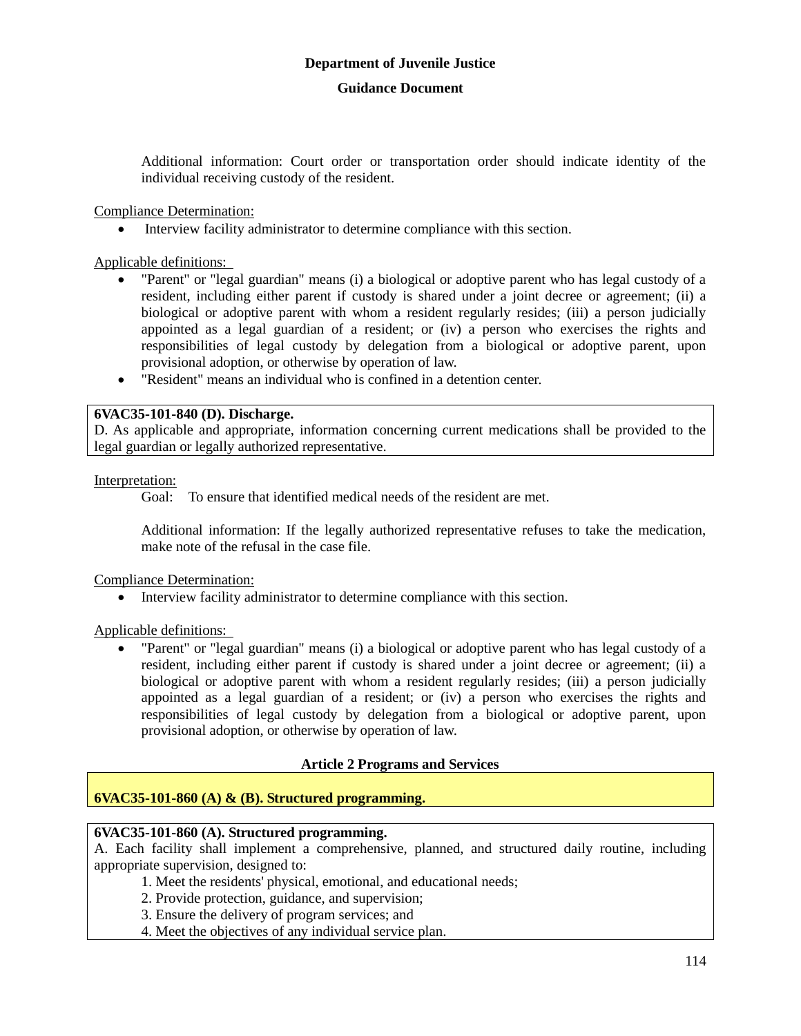Additional information: Court order or transportation order should indicate identity of the individual receiving custody of the resident.

Compliance Determination:

- Interview facility administrator to determine compliance with this section.

Applicable definitions:

- "Parent" or "legal guardian" means (i) a biological or adoptive parent who has legal custody of a resident, including either parent if custody is shared under a joint decree or agreement; (ii) a biological or adoptive parent with whom a resident regularly resides; (iii) a person judicially appointed as a legal guardian of a resident; or (iv) a person who exercises the rights and responsibilities of legal custody by delegation from a biological or adoptive parent, upon provisional adoption, or otherwise by operation of law.
- "Resident" means an individual who is confined in a detention center.

**6VAC35-101-840 (D). Discharge.**
D. As applicable and appropriate, information concerning current medications shall be provided to the legal guardian or legally authorized representative.

Interpretation:

Goal: To ensure that identified medical needs of the resident are met.

Additional information: If the legally authorized representative refuses to take the medication, make note of the refusal in the case file.

Compliance Determination:

- Interview facility administrator to determine compliance with this section.

Applicable definitions:

- "Parent" or "legal guardian" means (i) a biological or adoptive parent who has legal custody of a resident, including either parent if custody is shared under a joint decree or agreement; (ii) a biological or adoptive parent with whom a resident regularly resides; (iii) a person judicially appointed as a legal guardian of a resident; or (iv) a person who exercises the rights and responsibilities of legal custody by delegation from a biological or adoptive parent, upon provisional adoption, or otherwise by operation of law.

## Article 2 Programs and Services

**6VAC35-101-860 (A) & (B). Structured programming.**

**6VAC35-101-860 (A). Structured programming.**
A. Each facility shall implement a comprehensive, planned, and structured daily routine, including appropriate supervision, designed to:

1. Meet the residents' physical, emotional, and educational needs;
2. Provide protection, guidance, and supervision;
3. Ensure the delivery of program services; and
4. Meet the objectives of any individual service plan.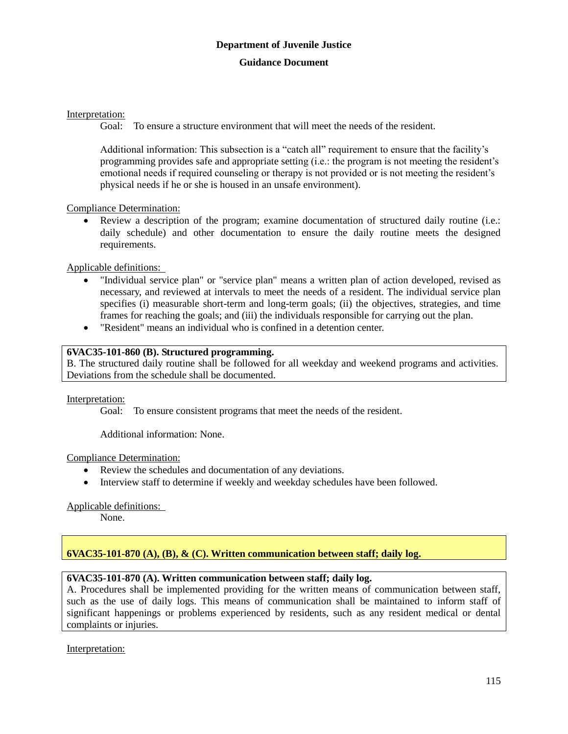Interpretation:

Goal: To ensure a structure environment that will meet the needs of the resident.

Additional information: This subsection is a "catch all" requirement to ensure that the facility's programming provides safe and appropriate setting (i.e.: the program is not meeting the resident's emotional needs if required counseling or therapy is not provided or is not meeting the resident's physical needs if he or she is housed in an unsafe environment).

Compliance Determination:

- Review a description of the program; examine documentation of structured daily routine (i.e.: daily schedule) and other documentation to ensure the daily routine meets the designed requirements.

Applicable definitions:

- "Individual service plan" or "service plan" means a written plan of action developed, revised as necessary, and reviewed at intervals to meet the needs of a resident. The individual service plan specifies (i) measurable short-term and long-term goals; (ii) the objectives, strategies, and time frames for reaching the goals; and (iii) the individuals responsible for carrying out the plan.
- "Resident" means an individual who is confined in a detention center.

**6VAC35-101-860 (B). Structured programming.**
B. The structured daily routine shall be followed for all weekday and weekend programs and activities. Deviations from the schedule shall be documented.

Interpretation:

Goal: To ensure consistent programs that meet the needs of the resident.

Additional information: None.

Compliance Determination:

- Review the schedules and documentation of any deviations.
- Interview staff to determine if weekly and weekday schedules have been followed.

Applicable definitions:

None.

**6VAC35-101-870 (A), (B), & (C). Written communication between staff; daily log.**

**6VAC35-101-870 (A). Written communication between staff; daily log.**
A. Procedures shall be implemented providing for the written means of communication between staff, such as the use of daily logs. This means of communication shall be maintained to inform staff of significant happenings or problems experienced by residents, such as any resident medical or dental complaints or injuries.

Interpretation: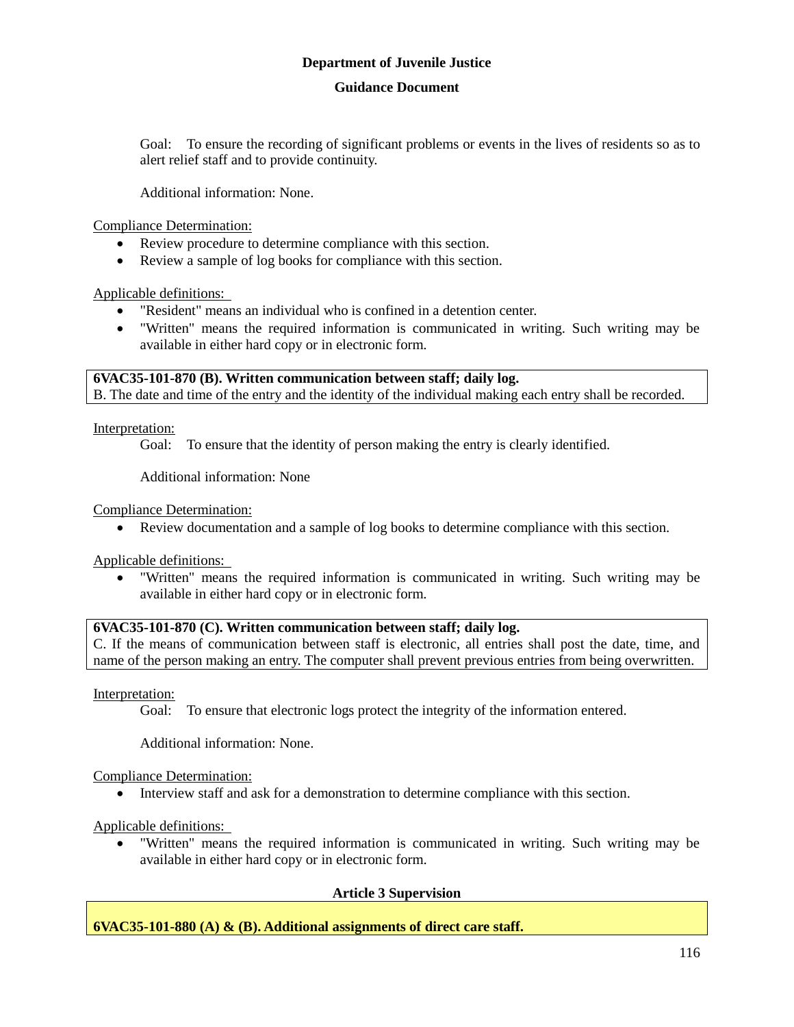Goal: To ensure the recording of significant problems or events in the lives of residents so as to alert relief staff and to provide continuity.

Additional information: None.

Compliance Determination:

- Review procedure to determine compliance with this section.
- Review a sample of log books for compliance with this section.

Applicable definitions:

- "Resident" means an individual who is confined in a detention center.
- "Written" means the required information is communicated in writing. Such writing may be available in either hard copy or in electronic form.

**6VAC35-101-870 (B). Written communication between staff; daily log.**
B. The date and time of the entry and the identity of the individual making each entry shall be recorded.

Interpretation:

Goal: To ensure that the identity of person making the entry is clearly identified.

Additional information: None

Compliance Determination:

- Review documentation and a sample of log books to determine compliance with this section.

Applicable definitions:

- "Written" means the required information is communicated in writing. Such writing may be available in either hard copy or in electronic form.

**6VAC35-101-870 (C). Written communication between staff; daily log.**
C. If the means of communication between staff is electronic, all entries shall post the date, time, and name of the person making an entry. The computer shall prevent previous entries from being overwritten.

Interpretation:

Goal: To ensure that electronic logs protect the integrity of the information entered.

Additional information: None.

Compliance Determination:

- Interview staff and ask for a demonstration to determine compliance with this section.

Applicable definitions:

- "Written" means the required information is communicated in writing. Such writing may be available in either hard copy or in electronic form.

## Article 3 Supervision

**6VAC35-101-880 (A) & (B). Additional assignments of direct care staff.**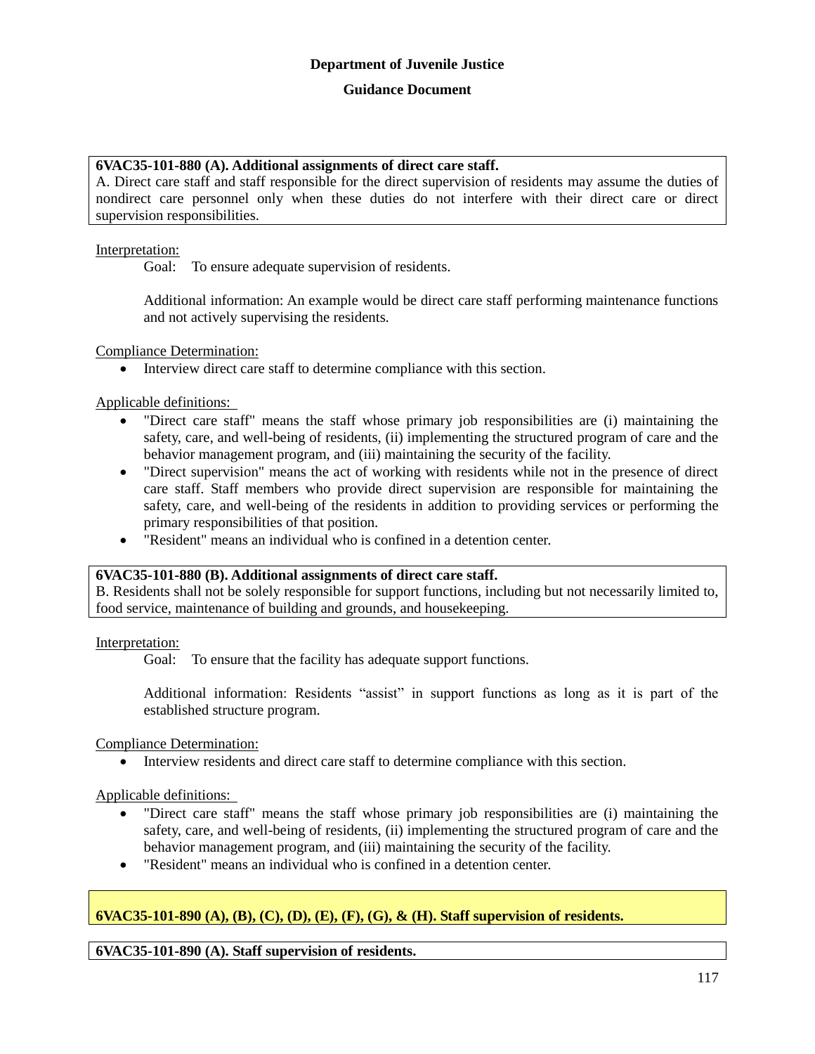**Department of Juvenile Justice**

**Guidance Document**

**6VAC35-101-880 (A). Additional assignments of direct care staff.**
A. Direct care staff and staff responsible for the direct supervision of residents may assume the duties of nondirect care personnel only when these duties do not interfere with their direct care or direct supervision responsibilities.

Interpretation:

Goal: To ensure adequate supervision of residents.

Additional information: An example would be direct care staff performing maintenance functions and not actively supervising the residents.

Compliance Determination:

- Interview direct care staff to determine compliance with this section.

Applicable definitions:

- "Direct care staff" means the staff whose primary job responsibilities are (i) maintaining the safety, care, and well-being of residents, (ii) implementing the structured program of care and the behavior management program, and (iii) maintaining the security of the facility.
- "Direct supervision" means the act of working with residents while not in the presence of direct care staff. Staff members who provide direct supervision are responsible for maintaining the safety, care, and well-being of the residents in addition to providing services or performing the primary responsibilities of that position.
- "Resident" means an individual who is confined in a detention center.

**6VAC35-101-880 (B). Additional assignments of direct care staff.**
B. Residents shall not be solely responsible for support functions, including but not necessarily limited to, food service, maintenance of building and grounds, and housekeeping.

Interpretation:

Goal: To ensure that the facility has adequate support functions.

Additional information: Residents "assist" in support functions as long as it is part of the established structure program.

Compliance Determination:

- Interview residents and direct care staff to determine compliance with this section.

Applicable definitions:

- "Direct care staff" means the staff whose primary job responsibilities are (i) maintaining the safety, care, and well-being of residents, (ii) implementing the structured program of care and the behavior management program, and (iii) maintaining the security of the facility.
- "Resident" means an individual who is confined in a detention center.

**6VAC35-101-890 (A), (B), (C), (D), (E), (F), (G), & (H). Staff supervision of residents.**

**6VAC35-101-890 (A). Staff supervision of residents.**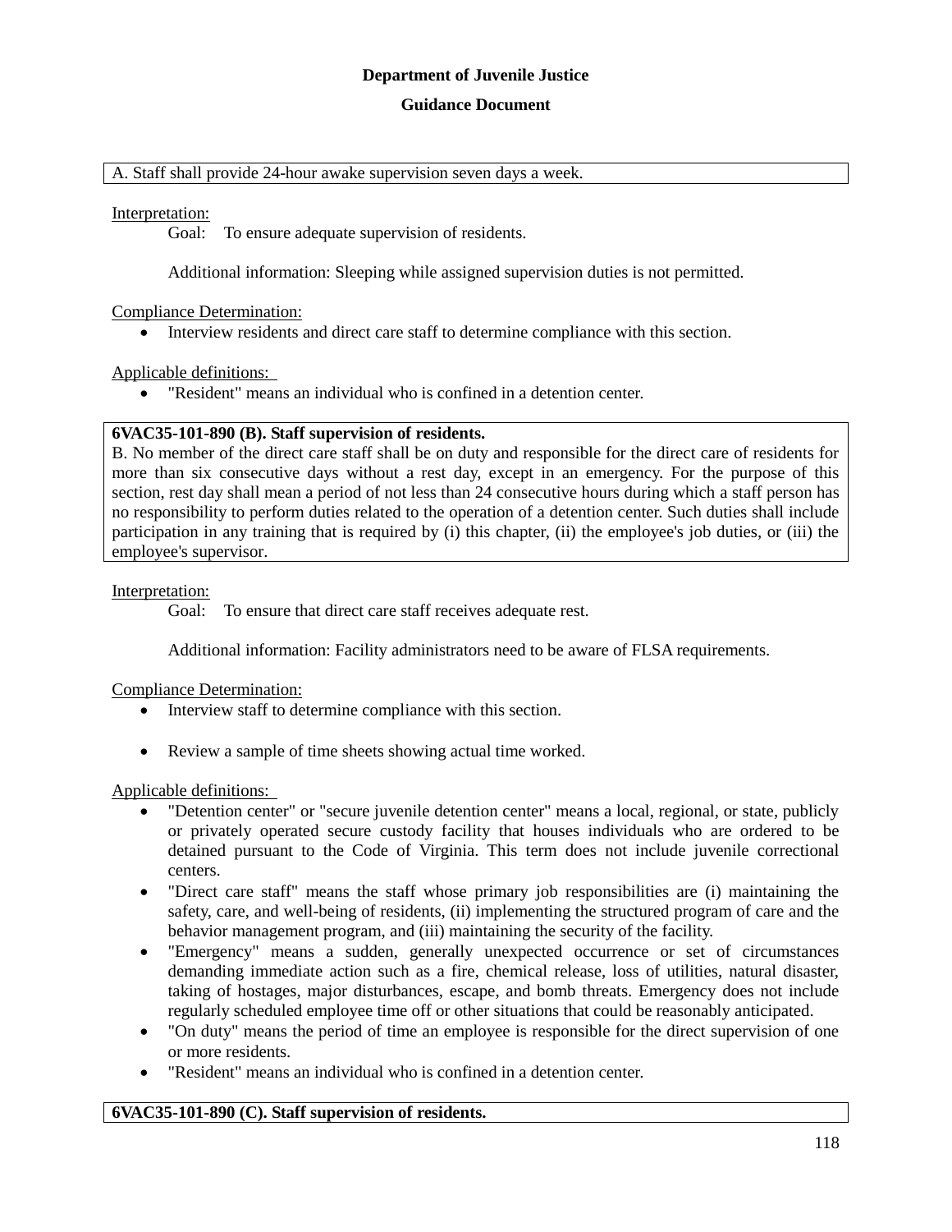A. Staff shall provide 24-hour awake supervision seven days a week.

Interpretation:

Goal: To ensure adequate supervision of residents.

Additional information: Sleeping while assigned supervision duties is not permitted.

Compliance Determination:

- Interview residents and direct care staff to determine compliance with this section.

Applicable definitions:

- "Resident" means an individual who is confined in a detention center.

**6VAC35-101-890 (B). Staff supervision of residents.**

B. No member of the direct care staff shall be on duty and responsible for the direct care of residents for more than six consecutive days without a rest day, except in an emergency. For the purpose of this section, rest day shall mean a period of not less than 24 consecutive hours during which a staff person has no responsibility to perform duties related to the operation of a detention center. Such duties shall include participation in any training that is required by (i) this chapter, (ii) the employee's job duties, or (iii) the employee's supervisor.

Interpretation:

Goal: To ensure that direct care staff receives adequate rest.

Additional information: Facility administrators need to be aware of FLSA requirements.

Compliance Determination:

- Interview staff to determine compliance with this section.
- Review a sample of time sheets showing actual time worked.

Applicable definitions:

- "Detention center" or "secure juvenile detention center" means a local, regional, or state, publicly or privately operated secure custody facility that houses individuals who are ordered to be detained pursuant to the Code of Virginia. This term does not include juvenile correctional centers.
- "Direct care staff" means the staff whose primary job responsibilities are (i) maintaining the safety, care, and well-being of residents, (ii) implementing the structured program of care and the behavior management program, and (iii) maintaining the security of the facility.
- "Emergency" means a sudden, generally unexpected occurrence or set of circumstances demanding immediate action such as a fire, chemical release, loss of utilities, natural disaster, taking of hostages, major disturbances, escape, and bomb threats. Emergency does not include regularly scheduled employee time off or other situations that could be reasonably anticipated.
- "On duty" means the period of time an employee is responsible for the direct supervision of one or more residents.
- "Resident" means an individual who is confined in a detention center.

**6VAC35-101-890 (C). Staff supervision of residents.**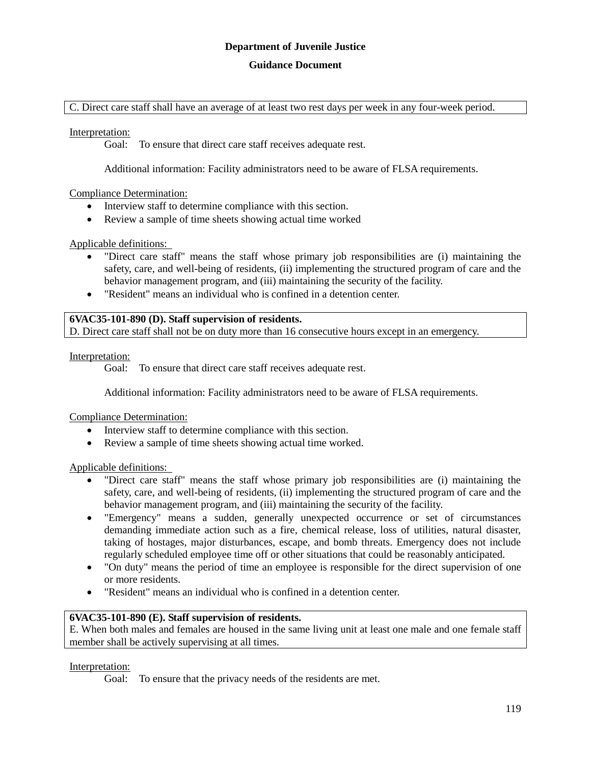C. Direct care staff shall have an average of at least two rest days per week in any four-week period.

Interpretation:

Goal: To ensure that direct care staff receives adequate rest.

Additional information: Facility administrators need to be aware of FLSA requirements.

Compliance Determination:

- Interview staff to determine compliance with this section.
- Review a sample of time sheets showing actual time worked

Applicable definitions:

- "Direct care staff" means the staff whose primary job responsibilities are (i) maintaining the safety, care, and well-being of residents, (ii) implementing the structured program of care and the behavior management program, and (iii) maintaining the security of the facility.
- "Resident" means an individual who is confined in a detention center.

**6VAC35-101-890 (D). Staff supervision of residents.**
D. Direct care staff shall not be on duty more than 16 consecutive hours except in an emergency.

Interpretation:

Goal: To ensure that direct care staff receives adequate rest.

Additional information: Facility administrators need to be aware of FLSA requirements.

Compliance Determination:

- Interview staff to determine compliance with this section.
- Review a sample of time sheets showing actual time worked.

Applicable definitions:

- "Direct care staff" means the staff whose primary job responsibilities are (i) maintaining the safety, care, and well-being of residents, (ii) implementing the structured program of care and the behavior management program, and (iii) maintaining the security of the facility.
- "Emergency" means a sudden, generally unexpected occurrence or set of circumstances demanding immediate action such as a fire, chemical release, loss of utilities, natural disaster, taking of hostages, major disturbances, escape, and bomb threats. Emergency does not include regularly scheduled employee time off or other situations that could be reasonably anticipated.
- "On duty" means the period of time an employee is responsible for the direct supervision of one or more residents.
- "Resident" means an individual who is confined in a detention center.

**6VAC35-101-890 (E). Staff supervision of residents.**
E. When both males and females are housed in the same living unit at least one male and one female staff member shall be actively supervising at all times.

Interpretation:

Goal: To ensure that the privacy needs of the residents are met.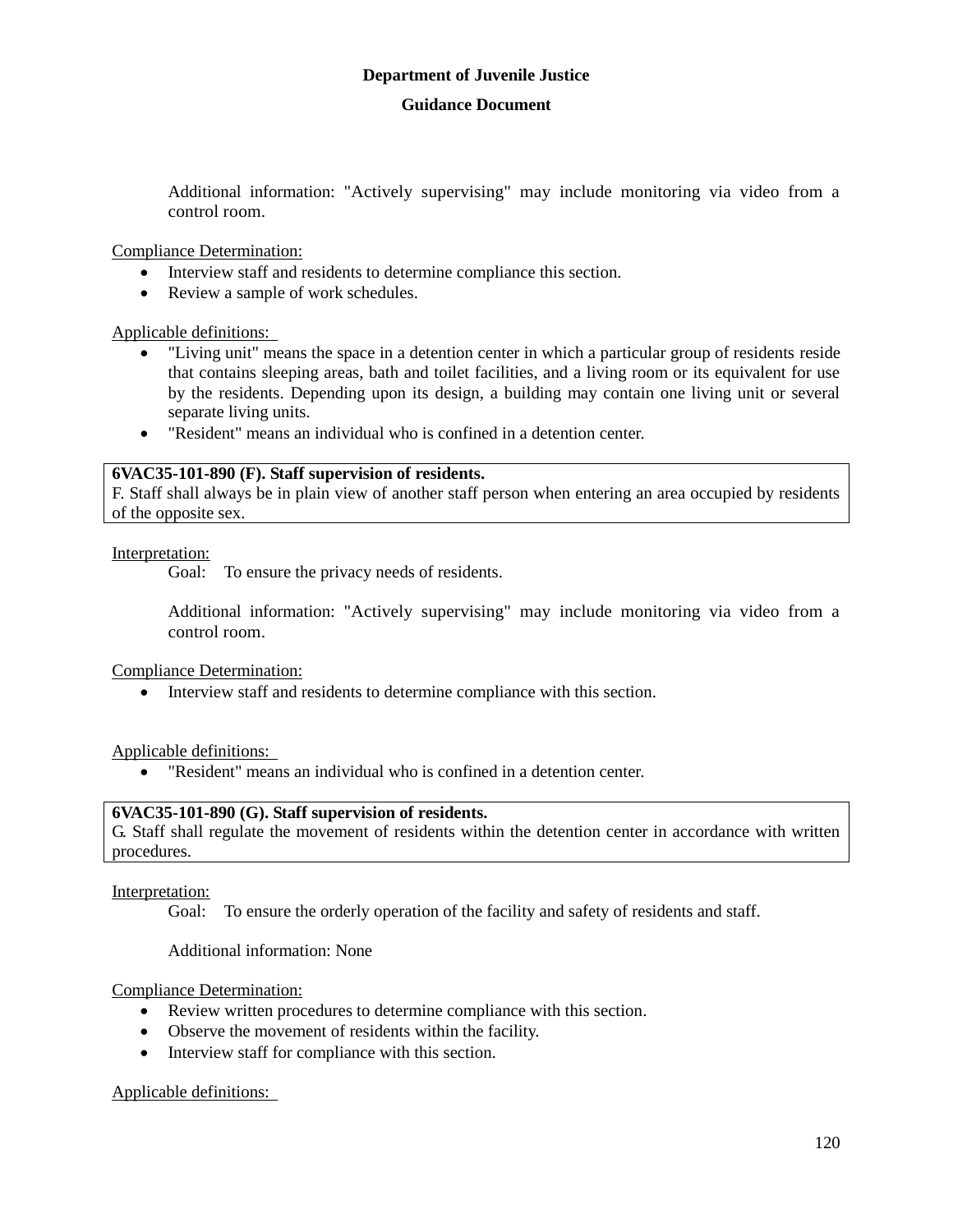Additional information: "Actively supervising" may include monitoring via video from a control room.

Compliance Determination:

- Interview staff and residents to determine compliance this section.
- Review a sample of work schedules.

Applicable definitions:

- "Living unit" means the space in a detention center in which a particular group of residents reside that contains sleeping areas, bath and toilet facilities, and a living room or its equivalent for use by the residents. Depending upon its design, a building may contain one living unit or several separate living units.
- "Resident" means an individual who is confined in a detention center.

**6VAC35-101-890 (F). Staff supervision of residents.**
F. Staff shall always be in plain view of another staff person when entering an area occupied by residents of the opposite sex.

Interpretation:

Goal: To ensure the privacy needs of residents.

Additional information: "Actively supervising" may include monitoring via video from a control room.

Compliance Determination:

- Interview staff and residents to determine compliance with this section.

Applicable definitions:

- "Resident" means an individual who is confined in a detention center.

**6VAC35-101-890 (G). Staff supervision of residents.**
G. Staff shall regulate the movement of residents within the detention center in accordance with written procedures.

Interpretation:

Goal: To ensure the orderly operation of the facility and safety of residents and staff.

Additional information: None

Compliance Determination:

- Review written procedures to determine compliance with this section.
- Observe the movement of residents within the facility.
- Interview staff for compliance with this section.

Applicable definitions: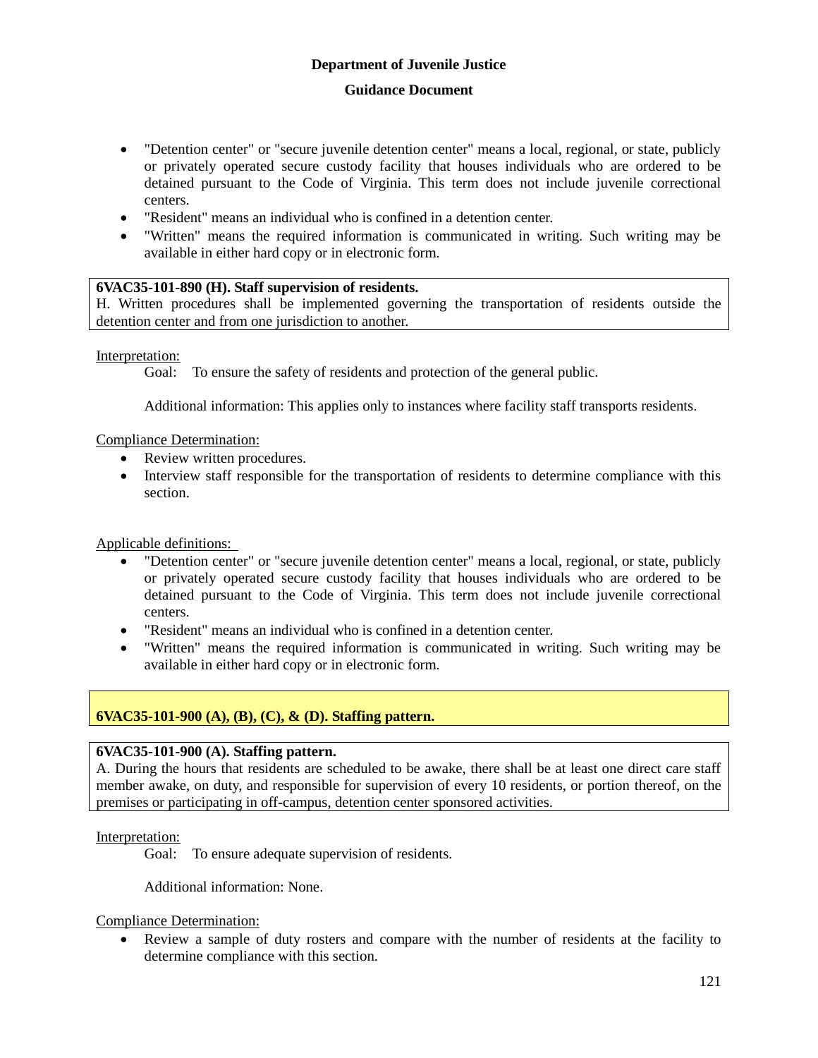- "Detention center" or "secure juvenile detention center" means a local, regional, or state, publicly or privately operated secure custody facility that houses individuals who are ordered to be detained pursuant to the Code of Virginia. This term does not include juvenile correctional centers.
- "Resident" means an individual who is confined in a detention center.
- "Written" means the required information is communicated in writing. Such writing may be available in either hard copy or in electronic form.

**6VAC35-101-890 (H). Staff supervision of residents.**
H. Written procedures shall be implemented governing the transportation of residents outside the detention center and from one jurisdiction to another.

Interpretation:

Goal: To ensure the safety of residents and protection of the general public.

Additional information: This applies only to instances where facility staff transports residents.

Compliance Determination:

- Review written procedures.
- Interview staff responsible for the transportation of residents to determine compliance with this section.

Applicable definitions:

- "Detention center" or "secure juvenile detention center" means a local, regional, or state, publicly or privately operated secure custody facility that houses individuals who are ordered to be detained pursuant to the Code of Virginia. This term does not include juvenile correctional centers.
- "Resident" means an individual who is confined in a detention center.
- "Written" means the required information is communicated in writing. Such writing may be available in either hard copy or in electronic form.

**6VAC35-101-900 (A), (B), (C), & (D). Staffing pattern.**

**6VAC35-101-900 (A). Staffing pattern.**
A. During the hours that residents are scheduled to be awake, there shall be at least one direct care staff member awake, on duty, and responsible for supervision of every 10 residents, or portion thereof, on the premises or participating in off-campus, detention center sponsored activities.

Interpretation:

Goal: To ensure adequate supervision of residents.

Additional information: None.

Compliance Determination:

- Review a sample of duty rosters and compare with the number of residents at the facility to determine compliance with this section.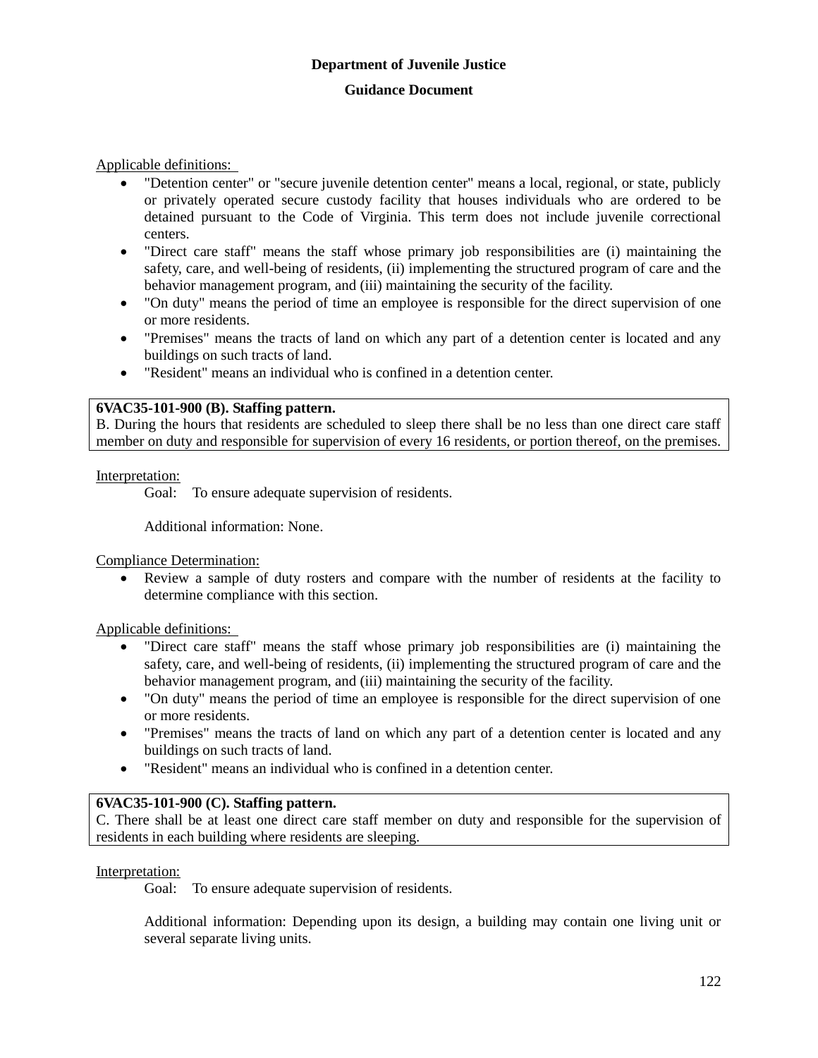**Department of Juvenile Justice**

**Guidance Document**

Applicable definitions:

- "Detention center" or "secure juvenile detention center" means a local, regional, or state, publicly or privately operated secure custody facility that houses individuals who are ordered to be detained pursuant to the Code of Virginia. This term does not include juvenile correctional centers.
- "Direct care staff" means the staff whose primary job responsibilities are (i) maintaining the safety, care, and well-being of residents, (ii) implementing the structured program of care and the behavior management program, and (iii) maintaining the security of the facility.
- "On duty" means the period of time an employee is responsible for the direct supervision of one or more residents.
- "Premises" means the tracts of land on which any part of a detention center is located and any buildings on such tracts of land.
- "Resident" means an individual who is confined in a detention center.

| **6VAC35-101-900 (B). Staffing pattern.** |
|---|
| B. During the hours that residents are scheduled to sleep there shall be no less than one direct care staff member on duty and responsible for supervision of every 16 residents, or portion thereof, on the premises. |

Interpretation:

Goal: To ensure adequate supervision of residents.

Additional information: None.

Compliance Determination:

- Review a sample of duty rosters and compare with the number of residents at the facility to determine compliance with this section.

Applicable definitions:

- "Direct care staff" means the staff whose primary job responsibilities are (i) maintaining the safety, care, and well-being of residents, (ii) implementing the structured program of care and the behavior management program, and (iii) maintaining the security of the facility.
- "On duty" means the period of time an employee is responsible for the direct supervision of one or more residents.
- "Premises" means the tracts of land on which any part of a detention center is located and any buildings on such tracts of land.
- "Resident" means an individual who is confined in a detention center.

| **6VAC35-101-900 (C). Staffing pattern.** |
|---|
| C. There shall be at least one direct care staff member on duty and responsible for the supervision of residents in each building where residents are sleeping. |

Interpretation:

Goal: To ensure adequate supervision of residents.

Additional information: Depending upon its design, a building may contain one living unit or several separate living units.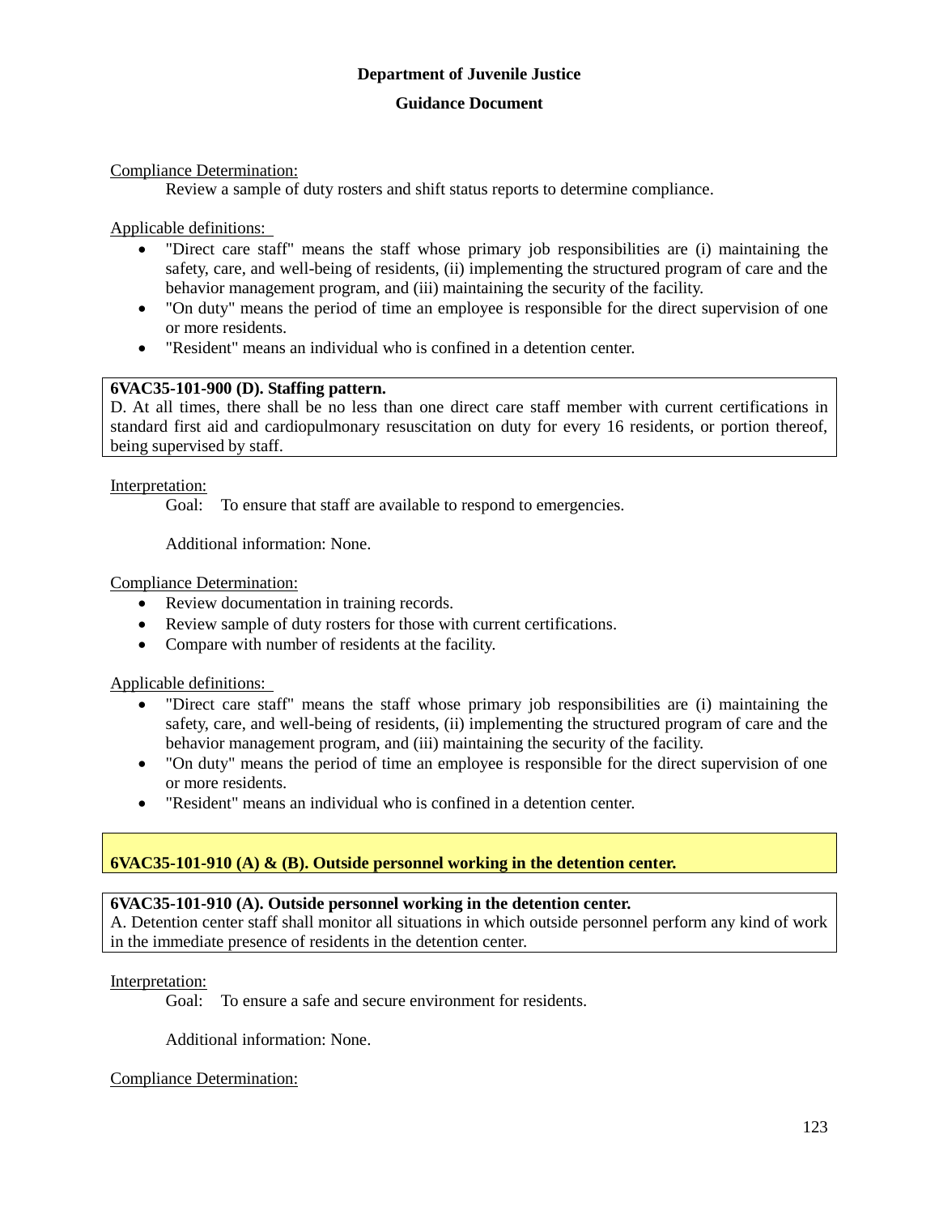Compliance Determination:

Review a sample of duty rosters and shift status reports to determine compliance.

Applicable definitions:

- "Direct care staff" means the staff whose primary job responsibilities are (i) maintaining the safety, care, and well-being of residents, (ii) implementing the structured program of care and the behavior management program, and (iii) maintaining the security of the facility.
- "On duty" means the period of time an employee is responsible for the direct supervision of one or more residents.
- "Resident" means an individual who is confined in a detention center.

**6VAC35-101-900 (D). Staffing pattern.**
D. At all times, there shall be no less than one direct care staff member with current certifications in standard first aid and cardiopulmonary resuscitation on duty for every 16 residents, or portion thereof, being supervised by staff.

Interpretation:

Goal: To ensure that staff are available to respond to emergencies.

Additional information: None.

Compliance Determination:

- Review documentation in training records.
- Review sample of duty rosters for those with current certifications.
- Compare with number of residents at the facility.

Applicable definitions:

- "Direct care staff" means the staff whose primary job responsibilities are (i) maintaining the safety, care, and well-being of residents, (ii) implementing the structured program of care and the behavior management program, and (iii) maintaining the security of the facility.
- "On duty" means the period of time an employee is responsible for the direct supervision of one or more residents.
- "Resident" means an individual who is confined in a detention center.

## 6VAC35-101-910 (A) & (B). Outside personnel working in the detention center.

**6VAC35-101-910 (A). Outside personnel working in the detention center.**
A. Detention center staff shall monitor all situations in which outside personnel perform any kind of work in the immediate presence of residents in the detention center.

Interpretation:

Goal: To ensure a safe and secure environment for residents.

Additional information: None.

Compliance Determination: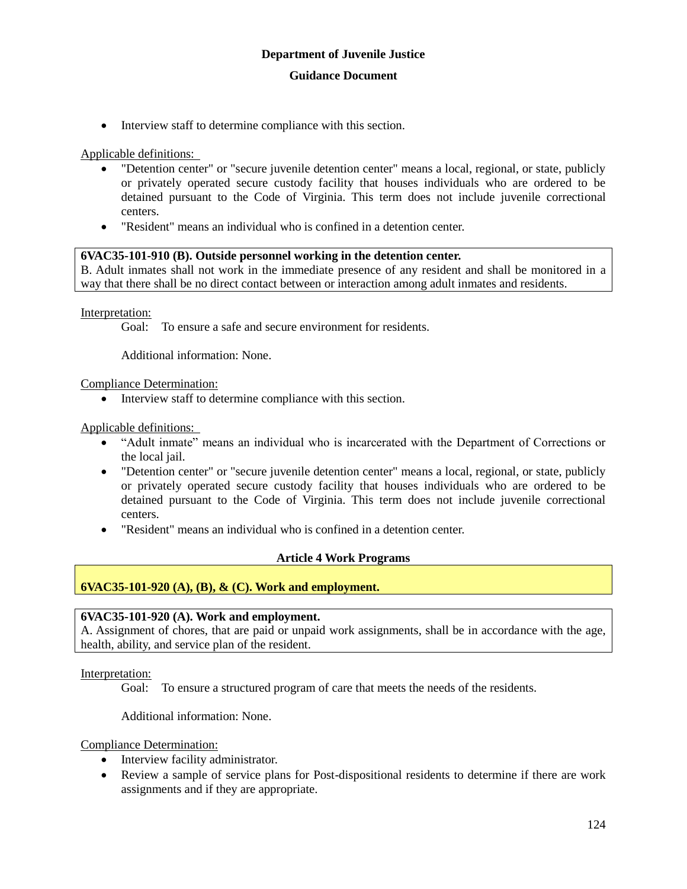- Interview staff to determine compliance with this section.

Applicable definitions:

- "Detention center" or "secure juvenile detention center" means a local, regional, or state, publicly or privately operated secure custody facility that houses individuals who are ordered to be detained pursuant to the Code of Virginia. This term does not include juvenile correctional centers.
- "Resident" means an individual who is confined in a detention center.

**6VAC35-101-910 (B). Outside personnel working in the detention center.**
B. Adult inmates shall not work in the immediate presence of any resident and shall be monitored in a way that there shall be no direct contact between or interaction among adult inmates and residents.

Interpretation:

Goal: To ensure a safe and secure environment for residents.

Additional information: None.

Compliance Determination:

- Interview staff to determine compliance with this section.

Applicable definitions:

- "Adult inmate" means an individual who is incarcerated with the Department of Corrections or the local jail.
- "Detention center" or "secure juvenile detention center" means a local, regional, or state, publicly or privately operated secure custody facility that houses individuals who are ordered to be detained pursuant to the Code of Virginia. This term does not include juvenile correctional centers.
- "Resident" means an individual who is confined in a detention center.

## Article 4 Work Programs

**6VAC35-101-920 (A), (B), & (C). Work and employment.**

**6VAC35-101-920 (A). Work and employment.**
A. Assignment of chores, that are paid or unpaid work assignments, shall be in accordance with the age, health, ability, and service plan of the resident.

Interpretation:

Goal: To ensure a structured program of care that meets the needs of the residents.

Additional information: None.

Compliance Determination:

- Interview facility administrator.
- Review a sample of service plans for Post-dispositional residents to determine if there are work assignments and if they are appropriate.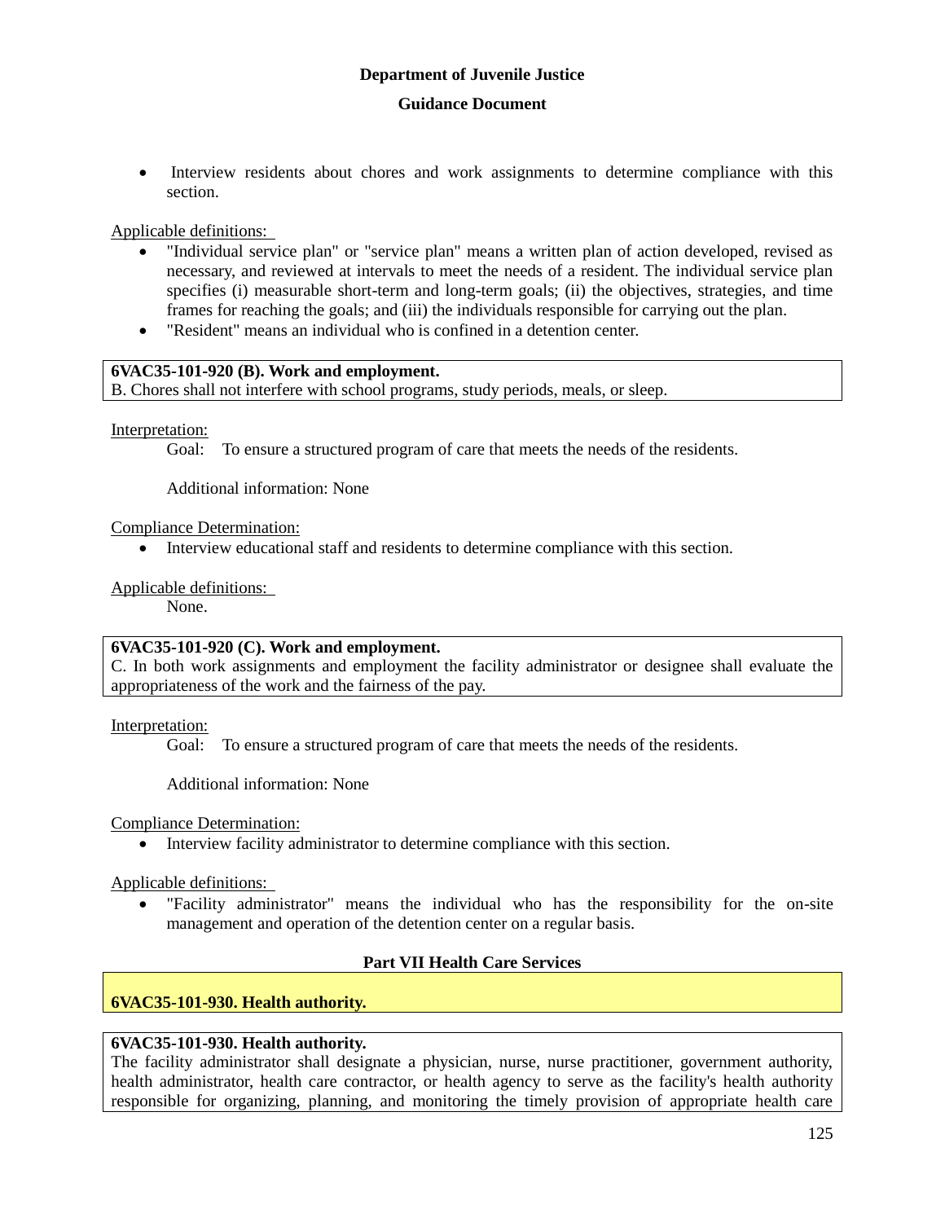- Interview residents about chores and work assignments to determine compliance with this section.

Applicable definitions:

- "Individual service plan" or "service plan" means a written plan of action developed, revised as necessary, and reviewed at intervals to meet the needs of a resident. The individual service plan specifies (i) measurable short-term and long-term goals; (ii) the objectives, strategies, and time frames for reaching the goals; and (iii) the individuals responsible for carrying out the plan.
- "Resident" means an individual who is confined in a detention center.

**6VAC35-101-920 (B). Work and employment.**
B. Chores shall not interfere with school programs, study periods, meals, or sleep.

Interpretation:

Goal: To ensure a structured program of care that meets the needs of the residents.

Additional information: None

Compliance Determination:

- Interview educational staff and residents to determine compliance with this section.

Applicable definitions:

None.

**6VAC35-101-920 (C). Work and employment.**
C. In both work assignments and employment the facility administrator or designee shall evaluate the appropriateness of the work and the fairness of the pay.

Interpretation:

Goal: To ensure a structured program of care that meets the needs of the residents.

Additional information: None

Compliance Determination:

- Interview facility administrator to determine compliance with this section.

Applicable definitions:

- "Facility administrator" means the individual who has the responsibility for the on-site management and operation of the detention center on a regular basis.

## Part VII Health Care Services

### 6VAC35-101-930. Health authority.

**6VAC35-101-930. Health authority.**
The facility administrator shall designate a physician, nurse, nurse practitioner, government authority, health administrator, health care contractor, or health agency to serve as the facility's health authority responsible for organizing, planning, and monitoring the timely provision of appropriate health care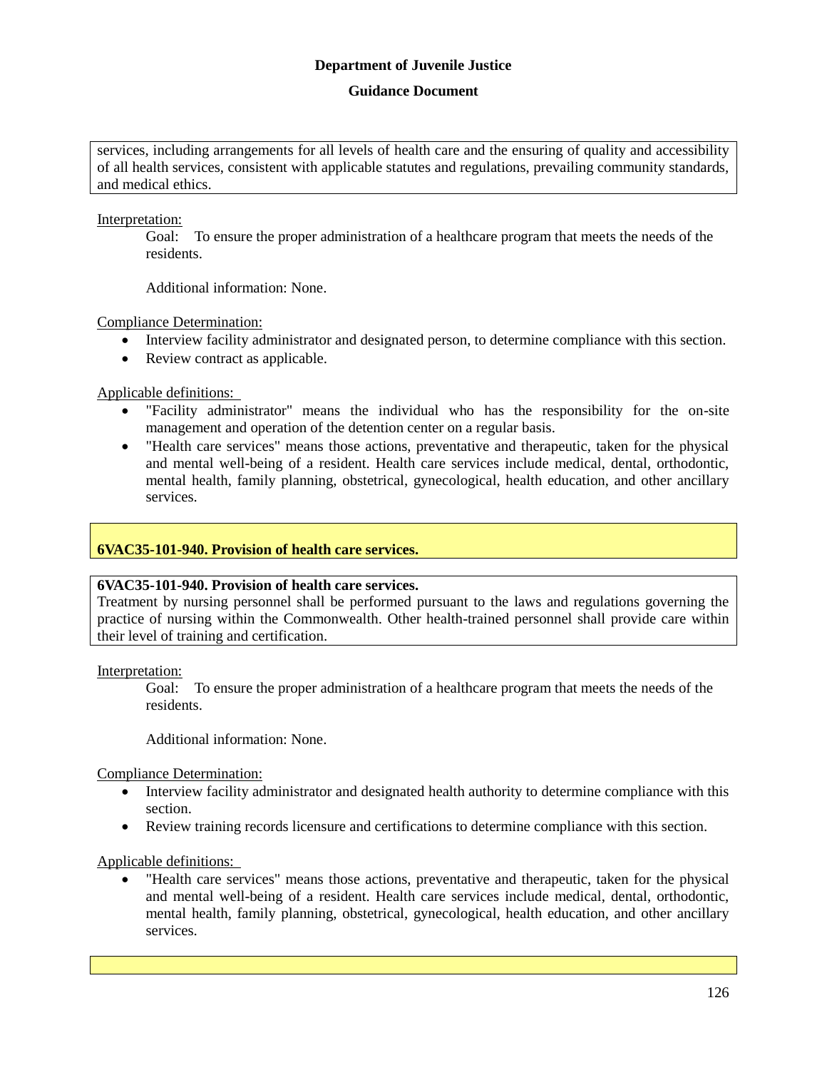services, including arrangements for all levels of health care and the ensuring of quality and accessibility of all health services, consistent with applicable statutes and regulations, prevailing community standards, and medical ethics.

Interpretation:

Goal: To ensure the proper administration of a healthcare program that meets the needs of the residents.

Additional information: None.

Compliance Determination:

- Interview facility administrator and designated person, to determine compliance with this section.
- Review contract as applicable.

Applicable definitions:

- "Facility administrator" means the individual who has the responsibility for the on-site management and operation of the detention center on a regular basis.
- "Health care services" means those actions, preventative and therapeutic, taken for the physical and mental well-being of a resident. Health care services include medical, dental, orthodontic, mental health, family planning, obstetrical, gynecological, health education, and other ancillary services.

## 6VAC35-101-940. Provision of health care services.

**6VAC35-101-940. Provision of health care services.**
Treatment by nursing personnel shall be performed pursuant to the laws and regulations governing the practice of nursing within the Commonwealth. Other health-trained personnel shall provide care within their level of training and certification.

Interpretation:

Goal: To ensure the proper administration of a healthcare program that meets the needs of the residents.

Additional information: None.

Compliance Determination:

- Interview facility administrator and designated health authority to determine compliance with this section.
- Review training records licensure and certifications to determine compliance with this section.

Applicable definitions:

- "Health care services" means those actions, preventative and therapeutic, taken for the physical and mental well-being of a resident. Health care services include medical, dental, orthodontic, mental health, family planning, obstetrical, gynecological, health education, and other ancillary services.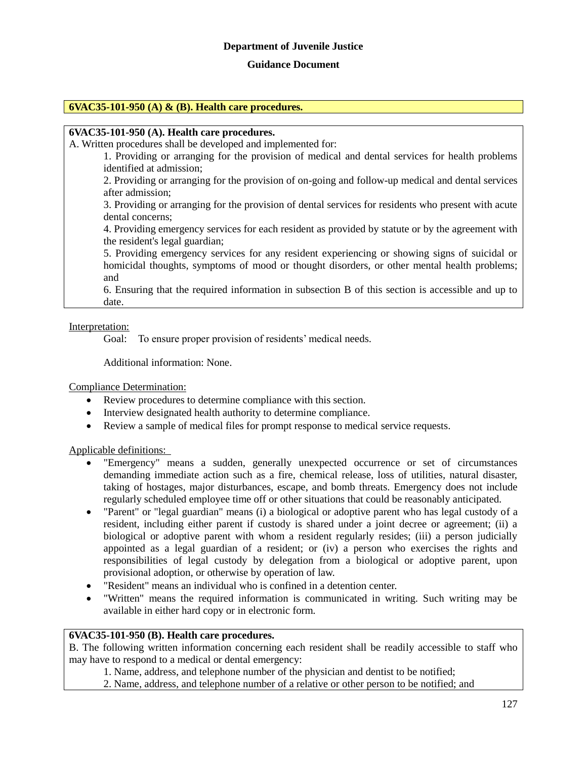**Department of Juvenile Justice**

**Guidance Document**

## 6VAC35-101-950 (A) & (B). Health care procedures.

### 6VAC35-101-950 (A). Health care procedures.

A. Written procedures shall be developed and implemented for:

1. Providing or arranging for the provision of medical and dental services for health problems identified at admission;
2. Providing or arranging for the provision of on-going and follow-up medical and dental services after admission;
3. Providing or arranging for the provision of dental services for residents who present with acute dental concerns;
4. Providing emergency services for each resident as provided by statute or by the agreement with the resident's legal guardian;
5. Providing emergency services for any resident experiencing or showing signs of suicidal or homicidal thoughts, symptoms of mood or thought disorders, or other mental health problems; and
6. Ensuring that the required information in subsection B of this section is accessible and up to date.

Interpretation:

Goal: To ensure proper provision of residents' medical needs.

Additional information: None.

Compliance Determination:

- Review procedures to determine compliance with this section.
- Interview designated health authority to determine compliance.
- Review a sample of medical files for prompt response to medical service requests.

Applicable definitions:

- "Emergency" means a sudden, generally unexpected occurrence or set of circumstances demanding immediate action such as a fire, chemical release, loss of utilities, natural disaster, taking of hostages, major disturbances, escape, and bomb threats. Emergency does not include regularly scheduled employee time off or other situations that could be reasonably anticipated.
- "Parent" or "legal guardian" means (i) a biological or adoptive parent who has legal custody of a resident, including either parent if custody is shared under a joint decree or agreement; (ii) a biological or adoptive parent with whom a resident regularly resides; (iii) a person judicially appointed as a legal guardian of a resident; or (iv) a person who exercises the rights and responsibilities of legal custody by delegation from a biological or adoptive parent, upon provisional adoption, or otherwise by operation of law.
- "Resident" means an individual who is confined in a detention center.
- "Written" means the required information is communicated in writing. Such writing may be available in either hard copy or in electronic form.

### 6VAC35-101-950 (B). Health care procedures.

B. The following written information concerning each resident shall be readily accessible to staff who may have to respond to a medical or dental emergency:

1. Name, address, and telephone number of the physician and dentist to be notified;
2. Name, address, and telephone number of a relative or other person to be notified; and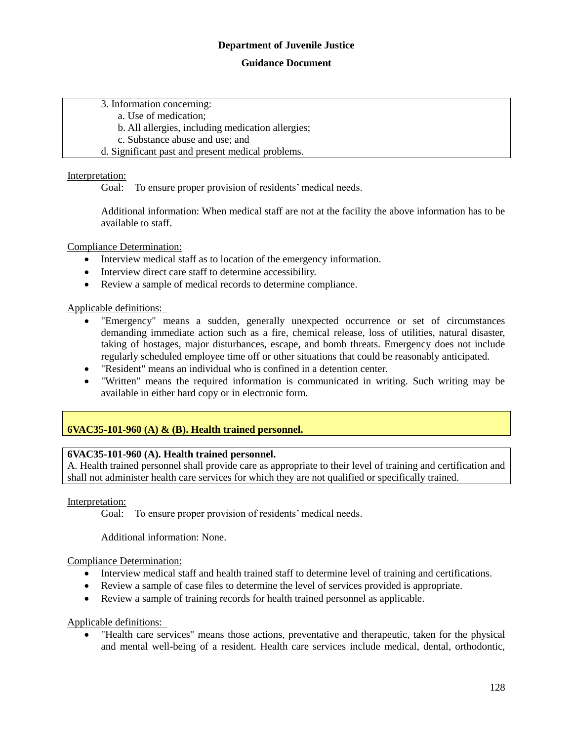3. Information concerning:
   a. Use of medication;
   b. All allergies, including medication allergies;
   c. Substance abuse and use; and
   d. Significant past and present medical problems.

Interpretation:

Goal: To ensure proper provision of residents' medical needs.

Additional information: When medical staff are not at the facility the above information has to be available to staff.

Compliance Determination:

- Interview medical staff as to location of the emergency information.
- Interview direct care staff to determine accessibility.
- Review a sample of medical records to determine compliance.

Applicable definitions:

- "Emergency" means a sudden, generally unexpected occurrence or set of circumstances demanding immediate action such as a fire, chemical release, loss of utilities, natural disaster, taking of hostages, major disturbances, escape, and bomb threats. Emergency does not include regularly scheduled employee time off or other situations that could be reasonably anticipated.
- "Resident" means an individual who is confined in a detention center.
- "Written" means the required information is communicated in writing. Such writing may be available in either hard copy or in electronic form.

## 6VAC35-101-960 (A) & (B). Health trained personnel.

**6VAC35-101-960 (A). Health trained personnel.**

A. Health trained personnel shall provide care as appropriate to their level of training and certification and shall not administer health care services for which they are not qualified or specifically trained.

Interpretation:

Goal: To ensure proper provision of residents' medical needs.

Additional information: None.

Compliance Determination:

- Interview medical staff and health trained staff to determine level of training and certifications.
- Review a sample of case files to determine the level of services provided is appropriate.
- Review a sample of training records for health trained personnel as applicable.

Applicable definitions:

- "Health care services" means those actions, preventative and therapeutic, taken for the physical and mental well-being of a resident. Health care services include medical, dental, orthodontic,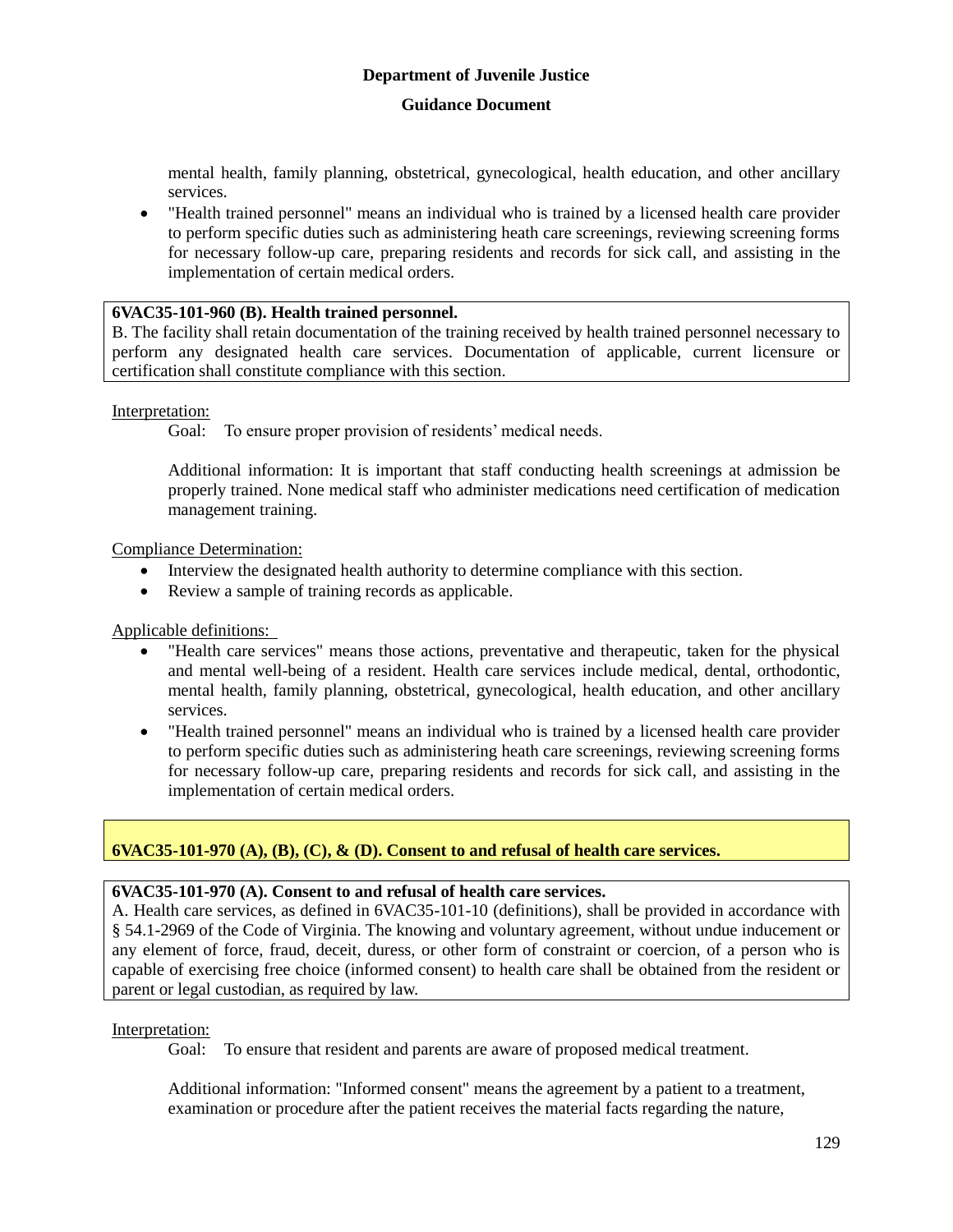mental health, family planning, obstetrical, gynecological, health education, and other ancillary services.

- "Health trained personnel" means an individual who is trained by a licensed health care provider to perform specific duties such as administering heath care screenings, reviewing screening forms for necessary follow-up care, preparing residents and records for sick call, and assisting in the implementation of certain medical orders.

**6VAC35-101-960 (B). Health trained personnel.**
B. The facility shall retain documentation of the training received by health trained personnel necessary to perform any designated health care services. Documentation of applicable, current licensure or certification shall constitute compliance with this section.

Interpretation:

Goal: To ensure proper provision of residents' medical needs.

Additional information: It is important that staff conducting health screenings at admission be properly trained. None medical staff who administer medications need certification of medication management training.

Compliance Determination:

- Interview the designated health authority to determine compliance with this section.
- Review a sample of training records as applicable.

Applicable definitions:

- "Health care services" means those actions, preventative and therapeutic, taken for the physical and mental well-being of a resident. Health care services include medical, dental, orthodontic, mental health, family planning, obstetrical, gynecological, health education, and other ancillary services.
- "Health trained personnel" means an individual who is trained by a licensed health care provider to perform specific duties such as administering heath care screenings, reviewing screening forms for necessary follow-up care, preparing residents and records for sick call, and assisting in the implementation of certain medical orders.

**6VAC35-101-970 (A), (B), (C), & (D). Consent to and refusal of health care services.**

**6VAC35-101-970 (A). Consent to and refusal of health care services.**
A. Health care services, as defined in 6VAC35-101-10 (definitions), shall be provided in accordance with § 54.1-2969 of the Code of Virginia. The knowing and voluntary agreement, without undue inducement or any element of force, fraud, deceit, duress, or other form of constraint or coercion, of a person who is capable of exercising free choice (informed consent) to health care shall be obtained from the resident or parent or legal custodian, as required by law.

Interpretation:

Goal: To ensure that resident and parents are aware of proposed medical treatment.

Additional information: "Informed consent" means the agreement by a patient to a treatment, examination or procedure after the patient receives the material facts regarding the nature,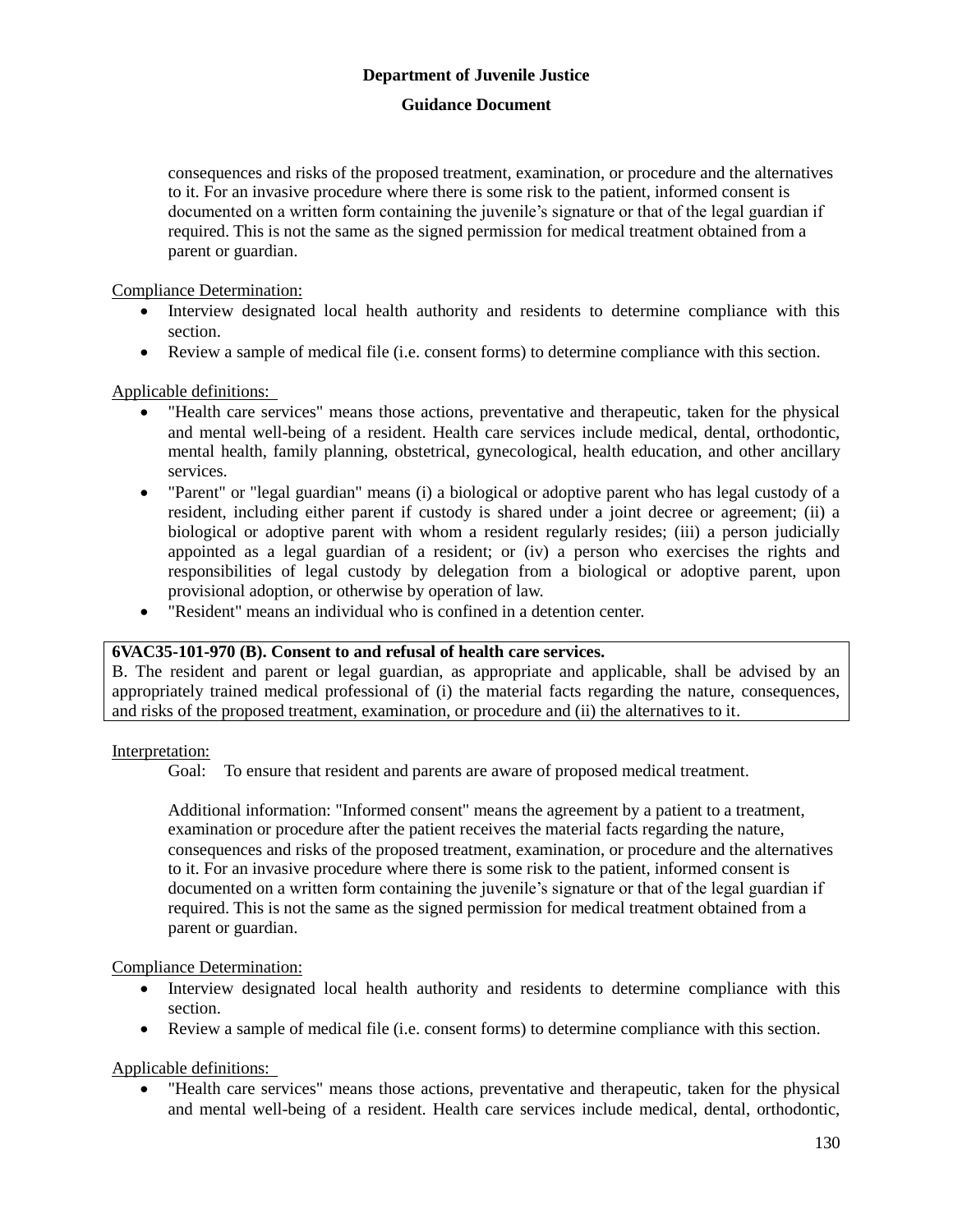consequences and risks of the proposed treatment, examination, or procedure and the alternatives to it. For an invasive procedure where there is some risk to the patient, informed consent is documented on a written form containing the juvenile's signature or that of the legal guardian if required. This is not the same as the signed permission for medical treatment obtained from a parent or guardian.

Compliance Determination:

- Interview designated local health authority and residents to determine compliance with this section.
- Review a sample of medical file (i.e. consent forms) to determine compliance with this section.

Applicable definitions:

- "Health care services" means those actions, preventative and therapeutic, taken for the physical and mental well-being of a resident. Health care services include medical, dental, orthodontic, mental health, family planning, obstetrical, gynecological, health education, and other ancillary services.
- "Parent" or "legal guardian" means (i) a biological or adoptive parent who has legal custody of a resident, including either parent if custody is shared under a joint decree or agreement; (ii) a biological or adoptive parent with whom a resident regularly resides; (iii) a person judicially appointed as a legal guardian of a resident; or (iv) a person who exercises the rights and responsibilities of legal custody by delegation from a biological or adoptive parent, upon provisional adoption, or otherwise by operation of law.
- "Resident" means an individual who is confined in a detention center.

**6VAC35-101-970 (B). Consent to and refusal of health care services.**

B. The resident and parent or legal guardian, as appropriate and applicable, shall be advised by an appropriately trained medical professional of (i) the material facts regarding the nature, consequences, and risks of the proposed treatment, examination, or procedure and (ii) the alternatives to it.

Interpretation:

Goal: To ensure that resident and parents are aware of proposed medical treatment.

Additional information: "Informed consent" means the agreement by a patient to a treatment, examination or procedure after the patient receives the material facts regarding the nature, consequences and risks of the proposed treatment, examination, or procedure and the alternatives to it. For an invasive procedure where there is some risk to the patient, informed consent is documented on a written form containing the juvenile's signature or that of the legal guardian if required. This is not the same as the signed permission for medical treatment obtained from a parent or guardian.

Compliance Determination:

- Interview designated local health authority and residents to determine compliance with this section.
- Review a sample of medical file (i.e. consent forms) to determine compliance with this section.

Applicable definitions:

- "Health care services" means those actions, preventative and therapeutic, taken for the physical and mental well-being of a resident. Health care services include medical, dental, orthodontic,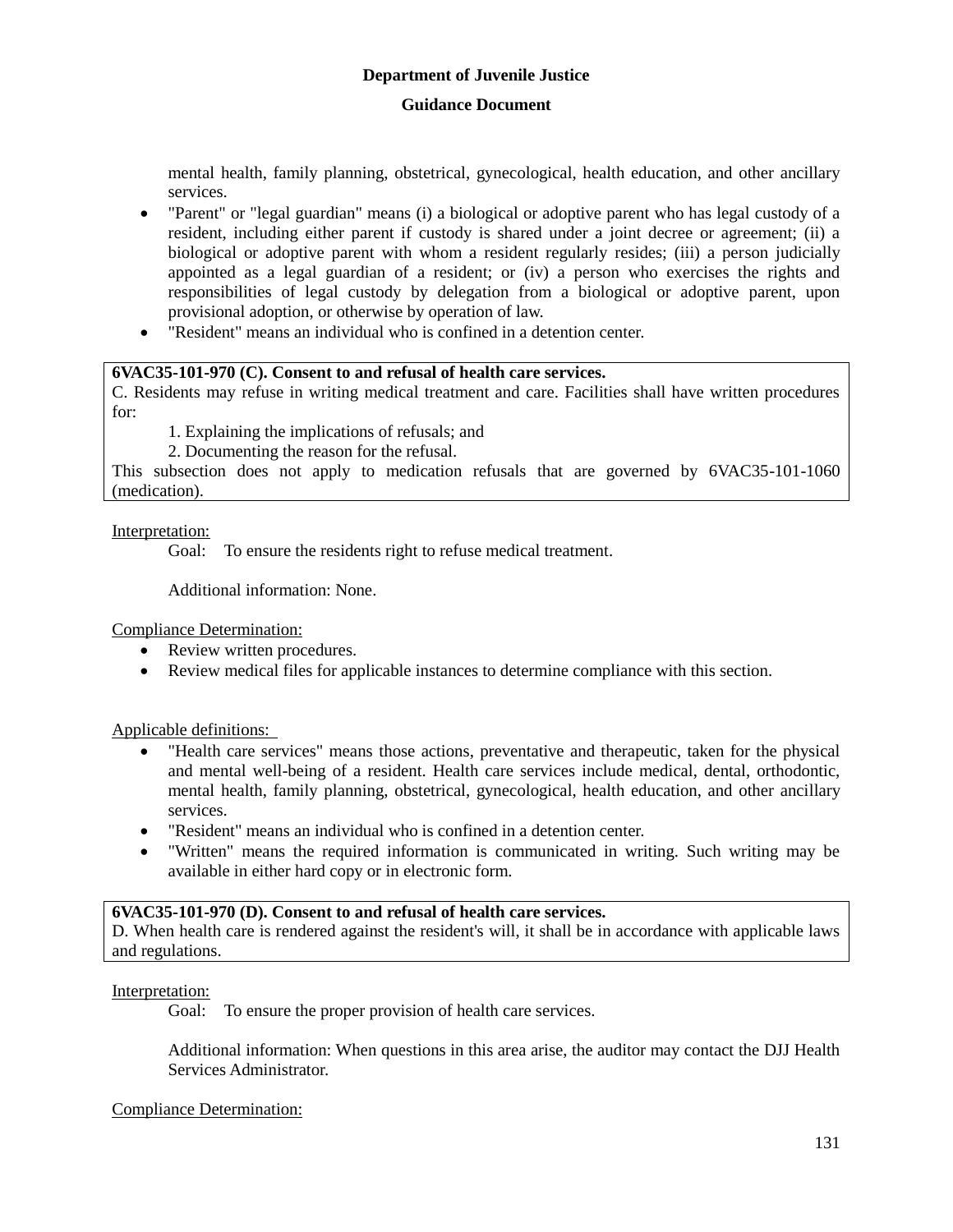mental health, family planning, obstetrical, gynecological, health education, and other ancillary services.

- "Parent" or "legal guardian" means (i) a biological or adoptive parent who has legal custody of a resident, including either parent if custody is shared under a joint decree or agreement; (ii) a biological or adoptive parent with whom a resident regularly resides; (iii) a person judicially appointed as a legal guardian of a resident; or (iv) a person who exercises the rights and responsibilities of legal custody by delegation from a biological or adoptive parent, upon provisional adoption, or otherwise by operation of law.
- "Resident" means an individual who is confined in a detention center.

**6VAC35-101-970 (C). Consent to and refusal of health care services.**
C. Residents may refuse in writing medical treatment and care. Facilities shall have written procedures for:

1. Explaining the implications of refusals; and
2. Documenting the reason for the refusal.

This subsection does not apply to medication refusals that are governed by 6VAC35-101-1060 (medication).

Interpretation:

Goal: To ensure the residents right to refuse medical treatment.

Additional information: None.

Compliance Determination:

- Review written procedures.
- Review medical files for applicable instances to determine compliance with this section.

Applicable definitions:

- "Health care services" means those actions, preventative and therapeutic, taken for the physical and mental well-being of a resident. Health care services include medical, dental, orthodontic, mental health, family planning, obstetrical, gynecological, health education, and other ancillary services.
- "Resident" means an individual who is confined in a detention center.
- "Written" means the required information is communicated in writing. Such writing may be available in either hard copy or in electronic form.

**6VAC35-101-970 (D). Consent to and refusal of health care services.**
D. When health care is rendered against the resident's will, it shall be in accordance with applicable laws and regulations.

Interpretation:

Goal: To ensure the proper provision of health care services.

Additional information: When questions in this area arise, the auditor may contact the DJJ Health Services Administrator.

Compliance Determination: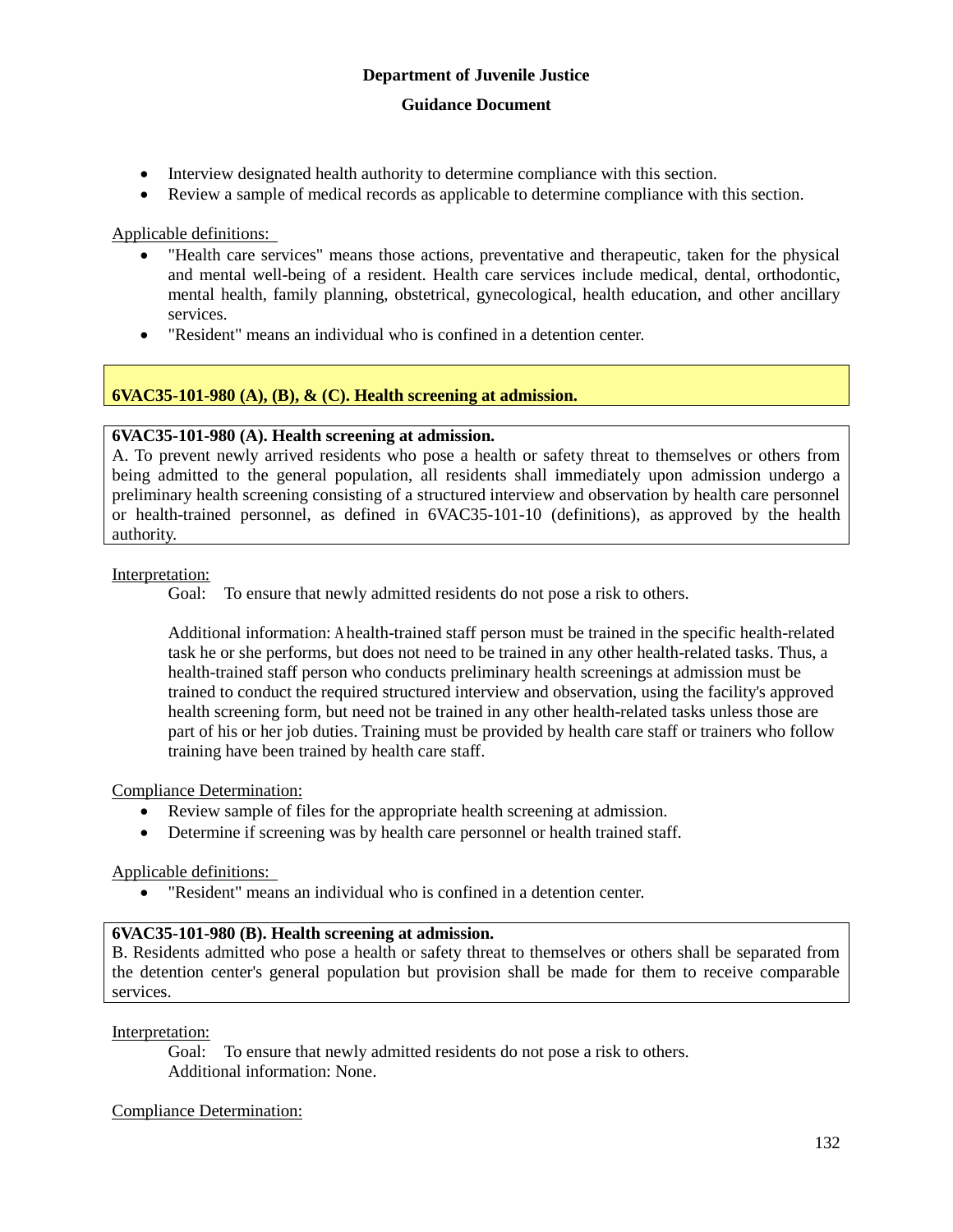- Interview designated health authority to determine compliance with this section.
- Review a sample of medical records as applicable to determine compliance with this section.

Applicable definitions:

- "Health care services" means those actions, preventative and therapeutic, taken for the physical and mental well-being of a resident. Health care services include medical, dental, orthodontic, mental health, family planning, obstetrical, gynecological, health education, and other ancillary services.
- "Resident" means an individual who is confined in a detention center.

## 6VAC35-101-980 (A), (B), & (C). Health screening at admission.

**6VAC35-101-980 (A). Health screening at admission.**
A. To prevent newly arrived residents who pose a health or safety threat to themselves or others from being admitted to the general population, all residents shall immediately upon admission undergo a preliminary health screening consisting of a structured interview and observation by health care personnel or health-trained personnel, as defined in 6VAC35-101-10 (definitions), as approved by the health authority.

Interpretation:

Goal: To ensure that newly admitted residents do not pose a risk to others.

Additional information: A health-trained staff person must be trained in the specific health-related task he or she performs, but does not need to be trained in any other health-related tasks. Thus, a health-trained staff person who conducts preliminary health screenings at admission must be trained to conduct the required structured interview and observation, using the facility's approved health screening form, but need not be trained in any other health-related tasks unless those are part of his or her job duties. Training must be provided by health care staff or trainers who follow training have been trained by health care staff.

Compliance Determination:

- Review sample of files for the appropriate health screening at admission.
- Determine if screening was by health care personnel or health trained staff.

Applicable definitions:

- "Resident" means an individual who is confined in a detention center.

**6VAC35-101-980 (B). Health screening at admission.**
B. Residents admitted who pose a health or safety threat to themselves or others shall be separated from the detention center's general population but provision shall be made for them to receive comparable services.

Interpretation:

Goal: To ensure that newly admitted residents do not pose a risk to others.
Additional information: None.

Compliance Determination: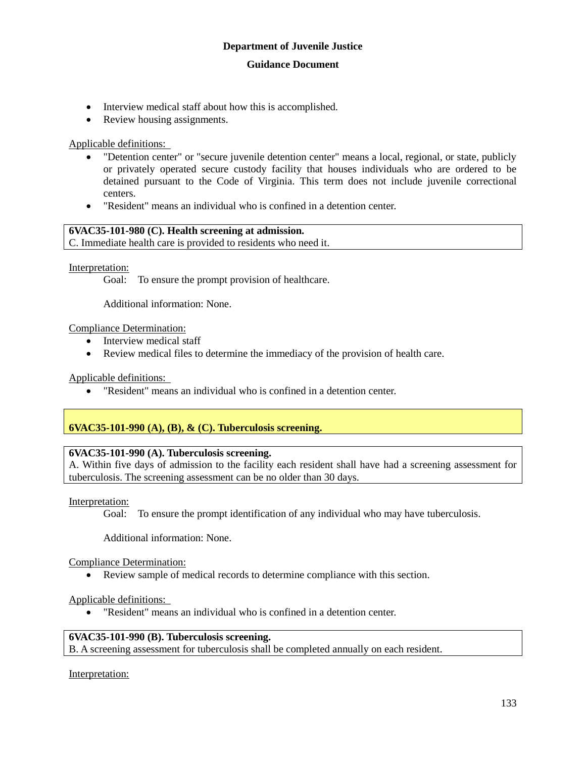- Interview medical staff about how this is accomplished.
- Review housing assignments.

Applicable definitions:

- "Detention center" or "secure juvenile detention center" means a local, regional, or state, publicly or privately operated secure custody facility that houses individuals who are ordered to be detained pursuant to the Code of Virginia. This term does not include juvenile correctional centers.
- "Resident" means an individual who is confined in a detention center.

**6VAC35-101-980 (C). Health screening at admission.**
C. Immediate health care is provided to residents who need it.

Interpretation:

Goal: To ensure the prompt provision of healthcare.

Additional information: None.

Compliance Determination:

- Interview medical staff
- Review medical files to determine the immediacy of the provision of health care.

Applicable definitions:

- "Resident" means an individual who is confined in a detention center.

**6VAC35-101-990 (A), (B), & (C). Tuberculosis screening.**

**6VAC35-101-990 (A). Tuberculosis screening.**
A. Within five days of admission to the facility each resident shall have had a screening assessment for tuberculosis. The screening assessment can be no older than 30 days.

Interpretation:

Goal: To ensure the prompt identification of any individual who may have tuberculosis.

Additional information: None.

Compliance Determination:

- Review sample of medical records to determine compliance with this section.

Applicable definitions:

- "Resident" means an individual who is confined in a detention center.

**6VAC35-101-990 (B). Tuberculosis screening.**
B. A screening assessment for tuberculosis shall be completed annually on each resident.

Interpretation: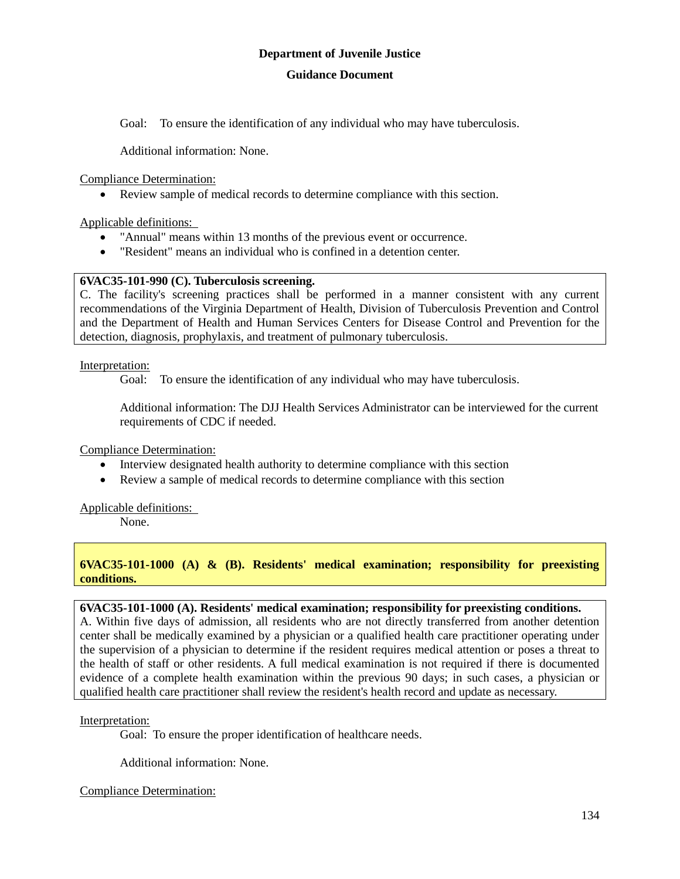Goal: To ensure the identification of any individual who may have tuberculosis.

Additional information: None.

Compliance Determination:

- Review sample of medical records to determine compliance with this section.

Applicable definitions:

- "Annual" means within 13 months of the previous event or occurrence.
- "Resident" means an individual who is confined in a detention center.

**6VAC35-101-990 (C). Tuberculosis screening.**
C. The facility's screening practices shall be performed in a manner consistent with any current recommendations of the Virginia Department of Health, Division of Tuberculosis Prevention and Control and the Department of Health and Human Services Centers for Disease Control and Prevention for the detection, diagnosis, prophylaxis, and treatment of pulmonary tuberculosis.

Interpretation:

Goal: To ensure the identification of any individual who may have tuberculosis.

Additional information: The DJJ Health Services Administrator can be interviewed for the current requirements of CDC if needed.

Compliance Determination:

- Interview designated health authority to determine compliance with this section
- Review a sample of medical records to determine compliance with this section

Applicable definitions:

None.

**6VAC35-101-1000 (A) & (B). Residents' medical examination; responsibility for preexisting conditions.**

**6VAC35-101-1000 (A). Residents' medical examination; responsibility for preexisting conditions.**
A. Within five days of admission, all residents who are not directly transferred from another detention center shall be medically examined by a physician or a qualified health care practitioner operating under the supervision of a physician to determine if the resident requires medical attention or poses a threat to the health of staff or other residents. A full medical examination is not required if there is documented evidence of a complete health examination within the previous 90 days; in such cases, a physician or qualified health care practitioner shall review the resident's health record and update as necessary.

Interpretation:

Goal: To ensure the proper identification of healthcare needs.

Additional information: None.

Compliance Determination: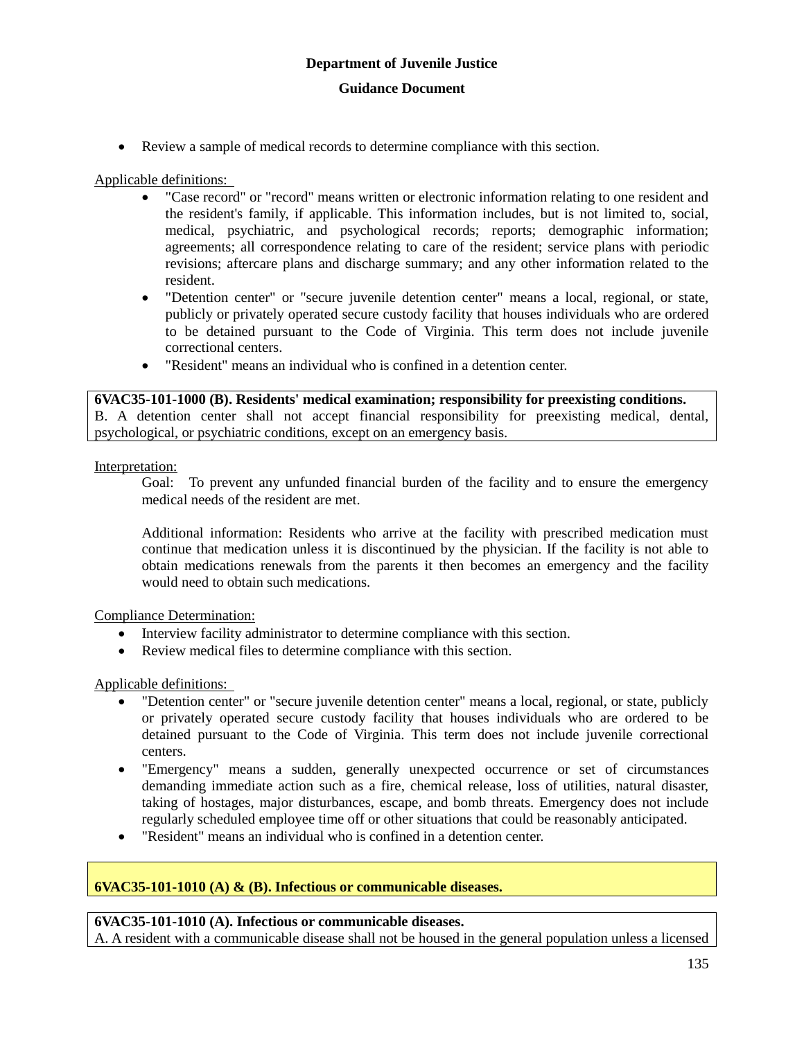- Review a sample of medical records to determine compliance with this section.

Applicable definitions:

- "Case record" or "record" means written or electronic information relating to one resident and the resident's family, if applicable. This information includes, but is not limited to, social, medical, psychiatric, and psychological records; reports; demographic information; agreements; all correspondence relating to care of the resident; service plans with periodic revisions; aftercare plans and discharge summary; and any other information related to the resident.
- "Detention center" or "secure juvenile detention center" means a local, regional, or state, publicly or privately operated secure custody facility that houses individuals who are ordered to be detained pursuant to the Code of Virginia. This term does not include juvenile correctional centers.
- "Resident" means an individual who is confined in a detention center.

**6VAC35-101-1000 (B). Residents' medical examination; responsibility for preexisting conditions.**
B. A detention center shall not accept financial responsibility for preexisting medical, dental, psychological, or psychiatric conditions, except on an emergency basis.

Interpretation:

Goal: To prevent any unfunded financial burden of the facility and to ensure the emergency medical needs of the resident are met.

Additional information: Residents who arrive at the facility with prescribed medication must continue that medication unless it is discontinued by the physician. If the facility is not able to obtain medications renewals from the parents it then becomes an emergency and the facility would need to obtain such medications.

Compliance Determination:

- Interview facility administrator to determine compliance with this section.
- Review medical files to determine compliance with this section.

Applicable definitions:

- "Detention center" or "secure juvenile detention center" means a local, regional, or state, publicly or privately operated secure custody facility that houses individuals who are ordered to be detained pursuant to the Code of Virginia. This term does not include juvenile correctional centers.
- "Emergency" means a sudden, generally unexpected occurrence or set of circumstances demanding immediate action such as a fire, chemical release, loss of utilities, natural disaster, taking of hostages, major disturbances, escape, and bomb threats. Emergency does not include regularly scheduled employee time off or other situations that could be reasonably anticipated.
- "Resident" means an individual who is confined in a detention center.

**6VAC35-101-1010 (A) & (B). Infectious or communicable diseases.**

**6VAC35-101-1010 (A). Infectious or communicable diseases.**
A. A resident with a communicable disease shall not be housed in the general population unless a licensed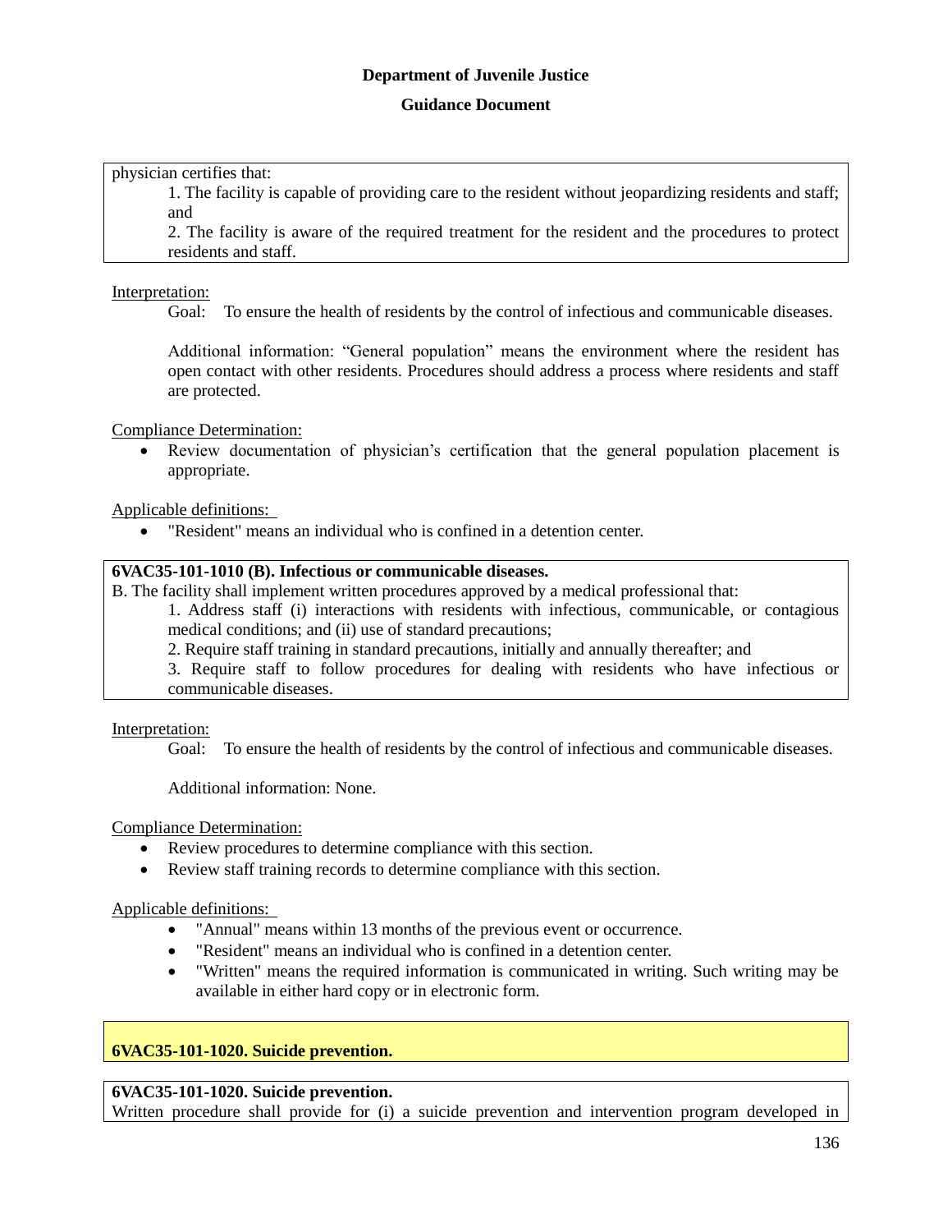physician certifies that:

1. The facility is capable of providing care to the resident without jeopardizing residents and staff; and
2. The facility is aware of the required treatment for the resident and the procedures to protect residents and staff.

Interpretation:

Goal: To ensure the health of residents by the control of infectious and communicable diseases.

Additional information: "General population" means the environment where the resident has open contact with other residents. Procedures should address a process where residents and staff are protected.

Compliance Determination:

- Review documentation of physician's certification that the general population placement is appropriate.

Applicable definitions:

- "Resident" means an individual who is confined in a detention center.

**6VAC35-101-1010 (B). Infectious or communicable diseases.**

B. The facility shall implement written procedures approved by a medical professional that:

1. Address staff (i) interactions with residents with infectious, communicable, or contagious medical conditions; and (ii) use of standard precautions;
2. Require staff training in standard precautions, initially and annually thereafter; and
3. Require staff to follow procedures for dealing with residents who have infectious or communicable diseases.

Interpretation:

Goal: To ensure the health of residents by the control of infectious and communicable diseases.

Additional information: None.

Compliance Determination:

- Review procedures to determine compliance with this section.
- Review staff training records to determine compliance with this section.

Applicable definitions:

- "Annual" means within 13 months of the previous event or occurrence.
- "Resident" means an individual who is confined in a detention center.
- "Written" means the required information is communicated in writing. Such writing may be available in either hard copy or in electronic form.

## 6VAC35-101-1020. Suicide prevention.

**6VAC35-101-1020. Suicide prevention.**

Written procedure shall provide for (i) a suicide prevention and intervention program developed in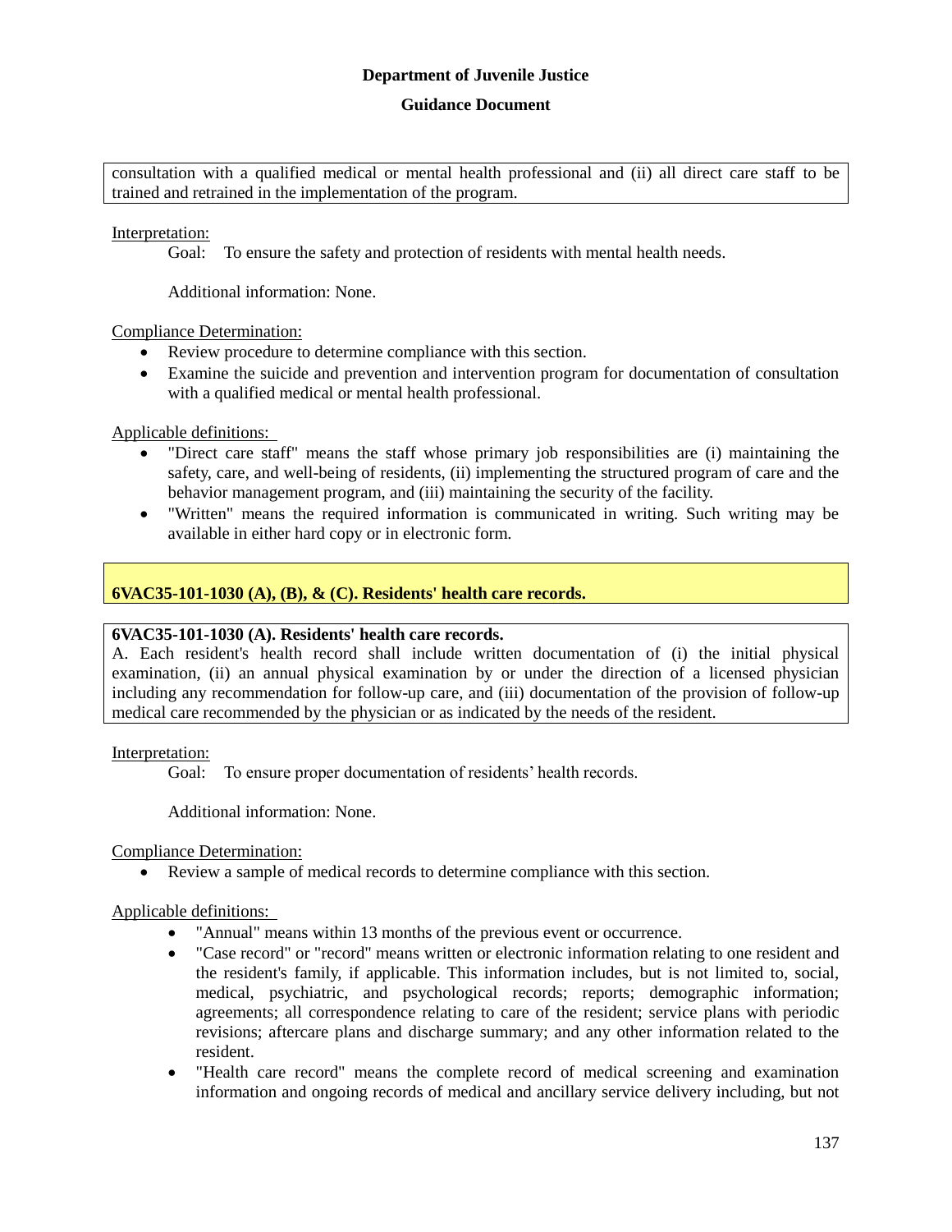consultation with a qualified medical or mental health professional and (ii) all direct care staff to be trained and retrained in the implementation of the program.

Interpretation:

Goal: To ensure the safety and protection of residents with mental health needs.

Additional information: None.

Compliance Determination:

- Review procedure to determine compliance with this section.
- Examine the suicide and prevention and intervention program for documentation of consultation with a qualified medical or mental health professional.

Applicable definitions:

- "Direct care staff" means the staff whose primary job responsibilities are (i) maintaining the safety, care, and well-being of residents, (ii) implementing the structured program of care and the behavior management program, and (iii) maintaining the security of the facility.
- "Written" means the required information is communicated in writing. Such writing may be available in either hard copy or in electronic form.

## 6VAC35-101-1030 (A), (B), & (C). Residents' health care records.

**6VAC35-101-1030 (A). Residents' health care records.**

A. Each resident's health record shall include written documentation of (i) the initial physical examination, (ii) an annual physical examination by or under the direction of a licensed physician including any recommendation for follow-up care, and (iii) documentation of the provision of follow-up medical care recommended by the physician or as indicated by the needs of the resident.

Interpretation:

Goal: To ensure proper documentation of residents' health records.

Additional information: None.

Compliance Determination:

- Review a sample of medical records to determine compliance with this section.

Applicable definitions:

- "Annual" means within 13 months of the previous event or occurrence.
- "Case record" or "record" means written or electronic information relating to one resident and the resident's family, if applicable. This information includes, but is not limited to, social, medical, psychiatric, and psychological records; reports; demographic information; agreements; all correspondence relating to care of the resident; service plans with periodic revisions; aftercare plans and discharge summary; and any other information related to the resident.
- "Health care record" means the complete record of medical screening and examination information and ongoing records of medical and ancillary service delivery including, but not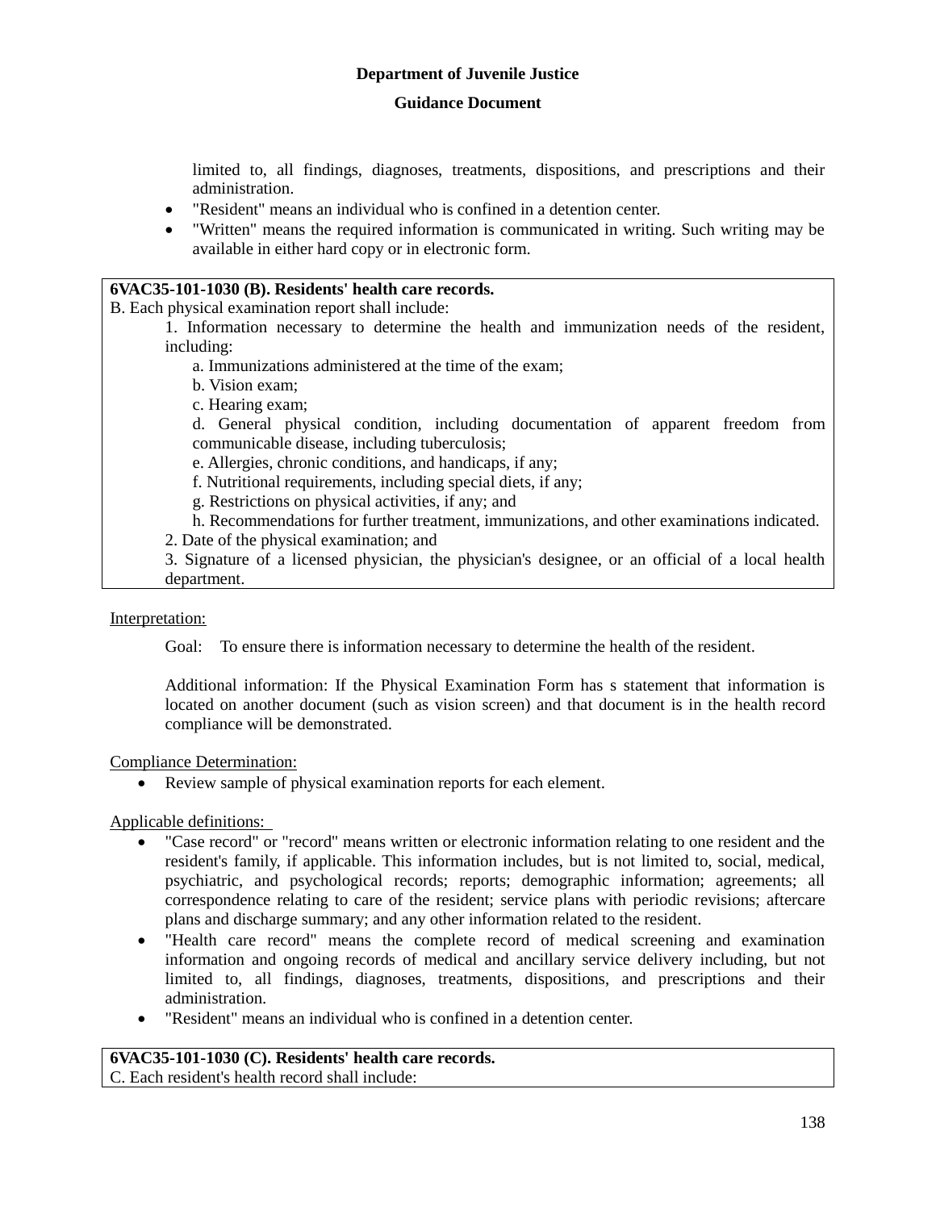limited to, all findings, diagnoses, treatments, dispositions, and prescriptions and their administration.

- "Resident" means an individual who is confined in a detention center.
- "Written" means the required information is communicated in writing. Such writing may be available in either hard copy or in electronic form.

**6VAC35-101-1030 (B). Residents' health care records.**

B. Each physical examination report shall include:

1. Information necessary to determine the health and immunization needs of the resident, including:
   a. Immunizations administered at the time of the exam;
   b. Vision exam;
   c. Hearing exam;
   d. General physical condition, including documentation of apparent freedom from communicable disease, including tuberculosis;
   e. Allergies, chronic conditions, and handicaps, if any;
   f. Nutritional requirements, including special diets, if any;
   g. Restrictions on physical activities, if any; and
   h. Recommendations for further treatment, immunizations, and other examinations indicated.
2. Date of the physical examination; and
3. Signature of a licensed physician, the physician's designee, or an official of a local health department.

Interpretation:

Goal: To ensure there is information necessary to determine the health of the resident.

Additional information: If the Physical Examination Form has s statement that information is located on another document (such as vision screen) and that document is in the health record compliance will be demonstrated.

Compliance Determination:

- Review sample of physical examination reports for each element.

Applicable definitions:

- "Case record" or "record" means written or electronic information relating to one resident and the resident's family, if applicable. This information includes, but is not limited to, social, medical, psychiatric, and psychological records; reports; demographic information; agreements; all correspondence relating to care of the resident; service plans with periodic revisions; aftercare plans and discharge summary; and any other information related to the resident.
- "Health care record" means the complete record of medical screening and examination information and ongoing records of medical and ancillary service delivery including, but not limited to, all findings, diagnoses, treatments, dispositions, and prescriptions and their administration.
- "Resident" means an individual who is confined in a detention center.

**6VAC35-101-1030 (C). Residents' health care records.**

C. Each resident's health record shall include: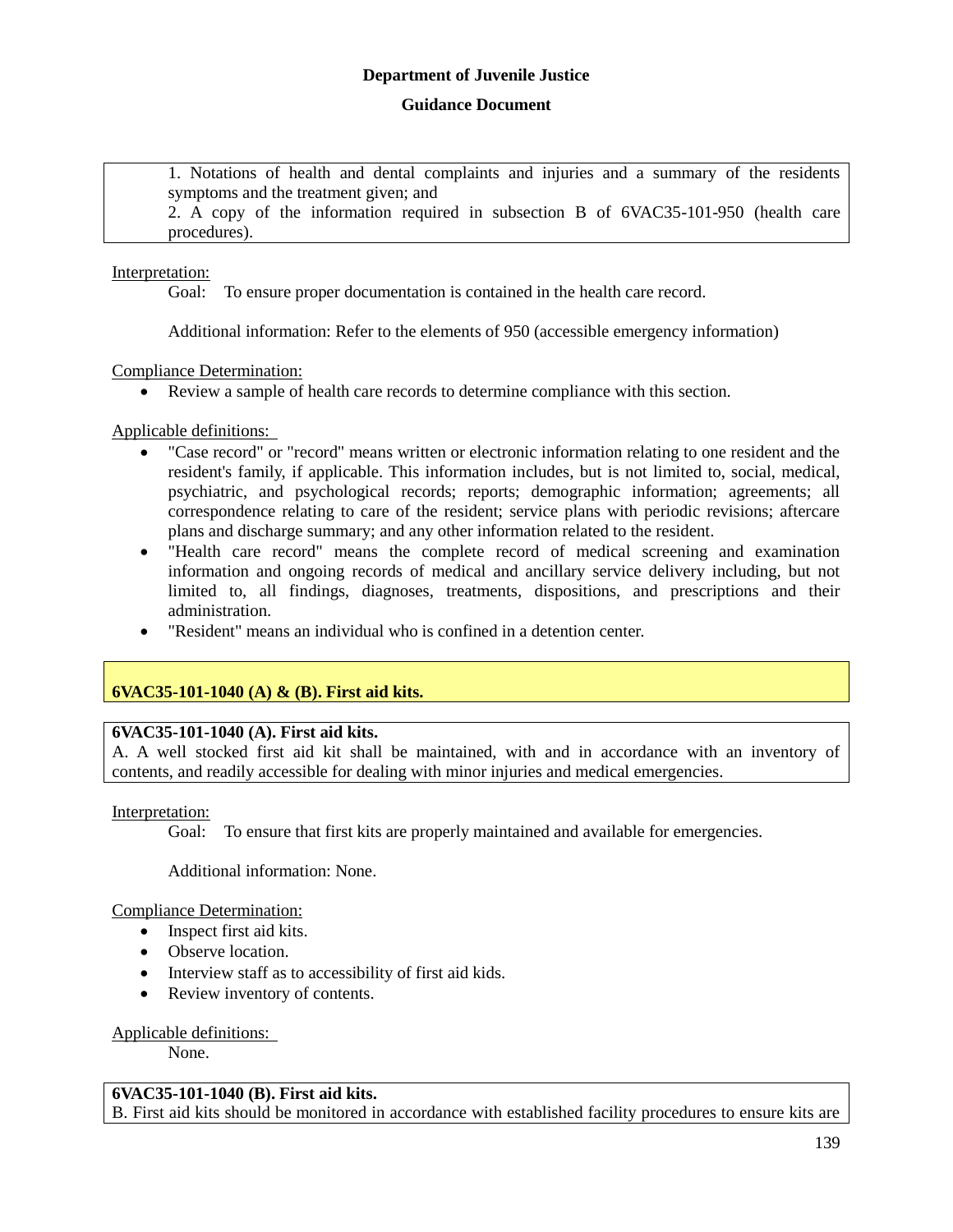1. Notations of health and dental complaints and injuries and a summary of the residents symptoms and the treatment given; and
2. A copy of the information required in subsection B of 6VAC35-101-950 (health care procedures).

Interpretation:

Goal: To ensure proper documentation is contained in the health care record.

Additional information: Refer to the elements of 950 (accessible emergency information)

Compliance Determination:

- Review a sample of health care records to determine compliance with this section.

Applicable definitions:

- "Case record" or "record" means written or electronic information relating to one resident and the resident's family, if applicable. This information includes, but is not limited to, social, medical, psychiatric, and psychological records; reports; demographic information; agreements; all correspondence relating to care of the resident; service plans with periodic revisions; aftercare plans and discharge summary; and any other information related to the resident.
- "Health care record" means the complete record of medical screening and examination information and ongoing records of medical and ancillary service delivery including, but not limited to, all findings, diagnoses, treatments, dispositions, and prescriptions and their administration.
- "Resident" means an individual who is confined in a detention center.

## 6VAC35-101-1040 (A) & (B). First aid kits.

**6VAC35-101-1040 (A). First aid kits.**

A. A well stocked first aid kit shall be maintained, with and in accordance with an inventory of contents, and readily accessible for dealing with minor injuries and medical emergencies.

Interpretation:

Goal: To ensure that first kits are properly maintained and available for emergencies.

Additional information: None.

Compliance Determination:

- Inspect first aid kits.
- Observe location.
- Interview staff as to accessibility of first aid kids.
- Review inventory of contents.

Applicable definitions:

None.

**6VAC35-101-1040 (B). First aid kits.**

B. First aid kits should be monitored in accordance with established facility procedures to ensure kits are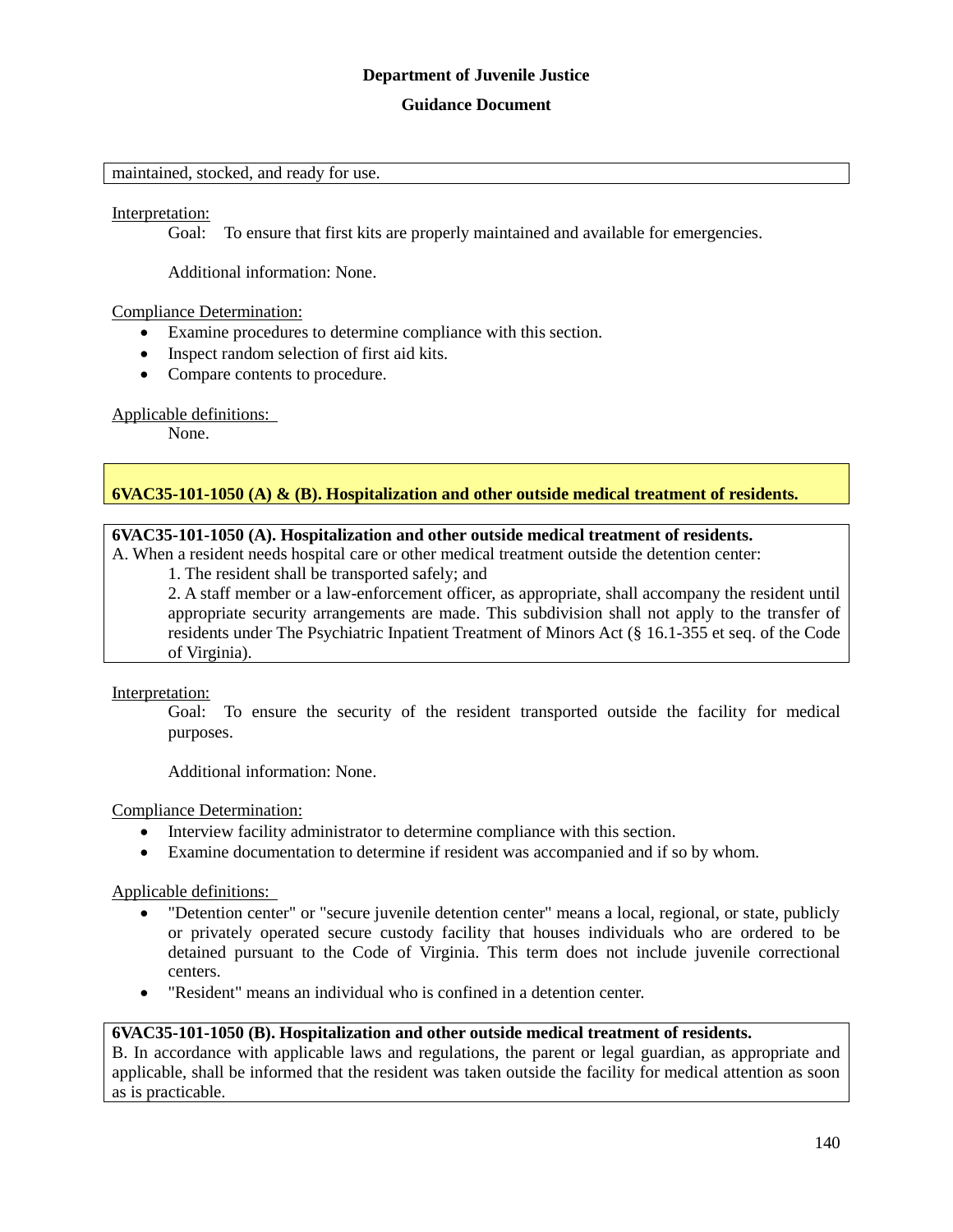maintained, stocked, and ready for use.

Interpretation:

Goal: To ensure that first kits are properly maintained and available for emergencies.

Additional information: None.

Compliance Determination:

- Examine procedures to determine compliance with this section.
- Inspect random selection of first aid kits.
- Compare contents to procedure.

Applicable definitions:

None.

## 6VAC35-101-1050 (A) & (B). Hospitalization and other outside medical treatment of residents.

**6VAC35-101-1050 (A). Hospitalization and other outside medical treatment of residents.**

A. When a resident needs hospital care or other medical treatment outside the detention center:

1. The resident shall be transported safely; and
2. A staff member or a law-enforcement officer, as appropriate, shall accompany the resident until appropriate security arrangements are made. This subdivision shall not apply to the transfer of residents under The Psychiatric Inpatient Treatment of Minors Act (§ 16.1-355 et seq. of the Code of Virginia).

Interpretation:

Goal: To ensure the security of the resident transported outside the facility for medical purposes.

Additional information: None.

Compliance Determination:

- Interview facility administrator to determine compliance with this section.
- Examine documentation to determine if resident was accompanied and if so by whom.

Applicable definitions:

- "Detention center" or "secure juvenile detention center" means a local, regional, or state, publicly or privately operated secure custody facility that houses individuals who are ordered to be detained pursuant to the Code of Virginia. This term does not include juvenile correctional centers.
- "Resident" means an individual who is confined in a detention center.

**6VAC35-101-1050 (B). Hospitalization and other outside medical treatment of residents.**

B. In accordance with applicable laws and regulations, the parent or legal guardian, as appropriate and applicable, shall be informed that the resident was taken outside the facility for medical attention as soon as is practicable.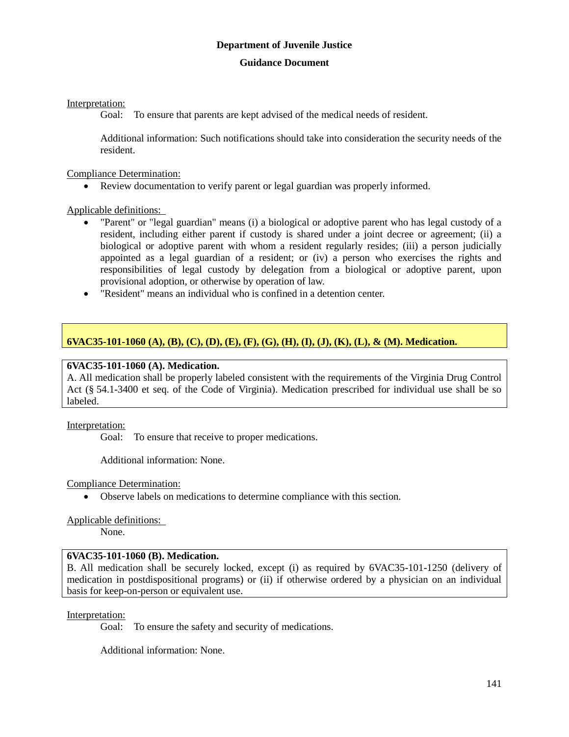Interpretation:

Goal: To ensure that parents are kept advised of the medical needs of resident.

Additional information: Such notifications should take into consideration the security needs of the resident.

Compliance Determination:

- Review documentation to verify parent or legal guardian was properly informed.

Applicable definitions:

- "Parent" or "legal guardian" means (i) a biological or adoptive parent who has legal custody of a resident, including either parent if custody is shared under a joint decree or agreement; (ii) a biological or adoptive parent with whom a resident regularly resides; (iii) a person judicially appointed as a legal guardian of a resident; or (iv) a person who exercises the rights and responsibilities of legal custody by delegation from a biological or adoptive parent, upon provisional adoption, or otherwise by operation of law.
- "Resident" means an individual who is confined in a detention center.

## 6VAC35-101-1060 (A), (B), (C), (D), (E), (F), (G), (H), (I), (J), (K), (L), & (M). Medication.

**6VAC35-101-1060 (A). Medication.**

A. All medication shall be properly labeled consistent with the requirements of the Virginia Drug Control Act (§ 54.1-3400 et seq. of the Code of Virginia). Medication prescribed for individual use shall be so labeled.

Interpretation:

Goal: To ensure that receive to proper medications.

Additional information: None.

Compliance Determination:

- Observe labels on medications to determine compliance with this section.

Applicable definitions:

None.

**6VAC35-101-1060 (B). Medication.**

B. All medication shall be securely locked, except (i) as required by 6VAC35-101-1250 (delivery of medication in postdispositional programs) or (ii) if otherwise ordered by a physician on an individual basis for keep-on-person or equivalent use.

Interpretation:

Goal: To ensure the safety and security of medications.

Additional information: None.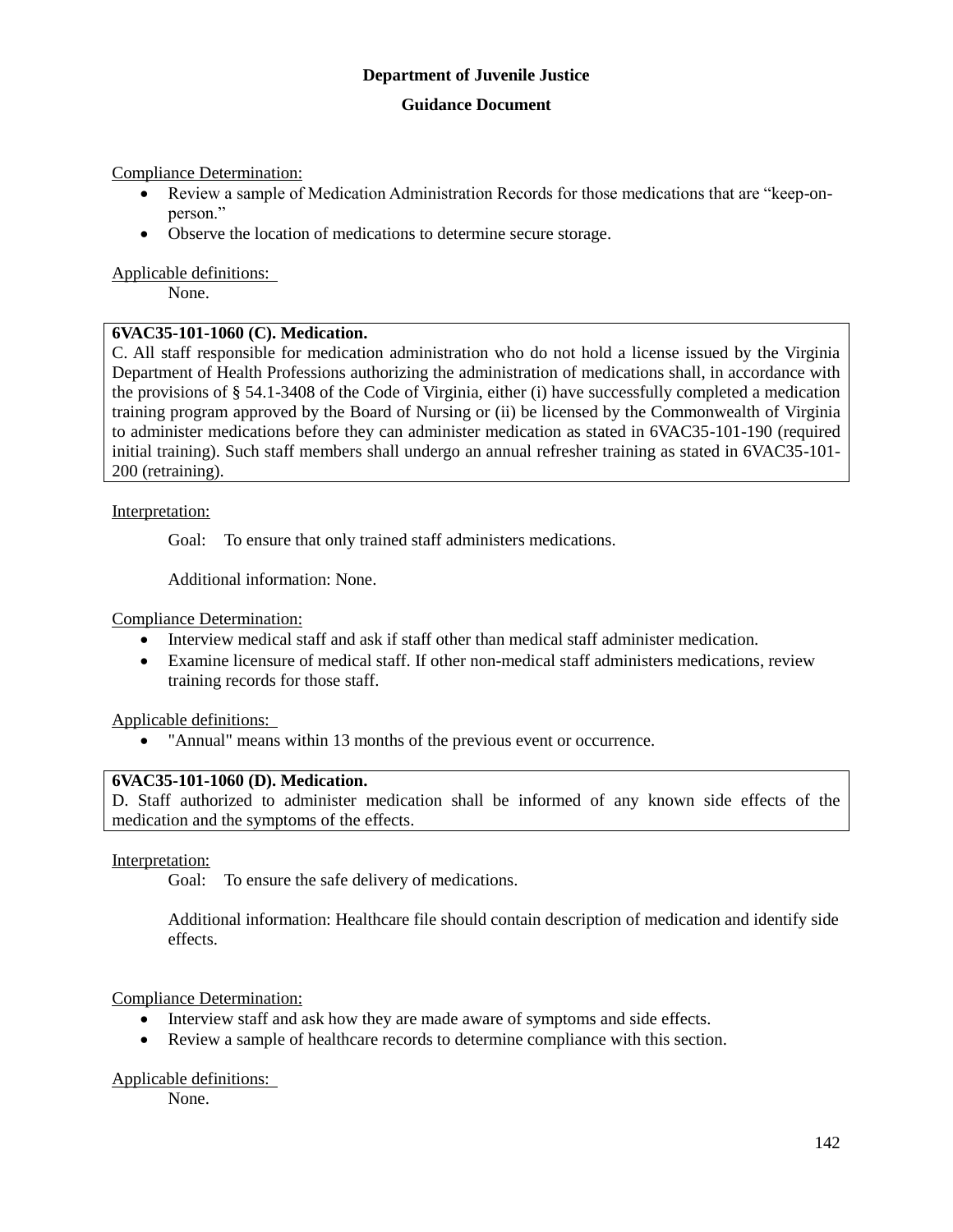Compliance Determination:

- Review a sample of Medication Administration Records for those medications that are "keep-on-person."
- Observe the location of medications to determine secure storage.

Applicable definitions:

None.

**6VAC35-101-1060 (C). Medication.**

C. All staff responsible for medication administration who do not hold a license issued by the Virginia Department of Health Professions authorizing the administration of medications shall, in accordance with the provisions of § 54.1-3408 of the Code of Virginia, either (i) have successfully completed a medication training program approved by the Board of Nursing or (ii) be licensed by the Commonwealth of Virginia to administer medications before they can administer medication as stated in 6VAC35-101-190 (required initial training). Such staff members shall undergo an annual refresher training as stated in 6VAC35-101-200 (retraining).

Interpretation:

Goal: To ensure that only trained staff administers medications.

Additional information: None.

Compliance Determination:

- Interview medical staff and ask if staff other than medical staff administer medication.
- Examine licensure of medical staff. If other non-medical staff administers medications, review training records for those staff.

Applicable definitions:

- "Annual" means within 13 months of the previous event or occurrence.

**6VAC35-101-1060 (D). Medication.**

D. Staff authorized to administer medication shall be informed of any known side effects of the medication and the symptoms of the effects.

Interpretation:

Goal: To ensure the safe delivery of medications.

Additional information: Healthcare file should contain description of medication and identify side effects.

Compliance Determination:

- Interview staff and ask how they are made aware of symptoms and side effects.
- Review a sample of healthcare records to determine compliance with this section.

Applicable definitions:

None.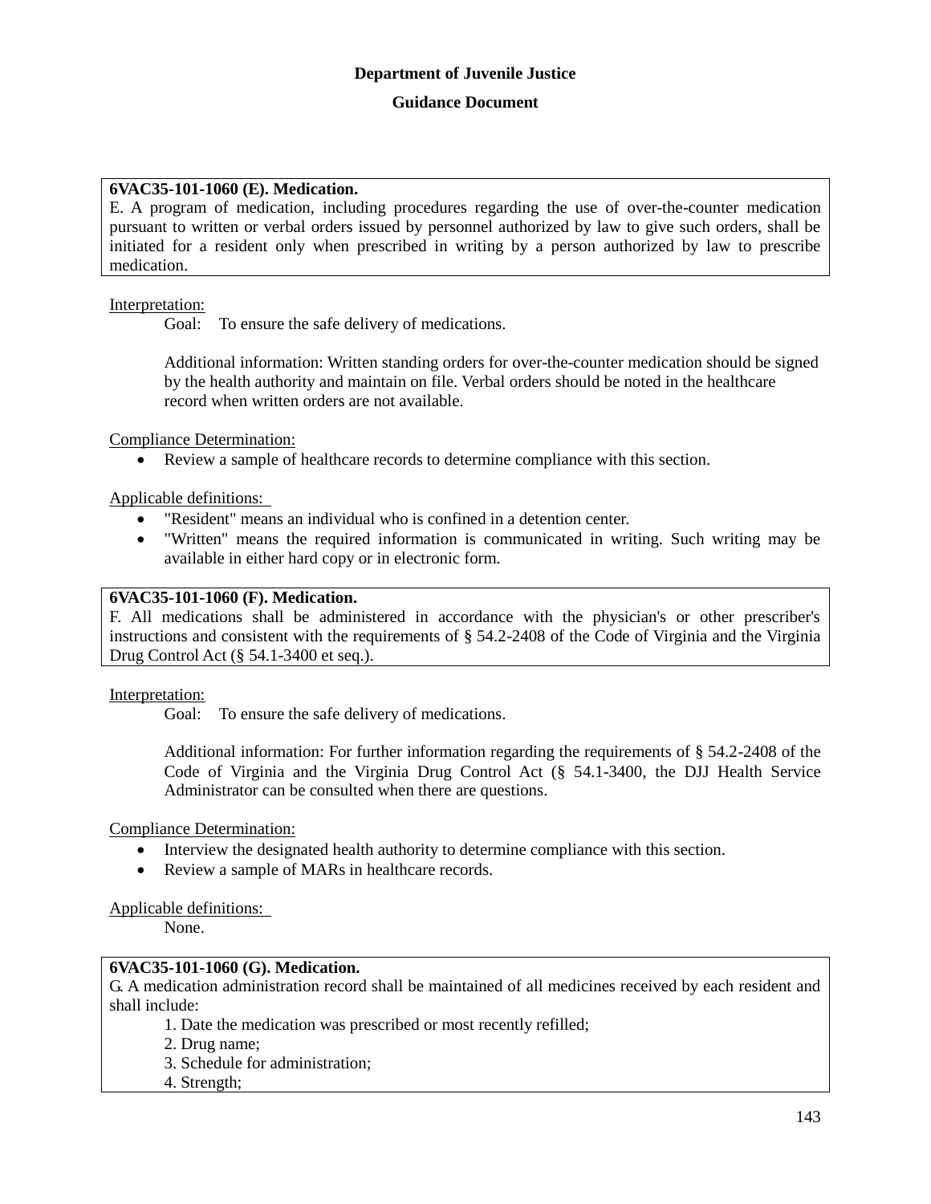**Department of Juvenile Justice**

**Guidance Document**

**6VAC35-101-1060 (E). Medication.**
E. A program of medication, including procedures regarding the use of over-the-counter medication pursuant to written or verbal orders issued by personnel authorized by law to give such orders, shall be initiated for a resident only when prescribed in writing by a person authorized by law to prescribe medication.

Interpretation:

Goal: To ensure the safe delivery of medications.

Additional information: Written standing orders for over-the-counter medication should be signed by the health authority and maintain on file. Verbal orders should be noted in the healthcare record when written orders are not available.

Compliance Determination:

- Review a sample of healthcare records to determine compliance with this section.

Applicable definitions:

- "Resident" means an individual who is confined in a detention center.
- "Written" means the required information is communicated in writing. Such writing may be available in either hard copy or in electronic form.

**6VAC35-101-1060 (F). Medication.**
F. All medications shall be administered in accordance with the physician's or other prescriber's instructions and consistent with the requirements of § 54.2-2408 of the Code of Virginia and the Virginia Drug Control Act (§ 54.1-3400 et seq.).

Interpretation:

Goal: To ensure the safe delivery of medications.

Additional information: For further information regarding the requirements of § 54.2-2408 of the Code of Virginia and the Virginia Drug Control Act (§ 54.1-3400, the DJJ Health Service Administrator can be consulted when there are questions.

Compliance Determination:

- Interview the designated health authority to determine compliance with this section.
- Review a sample of MARs in healthcare records.

Applicable definitions:

None.

**6VAC35-101-1060 (G). Medication.**
G. A medication administration record shall be maintained of all medicines received by each resident and shall include:

1. Date the medication was prescribed or most recently refilled;
2. Drug name;
3. Schedule for administration;
4. Strength;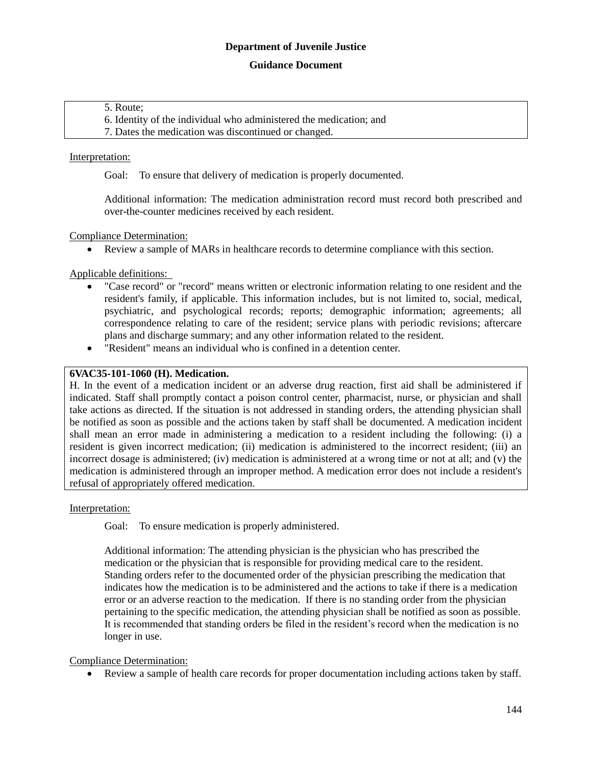5. Route;
6. Identity of the individual who administered the medication; and
7. Dates the medication was discontinued or changed.

Interpretation:

Goal: To ensure that delivery of medication is properly documented.

Additional information: The medication administration record must record both prescribed and over-the-counter medicines received by each resident.

Compliance Determination:

- Review a sample of MARs in healthcare records to determine compliance with this section.

Applicable definitions:

- "Case record" or "record" means written or electronic information relating to one resident and the resident's family, if applicable. This information includes, but is not limited to, social, medical, psychiatric, and psychological records; reports; demographic information; agreements; all correspondence relating to care of the resident; service plans with periodic revisions; aftercare plans and discharge summary; and any other information related to the resident.
- "Resident" means an individual who is confined in a detention center.

**6VAC35-101-1060 (H). Medication.**

H. In the event of a medication incident or an adverse drug reaction, first aid shall be administered if indicated. Staff shall promptly contact a poison control center, pharmacist, nurse, or physician and shall take actions as directed. If the situation is not addressed in standing orders, the attending physician shall be notified as soon as possible and the actions taken by staff shall be documented. A medication incident shall mean an error made in administering a medication to a resident including the following: (i) a resident is given incorrect medication; (ii) medication is administered to the incorrect resident; (iii) an incorrect dosage is administered; (iv) medication is administered at a wrong time or not at all; and (v) the medication is administered through an improper method. A medication error does not include a resident's refusal of appropriately offered medication.

Interpretation:

Goal: To ensure medication is properly administered.

Additional information: The attending physician is the physician who has prescribed the medication or the physician that is responsible for providing medical care to the resident. Standing orders refer to the documented order of the physician prescribing the medication that indicates how the medication is to be administered and the actions to take if there is a medication error or an adverse reaction to the medication. If there is no standing order from the physician pertaining to the specific medication, the attending physician shall be notified as soon as possible. It is recommended that standing orders be filed in the resident's record when the medication is no longer in use.

Compliance Determination:

- Review a sample of health care records for proper documentation including actions taken by staff.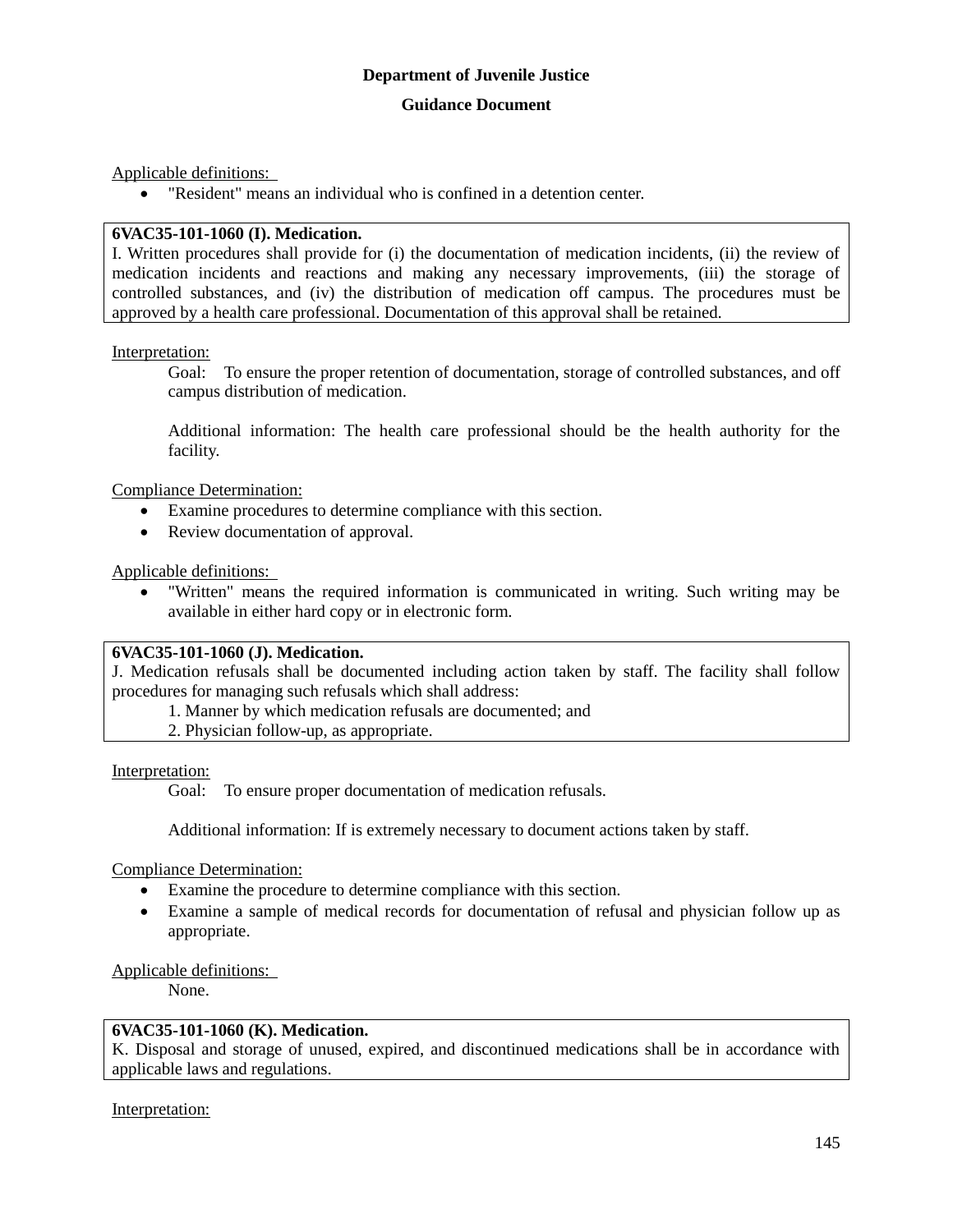**Department of Juvenile Justice**

**Guidance Document**

Applicable definitions:

- "Resident" means an individual who is confined in a detention center.

> **6VAC35-101-1060 (I). Medication.**
> I. Written procedures shall provide for (i) the documentation of medication incidents, (ii) the review of medication incidents and reactions and making any necessary improvements, (iii) the storage of controlled substances, and (iv) the distribution of medication off campus. The procedures must be approved by a health care professional. Documentation of this approval shall be retained.

Interpretation:

Goal: To ensure the proper retention of documentation, storage of controlled substances, and off campus distribution of medication.

Additional information: The health care professional should be the health authority for the facility.

Compliance Determination:

- Examine procedures to determine compliance with this section.
- Review documentation of approval.

Applicable definitions:

- "Written" means the required information is communicated in writing. Such writing may be available in either hard copy or in electronic form.

> **6VAC35-101-1060 (J). Medication.**
> J. Medication refusals shall be documented including action taken by staff. The facility shall follow procedures for managing such refusals which shall address:
> 1. Manner by which medication refusals are documented; and
> 2. Physician follow-up, as appropriate.

Interpretation:

Goal: To ensure proper documentation of medication refusals.

Additional information: If is extremely necessary to document actions taken by staff.

Compliance Determination:

- Examine the procedure to determine compliance with this section.
- Examine a sample of medical records for documentation of refusal and physician follow up as appropriate.

Applicable definitions:

None.

> **6VAC35-101-1060 (K). Medication.**
> K. Disposal and storage of unused, expired, and discontinued medications shall be in accordance with applicable laws and regulations.

Interpretation: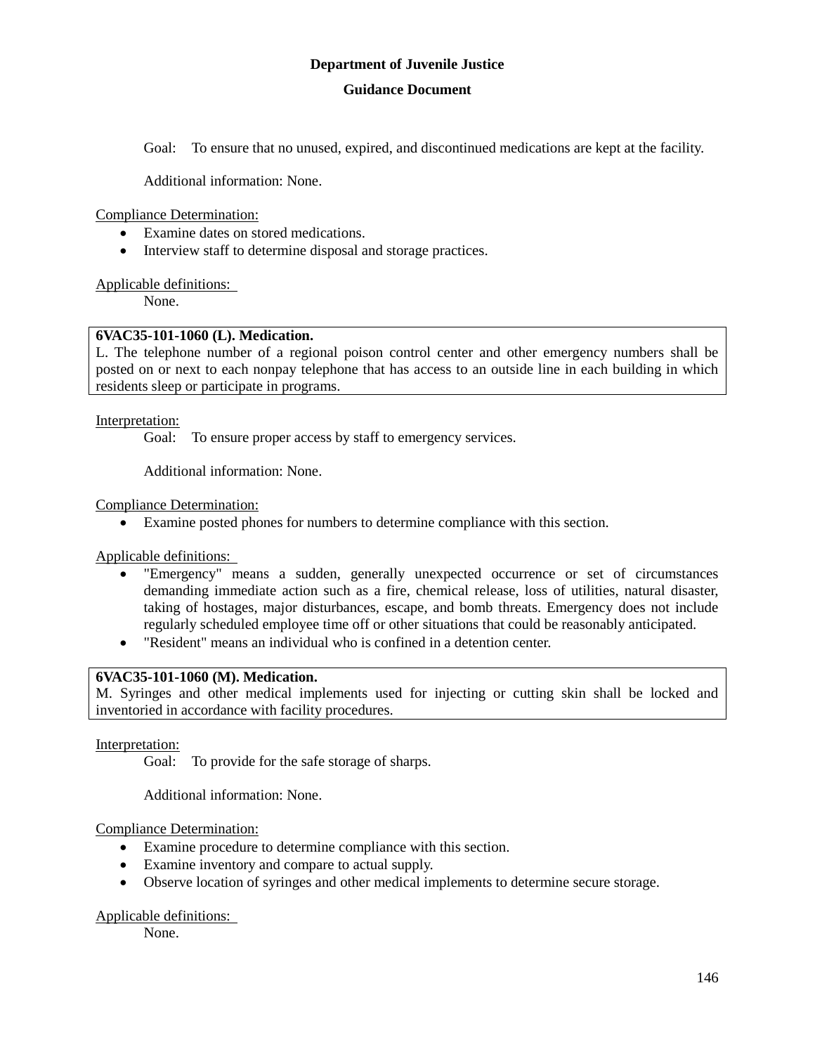Goal: To ensure that no unused, expired, and discontinued medications are kept at the facility.

Additional information: None.

Compliance Determination:

- Examine dates on stored medications.
- Interview staff to determine disposal and storage practices.

Applicable definitions:

None.

**6VAC35-101-1060 (L). Medication.**
L. The telephone number of a regional poison control center and other emergency numbers shall be posted on or next to each nonpay telephone that has access to an outside line in each building in which residents sleep or participate in programs.

Interpretation:

Goal: To ensure proper access by staff to emergency services.

Additional information: None.

Compliance Determination:

- Examine posted phones for numbers to determine compliance with this section.

Applicable definitions:

- "Emergency" means a sudden, generally unexpected occurrence or set of circumstances demanding immediate action such as a fire, chemical release, loss of utilities, natural disaster, taking of hostages, major disturbances, escape, and bomb threats. Emergency does not include regularly scheduled employee time off or other situations that could be reasonably anticipated.
- "Resident" means an individual who is confined in a detention center.

**6VAC35-101-1060 (M). Medication.**
M. Syringes and other medical implements used for injecting or cutting skin shall be locked and inventoried in accordance with facility procedures.

Interpretation:

Goal: To provide for the safe storage of sharps.

Additional information: None.

Compliance Determination:

- Examine procedure to determine compliance with this section.
- Examine inventory and compare to actual supply.
- Observe location of syringes and other medical implements to determine secure storage.

Applicable definitions:

None.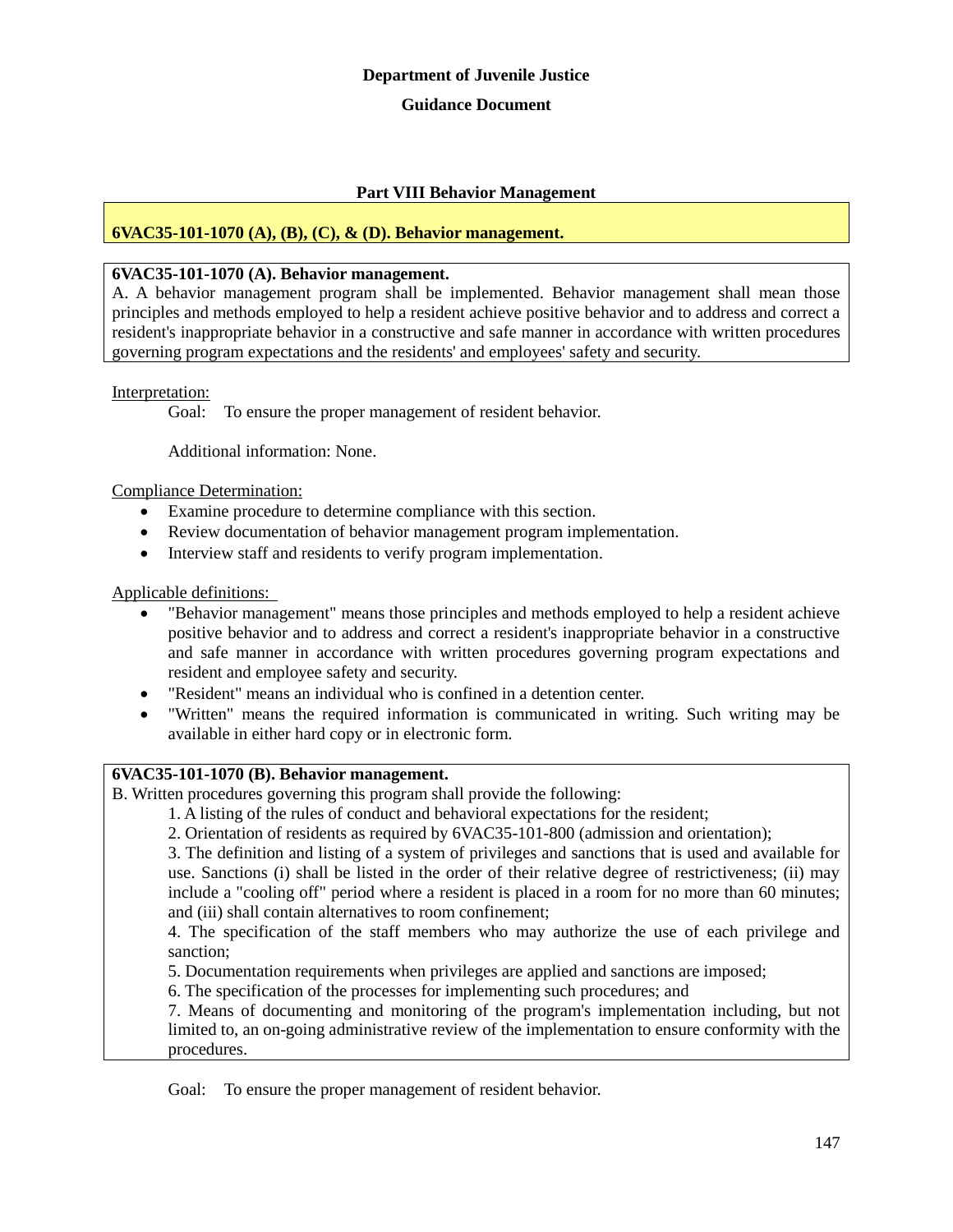**Department of Juvenile Justice**

**Guidance Document**

## Part VIII Behavior Management

### 6VAC35-101-1070 (A), (B), (C), & (D). Behavior management.

**6VAC35-101-1070 (A). Behavior management.**

A. A behavior management program shall be implemented. Behavior management shall mean those principles and methods employed to help a resident achieve positive behavior and to address and correct a resident's inappropriate behavior in a constructive and safe manner in accordance with written procedures governing program expectations and the residents' and employees' safety and security.

Interpretation:

Goal: To ensure the proper management of resident behavior.

Additional information: None.

Compliance Determination:

- Examine procedure to determine compliance with this section.
- Review documentation of behavior management program implementation.
- Interview staff and residents to verify program implementation.

Applicable definitions:

- "Behavior management" means those principles and methods employed to help a resident achieve positive behavior and to address and correct a resident's inappropriate behavior in a constructive and safe manner in accordance with written procedures governing program expectations and resident and employee safety and security.
- "Resident" means an individual who is confined in a detention center.
- "Written" means the required information is communicated in writing. Such writing may be available in either hard copy or in electronic form.

**6VAC35-101-1070 (B). Behavior management.**

B. Written procedures governing this program shall provide the following:

1. A listing of the rules of conduct and behavioral expectations for the resident;
2. Orientation of residents as required by 6VAC35-101-800 (admission and orientation);
3. The definition and listing of a system of privileges and sanctions that is used and available for use. Sanctions (i) shall be listed in the order of their relative degree of restrictiveness; (ii) may include a "cooling off" period where a resident is placed in a room for no more than 60 minutes; and (iii) shall contain alternatives to room confinement;
4. The specification of the staff members who may authorize the use of each privilege and sanction;
5. Documentation requirements when privileges are applied and sanctions are imposed;
6. The specification of the processes for implementing such procedures; and
7. Means of documenting and monitoring of the program's implementation including, but not limited to, an on-going administrative review of the implementation to ensure conformity with the procedures.

Goal: To ensure the proper management of resident behavior.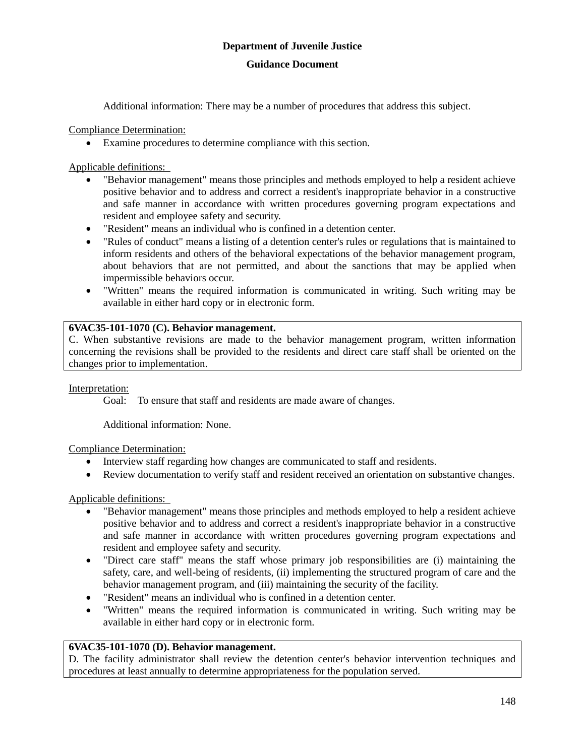Additional information: There may be a number of procedures that address this subject.

Compliance Determination:

- Examine procedures to determine compliance with this section.

Applicable definitions:

- "Behavior management" means those principles and methods employed to help a resident achieve positive behavior and to address and correct a resident's inappropriate behavior in a constructive and safe manner in accordance with written procedures governing program expectations and resident and employee safety and security.
- "Resident" means an individual who is confined in a detention center.
- "Rules of conduct" means a listing of a detention center's rules or regulations that is maintained to inform residents and others of the behavioral expectations of the behavior management program, about behaviors that are not permitted, and about the sanctions that may be applied when impermissible behaviors occur.
- "Written" means the required information is communicated in writing. Such writing may be available in either hard copy or in electronic form.

**6VAC35-101-1070 (C). Behavior management.**
C. When substantive revisions are made to the behavior management program, written information concerning the revisions shall be provided to the residents and direct care staff shall be oriented on the changes prior to implementation.

Interpretation:

Goal: To ensure that staff and residents are made aware of changes.

Additional information: None.

Compliance Determination:

- Interview staff regarding how changes are communicated to staff and residents.
- Review documentation to verify staff and resident received an orientation on substantive changes.

Applicable definitions:

- "Behavior management" means those principles and methods employed to help a resident achieve positive behavior and to address and correct a resident's inappropriate behavior in a constructive and safe manner in accordance with written procedures governing program expectations and resident and employee safety and security.
- "Direct care staff" means the staff whose primary job responsibilities are (i) maintaining the safety, care, and well-being of residents, (ii) implementing the structured program of care and the behavior management program, and (iii) maintaining the security of the facility.
- "Resident" means an individual who is confined in a detention center.
- "Written" means the required information is communicated in writing. Such writing may be available in either hard copy or in electronic form.

**6VAC35-101-1070 (D). Behavior management.**
D. The facility administrator shall review the detention center's behavior intervention techniques and procedures at least annually to determine appropriateness for the population served.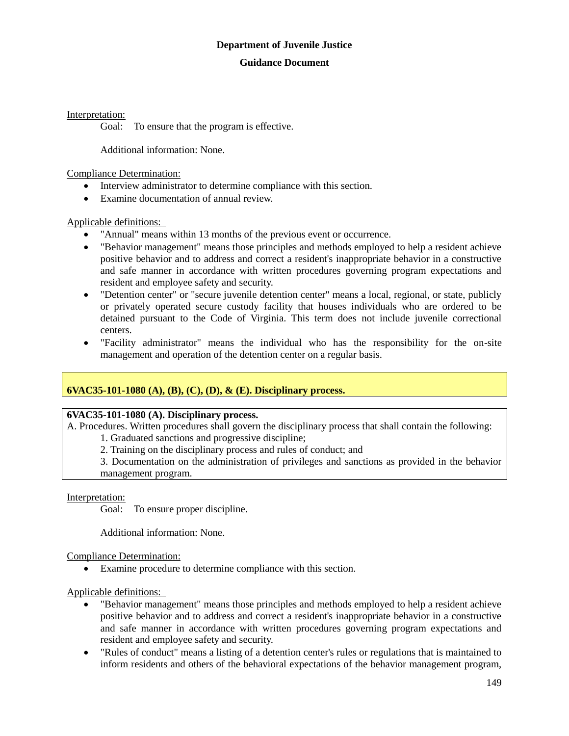Interpretation:

Goal: To ensure that the program is effective.

Additional information: None.

Compliance Determination:

- Interview administrator to determine compliance with this section.
- Examine documentation of annual review.

Applicable definitions:

- "Annual" means within 13 months of the previous event or occurrence.
- "Behavior management" means those principles and methods employed to help a resident achieve positive behavior and to address and correct a resident's inappropriate behavior in a constructive and safe manner in accordance with written procedures governing program expectations and resident and employee safety and security.
- "Detention center" or "secure juvenile detention center" means a local, regional, or state, publicly or privately operated secure custody facility that houses individuals who are ordered to be detained pursuant to the Code of Virginia. This term does not include juvenile correctional centers.
- "Facility administrator" means the individual who has the responsibility for the on-site management and operation of the detention center on a regular basis.

**6VAC35-101-1080 (A), (B), (C), (D), & (E). Disciplinary process.**

**6VAC35-101-1080 (A). Disciplinary process.**

A. Procedures. Written procedures shall govern the disciplinary process that shall contain the following:

1. Graduated sanctions and progressive discipline;
2. Training on the disciplinary process and rules of conduct; and
3. Documentation on the administration of privileges and sanctions as provided in the behavior management program.

Interpretation:

Goal: To ensure proper discipline.

Additional information: None.

Compliance Determination:

- Examine procedure to determine compliance with this section.

Applicable definitions:

- "Behavior management" means those principles and methods employed to help a resident achieve positive behavior and to address and correct a resident's inappropriate behavior in a constructive and safe manner in accordance with written procedures governing program expectations and resident and employee safety and security.
- "Rules of conduct" means a listing of a detention center's rules or regulations that is maintained to inform residents and others of the behavioral expectations of the behavior management program,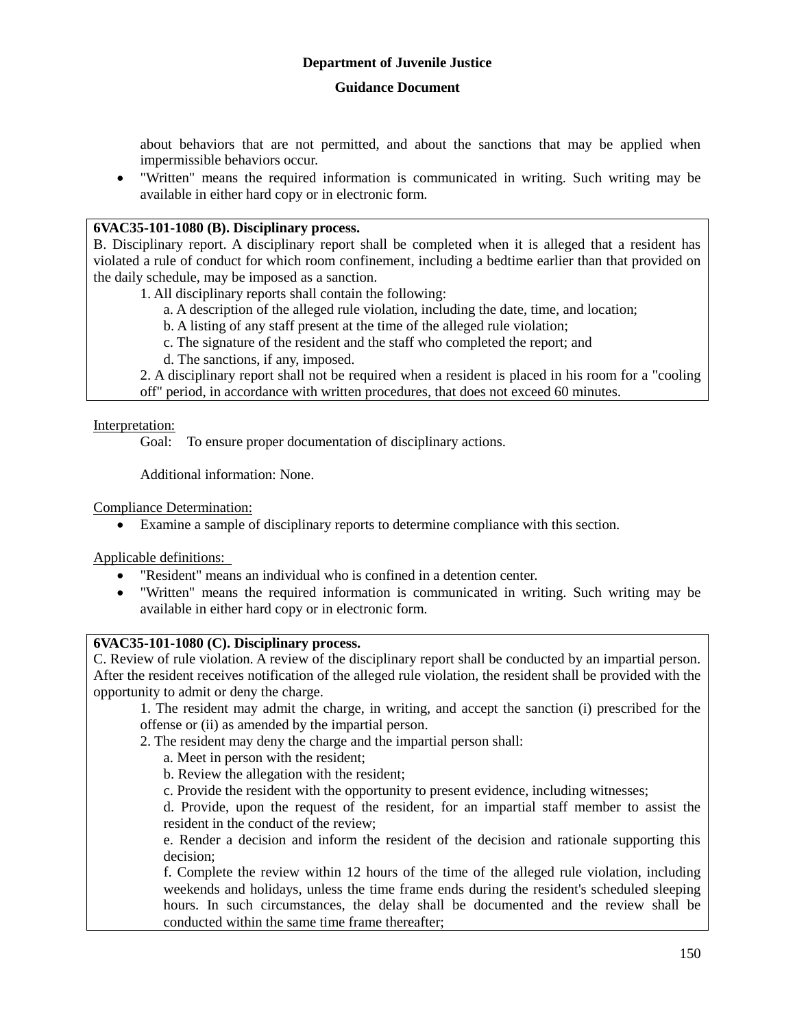about behaviors that are not permitted, and about the sanctions that may be applied when impermissible behaviors occur.

- "Written" means the required information is communicated in writing. Such writing may be available in either hard copy or in electronic form.

**6VAC35-101-1080 (B). Disciplinary process.**

B. Disciplinary report. A disciplinary report shall be completed when it is alleged that a resident has violated a rule of conduct for which room confinement, including a bedtime earlier than that provided on the daily schedule, may be imposed as a sanction.

1. All disciplinary reports shall contain the following:
   a. A description of the alleged rule violation, including the date, time, and location;
   b. A listing of any staff present at the time of the alleged rule violation;
   c. The signature of the resident and the staff who completed the report; and
   d. The sanctions, if any, imposed.
2. A disciplinary report shall not be required when a resident is placed in his room for a "cooling off" period, in accordance with written procedures, that does not exceed 60 minutes.

Interpretation:

Goal: To ensure proper documentation of disciplinary actions.

Additional information: None.

Compliance Determination:

- Examine a sample of disciplinary reports to determine compliance with this section.

Applicable definitions:

- "Resident" means an individual who is confined in a detention center.
- "Written" means the required information is communicated in writing. Such writing may be available in either hard copy or in electronic form.

**6VAC35-101-1080 (C). Disciplinary process.**

C. Review of rule violation. A review of the disciplinary report shall be conducted by an impartial person. After the resident receives notification of the alleged rule violation, the resident shall be provided with the opportunity to admit or deny the charge.

1. The resident may admit the charge, in writing, and accept the sanction (i) prescribed for the offense or (ii) as amended by the impartial person.
2. The resident may deny the charge and the impartial person shall:
   a. Meet in person with the resident;
   b. Review the allegation with the resident;
   c. Provide the resident with the opportunity to present evidence, including witnesses;
   d. Provide, upon the request of the resident, for an impartial staff member to assist the resident in the conduct of the review;
   e. Render a decision and inform the resident of the decision and rationale supporting this decision;
   f. Complete the review within 12 hours of the time of the alleged rule violation, including weekends and holidays, unless the time frame ends during the resident's scheduled sleeping hours. In such circumstances, the delay shall be documented and the review shall be conducted within the same time frame thereafter;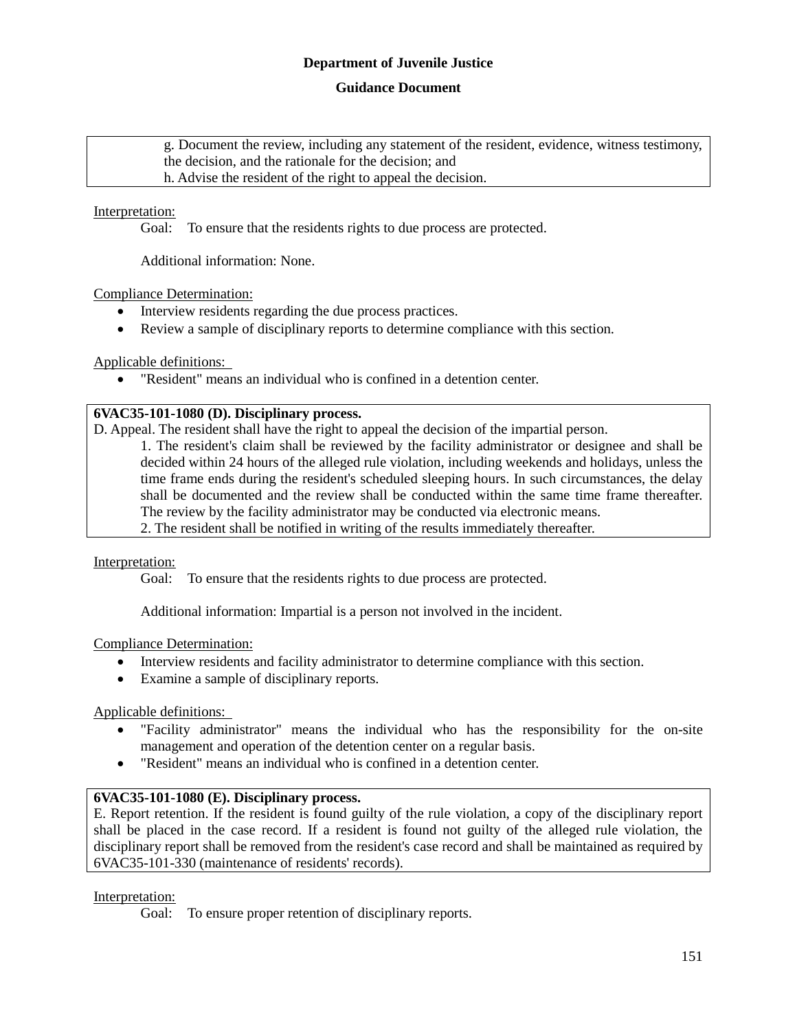g. Document the review, including any statement of the resident, evidence, witness testimony, the decision, and the rationale for the decision; and

h. Advise the resident of the right to appeal the decision.

Interpretation:

Goal: To ensure that the residents rights to due process are protected.

Additional information: None.

Compliance Determination:

- Interview residents regarding the due process practices.
- Review a sample of disciplinary reports to determine compliance with this section.

Applicable definitions:

- "Resident" means an individual who is confined in a detention center.

**6VAC35-101-1080 (D). Disciplinary process.**

D. Appeal. The resident shall have the right to appeal the decision of the impartial person.

1. The resident's claim shall be reviewed by the facility administrator or designee and shall be decided within 24 hours of the alleged rule violation, including weekends and holidays, unless the time frame ends during the resident's scheduled sleeping hours. In such circumstances, the delay shall be documented and the review shall be conducted within the same time frame thereafter. The review by the facility administrator may be conducted via electronic means.

2. The resident shall be notified in writing of the results immediately thereafter.

Interpretation:

Goal: To ensure that the residents rights to due process are protected.

Additional information: Impartial is a person not involved in the incident.

Compliance Determination:

- Interview residents and facility administrator to determine compliance with this section.
- Examine a sample of disciplinary reports.

Applicable definitions:

- "Facility administrator" means the individual who has the responsibility for the on-site management and operation of the detention center on a regular basis.
- "Resident" means an individual who is confined in a detention center.

**6VAC35-101-1080 (E). Disciplinary process.**

E. Report retention. If the resident is found guilty of the rule violation, a copy of the disciplinary report shall be placed in the case record. If a resident is found not guilty of the alleged rule violation, the disciplinary report shall be removed from the resident's case record and shall be maintained as required by 6VAC35-101-330 (maintenance of residents' records).

Interpretation:

Goal: To ensure proper retention of disciplinary reports.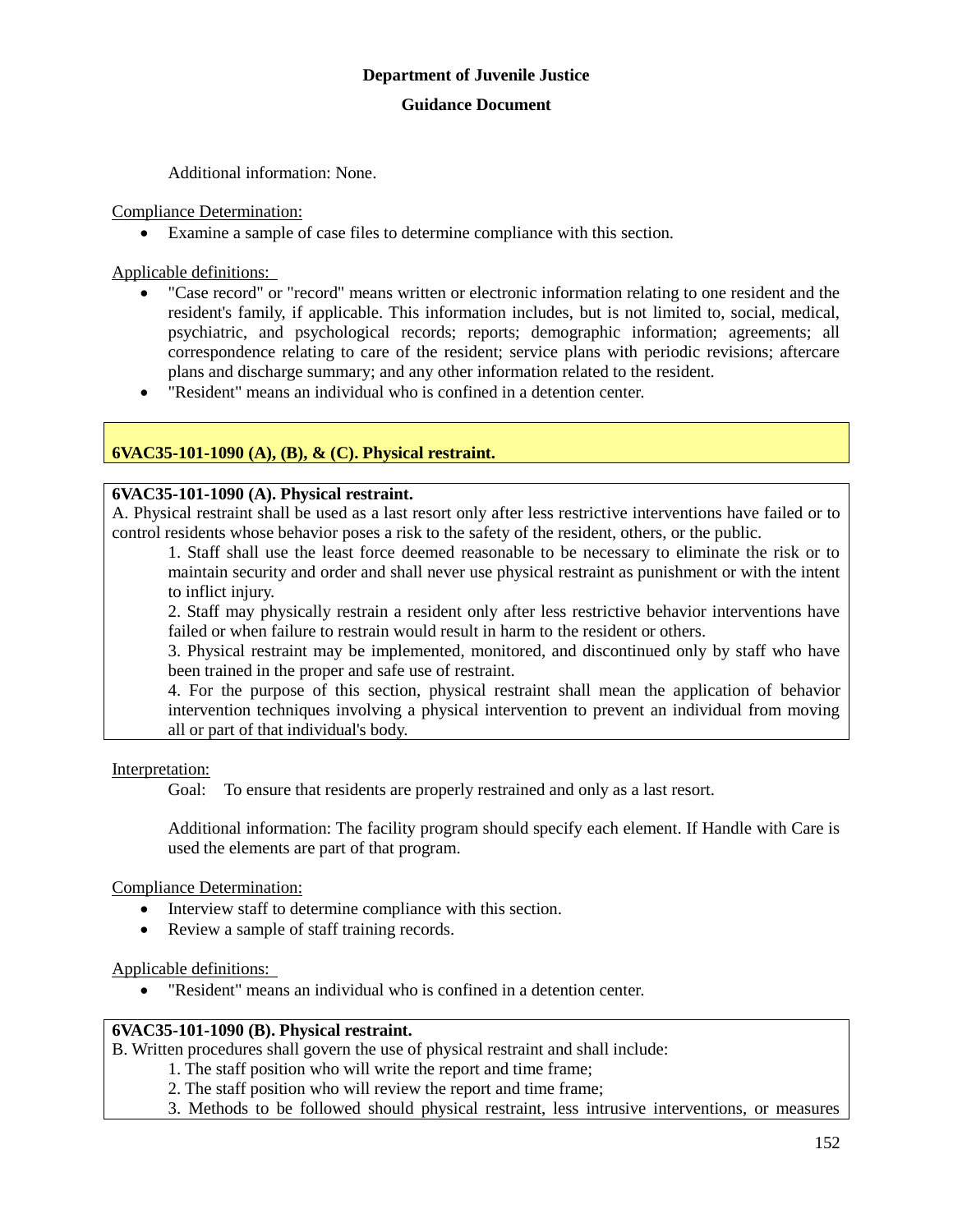Additional information: None.

Compliance Determination:

- Examine a sample of case files to determine compliance with this section.

Applicable definitions:

- "Case record" or "record" means written or electronic information relating to one resident and the resident's family, if applicable. This information includes, but is not limited to, social, medical, psychiatric, and psychological records; reports; demographic information; agreements; all correspondence relating to care of the resident; service plans with periodic revisions; aftercare plans and discharge summary; and any other information related to the resident.
- "Resident" means an individual who is confined in a detention center.

## 6VAC35-101-1090 (A), (B), & (C). Physical restraint.

**6VAC35-101-1090 (A). Physical restraint.**

A. Physical restraint shall be used as a last resort only after less restrictive interventions have failed or to control residents whose behavior poses a risk to the safety of the resident, others, or the public.

1. Staff shall use the least force deemed reasonable to be necessary to eliminate the risk or to maintain security and order and shall never use physical restraint as punishment or with the intent to inflict injury.
2. Staff may physically restrain a resident only after less restrictive behavior interventions have failed or when failure to restrain would result in harm to the resident or others.
3. Physical restraint may be implemented, monitored, and discontinued only by staff who have been trained in the proper and safe use of restraint.
4. For the purpose of this section, physical restraint shall mean the application of behavior intervention techniques involving a physical intervention to prevent an individual from moving all or part of that individual's body.

Interpretation:

Goal: To ensure that residents are properly restrained and only as a last resort.

Additional information: The facility program should specify each element. If Handle with Care is used the elements are part of that program.

Compliance Determination:

- Interview staff to determine compliance with this section.
- Review a sample of staff training records.

Applicable definitions:

- "Resident" means an individual who is confined in a detention center.

**6VAC35-101-1090 (B). Physical restraint.**

B. Written procedures shall govern the use of physical restraint and shall include:

1. The staff position who will write the report and time frame;
2. The staff position who will review the report and time frame;
3. Methods to be followed should physical restraint, less intrusive interventions, or measures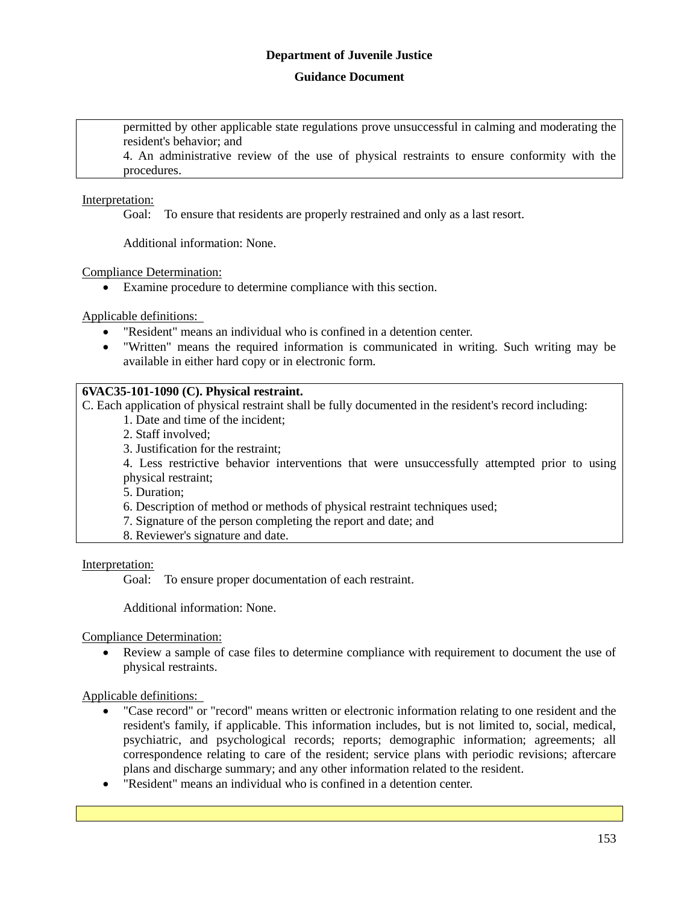permitted by other applicable state regulations prove unsuccessful in calming and moderating the resident's behavior; and

4. An administrative review of the use of physical restraints to ensure conformity with the procedures.

Interpretation:

Goal: To ensure that residents are properly restrained and only as a last resort.

Additional information: None.

Compliance Determination:

- Examine procedure to determine compliance with this section.

Applicable definitions:

- "Resident" means an individual who is confined in a detention center.
- "Written" means the required information is communicated in writing. Such writing may be available in either hard copy or in electronic form.

**6VAC35-101-1090 (C). Physical restraint.**

C. Each application of physical restraint shall be fully documented in the resident's record including:

1. Date and time of the incident;
2. Staff involved;
3. Justification for the restraint;
4. Less restrictive behavior interventions that were unsuccessfully attempted prior to using physical restraint;
5. Duration;
6. Description of method or methods of physical restraint techniques used;
7. Signature of the person completing the report and date; and
8. Reviewer's signature and date.

Interpretation:

Goal: To ensure proper documentation of each restraint.

Additional information: None.

Compliance Determination:

- Review a sample of case files to determine compliance with requirement to document the use of physical restraints.

Applicable definitions:

- "Case record" or "record" means written or electronic information relating to one resident and the resident's family, if applicable. This information includes, but is not limited to, social, medical, psychiatric, and psychological records; reports; demographic information; agreements; all correspondence relating to care of the resident; service plans with periodic revisions; aftercare plans and discharge summary; and any other information related to the resident.
- "Resident" means an individual who is confined in a detention center.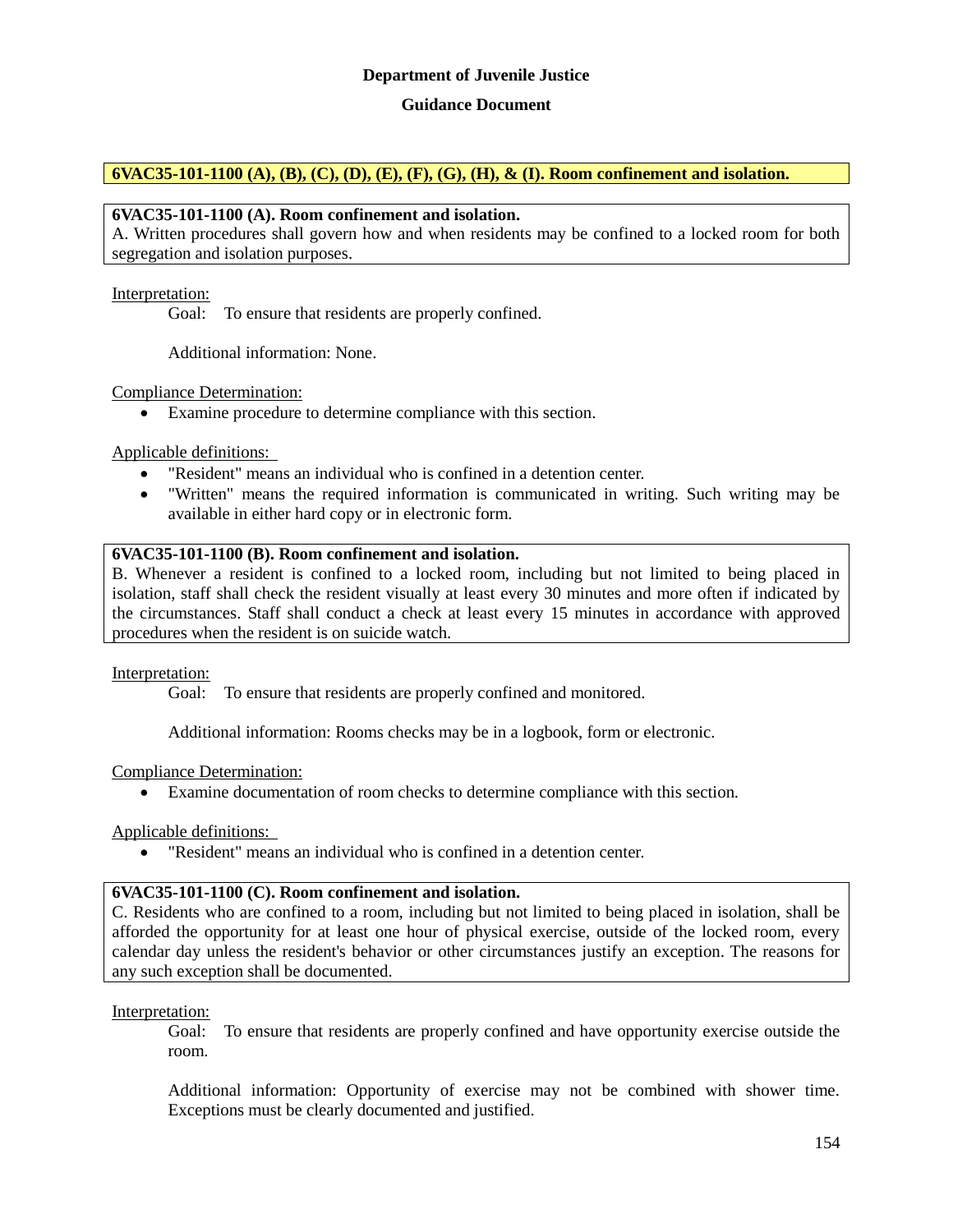**Department of Juvenile Justice**

**Guidance Document**

**6VAC35-101-1100 (A), (B), (C), (D), (E), (F), (G), (H), & (I). Room confinement and isolation.**

**6VAC35-101-1100 (A). Room confinement and isolation.**
A. Written procedures shall govern how and when residents may be confined to a locked room for both segregation and isolation purposes.

Interpretation:

Goal: To ensure that residents are properly confined.

Additional information: None.

Compliance Determination:

- Examine procedure to determine compliance with this section.

Applicable definitions:

- "Resident" means an individual who is confined in a detention center.
- "Written" means the required information is communicated in writing. Such writing may be available in either hard copy or in electronic form.

**6VAC35-101-1100 (B). Room confinement and isolation.**
B. Whenever a resident is confined to a locked room, including but not limited to being placed in isolation, staff shall check the resident visually at least every 30 minutes and more often if indicated by the circumstances. Staff shall conduct a check at least every 15 minutes in accordance with approved procedures when the resident is on suicide watch.

Interpretation:

Goal: To ensure that residents are properly confined and monitored.

Additional information: Rooms checks may be in a logbook, form or electronic.

Compliance Determination:

- Examine documentation of room checks to determine compliance with this section.

Applicable definitions:

- "Resident" means an individual who is confined in a detention center.

**6VAC35-101-1100 (C). Room confinement and isolation.**
C. Residents who are confined to a room, including but not limited to being placed in isolation, shall be afforded the opportunity for at least one hour of physical exercise, outside of the locked room, every calendar day unless the resident's behavior or other circumstances justify an exception. The reasons for any such exception shall be documented.

Interpretation:

Goal: To ensure that residents are properly confined and have opportunity exercise outside the room.

Additional information: Opportunity of exercise may not be combined with shower time. Exceptions must be clearly documented and justified.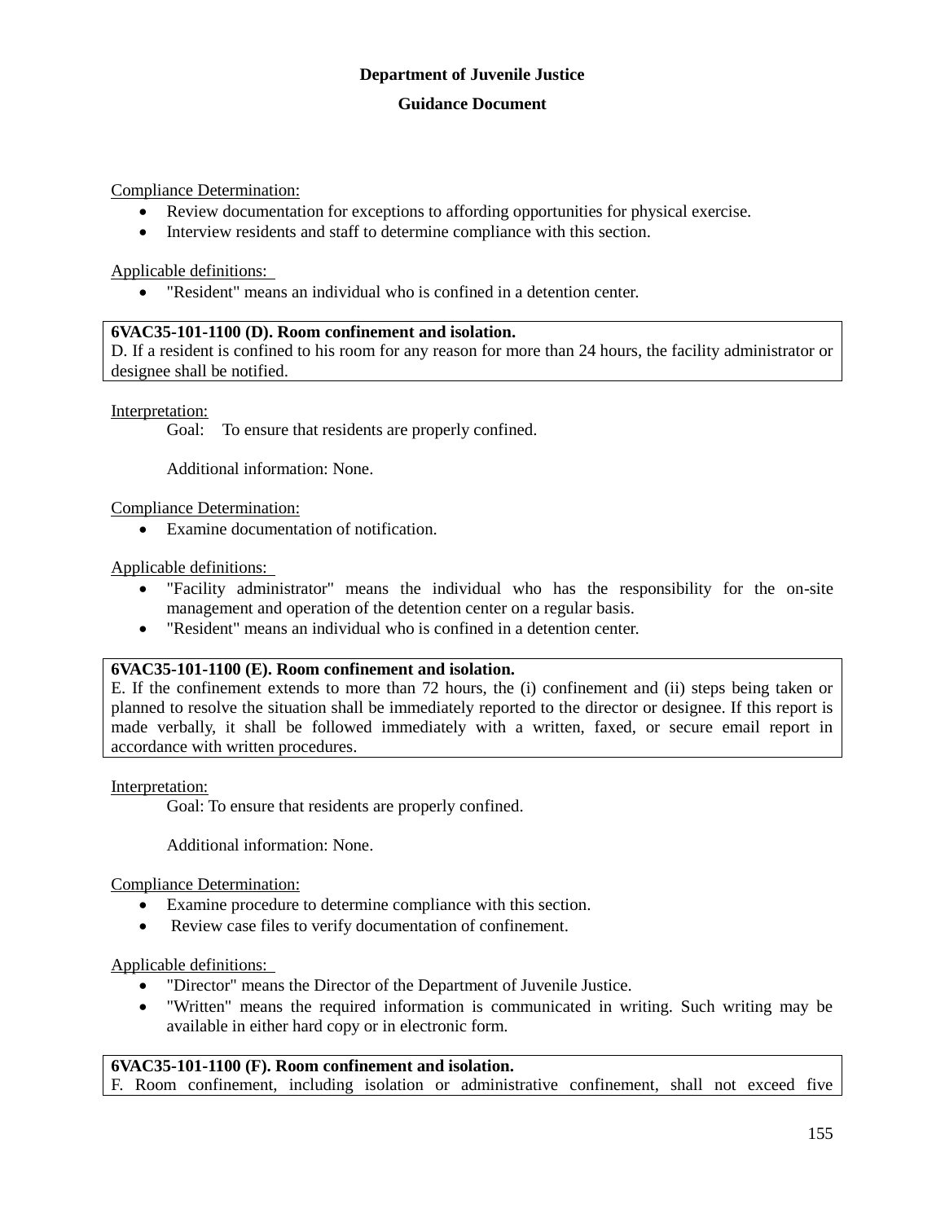Compliance Determination:

- Review documentation for exceptions to affording opportunities for physical exercise.
- Interview residents and staff to determine compliance with this section.

Applicable definitions:

- "Resident" means an individual who is confined in a detention center.

**6VAC35-101-1100 (D). Room confinement and isolation.**
D. If a resident is confined to his room for any reason for more than 24 hours, the facility administrator or designee shall be notified.

Interpretation:

Goal: To ensure that residents are properly confined.

Additional information: None.

Compliance Determination:

- Examine documentation of notification.

Applicable definitions:

- "Facility administrator" means the individual who has the responsibility for the on-site management and operation of the detention center on a regular basis.
- "Resident" means an individual who is confined in a detention center.

**6VAC35-101-1100 (E). Room confinement and isolation.**
E. If the confinement extends to more than 72 hours, the (i) confinement and (ii) steps being taken or planned to resolve the situation shall be immediately reported to the director or designee. If this report is made verbally, it shall be followed immediately with a written, faxed, or secure email report in accordance with written procedures.

Interpretation:

Goal: To ensure that residents are properly confined.

Additional information: None.

Compliance Determination:

- Examine procedure to determine compliance with this section.
- Review case files to verify documentation of confinement.

Applicable definitions:

- "Director" means the Director of the Department of Juvenile Justice.
- "Written" means the required information is communicated in writing. Such writing may be available in either hard copy or in electronic form.

**6VAC35-101-1100 (F). Room confinement and isolation.**
F. Room confinement, including isolation or administrative confinement, shall not exceed five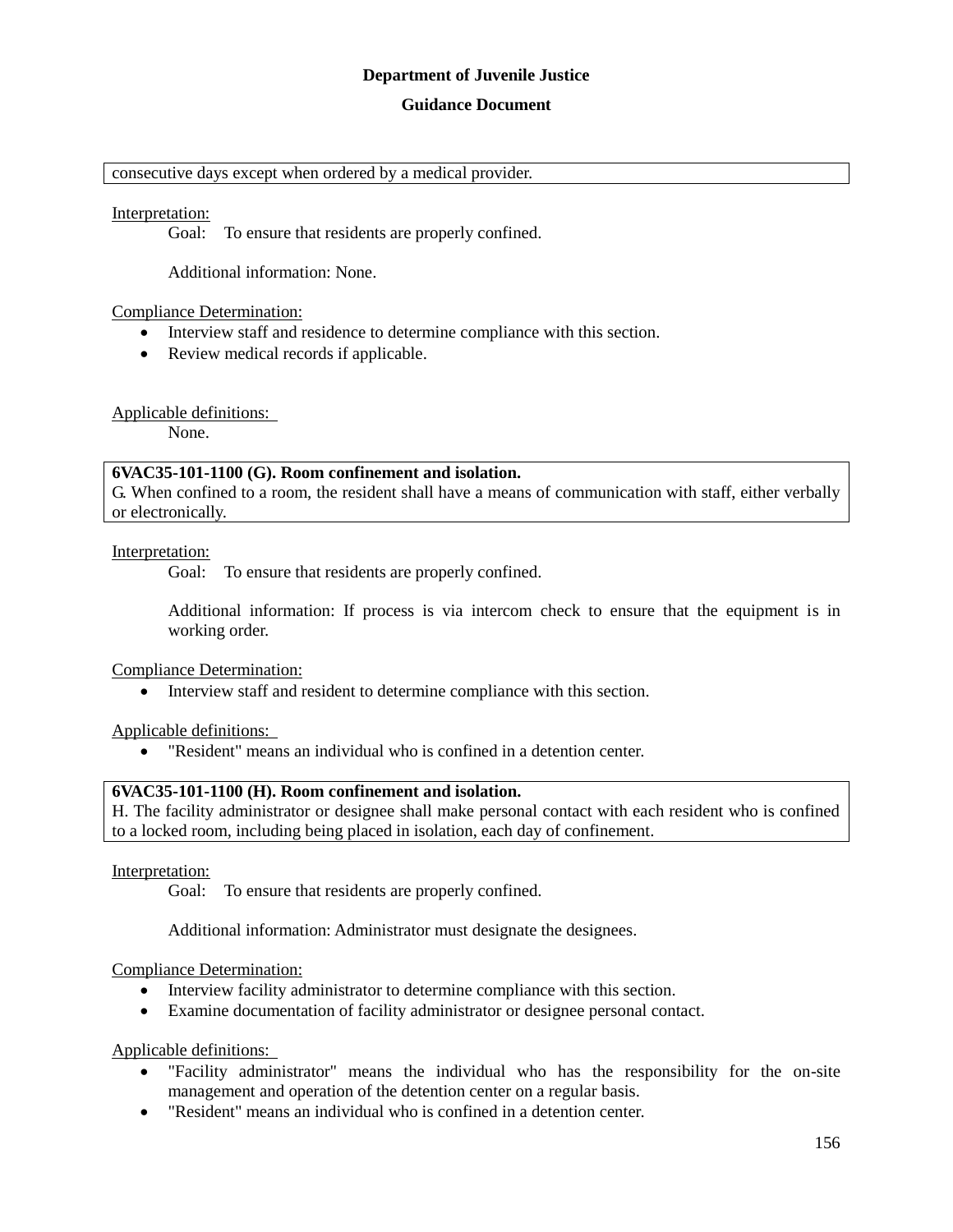consecutive days except when ordered by a medical provider.

Interpretation:

Goal: To ensure that residents are properly confined.

Additional information: None.

Compliance Determination:

- Interview staff and residence to determine compliance with this section.
- Review medical records if applicable.

Applicable definitions:

None.

**6VAC35-101-1100 (G). Room confinement and isolation.**
G. When confined to a room, the resident shall have a means of communication with staff, either verbally or electronically.

Interpretation:

Goal: To ensure that residents are properly confined.

Additional information: If process is via intercom check to ensure that the equipment is in working order.

Compliance Determination:

- Interview staff and resident to determine compliance with this section.

Applicable definitions:

- "Resident" means an individual who is confined in a detention center.

**6VAC35-101-1100 (H). Room confinement and isolation.**
H. The facility administrator or designee shall make personal contact with each resident who is confined to a locked room, including being placed in isolation, each day of confinement.

Interpretation:

Goal: To ensure that residents are properly confined.

Additional information: Administrator must designate the designees.

Compliance Determination:

- Interview facility administrator to determine compliance with this section.
- Examine documentation of facility administrator or designee personal contact.

Applicable definitions:

- "Facility administrator" means the individual who has the responsibility for the on-site management and operation of the detention center on a regular basis.
- "Resident" means an individual who is confined in a detention center.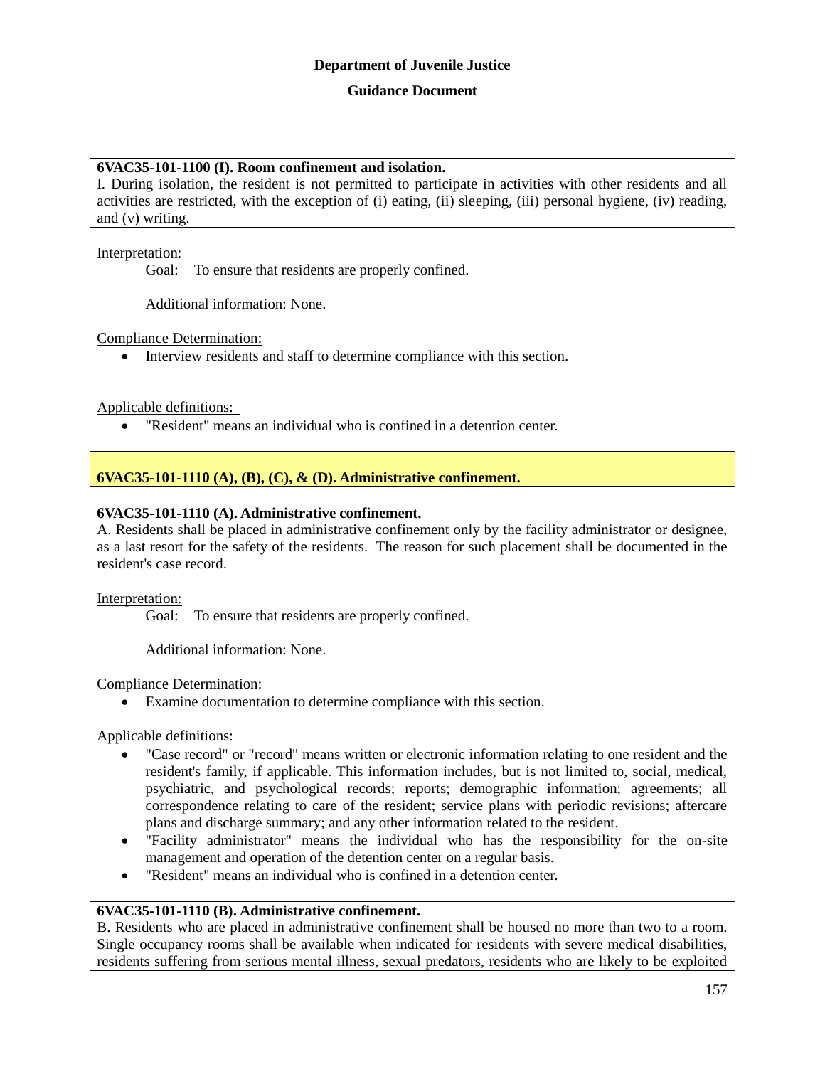**Department of Juvenile Justice**

**Guidance Document**

**6VAC35-101-1100 (I). Room confinement and isolation.**
I. During isolation, the resident is not permitted to participate in activities with other residents and all activities are restricted, with the exception of (i) eating, (ii) sleeping, (iii) personal hygiene, (iv) reading, and (v) writing.

Interpretation:

Goal: To ensure that residents are properly confined.

Additional information: None.

Compliance Determination:

- Interview residents and staff to determine compliance with this section.

Applicable definitions:

- "Resident" means an individual who is confined in a detention center.

**6VAC35-101-1110 (A), (B), (C), & (D). Administrative confinement.**

**6VAC35-101-1110 (A). Administrative confinement.**
A. Residents shall be placed in administrative confinement only by the facility administrator or designee, as a last resort for the safety of the residents. The reason for such placement shall be documented in the resident's case record.

Interpretation:

Goal: To ensure that residents are properly confined.

Additional information: None.

Compliance Determination:

- Examine documentation to determine compliance with this section.

Applicable definitions:

- "Case record" or "record" means written or electronic information relating to one resident and the resident's family, if applicable. This information includes, but is not limited to, social, medical, psychiatric, and psychological records; reports; demographic information; agreements; all correspondence relating to care of the resident; service plans with periodic revisions; aftercare plans and discharge summary; and any other information related to the resident.
- "Facility administrator" means the individual who has the responsibility for the on-site management and operation of the detention center on a regular basis.
- "Resident" means an individual who is confined in a detention center.

**6VAC35-101-1110 (B). Administrative confinement.**
B. Residents who are placed in administrative confinement shall be housed no more than two to a room. Single occupancy rooms shall be available when indicated for residents with severe medical disabilities, residents suffering from serious mental illness, sexual predators, residents who are likely to be exploited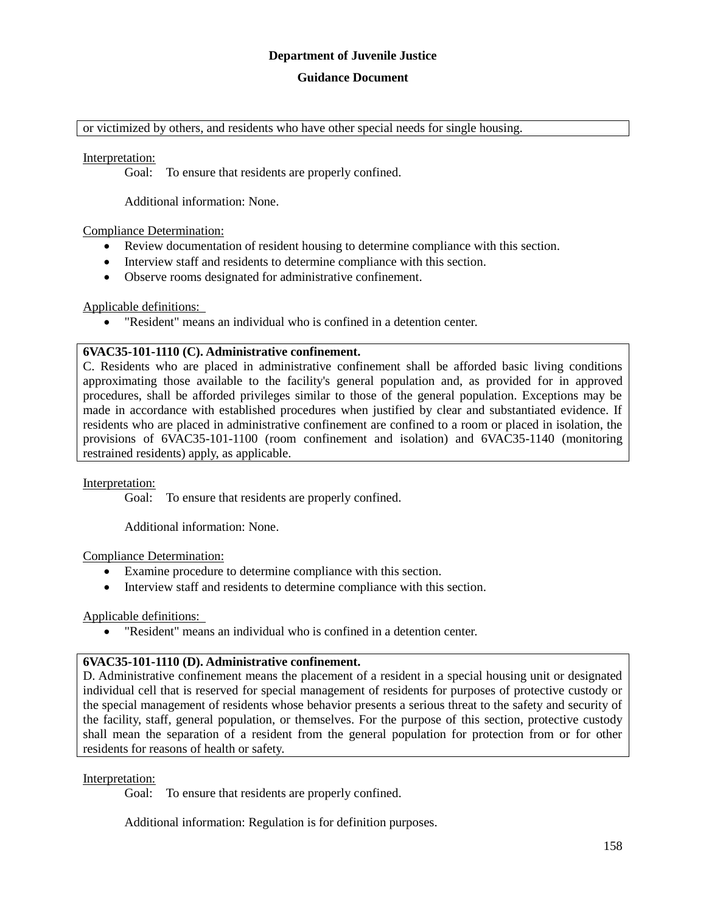or victimized by others, and residents who have other special needs for single housing.

Interpretation:

Goal: To ensure that residents are properly confined.

Additional information: None.

Compliance Determination:

- Review documentation of resident housing to determine compliance with this section.
- Interview staff and residents to determine compliance with this section.
- Observe rooms designated for administrative confinement.

Applicable definitions:

- "Resident" means an individual who is confined in a detention center.

**6VAC35-101-1110 (C). Administrative confinement.**

C. Residents who are placed in administrative confinement shall be afforded basic living conditions approximating those available to the facility's general population and, as provided for in approved procedures, shall be afforded privileges similar to those of the general population. Exceptions may be made in accordance with established procedures when justified by clear and substantiated evidence. If residents who are placed in administrative confinement are confined to a room or placed in isolation, the provisions of 6VAC35-101-1100 (room confinement and isolation) and 6VAC35-1140 (monitoring restrained residents) apply, as applicable.

Interpretation:

Goal: To ensure that residents are properly confined.

Additional information: None.

Compliance Determination:

- Examine procedure to determine compliance with this section.
- Interview staff and residents to determine compliance with this section.

Applicable definitions:

- "Resident" means an individual who is confined in a detention center.

**6VAC35-101-1110 (D). Administrative confinement.**

D. Administrative confinement means the placement of a resident in a special housing unit or designated individual cell that is reserved for special management of residents for purposes of protective custody or the special management of residents whose behavior presents a serious threat to the safety and security of the facility, staff, general population, or themselves. For the purpose of this section, protective custody shall mean the separation of a resident from the general population for protection from or for other residents for reasons of health or safety.

Interpretation:

Goal: To ensure that residents are properly confined.

Additional information: Regulation is for definition purposes.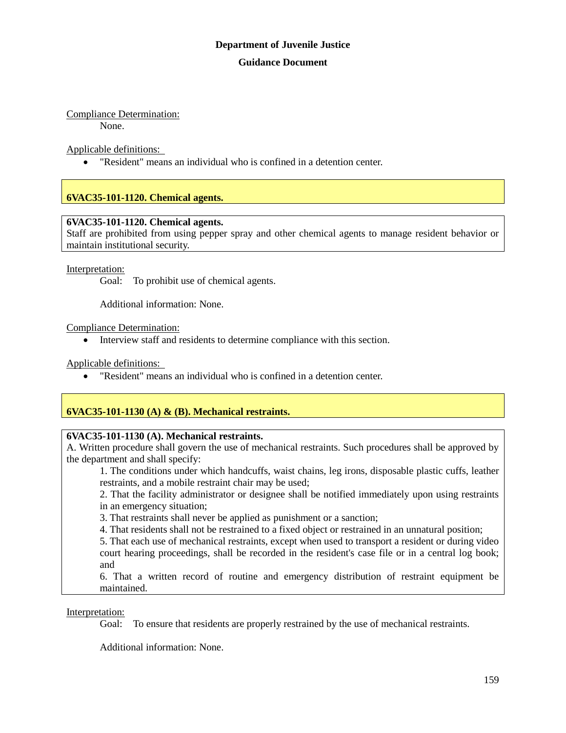Compliance Determination:

None.

Applicable definitions:

- "Resident" means an individual who is confined in a detention center.

## 6VAC35-101-1120. Chemical agents.

**6VAC35-101-1120. Chemical agents.**
Staff are prohibited from using pepper spray and other chemical agents to manage resident behavior or maintain institutional security.

Interpretation:

Goal: To prohibit use of chemical agents.

Additional information: None.

Compliance Determination:

- Interview staff and residents to determine compliance with this section.

Applicable definitions:

- "Resident" means an individual who is confined in a detention center.

## 6VAC35-101-1130 (A) & (B). Mechanical restraints.

**6VAC35-101-1130 (A). Mechanical restraints.**
A. Written procedure shall govern the use of mechanical restraints. Such procedures shall be approved by the department and shall specify:

1. The conditions under which handcuffs, waist chains, leg irons, disposable plastic cuffs, leather restraints, and a mobile restraint chair may be used;
2. That the facility administrator or designee shall be notified immediately upon using restraints in an emergency situation;
3. That restraints shall never be applied as punishment or a sanction;
4. That residents shall not be restrained to a fixed object or restrained in an unnatural position;
5. That each use of mechanical restraints, except when used to transport a resident or during video court hearing proceedings, shall be recorded in the resident's case file or in a central log book; and
6. That a written record of routine and emergency distribution of restraint equipment be maintained.

Interpretation:

Goal: To ensure that residents are properly restrained by the use of mechanical restraints.

Additional information: None.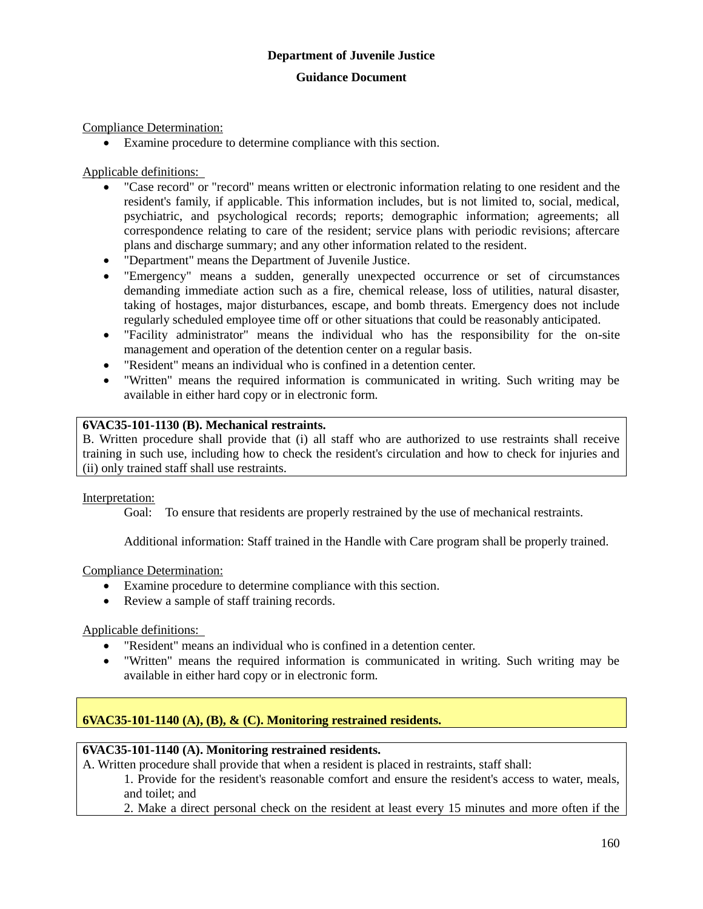Compliance Determination:

- Examine procedure to determine compliance with this section.

Applicable definitions:

- "Case record" or "record" means written or electronic information relating to one resident and the resident's family, if applicable. This information includes, but is not limited to, social, medical, psychiatric, and psychological records; reports; demographic information; agreements; all correspondence relating to care of the resident; service plans with periodic revisions; aftercare plans and discharge summary; and any other information related to the resident.
- "Department" means the Department of Juvenile Justice.
- "Emergency" means a sudden, generally unexpected occurrence or set of circumstances demanding immediate action such as a fire, chemical release, loss of utilities, natural disaster, taking of hostages, major disturbances, escape, and bomb threats. Emergency does not include regularly scheduled employee time off or other situations that could be reasonably anticipated.
- "Facility administrator" means the individual who has the responsibility for the on-site management and operation of the detention center on a regular basis.
- "Resident" means an individual who is confined in a detention center.
- "Written" means the required information is communicated in writing. Such writing may be available in either hard copy or in electronic form.

**6VAC35-101-1130 (B). Mechanical restraints.**

B. Written procedure shall provide that (i) all staff who are authorized to use restraints shall receive training in such use, including how to check the resident's circulation and how to check for injuries and (ii) only trained staff shall use restraints.

Interpretation:

Goal: To ensure that residents are properly restrained by the use of mechanical restraints.

Additional information: Staff trained in the Handle with Care program shall be properly trained.

Compliance Determination:

- Examine procedure to determine compliance with this section.
- Review a sample of staff training records.

Applicable definitions:

- "Resident" means an individual who is confined in a detention center.
- "Written" means the required information is communicated in writing. Such writing may be available in either hard copy or in electronic form.

**6VAC35-101-1140 (A), (B), & (C). Monitoring restrained residents.**

**6VAC35-101-1140 (A). Monitoring restrained residents.**

A. Written procedure shall provide that when a resident is placed in restraints, staff shall:

1. Provide for the resident's reasonable comfort and ensure the resident's access to water, meals, and toilet; and
2. Make a direct personal check on the resident at least every 15 minutes and more often if the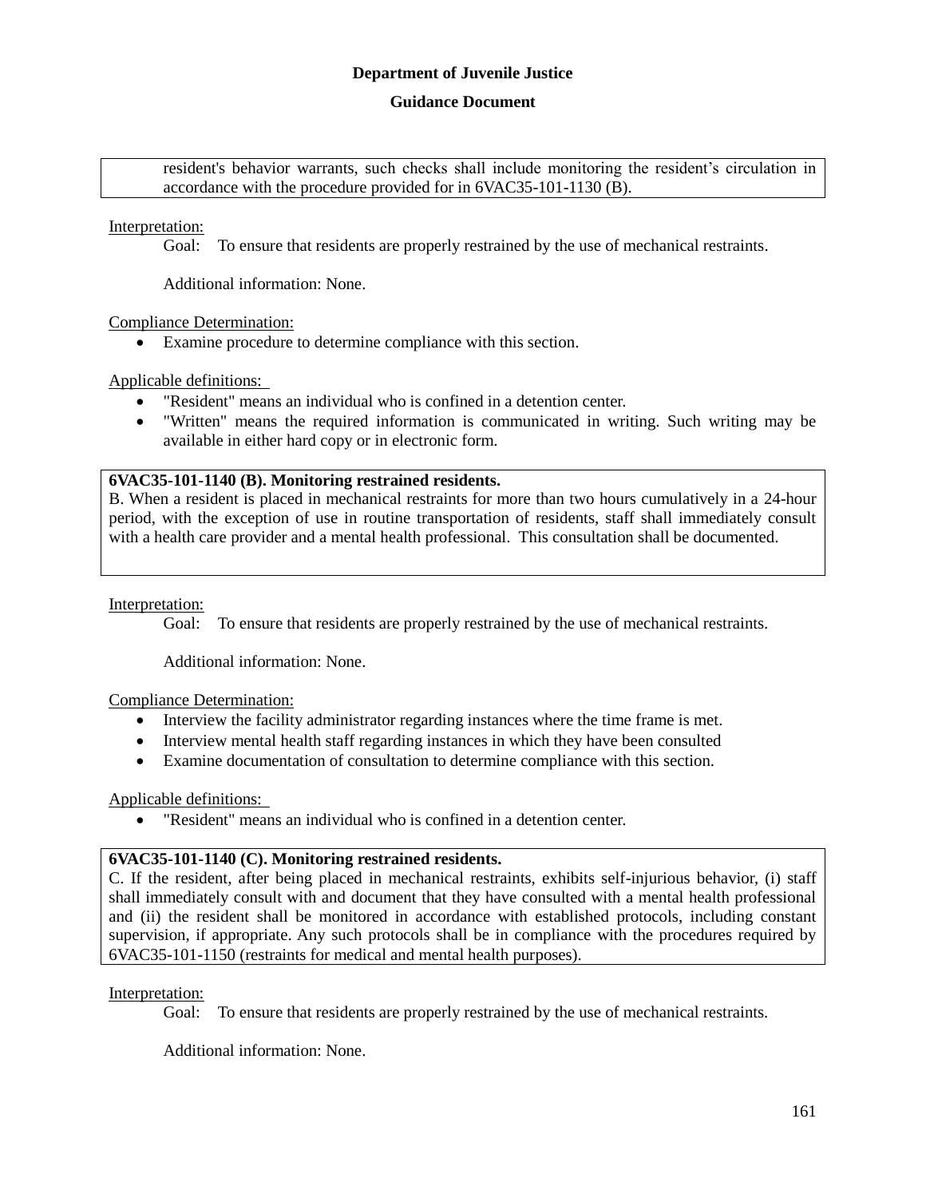resident's behavior warrants, such checks shall include monitoring the resident's circulation in accordance with the procedure provided for in 6VAC35-101-1130 (B).

Interpretation:

Goal: To ensure that residents are properly restrained by the use of mechanical restraints.

Additional information: None.

Compliance Determination:

- Examine procedure to determine compliance with this section.

Applicable definitions:

- "Resident" means an individual who is confined in a detention center.
- "Written" means the required information is communicated in writing. Such writing may be available in either hard copy or in electronic form.

**6VAC35-101-1140 (B). Monitoring restrained residents.**

B. When a resident is placed in mechanical restraints for more than two hours cumulatively in a 24-hour period, with the exception of use in routine transportation of residents, staff shall immediately consult with a health care provider and a mental health professional. This consultation shall be documented.

Interpretation:

Goal: To ensure that residents are properly restrained by the use of mechanical restraints.

Additional information: None.

Compliance Determination:

- Interview the facility administrator regarding instances where the time frame is met.
- Interview mental health staff regarding instances in which they have been consulted
- Examine documentation of consultation to determine compliance with this section.

Applicable definitions:

- "Resident" means an individual who is confined in a detention center.

**6VAC35-101-1140 (C). Monitoring restrained residents.**

C. If the resident, after being placed in mechanical restraints, exhibits self-injurious behavior, (i) staff shall immediately consult with and document that they have consulted with a mental health professional and (ii) the resident shall be monitored in accordance with established protocols, including constant supervision, if appropriate. Any such protocols shall be in compliance with the procedures required by 6VAC35-101-1150 (restraints for medical and mental health purposes).

Interpretation:

Goal: To ensure that residents are properly restrained by the use of mechanical restraints.

Additional information: None.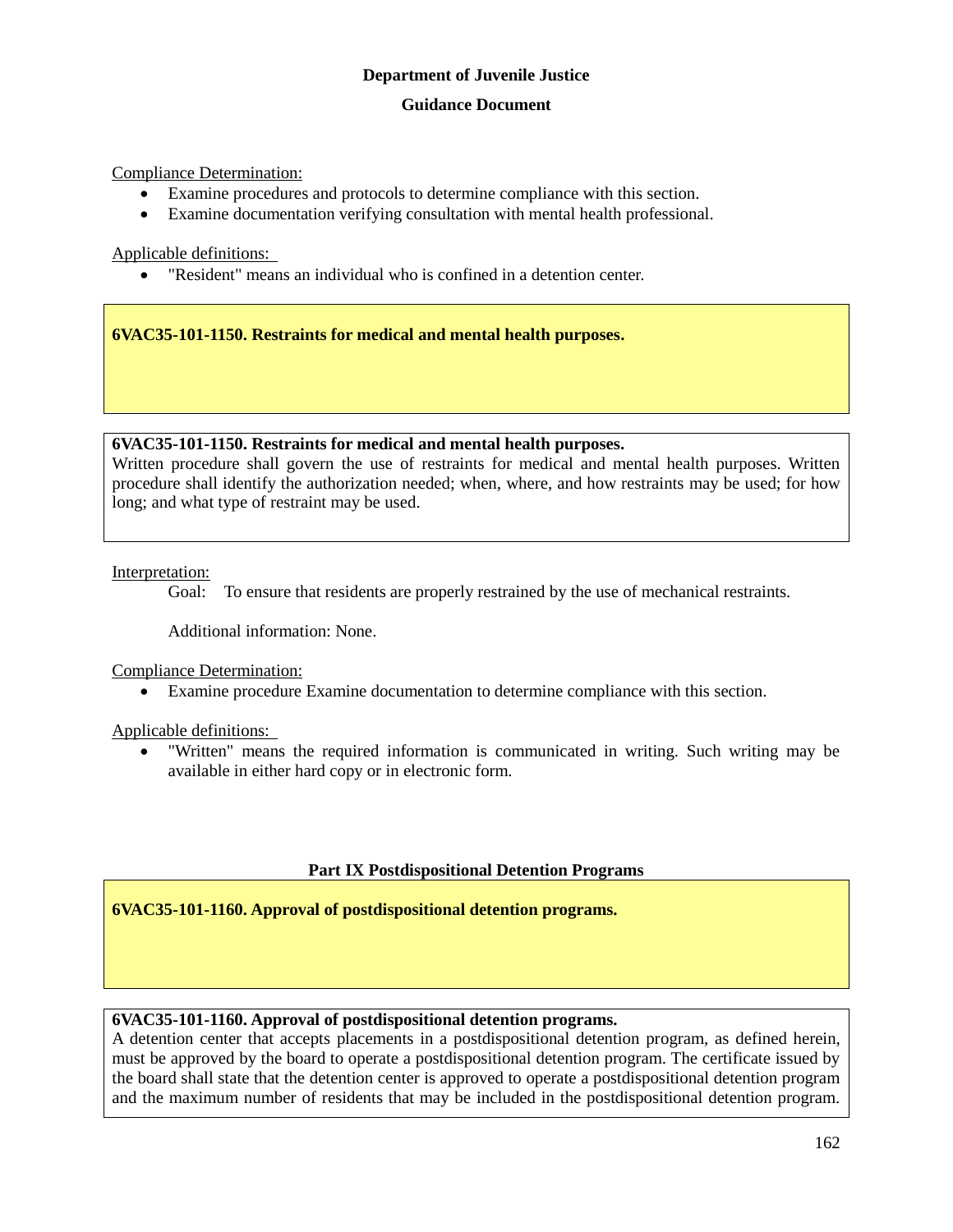Compliance Determination:

- Examine procedures and protocols to determine compliance with this section.
- Examine documentation verifying consultation with mental health professional.

Applicable definitions:

- "Resident" means an individual who is confined in a detention center.

**6VAC35-101-1150. Restraints for medical and mental health purposes.**

**6VAC35-101-1150. Restraints for medical and mental health purposes.**
Written procedure shall govern the use of restraints for medical and mental health purposes. Written procedure shall identify the authorization needed; when, where, and how restraints may be used; for how long; and what type of restraint may be used.

Interpretation:

Goal: To ensure that residents are properly restrained by the use of mechanical restraints.

Additional information: None.

Compliance Determination:

- Examine procedure Examine documentation to determine compliance with this section.

Applicable definitions:

- "Written" means the required information is communicated in writing. Such writing may be available in either hard copy or in electronic form.

## Part IX Postdispositional Detention Programs

**6VAC35-101-1160. Approval of postdispositional detention programs.**

**6VAC35-101-1160. Approval of postdispositional detention programs.**
A detention center that accepts placements in a postdispositional detention program, as defined herein, must be approved by the board to operate a postdispositional detention program. The certificate issued by the board shall state that the detention center is approved to operate a postdispositional detention program and the maximum number of residents that may be included in the postdispositional detention program.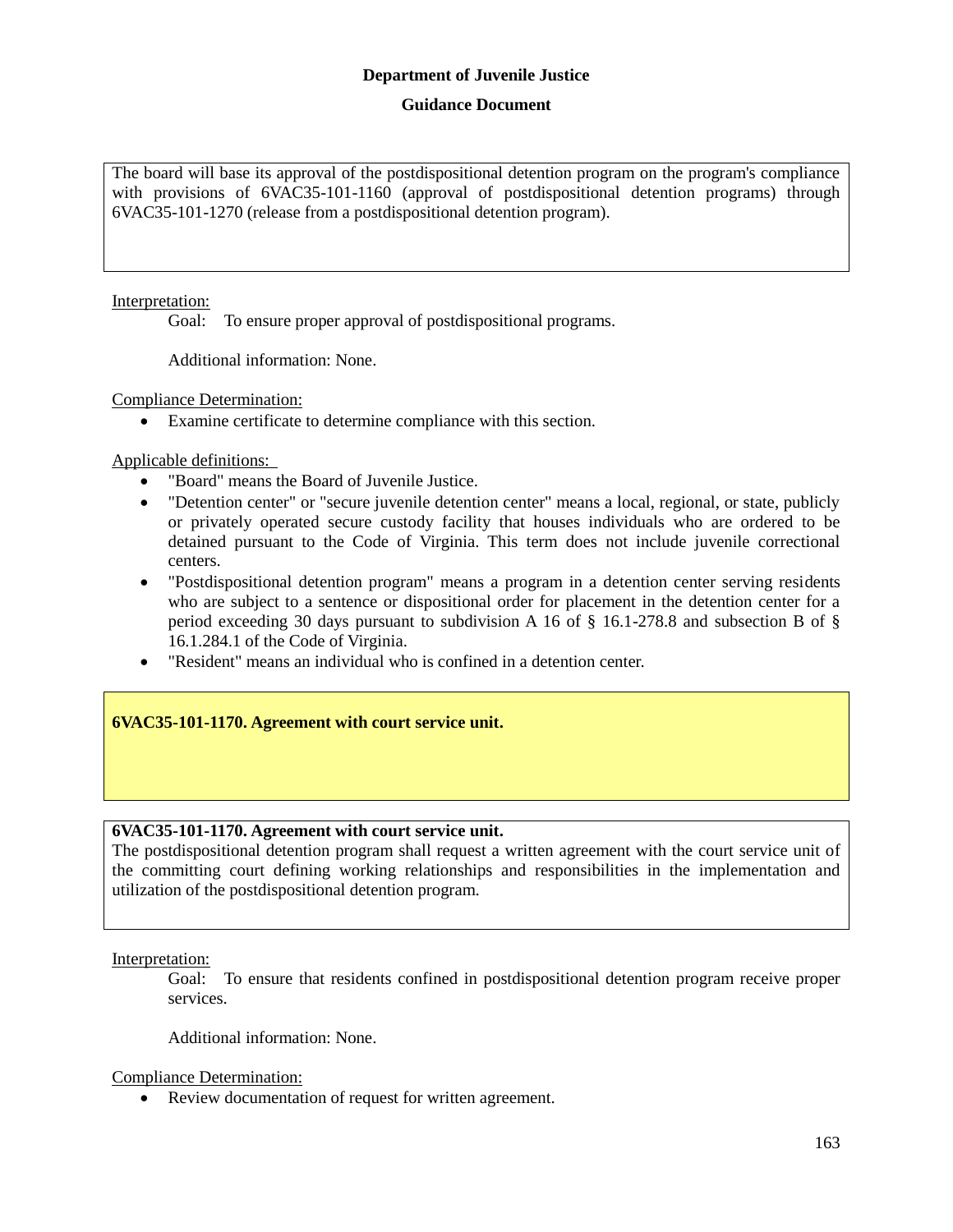**Department of Juvenile Justice**

**Guidance Document**

The board will base its approval of the postdispositional detention program on the program's compliance with provisions of 6VAC35-101-1160 (approval of postdispositional detention programs) through 6VAC35-101-1270 (release from a postdispositional detention program).

Interpretation:

Goal: To ensure proper approval of postdispositional programs.

Additional information: None.

Compliance Determination:

- Examine certificate to determine compliance with this section.

Applicable definitions:

- "Board" means the Board of Juvenile Justice.
- "Detention center" or "secure juvenile detention center" means a local, regional, or state, publicly or privately operated secure custody facility that houses individuals who are ordered to be detained pursuant to the Code of Virginia. This term does not include juvenile correctional centers.
- "Postdispositional detention program" means a program in a detention center serving residents who are subject to a sentence or dispositional order for placement in the detention center for a period exceeding 30 days pursuant to subdivision A 16 of § 16.1-278.8 and subsection B of § 16.1.284.1 of the Code of Virginia.
- "Resident" means an individual who is confined in a detention center.

## 6VAC35-101-1170. Agreement with court service unit.

**6VAC35-101-1170. Agreement with court service unit.**
The postdispositional detention program shall request a written agreement with the court service unit of the committing court defining working relationships and responsibilities in the implementation and utilization of the postdispositional detention program.

Interpretation:

Goal: To ensure that residents confined in postdispositional detention program receive proper services.

Additional information: None.

Compliance Determination:

- Review documentation of request for written agreement.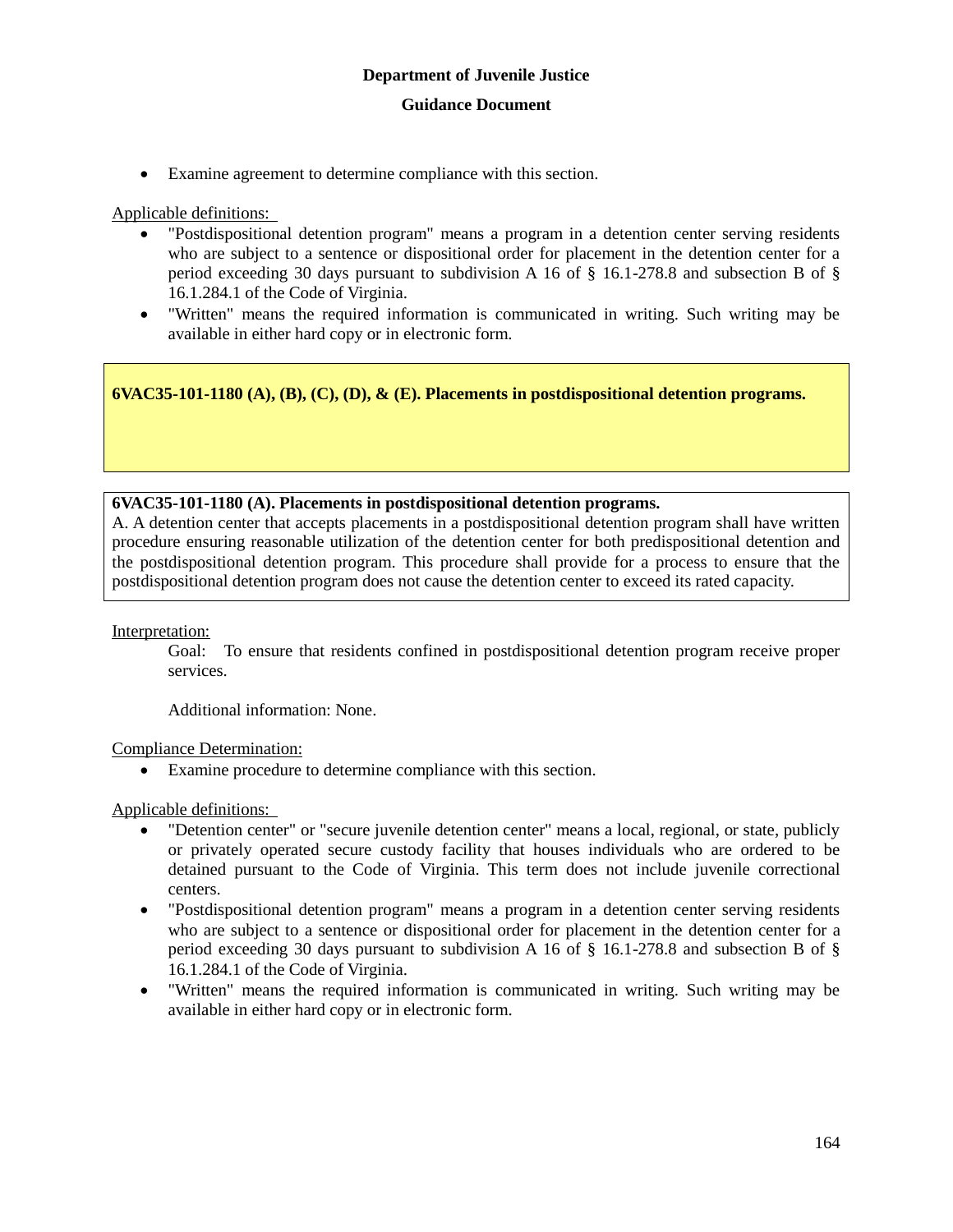- Examine agreement to determine compliance with this section.

Applicable definitions:

- "Postdispositional detention program" means a program in a detention center serving residents who are subject to a sentence or dispositional order for placement in the detention center for a period exceeding 30 days pursuant to subdivision A 16 of § 16.1-278.8 and subsection B of § 16.1.284.1 of the Code of Virginia.
- "Written" means the required information is communicated in writing. Such writing may be available in either hard copy or in electronic form.

## 6VAC35-101-1180 (A), (B), (C), (D), & (E). Placements in postdispositional detention programs.

### 6VAC35-101-1180 (A). Placements in postdispositional detention programs.

A. A detention center that accepts placements in a postdispositional detention program shall have written procedure ensuring reasonable utilization of the detention center for both predispositional detention and the postdispositional detention program. This procedure shall provide for a process to ensure that the postdispositional detention program does not cause the detention center to exceed its rated capacity.

Interpretation:

Goal: To ensure that residents confined in postdispositional detention program receive proper services.

Additional information: None.

Compliance Determination:

- Examine procedure to determine compliance with this section.

Applicable definitions:

- "Detention center" or "secure juvenile detention center" means a local, regional, or state, publicly or privately operated secure custody facility that houses individuals who are ordered to be detained pursuant to the Code of Virginia. This term does not include juvenile correctional centers.
- "Postdispositional detention program" means a program in a detention center serving residents who are subject to a sentence or dispositional order for placement in the detention center for a period exceeding 30 days pursuant to subdivision A 16 of § 16.1-278.8 and subsection B of § 16.1.284.1 of the Code of Virginia.
- "Written" means the required information is communicated in writing. Such writing may be available in either hard copy or in electronic form.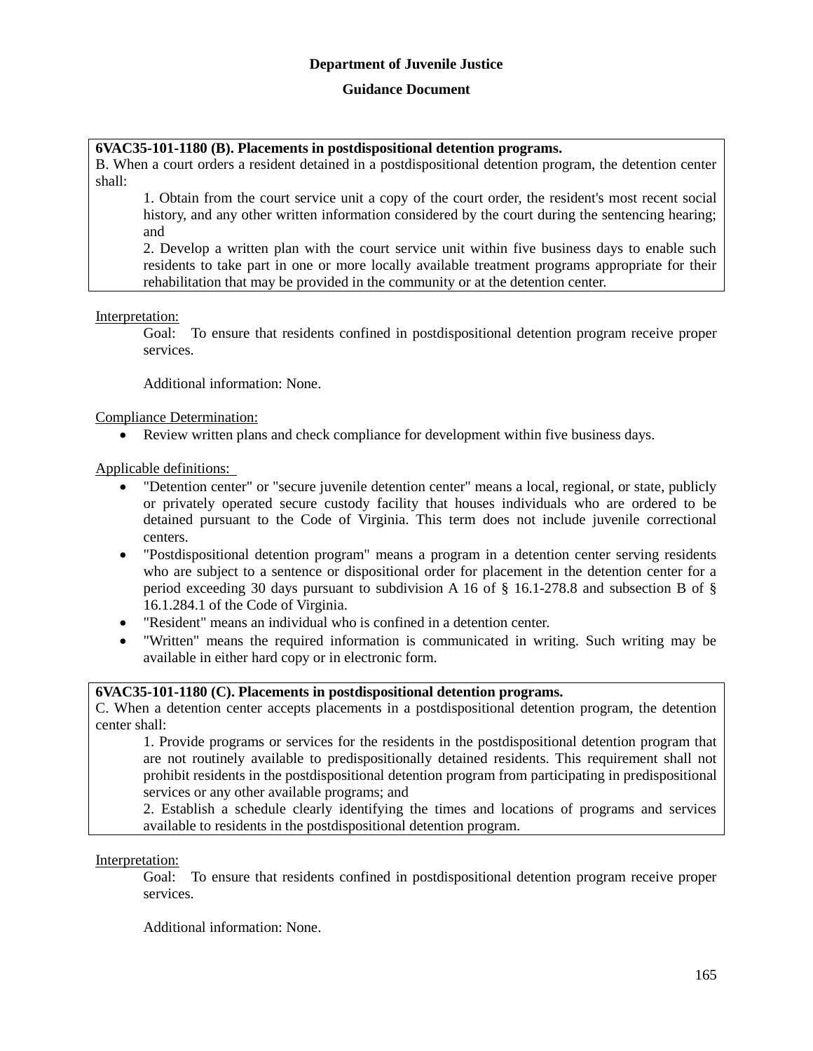**Department of Juvenile Justice**

**Guidance Document**

**6VAC35-101-1180 (B). Placements in postdispositional detention programs.**

B. When a court orders a resident detained in a postdispositional detention program, the detention center shall:

> 1. Obtain from the court service unit a copy of the court order, the resident's most recent social history, and any other written information considered by the court during the sentencing hearing; and
>
> 2. Develop a written plan with the court service unit within five business days to enable such residents to take part in one or more locally available treatment programs appropriate for their rehabilitation that may be provided in the community or at the detention center.

Interpretation:

Goal: To ensure that residents confined in postdispositional detention program receive proper services.

Additional information: None.

Compliance Determination:

- Review written plans and check compliance for development within five business days.

Applicable definitions:

- "Detention center" or "secure juvenile detention center" means a local, regional, or state, publicly or privately operated secure custody facility that houses individuals who are ordered to be detained pursuant to the Code of Virginia. This term does not include juvenile correctional centers.
- "Postdispositional detention program" means a program in a detention center serving residents who are subject to a sentence or dispositional order for placement in the detention center for a period exceeding 30 days pursuant to subdivision A 16 of § 16.1-278.8 and subsection B of § 16.1.284.1 of the Code of Virginia.
- "Resident" means an individual who is confined in a detention center.
- "Written" means the required information is communicated in writing. Such writing may be available in either hard copy or in electronic form.

**6VAC35-101-1180 (C). Placements in postdispositional detention programs.**

C. When a detention center accepts placements in a postdispositional detention program, the detention center shall:

> 1. Provide programs or services for the residents in the postdispositional detention program that are not routinely available to predispositionally detained residents. This requirement shall not prohibit residents in the postdispositional detention program from participating in predispositional services or any other available programs; and
>
> 2. Establish a schedule clearly identifying the times and locations of programs and services available to residents in the postdispositional detention program.

Interpretation:

Goal: To ensure that residents confined in postdispositional detention program receive proper services.

Additional information: None.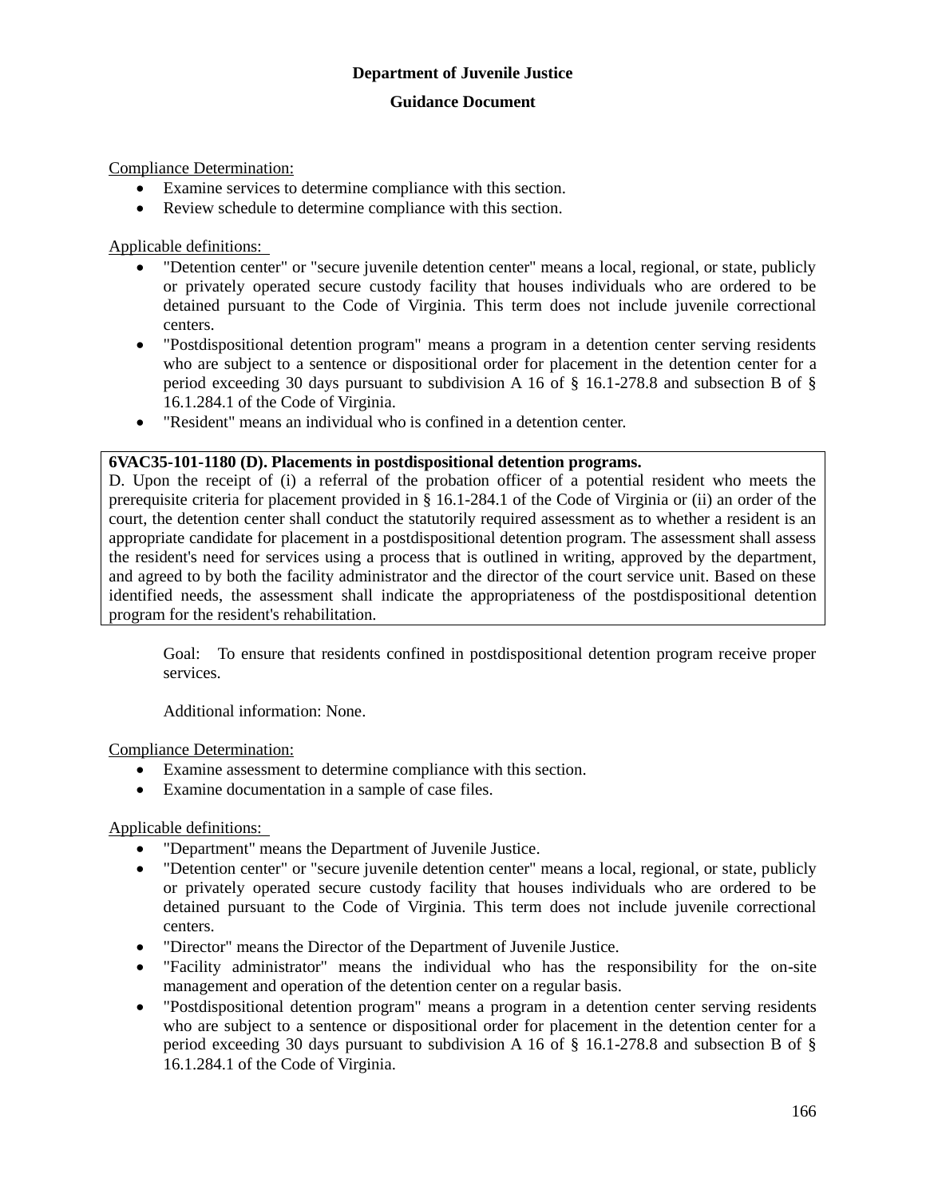Compliance Determination:

- Examine services to determine compliance with this section.
- Review schedule to determine compliance with this section.

Applicable definitions:

- "Detention center" or "secure juvenile detention center" means a local, regional, or state, publicly or privately operated secure custody facility that houses individuals who are ordered to be detained pursuant to the Code of Virginia. This term does not include juvenile correctional centers.
- "Postdispositional detention program" means a program in a detention center serving residents who are subject to a sentence or dispositional order for placement in the detention center for a period exceeding 30 days pursuant to subdivision A 16 of § 16.1-278.8 and subsection B of § 16.1.284.1 of the Code of Virginia.
- "Resident" means an individual who is confined in a detention center.

**6VAC35-101-1180 (D). Placements in postdispositional detention programs.**

D. Upon the receipt of (i) a referral of the probation officer of a potential resident who meets the prerequisite criteria for placement provided in § 16.1-284.1 of the Code of Virginia or (ii) an order of the court, the detention center shall conduct the statutorily required assessment as to whether a resident is an appropriate candidate for placement in a postdispositional detention program. The assessment shall assess the resident's need for services using a process that is outlined in writing, approved by the department, and agreed to by both the facility administrator and the director of the court service unit. Based on these identified needs, the assessment shall indicate the appropriateness of the postdispositional detention program for the resident's rehabilitation.

Goal: To ensure that residents confined in postdispositional detention program receive proper services.

Additional information: None.

Compliance Determination:

- Examine assessment to determine compliance with this section.
- Examine documentation in a sample of case files.

Applicable definitions:

- "Department" means the Department of Juvenile Justice.
- "Detention center" or "secure juvenile detention center" means a local, regional, or state, publicly or privately operated secure custody facility that houses individuals who are ordered to be detained pursuant to the Code of Virginia. This term does not include juvenile correctional centers.
- "Director" means the Director of the Department of Juvenile Justice.
- "Facility administrator" means the individual who has the responsibility for the on-site management and operation of the detention center on a regular basis.
- "Postdispositional detention program" means a program in a detention center serving residents who are subject to a sentence or dispositional order for placement in the detention center for a period exceeding 30 days pursuant to subdivision A 16 of § 16.1-278.8 and subsection B of § 16.1.284.1 of the Code of Virginia.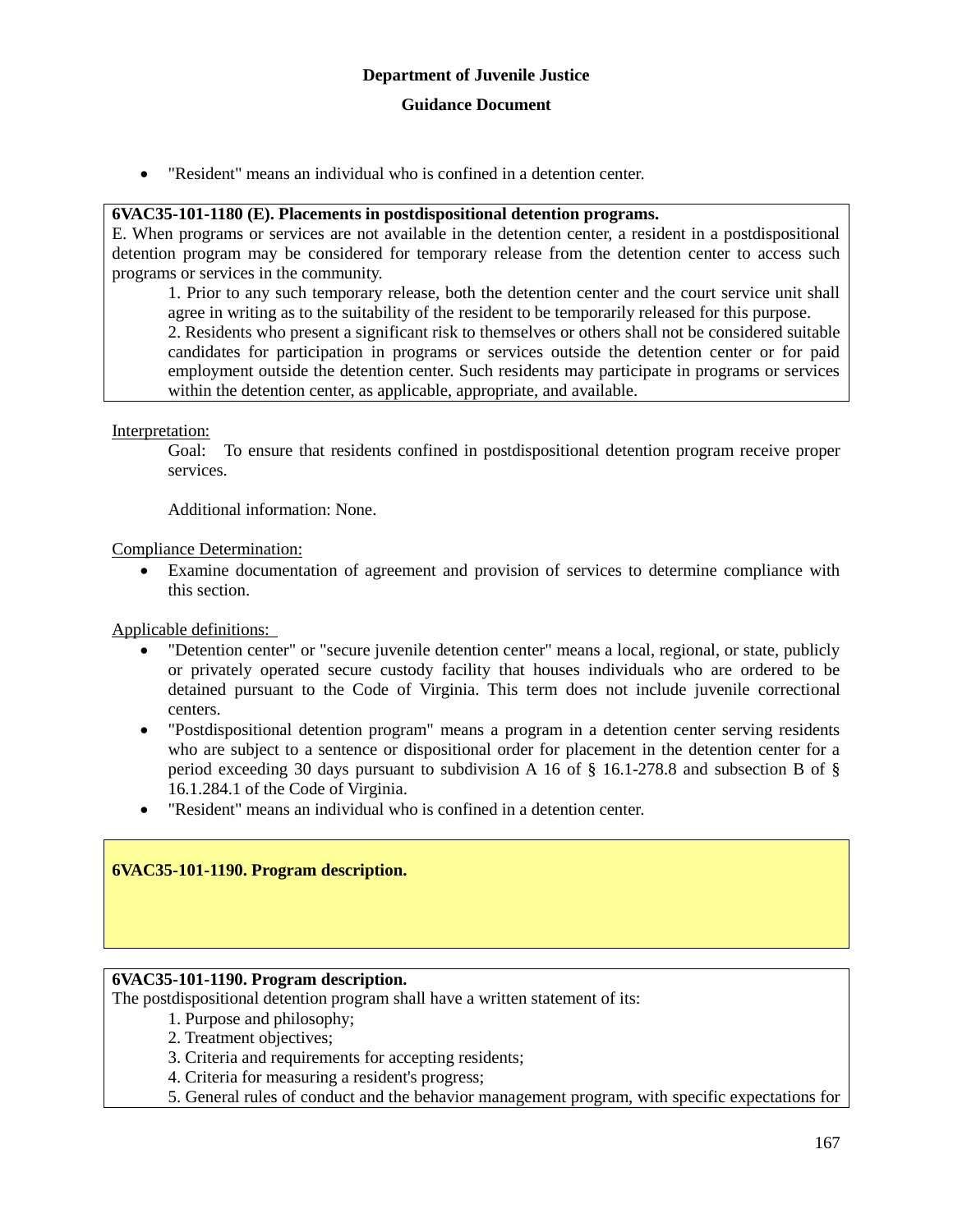- "Resident" means an individual who is confined in a detention center.

**6VAC35-101-1180 (E). Placements in postdispositional detention programs.**

E. When programs or services are not available in the detention center, a resident in a postdispositional detention program may be considered for temporary release from the detention center to access such programs or services in the community.

1. Prior to any such temporary release, both the detention center and the court service unit shall agree in writing as to the suitability of the resident to be temporarily released for this purpose.
2. Residents who present a significant risk to themselves or others shall not be considered suitable candidates for participation in programs or services outside the detention center or for paid employment outside the detention center. Such residents may participate in programs or services within the detention center, as applicable, appropriate, and available.

Interpretation:

Goal: To ensure that residents confined in postdispositional detention program receive proper services.

Additional information: None.

Compliance Determination:

- Examine documentation of agreement and provision of services to determine compliance with this section.

Applicable definitions:

- "Detention center" or "secure juvenile detention center" means a local, regional, or state, publicly or privately operated secure custody facility that houses individuals who are ordered to be detained pursuant to the Code of Virginia. This term does not include juvenile correctional centers.
- "Postdispositional detention program" means a program in a detention center serving residents who are subject to a sentence or dispositional order for placement in the detention center for a period exceeding 30 days pursuant to subdivision A 16 of § 16.1-278.8 and subsection B of § 16.1.284.1 of the Code of Virginia.
- "Resident" means an individual who is confined in a detention center.

**6VAC35-101-1190. Program description.**

**6VAC35-101-1190. Program description.**

The postdispositional detention program shall have a written statement of its:

1. Purpose and philosophy;
2. Treatment objectives;
3. Criteria and requirements for accepting residents;
4. Criteria for measuring a resident's progress;
5. General rules of conduct and the behavior management program, with specific expectations for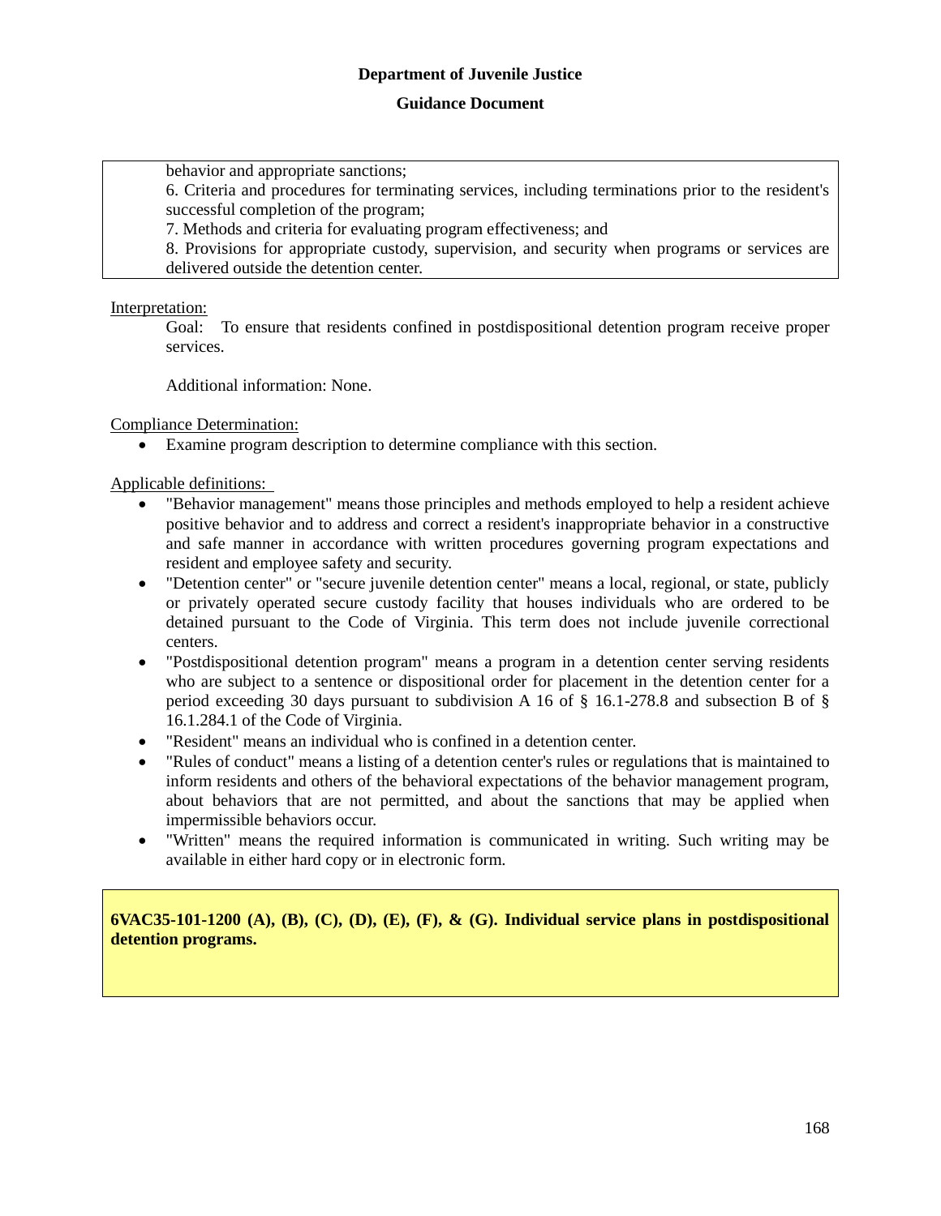behavior and appropriate sanctions;

6. Criteria and procedures for terminating services, including terminations prior to the resident's successful completion of the program;

7. Methods and criteria for evaluating program effectiveness; and

8. Provisions for appropriate custody, supervision, and security when programs or services are delivered outside the detention center.

Interpretation:

Goal: To ensure that residents confined in postdispositional detention program receive proper services.

Additional information: None.

Compliance Determination:

- Examine program description to determine compliance with this section.

Applicable definitions:

- "Behavior management" means those principles and methods employed to help a resident achieve positive behavior and to address and correct a resident's inappropriate behavior in a constructive and safe manner in accordance with written procedures governing program expectations and resident and employee safety and security.
- "Detention center" or "secure juvenile detention center" means a local, regional, or state, publicly or privately operated secure custody facility that houses individuals who are ordered to be detained pursuant to the Code of Virginia. This term does not include juvenile correctional centers.
- "Postdispositional detention program" means a program in a detention center serving residents who are subject to a sentence or dispositional order for placement in the detention center for a period exceeding 30 days pursuant to subdivision A 16 of § 16.1-278.8 and subsection B of § 16.1.284.1 of the Code of Virginia.
- "Resident" means an individual who is confined in a detention center.
- "Rules of conduct" means a listing of a detention center's rules or regulations that is maintained to inform residents and others of the behavioral expectations of the behavior management program, about behaviors that are not permitted, and about the sanctions that may be applied when impermissible behaviors occur.
- "Written" means the required information is communicated in writing. Such writing may be available in either hard copy or in electronic form.

**6VAC35-101-1200 (A), (B), (C), (D), (E), (F), & (G). Individual service plans in postdispositional detention programs.**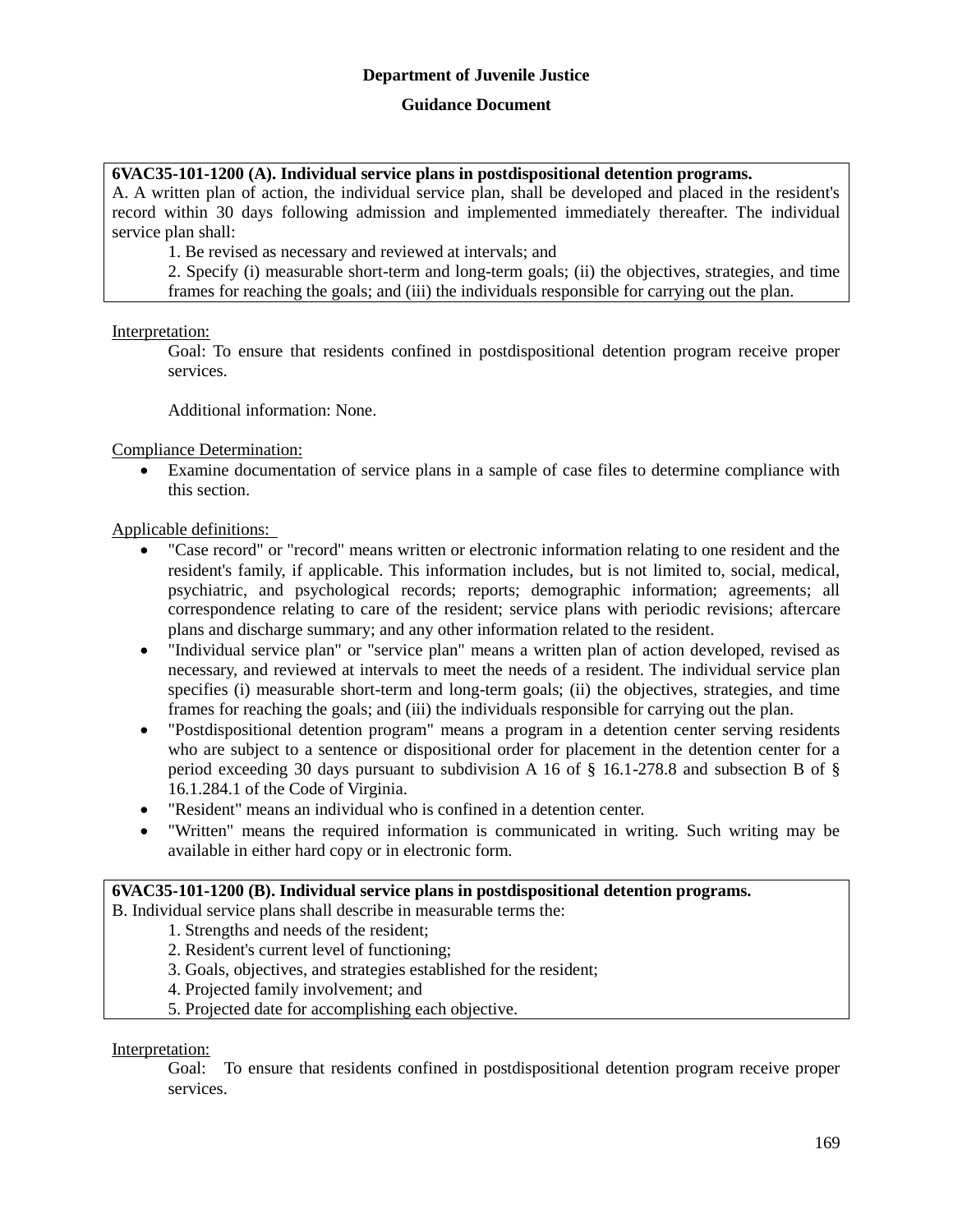**Department of Juvenile Justice**

**Guidance Document**

**6VAC35-101-1200 (A). Individual service plans in postdispositional detention programs.**

A. A written plan of action, the individual service plan, shall be developed and placed in the resident's record within 30 days following admission and implemented immediately thereafter. The individual service plan shall:

1. Be revised as necessary and reviewed at intervals; and
2. Specify (i) measurable short-term and long-term goals; (ii) the objectives, strategies, and time frames for reaching the goals; and (iii) the individuals responsible for carrying out the plan.

Interpretation:

Goal: To ensure that residents confined in postdispositional detention program receive proper services.

Additional information: None.

Compliance Determination:

- Examine documentation of service plans in a sample of case files to determine compliance with this section.

Applicable definitions:

- "Case record" or "record" means written or electronic information relating to one resident and the resident's family, if applicable. This information includes, but is not limited to, social, medical, psychiatric, and psychological records; reports; demographic information; agreements; all correspondence relating to care of the resident; service plans with periodic revisions; aftercare plans and discharge summary; and any other information related to the resident.
- "Individual service plan" or "service plan" means a written plan of action developed, revised as necessary, and reviewed at intervals to meet the needs of a resident. The individual service plan specifies (i) measurable short-term and long-term goals; (ii) the objectives, strategies, and time frames for reaching the goals; and (iii) the individuals responsible for carrying out the plan.
- "Postdispositional detention program" means a program in a detention center serving residents who are subject to a sentence or dispositional order for placement in the detention center for a period exceeding 30 days pursuant to subdivision A 16 of § 16.1-278.8 and subsection B of § 16.1.284.1 of the Code of Virginia.
- "Resident" means an individual who is confined in a detention center.
- "Written" means the required information is communicated in writing. Such writing may be available in either hard copy or in electronic form.

**6VAC35-101-1200 (B). Individual service plans in postdispositional detention programs.**

B. Individual service plans shall describe in measurable terms the:

1. Strengths and needs of the resident;
2. Resident's current level of functioning;
3. Goals, objectives, and strategies established for the resident;
4. Projected family involvement; and
5. Projected date for accomplishing each objective.

Interpretation:

Goal: To ensure that residents confined in postdispositional detention program receive proper services.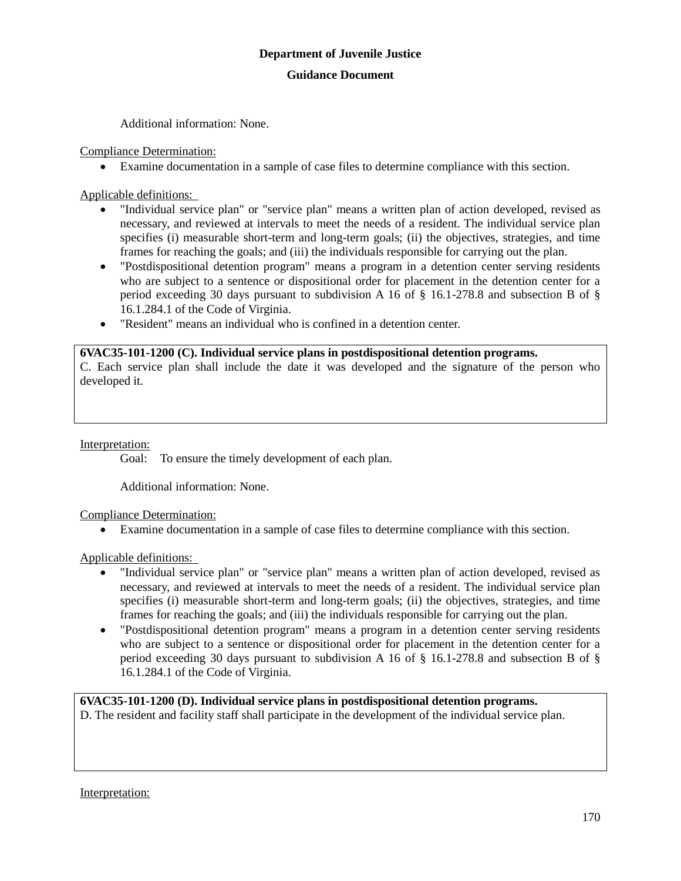Additional information: None.

Compliance Determination:

- Examine documentation in a sample of case files to determine compliance with this section.

Applicable definitions:

- "Individual service plan" or "service plan" means a written plan of action developed, revised as necessary, and reviewed at intervals to meet the needs of a resident. The individual service plan specifies (i) measurable short-term and long-term goals; (ii) the objectives, strategies, and time frames for reaching the goals; and (iii) the individuals responsible for carrying out the plan.
- "Postdispositional detention program" means a program in a detention center serving residents who are subject to a sentence or dispositional order for placement in the detention center for a period exceeding 30 days pursuant to subdivision A 16 of § 16.1-278.8 and subsection B of § 16.1.284.1 of the Code of Virginia.
- "Resident" means an individual who is confined in a detention center.

**6VAC35-101-1200 (C). Individual service plans in postdispositional detention programs.**
C. Each service plan shall include the date it was developed and the signature of the person who developed it.

Interpretation:

Goal: To ensure the timely development of each plan.

Additional information: None.

Compliance Determination:

- Examine documentation in a sample of case files to determine compliance with this section.

Applicable definitions:

- "Individual service plan" or "service plan" means a written plan of action developed, revised as necessary, and reviewed at intervals to meet the needs of a resident. The individual service plan specifies (i) measurable short-term and long-term goals; (ii) the objectives, strategies, and time frames for reaching the goals; and (iii) the individuals responsible for carrying out the plan.
- "Postdispositional detention program" means a program in a detention center serving residents who are subject to a sentence or dispositional order for placement in the detention center for a period exceeding 30 days pursuant to subdivision A 16 of § 16.1-278.8 and subsection B of § 16.1.284.1 of the Code of Virginia.

**6VAC35-101-1200 (D). Individual service plans in postdispositional detention programs.**
D. The resident and facility staff shall participate in the development of the individual service plan.

Interpretation: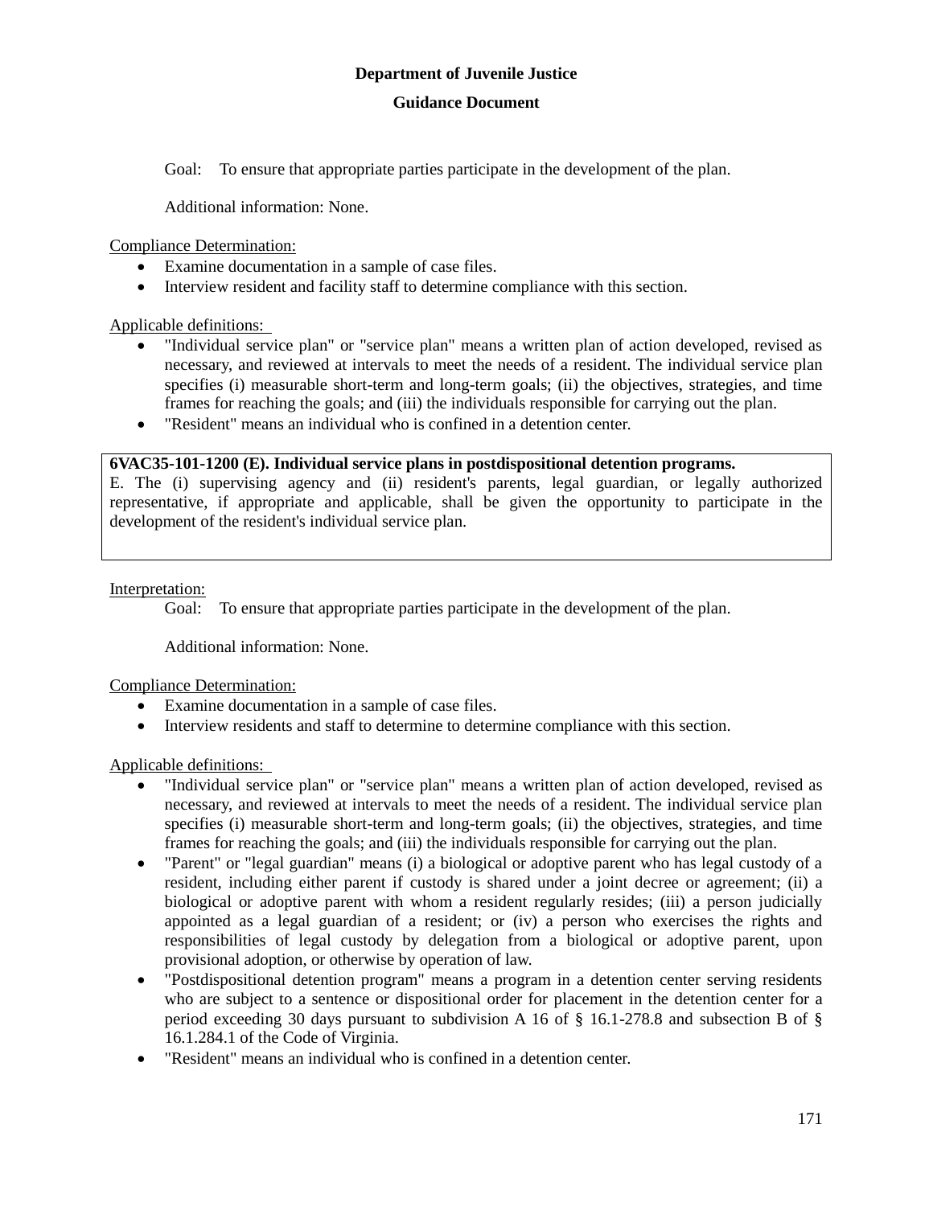Goal: To ensure that appropriate parties participate in the development of the plan.

Additional information: None.

Compliance Determination:

- Examine documentation in a sample of case files.
- Interview resident and facility staff to determine compliance with this section.

Applicable definitions:

- "Individual service plan" or "service plan" means a written plan of action developed, revised as necessary, and reviewed at intervals to meet the needs of a resident. The individual service plan specifies (i) measurable short-term and long-term goals; (ii) the objectives, strategies, and time frames for reaching the goals; and (iii) the individuals responsible for carrying out the plan.
- "Resident" means an individual who is confined in a detention center.

**6VAC35-101-1200 (E). Individual service plans in postdispositional detention programs.**

E. The (i) supervising agency and (ii) resident's parents, legal guardian, or legally authorized representative, if appropriate and applicable, shall be given the opportunity to participate in the development of the resident's individual service plan.

Interpretation:

Goal: To ensure that appropriate parties participate in the development of the plan.

Additional information: None.

Compliance Determination:

- Examine documentation in a sample of case files.
- Interview residents and staff to determine to determine compliance with this section.

Applicable definitions:

- "Individual service plan" or "service plan" means a written plan of action developed, revised as necessary, and reviewed at intervals to meet the needs of a resident. The individual service plan specifies (i) measurable short-term and long-term goals; (ii) the objectives, strategies, and time frames for reaching the goals; and (iii) the individuals responsible for carrying out the plan.
- "Parent" or "legal guardian" means (i) a biological or adoptive parent who has legal custody of a resident, including either parent if custody is shared under a joint decree or agreement; (ii) a biological or adoptive parent with whom a resident regularly resides; (iii) a person judicially appointed as a legal guardian of a resident; or (iv) a person who exercises the rights and responsibilities of legal custody by delegation from a biological or adoptive parent, upon provisional adoption, or otherwise by operation of law.
- "Postdispositional detention program" means a program in a detention center serving residents who are subject to a sentence or dispositional order for placement in the detention center for a period exceeding 30 days pursuant to subdivision A 16 of § 16.1-278.8 and subsection B of § 16.1.284.1 of the Code of Virginia.
- "Resident" means an individual who is confined in a detention center.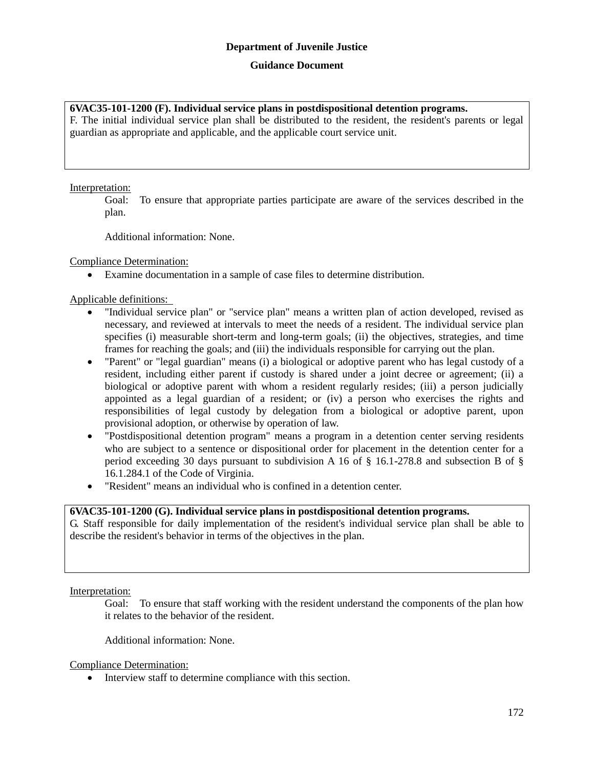**Department of Juvenile Justice**

**Guidance Document**

| **6VAC35-101-1200 (F). Individual service plans in postdispositional detention programs.** F. The initial individual service plan shall be distributed to the resident, the resident's parents or legal guardian as appropriate and applicable, and the applicable court service unit. |
|---|

Interpretation:

Goal: To ensure that appropriate parties participate are aware of the services described in the plan.

Additional information: None.

Compliance Determination:

- Examine documentation in a sample of case files to determine distribution.

Applicable definitions:

- "Individual service plan" or "service plan" means a written plan of action developed, revised as necessary, and reviewed at intervals to meet the needs of a resident. The individual service plan specifies (i) measurable short-term and long-term goals; (ii) the objectives, strategies, and time frames for reaching the goals; and (iii) the individuals responsible for carrying out the plan.
- "Parent" or "legal guardian" means (i) a biological or adoptive parent who has legal custody of a resident, including either parent if custody is shared under a joint decree or agreement; (ii) a biological or adoptive parent with whom a resident regularly resides; (iii) a person judicially appointed as a legal guardian of a resident; or (iv) a person who exercises the rights and responsibilities of legal custody by delegation from a biological or adoptive parent, upon provisional adoption, or otherwise by operation of law.
- "Postdispositional detention program" means a program in a detention center serving residents who are subject to a sentence or dispositional order for placement in the detention center for a period exceeding 30 days pursuant to subdivision A 16 of § 16.1-278.8 and subsection B of § 16.1.284.1 of the Code of Virginia.
- "Resident" means an individual who is confined in a detention center.

| **6VAC35-101-1200 (G). Individual service plans in postdispositional detention programs.** G. Staff responsible for daily implementation of the resident's individual service plan shall be able to describe the resident's behavior in terms of the objectives in the plan. |
|---|

Interpretation:

Goal: To ensure that staff working with the resident understand the components of the plan how it relates to the behavior of the resident.

Additional information: None.

Compliance Determination:

- Interview staff to determine compliance with this section.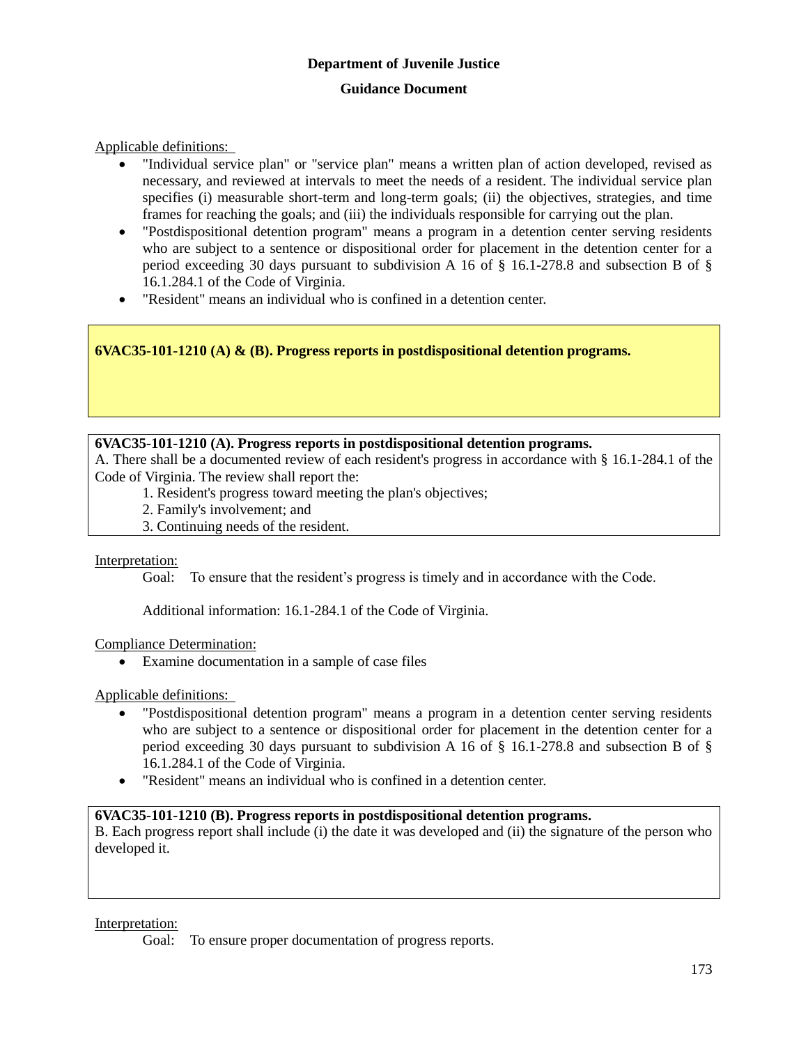**Department of Juvenile Justice**

**Guidance Document**

Applicable definitions:

- "Individual service plan" or "service plan" means a written plan of action developed, revised as necessary, and reviewed at intervals to meet the needs of a resident. The individual service plan specifies (i) measurable short-term and long-term goals; (ii) the objectives, strategies, and time frames for reaching the goals; and (iii) the individuals responsible for carrying out the plan.
- "Postdispositional detention program" means a program in a detention center serving residents who are subject to a sentence or dispositional order for placement in the detention center for a period exceeding 30 days pursuant to subdivision A 16 of § 16.1-278.8 and subsection B of § 16.1.284.1 of the Code of Virginia.
- "Resident" means an individual who is confined in a detention center.

**6VAC35-101-1210 (A) & (B). Progress reports in postdispositional detention programs.**

**6VAC35-101-1210 (A). Progress reports in postdispositional detention programs.**

A. There shall be a documented review of each resident's progress in accordance with § 16.1-284.1 of the Code of Virginia. The review shall report the:

1. Resident's progress toward meeting the plan's objectives;
2. Family's involvement; and
3. Continuing needs of the resident.

Interpretation:

Goal: To ensure that the resident's progress is timely and in accordance with the Code.

Additional information: 16.1-284.1 of the Code of Virginia.

Compliance Determination:

- Examine documentation in a sample of case files

Applicable definitions:

- "Postdispositional detention program" means a program in a detention center serving residents who are subject to a sentence or dispositional order for placement in the detention center for a period exceeding 30 days pursuant to subdivision A 16 of § 16.1-278.8 and subsection B of § 16.1.284.1 of the Code of Virginia.
- "Resident" means an individual who is confined in a detention center.

**6VAC35-101-1210 (B). Progress reports in postdispositional detention programs.**

B. Each progress report shall include (i) the date it was developed and (ii) the signature of the person who developed it.

Interpretation:

Goal: To ensure proper documentation of progress reports.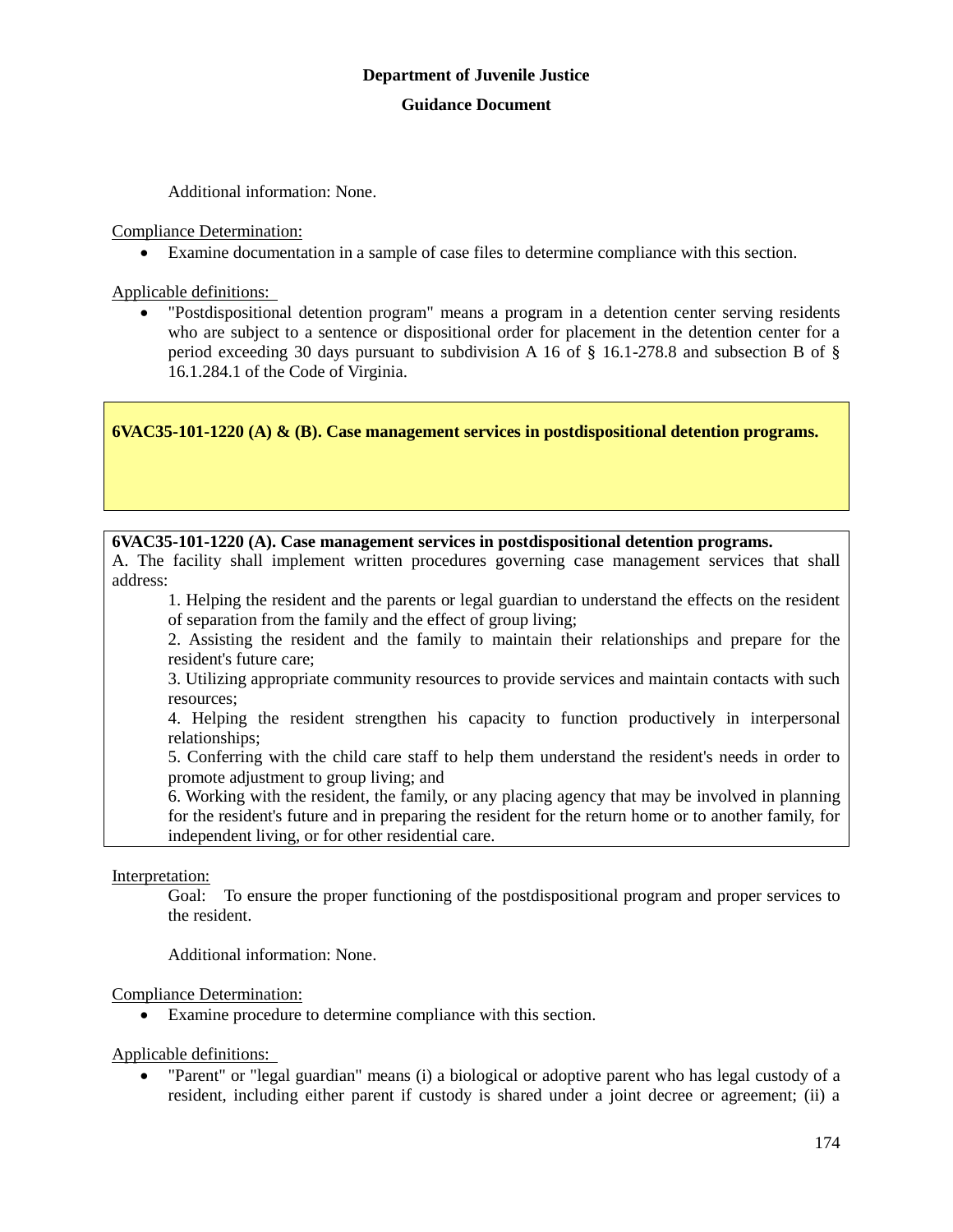Additional information: None.

Compliance Determination:

- Examine documentation in a sample of case files to determine compliance with this section.

Applicable definitions:

- "Postdispositional detention program" means a program in a detention center serving residents who are subject to a sentence or dispositional order for placement in the detention center for a period exceeding 30 days pursuant to subdivision A 16 of § 16.1-278.8 and subsection B of § 16.1.284.1 of the Code of Virginia.

**6VAC35-101-1220 (A) & (B). Case management services in postdispositional detention programs.**

**6VAC35-101-1220 (A). Case management services in postdispositional detention programs.**

A. The facility shall implement written procedures governing case management services that shall address:

1. Helping the resident and the parents or legal guardian to understand the effects on the resident of separation from the family and the effect of group living;
2. Assisting the resident and the family to maintain their relationships and prepare for the resident's future care;
3. Utilizing appropriate community resources to provide services and maintain contacts with such resources;
4. Helping the resident strengthen his capacity to function productively in interpersonal relationships;
5. Conferring with the child care staff to help them understand the resident's needs in order to promote adjustment to group living; and
6. Working with the resident, the family, or any placing agency that may be involved in planning for the resident's future and in preparing the resident for the return home or to another family, for independent living, or for other residential care.

Interpretation:

Goal: To ensure the proper functioning of the postdispositional program and proper services to the resident.

Additional information: None.

Compliance Determination:

- Examine procedure to determine compliance with this section.

Applicable definitions:

- "Parent" or "legal guardian" means (i) a biological or adoptive parent who has legal custody of a resident, including either parent if custody is shared under a joint decree or agreement; (ii) a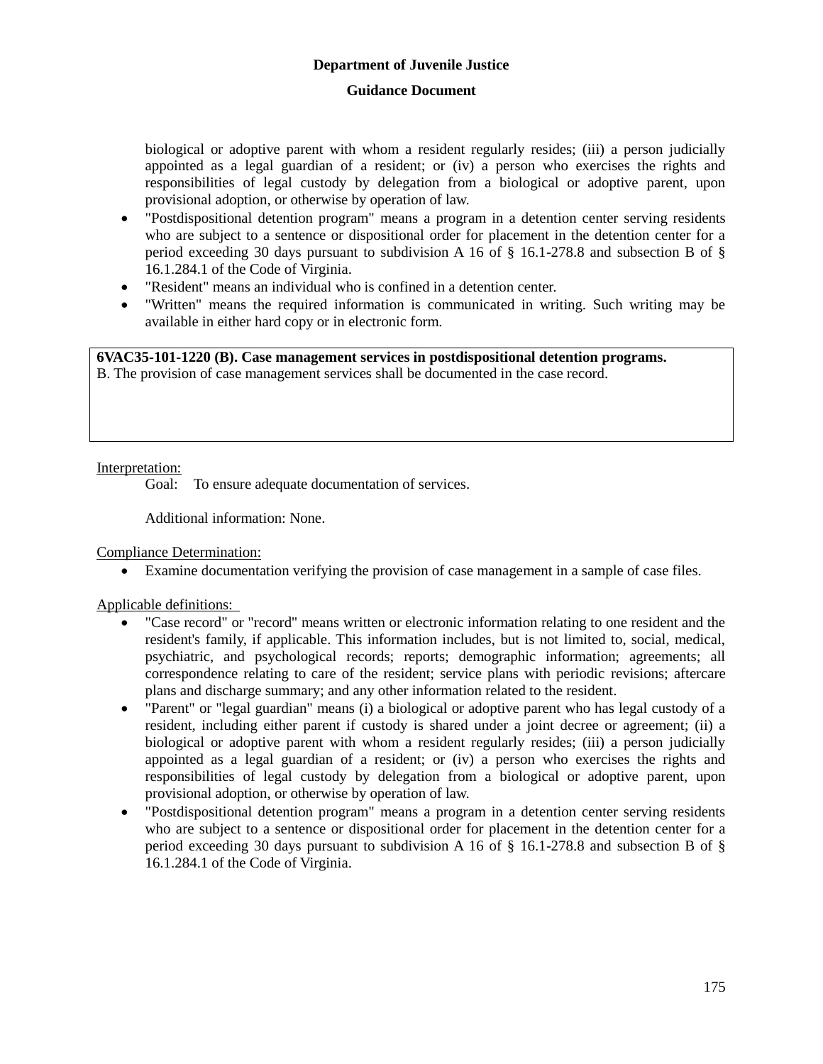biological or adoptive parent with whom a resident regularly resides; (iii) a person judicially appointed as a legal guardian of a resident; or (iv) a person who exercises the rights and responsibilities of legal custody by delegation from a biological or adoptive parent, upon provisional adoption, or otherwise by operation of law.

- "Postdispositional detention program" means a program in a detention center serving residents who are subject to a sentence or dispositional order for placement in the detention center for a period exceeding 30 days pursuant to subdivision A 16 of § 16.1-278.8 and subsection B of § 16.1.284.1 of the Code of Virginia.
- "Resident" means an individual who is confined in a detention center.
- "Written" means the required information is communicated in writing. Such writing may be available in either hard copy or in electronic form.

**6VAC35-101-1220 (B). Case management services in postdispositional detention programs.**
B. The provision of case management services shall be documented in the case record.

Interpretation:

Goal: To ensure adequate documentation of services.

Additional information: None.

Compliance Determination:

- Examine documentation verifying the provision of case management in a sample of case files.

Applicable definitions:

- "Case record" or "record" means written or electronic information relating to one resident and the resident's family, if applicable. This information includes, but is not limited to, social, medical, psychiatric, and psychological records; reports; demographic information; agreements; all correspondence relating to care of the resident; service plans with periodic revisions; aftercare plans and discharge summary; and any other information related to the resident.
- "Parent" or "legal guardian" means (i) a biological or adoptive parent who has legal custody of a resident, including either parent if custody is shared under a joint decree or agreement; (ii) a biological or adoptive parent with whom a resident regularly resides; (iii) a person judicially appointed as a legal guardian of a resident; or (iv) a person who exercises the rights and responsibilities of legal custody by delegation from a biological or adoptive parent, upon provisional adoption, or otherwise by operation of law.
- "Postdispositional detention program" means a program in a detention center serving residents who are subject to a sentence or dispositional order for placement in the detention center for a period exceeding 30 days pursuant to subdivision A 16 of § 16.1-278.8 and subsection B of § 16.1.284.1 of the Code of Virginia.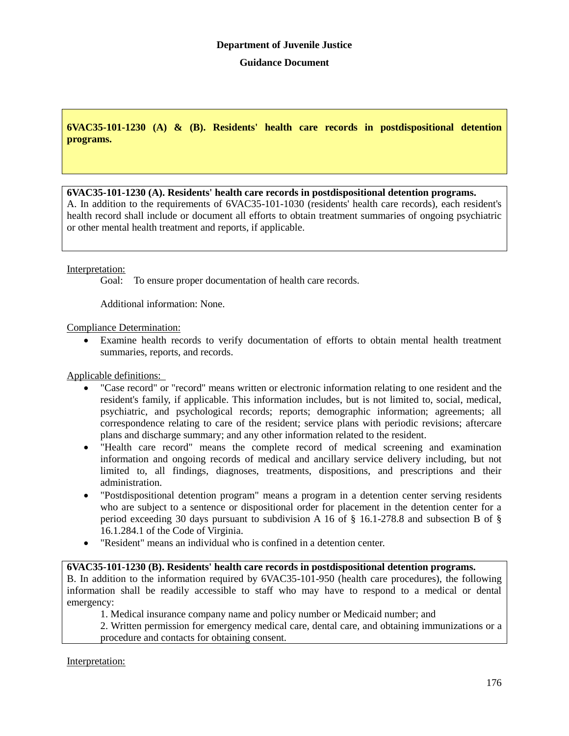**Department of Juvenile Justice**

**Guidance Document**

**6VAC35-101-1230 (A) & (B). Residents' health care records in postdispositional detention programs.**

**6VAC35-101-1230 (A). Residents' health care records in postdispositional detention programs.**
A. In addition to the requirements of 6VAC35-101-1030 (residents' health care records), each resident's health record shall include or document all efforts to obtain treatment summaries of ongoing psychiatric or other mental health treatment and reports, if applicable.

Interpretation:

Goal: To ensure proper documentation of health care records.

Additional information: None.

Compliance Determination:

- Examine health records to verify documentation of efforts to obtain mental health treatment summaries, reports, and records.

Applicable definitions:

- "Case record" or "record" means written or electronic information relating to one resident and the resident's family, if applicable. This information includes, but is not limited to, social, medical, psychiatric, and psychological records; reports; demographic information; agreements; all correspondence relating to care of the resident; service plans with periodic revisions; aftercare plans and discharge summary; and any other information related to the resident.
- "Health care record" means the complete record of medical screening and examination information and ongoing records of medical and ancillary service delivery including, but not limited to, all findings, diagnoses, treatments, dispositions, and prescriptions and their administration.
- "Postdispositional detention program" means a program in a detention center serving residents who are subject to a sentence or dispositional order for placement in the detention center for a period exceeding 30 days pursuant to subdivision A 16 of § 16.1-278.8 and subsection B of § 16.1.284.1 of the Code of Virginia.
- "Resident" means an individual who is confined in a detention center.

**6VAC35-101-1230 (B). Residents' health care records in postdispositional detention programs.**
B. In addition to the information required by 6VAC35-101-950 (health care procedures), the following information shall be readily accessible to staff who may have to respond to a medical or dental emergency:

1. Medical insurance company name and policy number or Medicaid number; and
2. Written permission for emergency medical care, dental care, and obtaining immunizations or a procedure and contacts for obtaining consent.

Interpretation: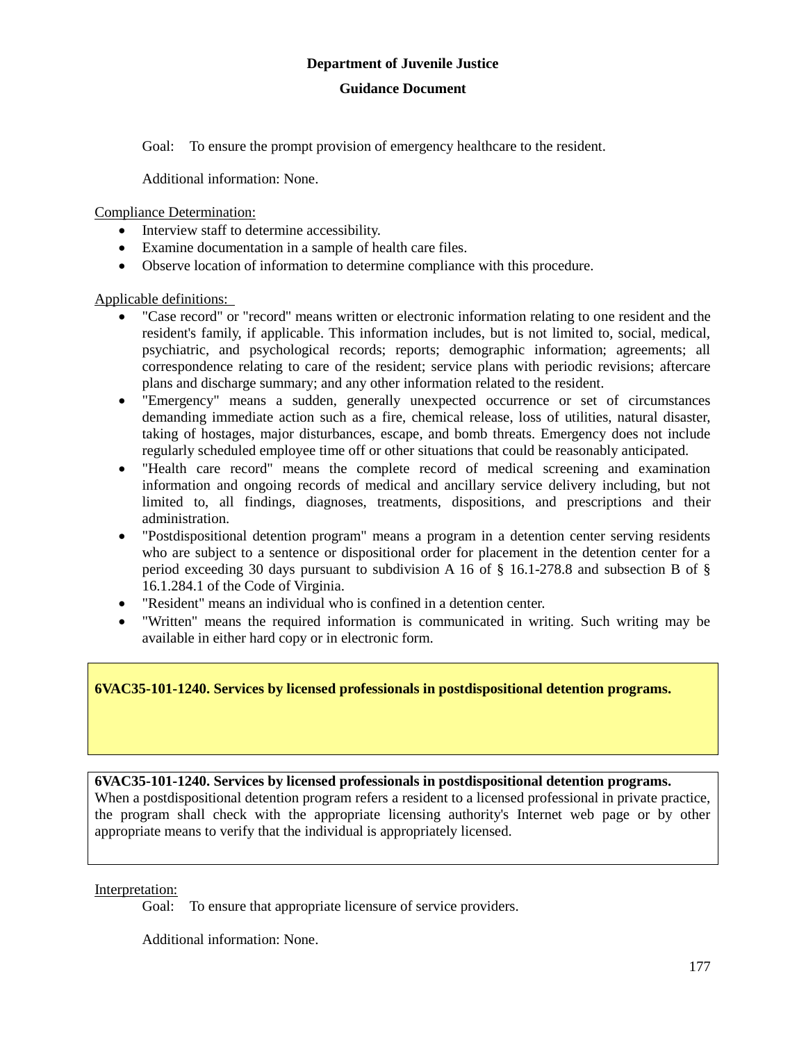**Department of Juvenile Justice**

**Guidance Document**

Goal: To ensure the prompt provision of emergency healthcare to the resident.

Additional information: None.

Compliance Determination:

- Interview staff to determine accessibility.
- Examine documentation in a sample of health care files.
- Observe location of information to determine compliance with this procedure.

Applicable definitions:

- "Case record" or "record" means written or electronic information relating to one resident and the resident's family, if applicable. This information includes, but is not limited to, social, medical, psychiatric, and psychological records; reports; demographic information; agreements; all correspondence relating to care of the resident; service plans with periodic revisions; aftercare plans and discharge summary; and any other information related to the resident.
- "Emergency" means a sudden, generally unexpected occurrence or set of circumstances demanding immediate action such as a fire, chemical release, loss of utilities, natural disaster, taking of hostages, major disturbances, escape, and bomb threats. Emergency does not include regularly scheduled employee time off or other situations that could be reasonably anticipated.
- "Health care record" means the complete record of medical screening and examination information and ongoing records of medical and ancillary service delivery including, but not limited to, all findings, diagnoses, treatments, dispositions, and prescriptions and their administration.
- "Postdispositional detention program" means a program in a detention center serving residents who are subject to a sentence or dispositional order for placement in the detention center for a period exceeding 30 days pursuant to subdivision A 16 of § 16.1-278.8 and subsection B of § 16.1.284.1 of the Code of Virginia.
- "Resident" means an individual who is confined in a detention center.
- "Written" means the required information is communicated in writing. Such writing may be available in either hard copy or in electronic form.

**6VAC35-101-1240. Services by licensed professionals in postdispositional detention programs.**

**6VAC35-101-1240. Services by licensed professionals in postdispositional detention programs.**
When a postdispositional detention program refers a resident to a licensed professional in private practice, the program shall check with the appropriate licensing authority's Internet web page or by other appropriate means to verify that the individual is appropriately licensed.

Interpretation:

Goal: To ensure that appropriate licensure of service providers.

Additional information: None.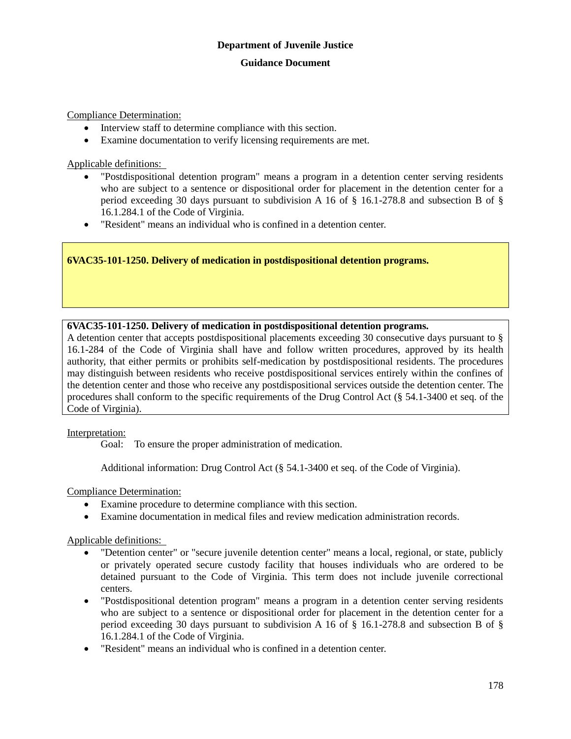Compliance Determination:

- Interview staff to determine compliance with this section.
- Examine documentation to verify licensing requirements are met.

Applicable definitions:

- "Postdispositional detention program" means a program in a detention center serving residents who are subject to a sentence or dispositional order for placement in the detention center for a period exceeding 30 days pursuant to subdivision A 16 of § 16.1-278.8 and subsection B of § 16.1.284.1 of the Code of Virginia.
- "Resident" means an individual who is confined in a detention center.

## 6VAC35-101-1250. Delivery of medication in postdispositional detention programs.

**6VAC35-101-1250. Delivery of medication in postdispositional detention programs.**
A detention center that accepts postdispositional placements exceeding 30 consecutive days pursuant to § 16.1-284 of the Code of Virginia shall have and follow written procedures, approved by its health authority, that either permits or prohibits self-medication by postdispositional residents. The procedures may distinguish between residents who receive postdispositional services entirely within the confines of the detention center and those who receive any postdispositional services outside the detention center. The procedures shall conform to the specific requirements of the Drug Control Act (§ 54.1-3400 et seq. of the Code of Virginia).

Interpretation:

Goal: To ensure the proper administration of medication.

Additional information: Drug Control Act (§ 54.1-3400 et seq. of the Code of Virginia).

Compliance Determination:

- Examine procedure to determine compliance with this section.
- Examine documentation in medical files and review medication administration records.

Applicable definitions:

- "Detention center" or "secure juvenile detention center" means a local, regional, or state, publicly or privately operated secure custody facility that houses individuals who are ordered to be detained pursuant to the Code of Virginia. This term does not include juvenile correctional centers.
- "Postdispositional detention program" means a program in a detention center serving residents who are subject to a sentence or dispositional order for placement in the detention center for a period exceeding 30 days pursuant to subdivision A 16 of § 16.1-278.8 and subsection B of § 16.1.284.1 of the Code of Virginia.
- "Resident" means an individual who is confined in a detention center.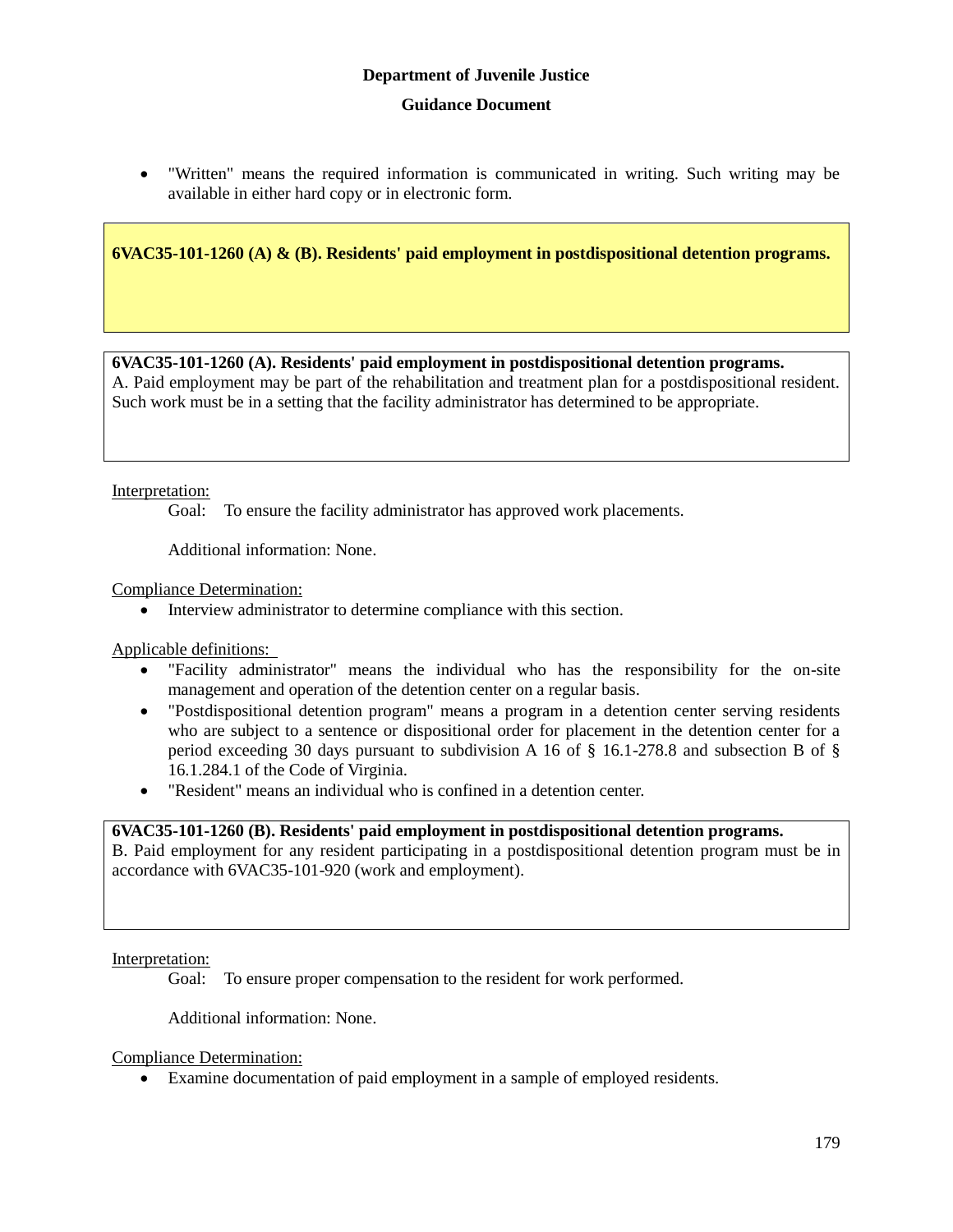- "Written" means the required information is communicated in writing. Such writing may be available in either hard copy or in electronic form.

## 6VAC35-101-1260 (A) & (B). Residents' paid employment in postdispositional detention programs.

**6VAC35-101-1260 (A). Residents' paid employment in postdispositional detention programs.**
A. Paid employment may be part of the rehabilitation and treatment plan for a postdispositional resident. Such work must be in a setting that the facility administrator has determined to be appropriate.

Interpretation:

Goal: To ensure the facility administrator has approved work placements.

Additional information: None.

Compliance Determination:

- Interview administrator to determine compliance with this section.

Applicable definitions:

- "Facility administrator" means the individual who has the responsibility for the on-site management and operation of the detention center on a regular basis.
- "Postdispositional detention program" means a program in a detention center serving residents who are subject to a sentence or dispositional order for placement in the detention center for a period exceeding 30 days pursuant to subdivision A 16 of § 16.1-278.8 and subsection B of § 16.1.284.1 of the Code of Virginia.
- "Resident" means an individual who is confined in a detention center.

**6VAC35-101-1260 (B). Residents' paid employment in postdispositional detention programs.**
B. Paid employment for any resident participating in a postdispositional detention program must be in accordance with 6VAC35-101-920 (work and employment).

Interpretation:

Goal: To ensure proper compensation to the resident for work performed.

Additional information: None.

Compliance Determination:

- Examine documentation of paid employment in a sample of employed residents.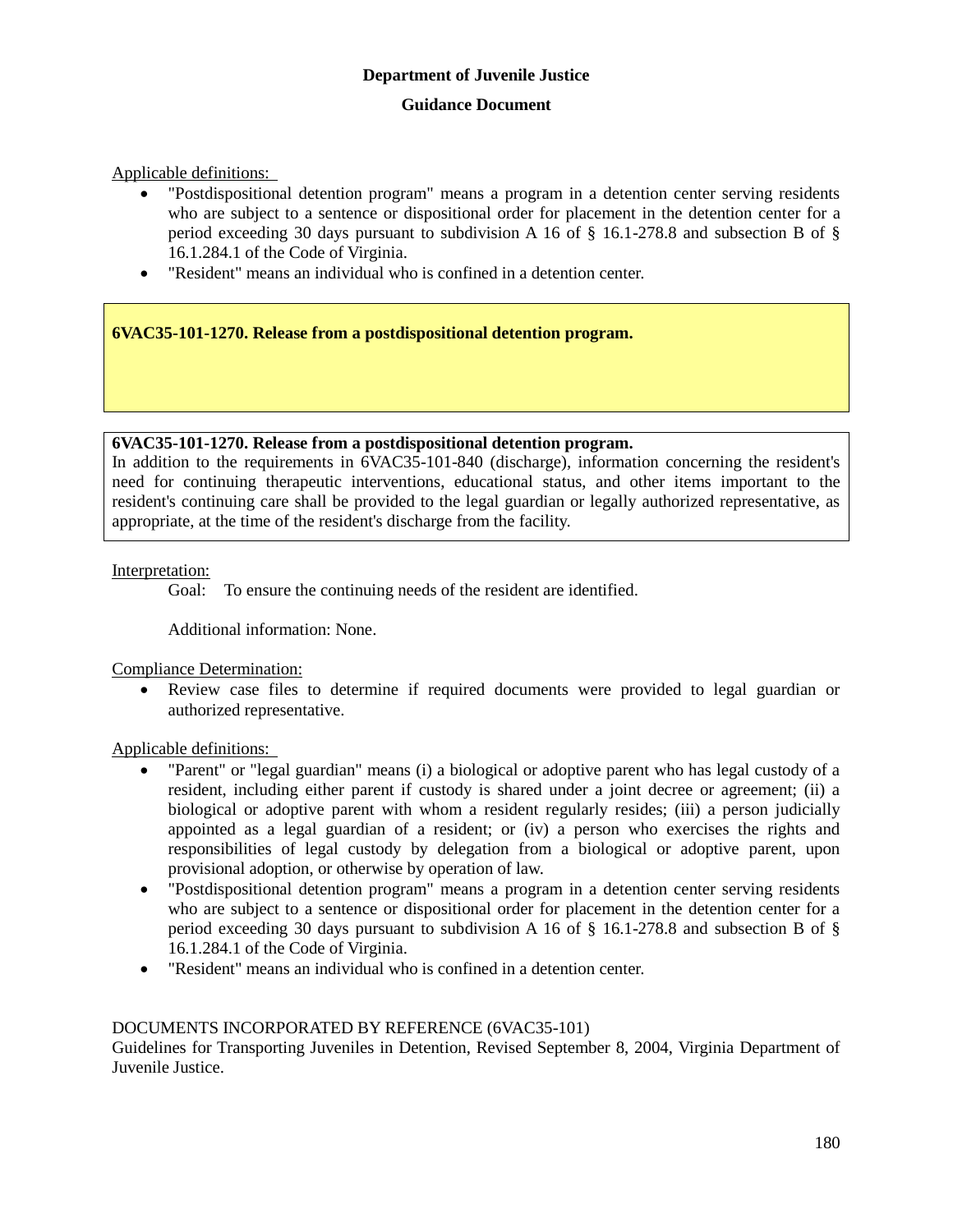Applicable definitions:

- "Postdispositional detention program" means a program in a detention center serving residents who are subject to a sentence or dispositional order for placement in the detention center for a period exceeding 30 days pursuant to subdivision A 16 of § 16.1-278.8 and subsection B of § 16.1.284.1 of the Code of Virginia.
- "Resident" means an individual who is confined in a detention center.

**6VAC35-101-1270. Release from a postdispositional detention program.**

**6VAC35-101-1270. Release from a postdispositional detention program.**
In addition to the requirements in 6VAC35-101-840 (discharge), information concerning the resident's need for continuing therapeutic interventions, educational status, and other items important to the resident's continuing care shall be provided to the legal guardian or legally authorized representative, as appropriate, at the time of the resident's discharge from the facility.

Interpretation:

Goal: To ensure the continuing needs of the resident are identified.

Additional information: None.

Compliance Determination:

- Review case files to determine if required documents were provided to legal guardian or authorized representative.

Applicable definitions:

- "Parent" or "legal guardian" means (i) a biological or adoptive parent who has legal custody of a resident, including either parent if custody is shared under a joint decree or agreement; (ii) a biological or adoptive parent with whom a resident regularly resides; (iii) a person judicially appointed as a legal guardian of a resident; or (iv) a person who exercises the rights and responsibilities of legal custody by delegation from a biological or adoptive parent, upon provisional adoption, or otherwise by operation of law.
- "Postdispositional detention program" means a program in a detention center serving residents who are subject to a sentence or dispositional order for placement in the detention center for a period exceeding 30 days pursuant to subdivision A 16 of § 16.1-278.8 and subsection B of § 16.1.284.1 of the Code of Virginia.
- "Resident" means an individual who is confined in a detention center.

DOCUMENTS INCORPORATED BY REFERENCE (6VAC35-101)
Guidelines for Transporting Juveniles in Detention, Revised September 8, 2004, Virginia Department of Juvenile Justice.